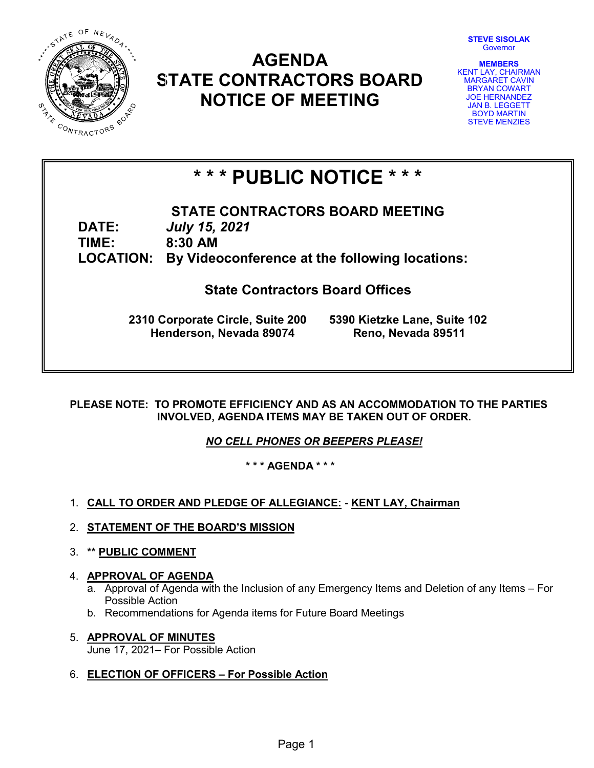# AGENDA
# STATE CONTRACTORS BOARD
# NOTICE OF MEETING

**STEVE SISOLAK**
Governor

**MEMBERS**
KENT LAY, CHAIRMAN
MARGARET CAVIN
BRYAN COWART
JOE HERNANDEZ
JAN B. LEGGETT
BOYD MARTIN
STEVE MENZIES

## * * * PUBLIC NOTICE * * *

**STATE CONTRACTORS BOARD MEETING**

**DATE:** ***July 15, 2021***
**TIME:** **8:30 AM**
**LOCATION:** **By Videoconference at the following locations:**

**State Contractors Board Offices**

**2310 Corporate Circle, Suite 200**
**Henderson, Nevada 89074**

**5390 Kietzke Lane, Suite 102**
**Reno, Nevada 89511**

**PLEASE NOTE: TO PROMOTE EFFICIENCY AND AS AN ACCOMMODATION TO THE PARTIES INVOLVED, AGENDA ITEMS MAY BE TAKEN OUT OF ORDER.**

***NO CELL PHONES OR BEEPERS PLEASE!***

**\* \* \* AGENDA \* \* \***

1. **CALL TO ORDER AND PLEDGE OF ALLEGIANCE: - KENT LAY, Chairman**

2. **STATEMENT OF THE BOARD'S MISSION**

3. **\*\* PUBLIC COMMENT**

4. **APPROVAL OF AGENDA**
   a. Approval of Agenda with the Inclusion of any Emergency Items and Deletion of any Items – For Possible Action
   b. Recommendations for Agenda items for Future Board Meetings

5. **APPROVAL OF MINUTES**
   June 17, 2021– For Possible Action

6. **ELECTION OF OFFICERS – For Possible Action**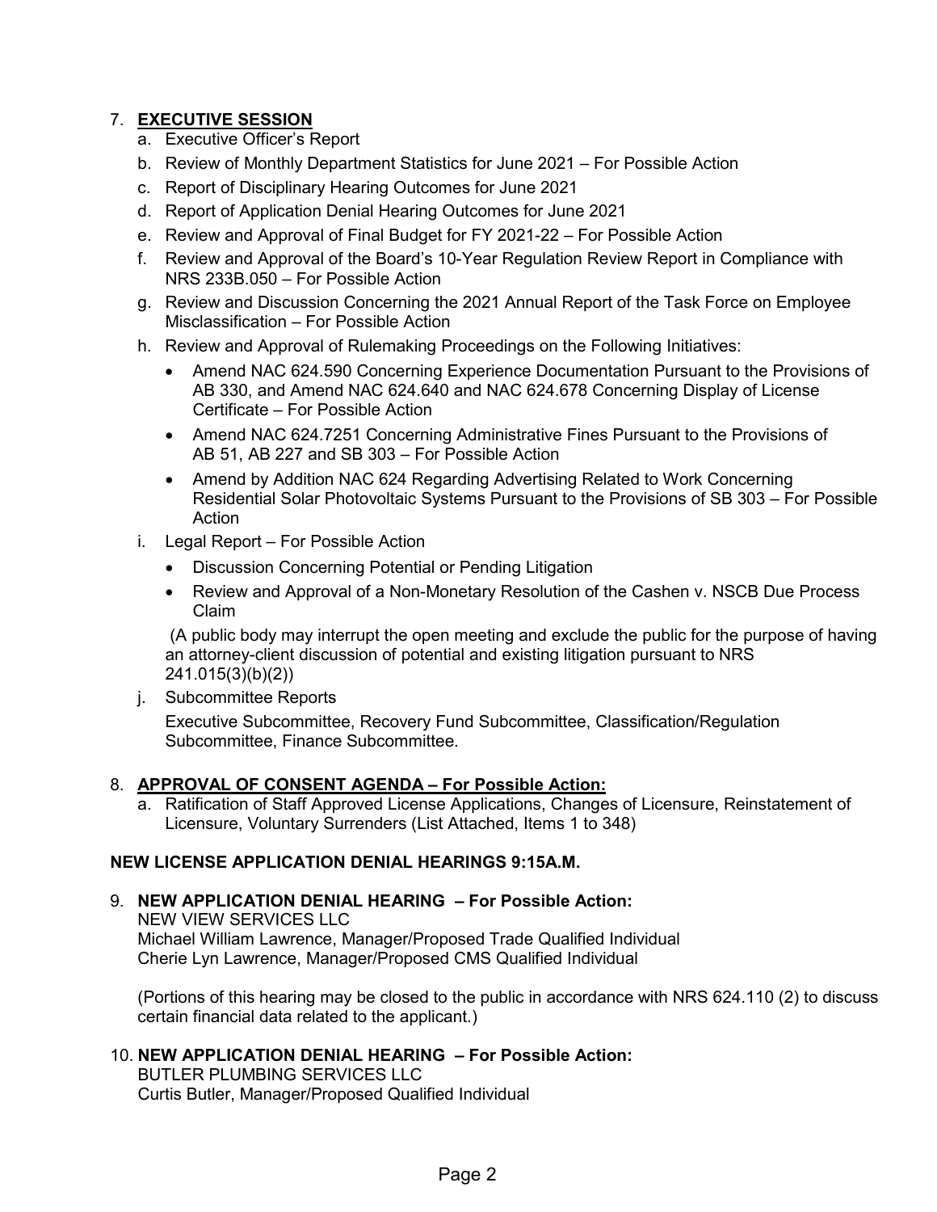7. **EXECUTIVE SESSION**
   a. Executive Officer's Report
   b. Review of Monthly Department Statistics for June 2021 – For Possible Action
   c. Report of Disciplinary Hearing Outcomes for June 2021
   d. Report of Application Denial Hearing Outcomes for June 2021
   e. Review and Approval of Final Budget for FY 2021-22 – For Possible Action
   f. Review and Approval of the Board's 10-Year Regulation Review Report in Compliance with NRS 233B.050 – For Possible Action
   g. Review and Discussion Concerning the 2021 Annual Report of the Task Force on Employee Misclassification – For Possible Action
   h. Review and Approval of Rulemaking Proceedings on the Following Initiatives:
      - Amend NAC 624.590 Concerning Experience Documentation Pursuant to the Provisions of AB 330, and Amend NAC 624.640 and NAC 624.678 Concerning Display of License Certificate – For Possible Action
      - Amend NAC 624.7251 Concerning Administrative Fines Pursuant to the Provisions of AB 51, AB 227 and SB 303 – For Possible Action
      - Amend by Addition NAC 624 Regarding Advertising Related to Work Concerning Residential Solar Photovoltaic Systems Pursuant to the Provisions of SB 303 – For Possible Action
   i. Legal Report – For Possible Action
      - Discussion Concerning Potential or Pending Litigation
      - Review and Approval of a Non-Monetary Resolution of the Cashen v. NSCB Due Process Claim

      (A public body may interrupt the open meeting and exclude the public for the purpose of having an attorney-client discussion of potential and existing litigation pursuant to NRS 241.015(3)(b)(2))
   j. Subcommittee Reports

      Executive Subcommittee, Recovery Fund Subcommittee, Classification/Regulation Subcommittee, Finance Subcommittee.

8. **APPROVAL OF CONSENT AGENDA – For Possible Action:**
   a. Ratification of Staff Approved License Applications, Changes of Licensure, Reinstatement of Licensure, Voluntary Surrenders (List Attached, Items 1 to 348)

**NEW LICENSE APPLICATION DENIAL HEARINGS 9:15A.M.**

9. **NEW APPLICATION DENIAL HEARING – For Possible Action:**
   NEW VIEW SERVICES LLC
   Michael William Lawrence, Manager/Proposed Trade Qualified Individual
   Cherie Lyn Lawrence, Manager/Proposed CMS Qualified Individual

   (Portions of this hearing may be closed to the public in accordance with NRS 624.110 (2) to discuss certain financial data related to the applicant.)

10. **NEW APPLICATION DENIAL HEARING – For Possible Action:**
    BUTLER PLUMBING SERVICES LLC
    Curtis Butler, Manager/Proposed Qualified Individual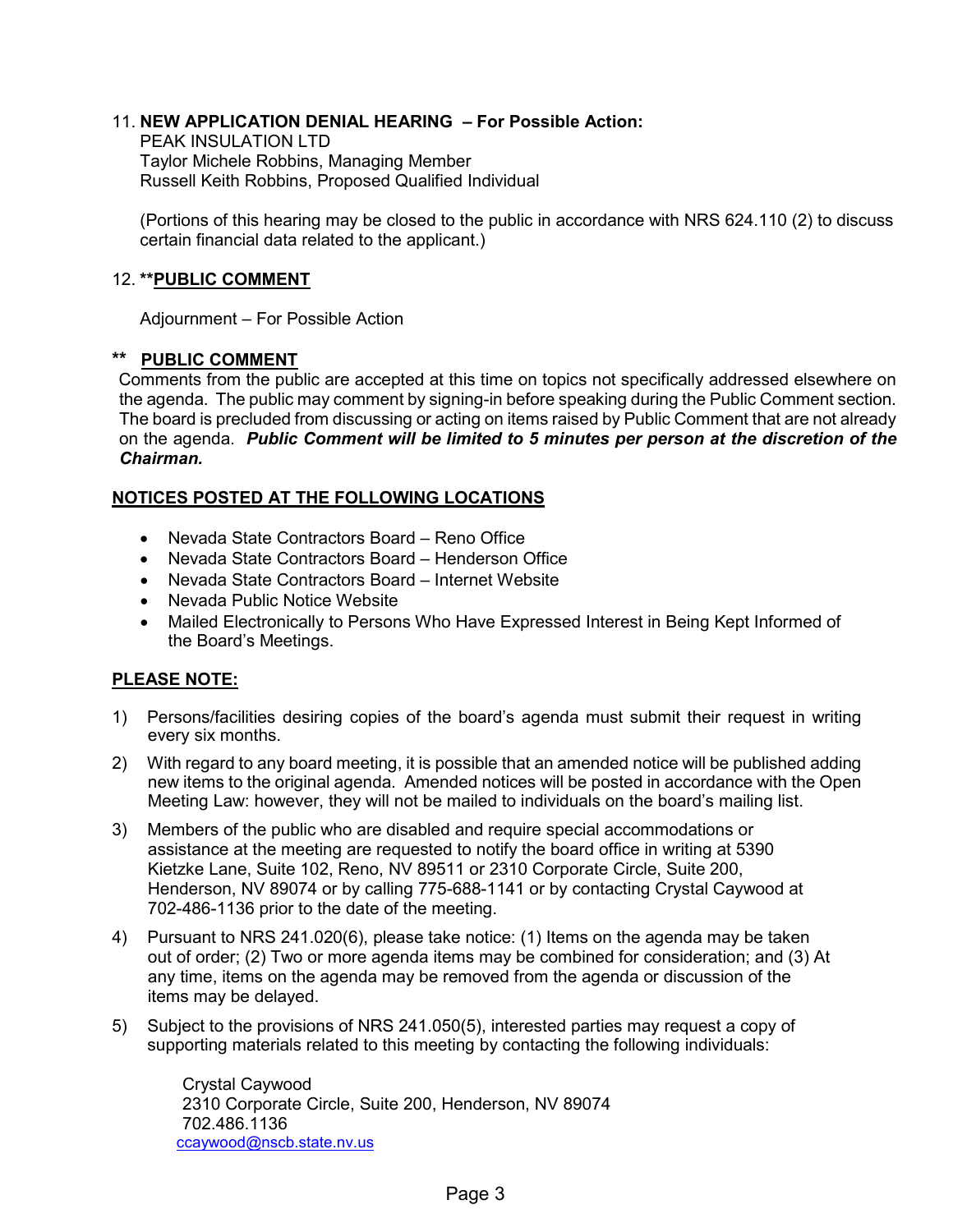11. **NEW APPLICATION DENIAL HEARING – For Possible Action:**
PEAK INSULATION LTD
Taylor Michele Robbins, Managing Member
Russell Keith Robbins, Proposed Qualified Individual

(Portions of this hearing may be closed to the public in accordance with NRS 624.110 (2) to discuss certain financial data related to the applicant.)

12. ****PUBLIC COMMENT**

Adjournment – For Possible Action

** **PUBLIC COMMENT**

Comments from the public are accepted at this time on topics not specifically addressed elsewhere on the agenda. The public may comment by signing-in before speaking during the Public Comment section. The board is precluded from discussing or acting on items raised by Public Comment that are not already on the agenda. ***Public Comment will be limited to 5 minutes per person at the discretion of the Chairman.***

**NOTICES POSTED AT THE FOLLOWING LOCATIONS**

- Nevada State Contractors Board – Reno Office
- Nevada State Contractors Board – Henderson Office
- Nevada State Contractors Board – Internet Website
- Nevada Public Notice Website
- Mailed Electronically to Persons Who Have Expressed Interest in Being Kept Informed of the Board's Meetings.

**PLEASE NOTE:**

1) Persons/facilities desiring copies of the board's agenda must submit their request in writing every six months.
2) With regard to any board meeting, it is possible that an amended notice will be published adding new items to the original agenda. Amended notices will be posted in accordance with the Open Meeting Law: however, they will not be mailed to individuals on the board's mailing list.
3) Members of the public who are disabled and require special accommodations or assistance at the meeting are requested to notify the board office in writing at 5390 Kietzke Lane, Suite 102, Reno, NV 89511 or 2310 Corporate Circle, Suite 200, Henderson, NV 89074 or by calling 775-688-1141 or by contacting Crystal Caywood at 702-486-1136 prior to the date of the meeting.
4) Pursuant to NRS 241.020(6), please take notice: (1) Items on the agenda may be taken out of order; (2) Two or more agenda items may be combined for consideration; and (3) At any time, items on the agenda may be removed from the agenda or discussion of the items may be delayed.
5) Subject to the provisions of NRS 241.050(5), interested parties may request a copy of supporting materials related to this meeting by contacting the following individuals:

   Crystal Caywood
   2310 Corporate Circle, Suite 200, Henderson, NV 89074
   702.486.1136
   ccaywood@nscb.state.nv.us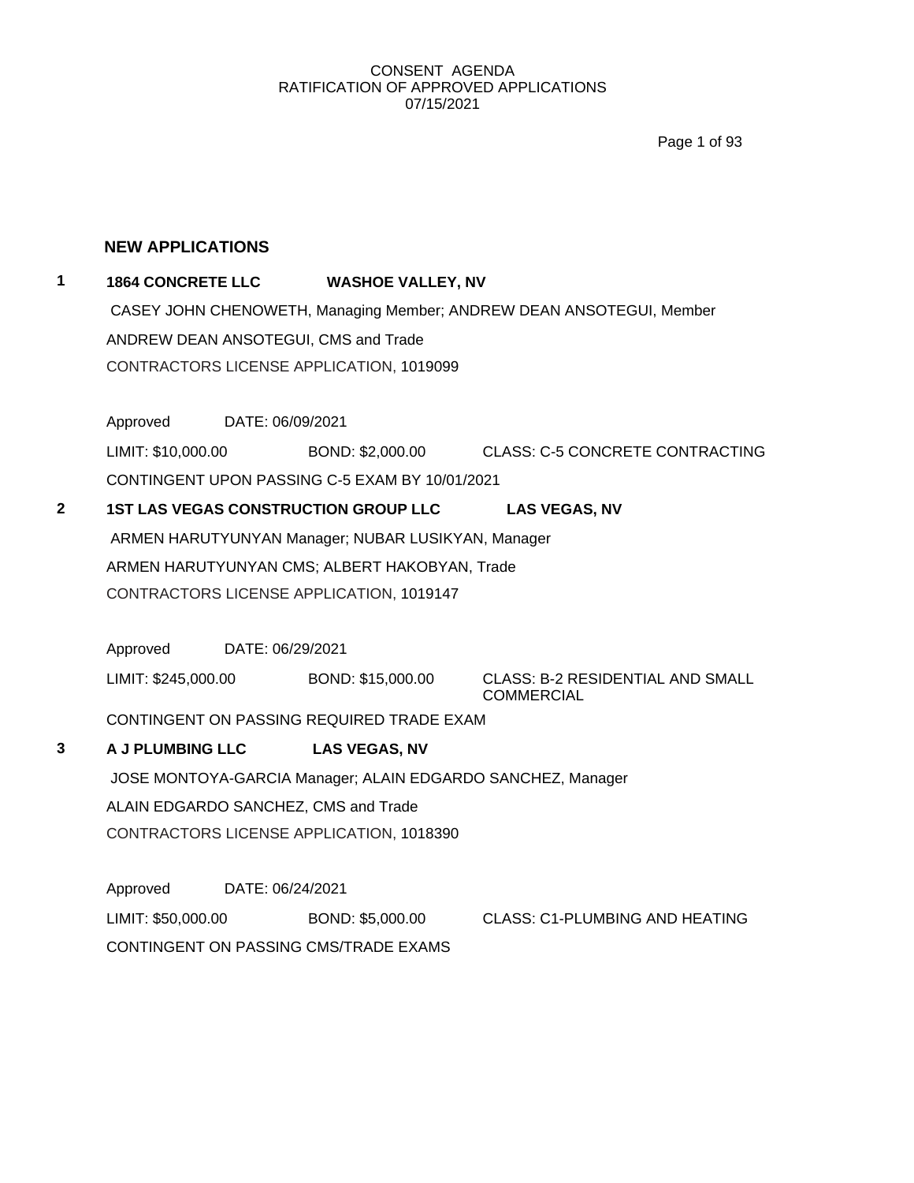CONSENT AGENDA
RATIFICATION OF APPROVED APPLICATIONS
07/15/2021

## NEW APPLICATIONS

**1** **1864 CONCRETE LLC** **WASHOE VALLEY, NV**

CASEY JOHN CHENOWETH, Managing Member; ANDREW DEAN ANSOTEGUI, Member

ANDREW DEAN ANSOTEGUI, CMS and Trade

CONTRACTORS LICENSE APPLICATION, 1019099

Approved DATE: 06/09/2021

LIMIT: $10,000.00 BOND: $2,000.00 CLASS: C-5 CONCRETE CONTRACTING

CONTINGENT UPON PASSING C-5 EXAM BY 10/01/2021

**2** **1ST LAS VEGAS CONSTRUCTION GROUP LLC** **LAS VEGAS, NV**

ARMEN HARUTYUNYAN Manager; NUBAR LUSIKYAN, Manager

ARMEN HARUTYUNYAN CMS; ALBERT HAKOBYAN, Trade

CONTRACTORS LICENSE APPLICATION, 1019147

Approved DATE: 06/29/2021

LIMIT: $245,000.00 BOND: $15,000.00 CLASS: B-2 RESIDENTIAL AND SMALL COMMERCIAL

CONTINGENT ON PASSING REQUIRED TRADE EXAM

**3** **A J PLUMBING LLC** **LAS VEGAS, NV**

JOSE MONTOYA-GARCIA Manager; ALAIN EDGARDO SANCHEZ, Manager

ALAIN EDGARDO SANCHEZ, CMS and Trade

CONTRACTORS LICENSE APPLICATION, 1018390

Approved DATE: 06/24/2021

LIMIT: $50,000.00 BOND: $5,000.00 CLASS: C1-PLUMBING AND HEATING

CONTINGENT ON PASSING CMS/TRADE EXAMS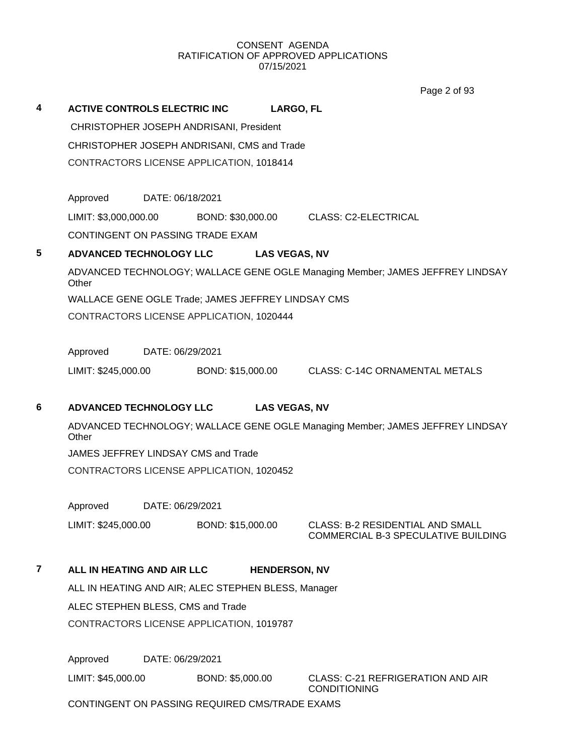CONSENT AGENDA
RATIFICATION OF APPROVED APPLICATIONS
07/15/2021

**4** **ACTIVE CONTROLS ELECTRIC INC** **LARGO, FL**

CHRISTOPHER JOSEPH ANDRISANI, President

CHRISTOPHER JOSEPH ANDRISANI, CMS and Trade

CONTRACTORS LICENSE APPLICATION, 1018414

Approved DATE: 06/18/2021

LIMIT: $3,000,000.00 BOND: $30,000.00 CLASS: C2-ELECTRICAL

CONTINGENT ON PASSING TRADE EXAM

**5** **ADVANCED TECHNOLOGY LLC** **LAS VEGAS, NV**

ADVANCED TECHNOLOGY; WALLACE GENE OGLE Managing Member; JAMES JEFFREY LINDSAY Other

WALLACE GENE OGLE Trade; JAMES JEFFREY LINDSAY CMS

CONTRACTORS LICENSE APPLICATION, 1020444

Approved DATE: 06/29/2021

LIMIT: $245,000.00 BOND: $15,000.00 CLASS: C-14C ORNAMENTAL METALS

**6** **ADVANCED TECHNOLOGY LLC** **LAS VEGAS, NV**

ADVANCED TECHNOLOGY; WALLACE GENE OGLE Managing Member; JAMES JEFFREY LINDSAY Other

JAMES JEFFREY LINDSAY CMS and Trade

CONTRACTORS LICENSE APPLICATION, 1020452

Approved DATE: 06/29/2021

LIMIT: $245,000.00 BOND: $15,000.00 CLASS: B-2 RESIDENTIAL AND SMALL COMMERCIAL B-3 SPECULATIVE BUILDING

**7** **ALL IN HEATING AND AIR LLC** **HENDERSON, NV**

ALL IN HEATING AND AIR; ALEC STEPHEN BLESS, Manager

ALEC STEPHEN BLESS, CMS and Trade

CONTRACTORS LICENSE APPLICATION, 1019787

Approved DATE: 06/29/2021

LIMIT: $45,000.00 BOND: $5,000.00 CLASS: C-21 REFRIGERATION AND AIR CONDITIONING

CONTINGENT ON PASSING REQUIRED CMS/TRADE EXAMS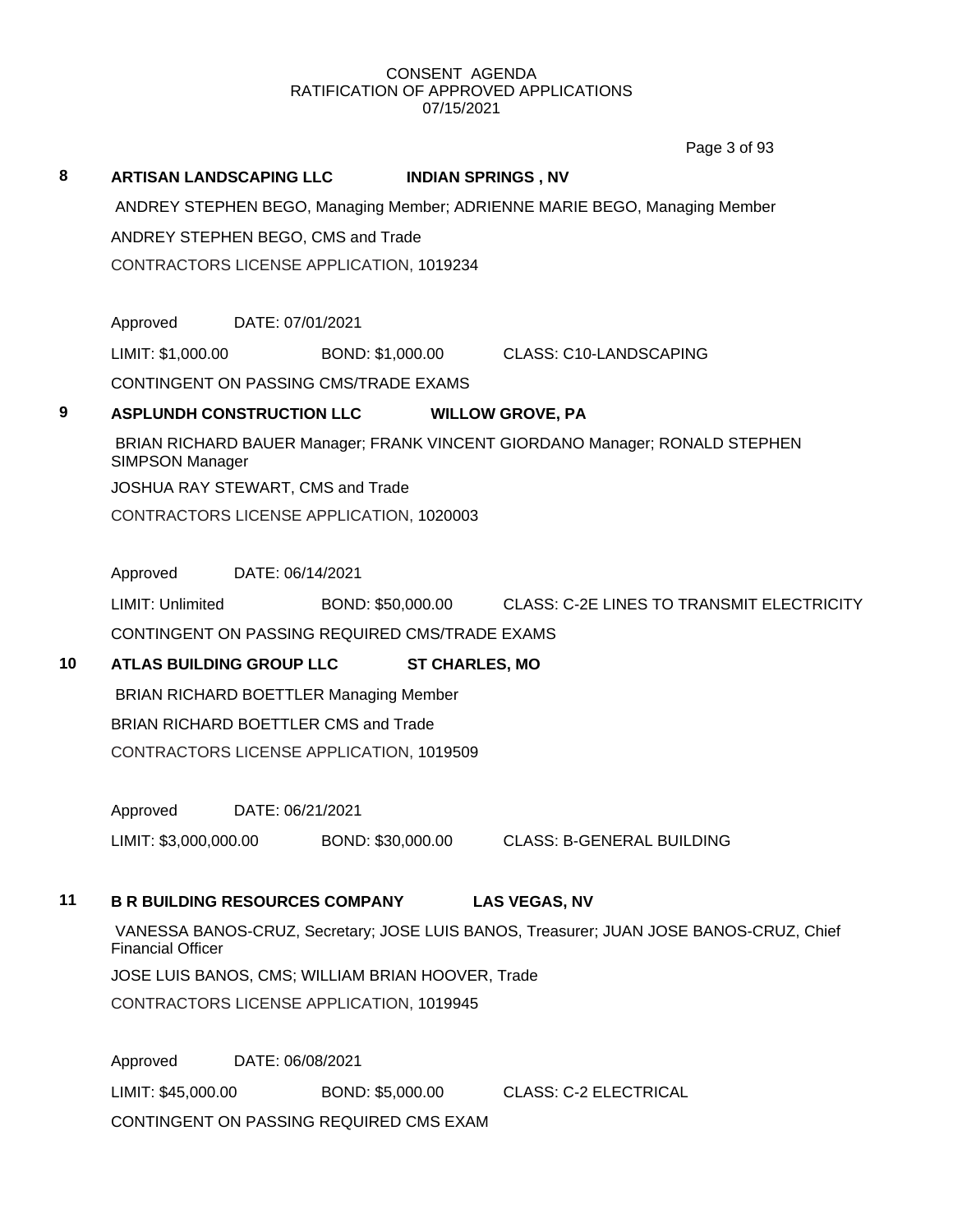CONSENT AGENDA
RATIFICATION OF APPROVED APPLICATIONS
07/15/2021

**8 ARTISAN LANDSCAPING LLC INDIAN SPRINGS , NV**

ANDREY STEPHEN BEGO, Managing Member; ADRIENNE MARIE BEGO, Managing Member

ANDREY STEPHEN BEGO, CMS and Trade

CONTRACTORS LICENSE APPLICATION, 1019234

Approved DATE: 07/01/2021

LIMIT: $1,000.00 BOND: $1,000.00 CLASS: C10-LANDSCAPING

CONTINGENT ON PASSING CMS/TRADE EXAMS

**9 ASPLUNDH CONSTRUCTION LLC WILLOW GROVE, PA**

BRIAN RICHARD BAUER Manager; FRANK VINCENT GIORDANO Manager; RONALD STEPHEN SIMPSON Manager

JOSHUA RAY STEWART, CMS and Trade

CONTRACTORS LICENSE APPLICATION, 1020003

Approved DATE: 06/14/2021

LIMIT: Unlimited BOND: $50,000.00 CLASS: C-2E LINES TO TRANSMIT ELECTRICITY

CONTINGENT ON PASSING REQUIRED CMS/TRADE EXAMS

**10 ATLAS BUILDING GROUP LLC ST CHARLES, MO**

BRIAN RICHARD BOETTLER Managing Member

BRIAN RICHARD BOETTLER CMS and Trade

CONTRACTORS LICENSE APPLICATION, 1019509

Approved DATE: 06/21/2021

LIMIT: $3,000,000.00 BOND: $30,000.00 CLASS: B-GENERAL BUILDING

**11 B R BUILDING RESOURCES COMPANY LAS VEGAS, NV**

VANESSA BANOS-CRUZ, Secretary; JOSE LUIS BANOS, Treasurer; JUAN JOSE BANOS-CRUZ, Chief Financial Officer

JOSE LUIS BANOS, CMS; WILLIAM BRIAN HOOVER, Trade

CONTRACTORS LICENSE APPLICATION, 1019945

Approved DATE: 06/08/2021

LIMIT: $45,000.00 BOND: $5,000.00 CLASS: C-2 ELECTRICAL

CONTINGENT ON PASSING REQUIRED CMS EXAM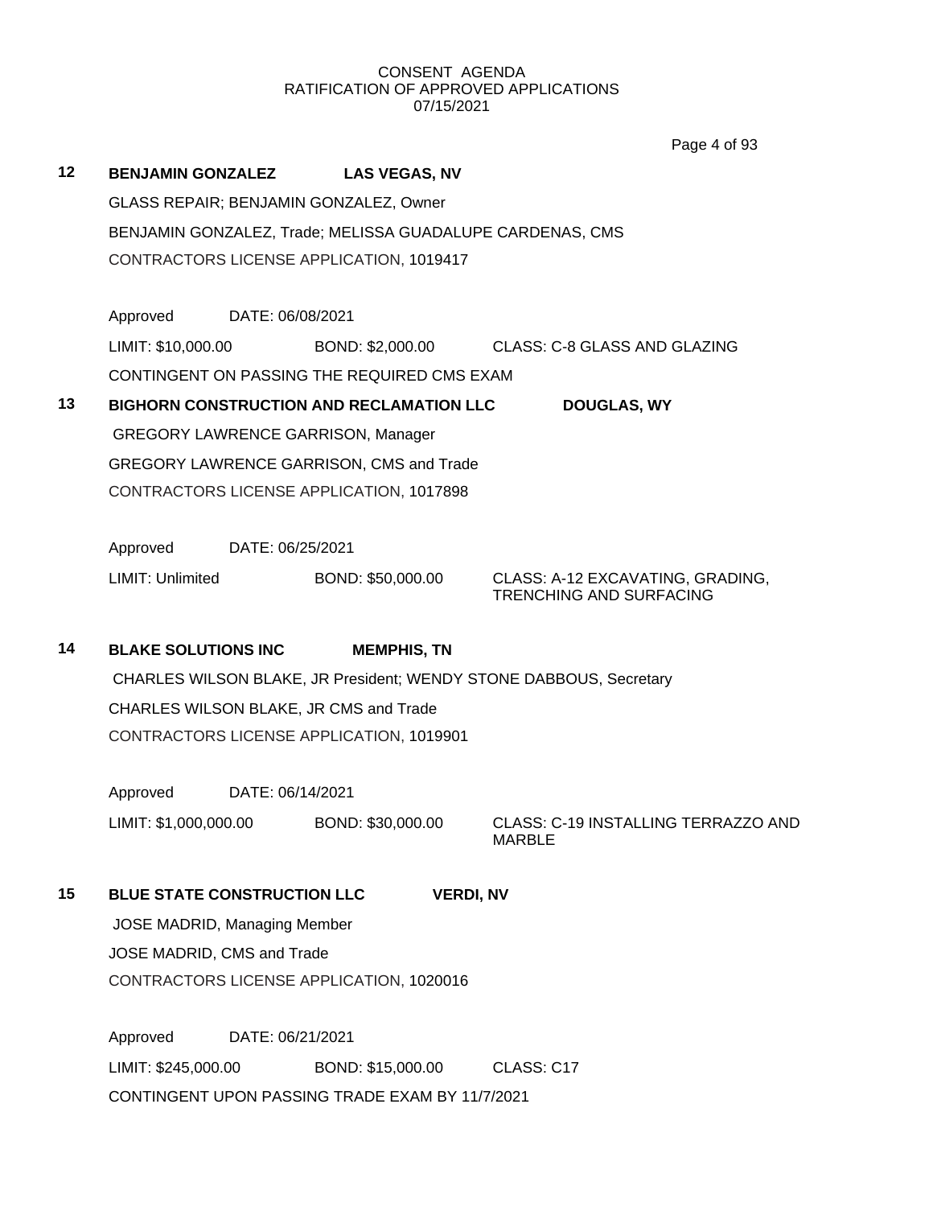CONSENT AGENDA
RATIFICATION OF APPROVED APPLICATIONS
07/15/2021

**12 BENJAMIN GONZALEZ LAS VEGAS, NV**

GLASS REPAIR; BENJAMIN GONZALEZ, Owner

BENJAMIN GONZALEZ, Trade; MELISSA GUADALUPE CARDENAS, CMS

CONTRACTORS LICENSE APPLICATION, 1019417

Approved DATE: 06/08/2021

LIMIT: $10,000.00 BOND: $2,000.00 CLASS: C-8 GLASS AND GLAZING

CONTINGENT ON PASSING THE REQUIRED CMS EXAM

**13 BIGHORN CONSTRUCTION AND RECLAMATION LLC DOUGLAS, WY**

GREGORY LAWRENCE GARRISON, Manager

GREGORY LAWRENCE GARRISON, CMS and Trade

CONTRACTORS LICENSE APPLICATION, 1017898

Approved DATE: 06/25/2021

LIMIT: Unlimited BOND: $50,000.00 CLASS: A-12 EXCAVATING, GRADING, TRENCHING AND SURFACING

**14 BLAKE SOLUTIONS INC MEMPHIS, TN**

CHARLES WILSON BLAKE, JR President; WENDY STONE DABBOUS, Secretary

CHARLES WILSON BLAKE, JR CMS and Trade

CONTRACTORS LICENSE APPLICATION, 1019901

Approved DATE: 06/14/2021

LIMIT: $1,000,000.00 BOND: $30,000.00 CLASS: C-19 INSTALLING TERRAZZO AND MARBLE

**15 BLUE STATE CONSTRUCTION LLC VERDI, NV**

JOSE MADRID, Managing Member

JOSE MADRID, CMS and Trade

CONTRACTORS LICENSE APPLICATION, 1020016

Approved DATE: 06/21/2021

LIMIT: $245,000.00 BOND: $15,000.00 CLASS: C17

CONTINGENT UPON PASSING TRADE EXAM BY 11/7/2021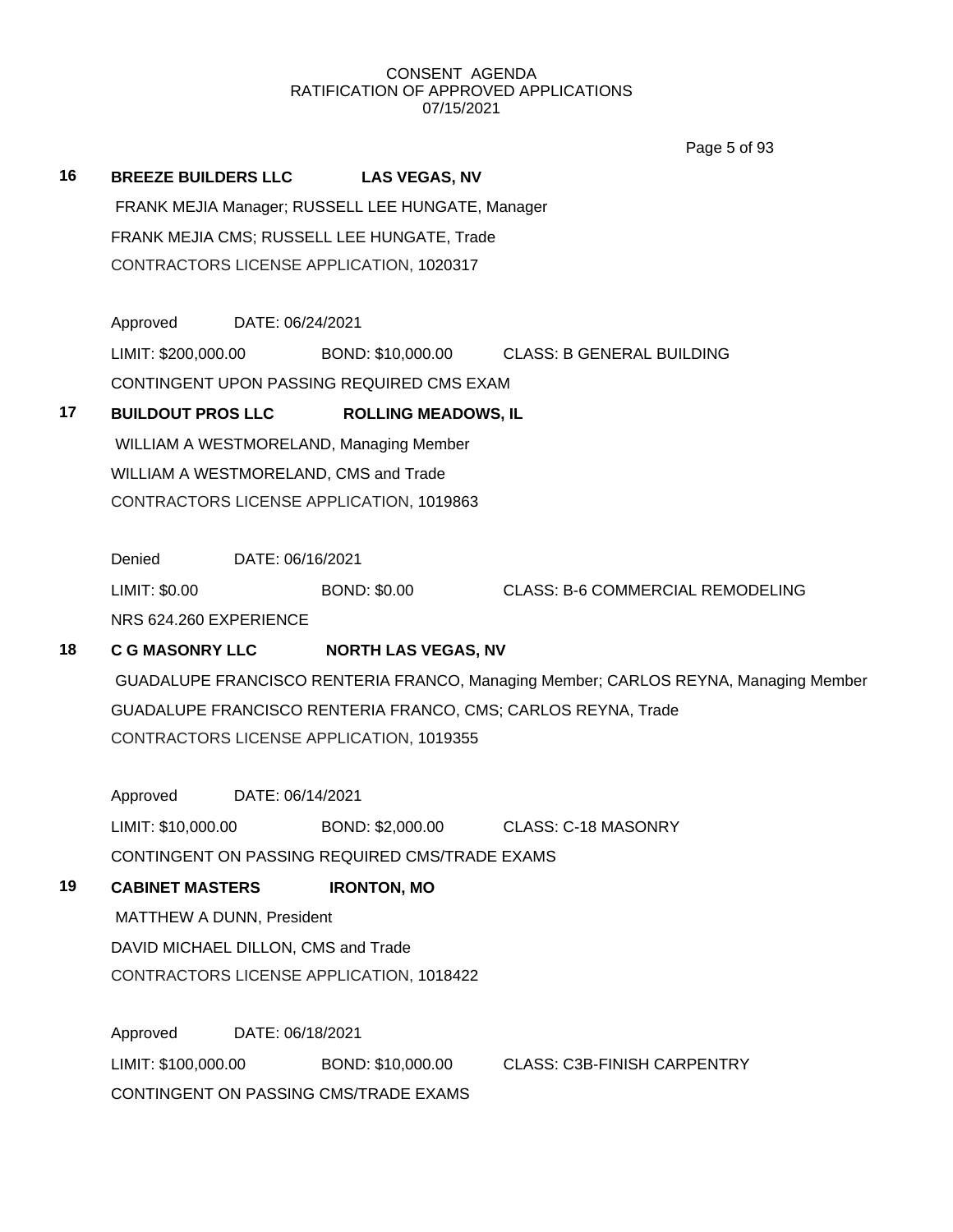CONSENT AGENDA
RATIFICATION OF APPROVED APPLICATIONS
07/15/2021

**16** **BREEZE BUILDERS LLC** **LAS VEGAS, NV**

FRANK MEJIA Manager; RUSSELL LEE HUNGATE, Manager

FRANK MEJIA CMS; RUSSELL LEE HUNGATE, Trade

CONTRACTORS LICENSE APPLICATION, 1020317

Approved DATE: 06/24/2021

LIMIT: $200,000.00 BOND: $10,000.00 CLASS: B GENERAL BUILDING

CONTINGENT UPON PASSING REQUIRED CMS EXAM

**17** **BUILDOUT PROS LLC** **ROLLING MEADOWS, IL**

WILLIAM A WESTMORELAND, Managing Member

WILLIAM A WESTMORELAND, CMS and Trade

CONTRACTORS LICENSE APPLICATION, 1019863

Denied DATE: 06/16/2021

LIMIT: $0.00 BOND: $0.00 CLASS: B-6 COMMERCIAL REMODELING

NRS 624.260 EXPERIENCE

**18** **C G MASONRY LLC** **NORTH LAS VEGAS, NV**

GUADALUPE FRANCISCO RENTERIA FRANCO, Managing Member; CARLOS REYNA, Managing Member

GUADALUPE FRANCISCO RENTERIA FRANCO, CMS; CARLOS REYNA, Trade

CONTRACTORS LICENSE APPLICATION, 1019355

Approved DATE: 06/14/2021

LIMIT: $10,000.00 BOND: $2,000.00 CLASS: C-18 MASONRY

CONTINGENT ON PASSING REQUIRED CMS/TRADE EXAMS

**19** **CABINET MASTERS** **IRONTON, MO**

MATTHEW A DUNN, President

DAVID MICHAEL DILLON, CMS and Trade

CONTRACTORS LICENSE APPLICATION, 1018422

Approved DATE: 06/18/2021

LIMIT: $100,000.00 BOND: $10,000.00 CLASS: C3B-FINISH CARPENTRY

CONTINGENT ON PASSING CMS/TRADE EXAMS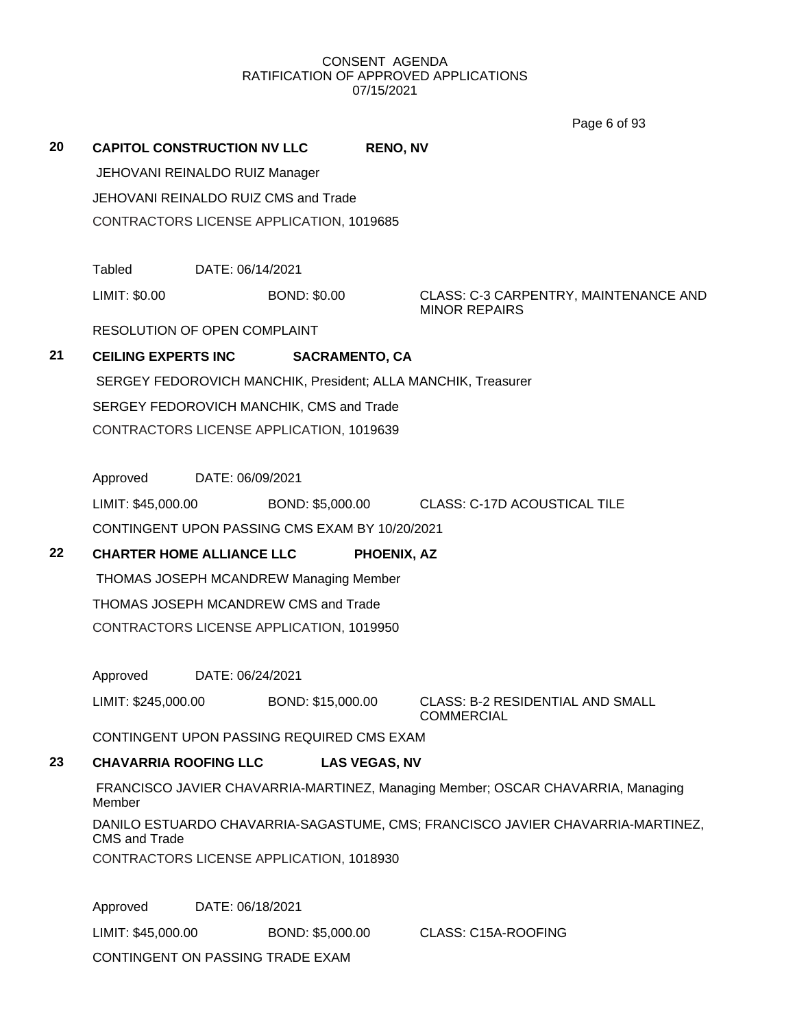CONSENT AGENDA
RATIFICATION OF APPROVED APPLICATIONS
07/15/2021

**20** **CAPITOL CONSTRUCTION NV LLC** **RENO, NV**

JEHOVANI REINALDO RUIZ Manager

JEHOVANI REINALDO RUIZ CMS and Trade

CONTRACTORS LICENSE APPLICATION, 1019685

Tabled DATE: 06/14/2021

LIMIT: $0.00 BOND: $0.00 CLASS: C-3 CARPENTRY, MAINTENANCE AND MINOR REPAIRS

RESOLUTION OF OPEN COMPLAINT

**21** **CEILING EXPERTS INC** **SACRAMENTO, CA**

SERGEY FEDOROVICH MANCHIK, President; ALLA MANCHIK, Treasurer

SERGEY FEDOROVICH MANCHIK, CMS and Trade

CONTRACTORS LICENSE APPLICATION, 1019639

Approved DATE: 06/09/2021

LIMIT: $45,000.00 BOND: $5,000.00 CLASS: C-17D ACOUSTICAL TILE

CONTINGENT UPON PASSING CMS EXAM BY 10/20/2021

**22** **CHARTER HOME ALLIANCE LLC** **PHOENIX, AZ**

THOMAS JOSEPH MCANDREW Managing Member

THOMAS JOSEPH MCANDREW CMS and Trade

CONTRACTORS LICENSE APPLICATION, 1019950

Approved DATE: 06/24/2021

LIMIT: $245,000.00 BOND: $15,000.00 CLASS: B-2 RESIDENTIAL AND SMALL COMMERCIAL

CONTINGENT UPON PASSING REQUIRED CMS EXAM

**23** **CHAVARRIA ROOFING LLC** **LAS VEGAS, NV**

FRANCISCO JAVIER CHAVARRIA-MARTINEZ, Managing Member; OSCAR CHAVARRIA, Managing Member

DANILO ESTUARDO CHAVARRIA-SAGASTUME, CMS; FRANCISCO JAVIER CHAVARRIA-MARTINEZ, CMS and Trade

CONTRACTORS LICENSE APPLICATION, 1018930

Approved DATE: 06/18/2021

LIMIT: $45,000.00 BOND: $5,000.00 CLASS: C15A-ROOFING

CONTINGENT ON PASSING TRADE EXAM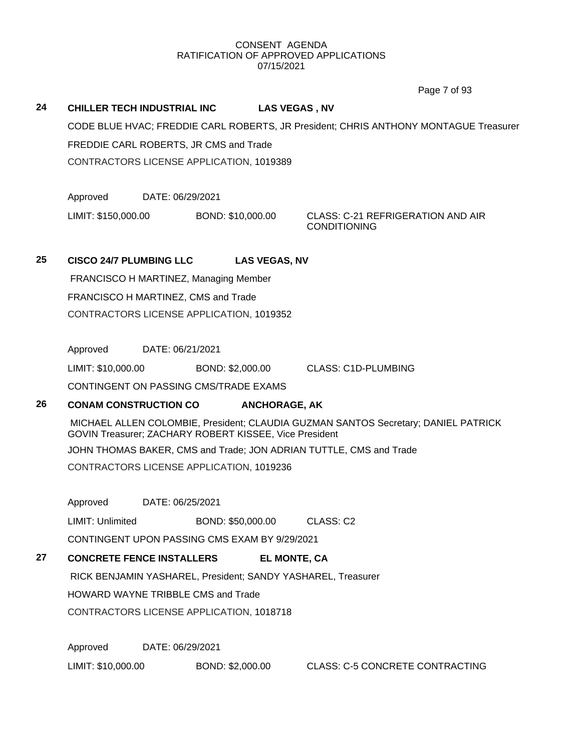CONSENT AGENDA
RATIFICATION OF APPROVED APPLICATIONS
07/15/2021

**24 CHILLER TECH INDUSTRIAL INC LAS VEGAS , NV**

CODE BLUE HVAC; FREDDIE CARL ROBERTS, JR President; CHRIS ANTHONY MONTAGUE Treasurer

FREDDIE CARL ROBERTS, JR CMS and Trade

CONTRACTORS LICENSE APPLICATION, 1019389

Approved DATE: 06/29/2021

LIMIT: $150,000.00 BOND: $10,000.00 CLASS: C-21 REFRIGERATION AND AIR CONDITIONING

**25 CISCO 24/7 PLUMBING LLC LAS VEGAS, NV**

FRANCISCO H MARTINEZ, Managing Member

FRANCISCO H MARTINEZ, CMS and Trade

CONTRACTORS LICENSE APPLICATION, 1019352

Approved DATE: 06/21/2021

LIMIT: $10,000.00 BOND: $2,000.00 CLASS: C1D-PLUMBING

CONTINGENT ON PASSING CMS/TRADE EXAMS

**26 CONAM CONSTRUCTION CO ANCHORAGE, AK**

MICHAEL ALLEN COLOMBIE, President; CLAUDIA GUZMAN SANTOS Secretary; DANIEL PATRICK GOVIN Treasurer; ZACHARY ROBERT KISSEE, Vice President

JOHN THOMAS BAKER, CMS and Trade; JON ADRIAN TUTTLE, CMS and Trade

CONTRACTORS LICENSE APPLICATION, 1019236

Approved DATE: 06/25/2021

LIMIT: Unlimited BOND: $50,000.00 CLASS: C2

CONTINGENT UPON PASSING CMS EXAM BY 9/29/2021

**27 CONCRETE FENCE INSTALLERS EL MONTE, CA**

RICK BENJAMIN YASHAREL, President; SANDY YASHAREL, Treasurer

HOWARD WAYNE TRIBBLE CMS and Trade

CONTRACTORS LICENSE APPLICATION, 1018718

Approved DATE: 06/29/2021

LIMIT: $10,000.00 BOND: $2,000.00 CLASS: C-5 CONCRETE CONTRACTING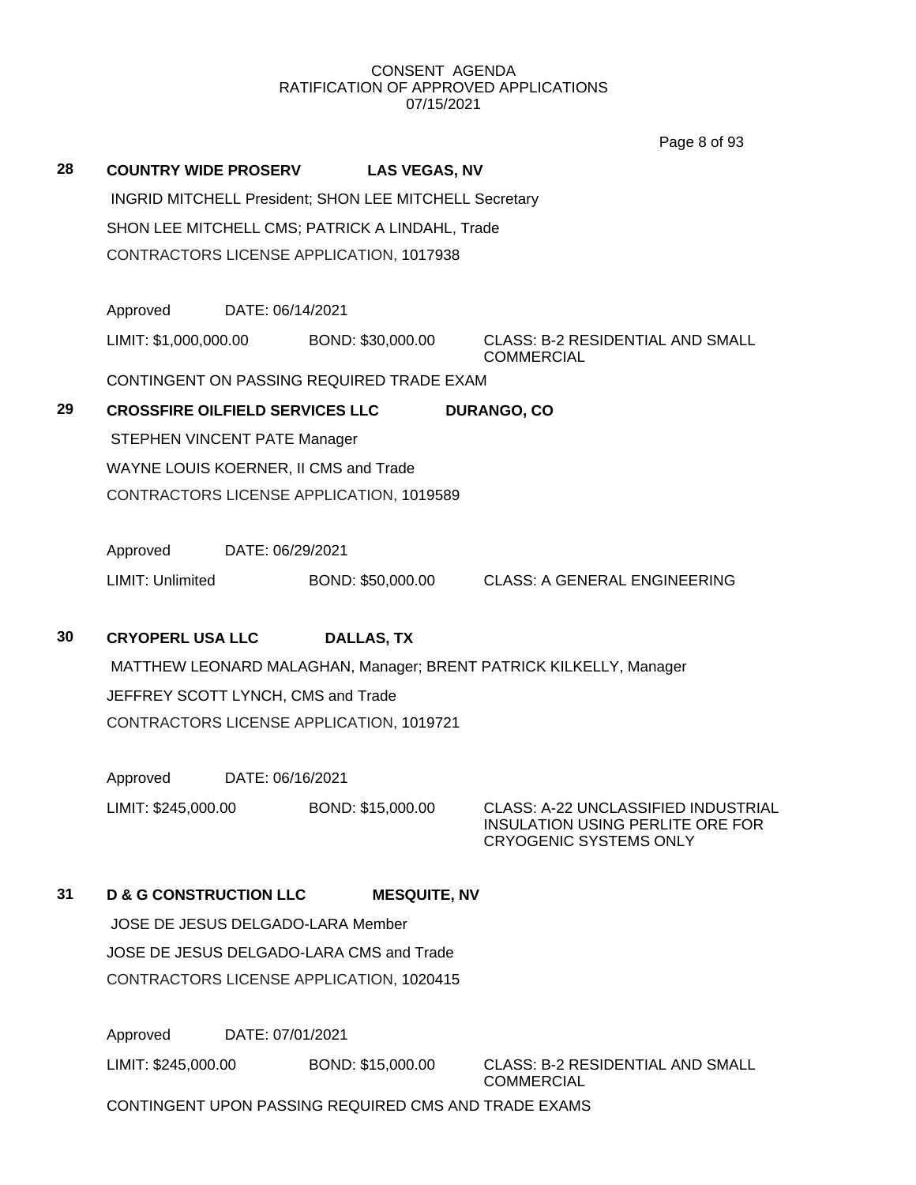CONSENT AGENDA
RATIFICATION OF APPROVED APPLICATIONS
07/15/2021

**28 COUNTRY WIDE PROSERV LAS VEGAS, NV**

INGRID MITCHELL President; SHON LEE MITCHELL Secretary

SHON LEE MITCHELL CMS; PATRICK A LINDAHL, Trade

CONTRACTORS LICENSE APPLICATION, 1017938

Approved DATE: 06/14/2021

LIMIT: $1,000,000.00 BOND: $30,000.00 CLASS: B-2 RESIDENTIAL AND SMALL COMMERCIAL

CONTINGENT ON PASSING REQUIRED TRADE EXAM

**29 CROSSFIRE OILFIELD SERVICES LLC DURANGO, CO**

STEPHEN VINCENT PATE Manager

WAYNE LOUIS KOERNER, II CMS and Trade

CONTRACTORS LICENSE APPLICATION, 1019589

Approved DATE: 06/29/2021

LIMIT: Unlimited BOND: $50,000.00 CLASS: A GENERAL ENGINEERING

**30 CRYOPERL USA LLC DALLAS, TX**

MATTHEW LEONARD MALAGHAN, Manager; BRENT PATRICK KILKELLY, Manager

JEFFREY SCOTT LYNCH, CMS and Trade

CONTRACTORS LICENSE APPLICATION, 1019721

Approved DATE: 06/16/2021

LIMIT: $245,000.00 BOND: $15,000.00 CLASS: A-22 UNCLASSIFIED INDUSTRIAL INSULATION USING PERLITE ORE FOR CRYOGENIC SYSTEMS ONLY

**31 D & G CONSTRUCTION LLC MESQUITE, NV**

JOSE DE JESUS DELGADO-LARA Member

JOSE DE JESUS DELGADO-LARA CMS and Trade

CONTRACTORS LICENSE APPLICATION, 1020415

Approved DATE: 07/01/2021

LIMIT: $245,000.00 BOND: $15,000.00 CLASS: B-2 RESIDENTIAL AND SMALL COMMERCIAL

CONTINGENT UPON PASSING REQUIRED CMS AND TRADE EXAMS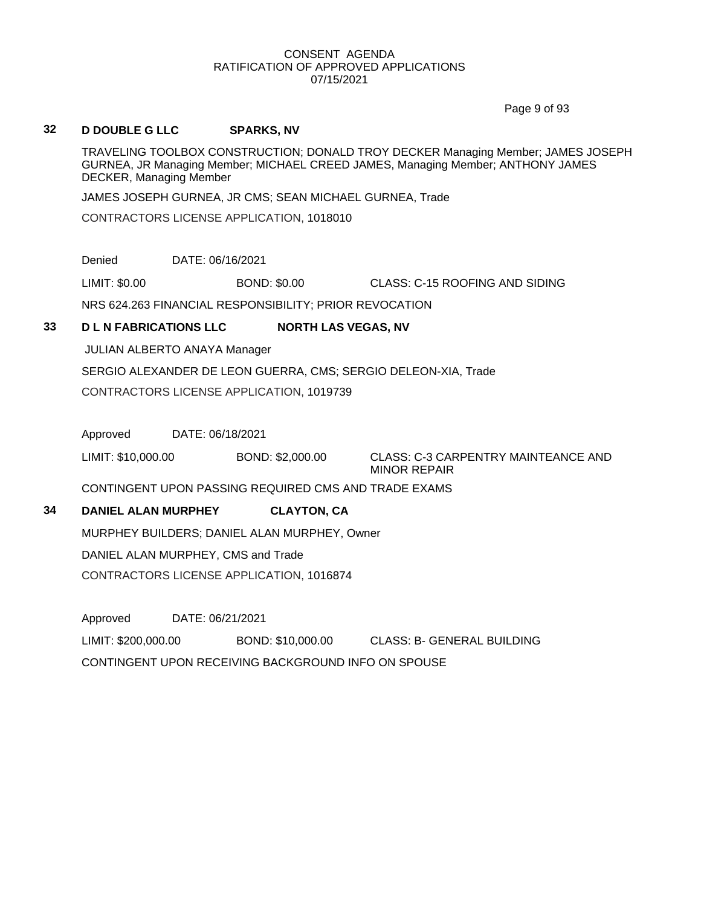CONSENT AGENDA
RATIFICATION OF APPROVED APPLICATIONS
07/15/2021

**32** **D DOUBLE G LLC** **SPARKS, NV**

TRAVELING TOOLBOX CONSTRUCTION; DONALD TROY DECKER Managing Member; JAMES JOSEPH GURNEA, JR Managing Member; MICHAEL CREED JAMES, Managing Member; ANTHONY JAMES DECKER, Managing Member

JAMES JOSEPH GURNEA, JR CMS; SEAN MICHAEL GURNEA, Trade

CONTRACTORS LICENSE APPLICATION, 1018010

Denied DATE: 06/16/2021

LIMIT: $0.00 BOND: $0.00 CLASS: C-15 ROOFING AND SIDING

NRS 624.263 FINANCIAL RESPONSIBILITY; PRIOR REVOCATION

**33** **D L N FABRICATIONS LLC** **NORTH LAS VEGAS, NV**

JULIAN ALBERTO ANAYA Manager

SERGIO ALEXANDER DE LEON GUERRA, CMS; SERGIO DELEON-XIA, Trade

CONTRACTORS LICENSE APPLICATION, 1019739

Approved DATE: 06/18/2021

LIMIT: $10,000.00 BOND: $2,000.00 CLASS: C-3 CARPENTRY MAINTEANCE AND MINOR REPAIR

CONTINGENT UPON PASSING REQUIRED CMS AND TRADE EXAMS

**34** **DANIEL ALAN MURPHEY** **CLAYTON, CA**

MURPHEY BUILDERS; DANIEL ALAN MURPHEY, Owner

DANIEL ALAN MURPHEY, CMS and Trade

CONTRACTORS LICENSE APPLICATION, 1016874

Approved DATE: 06/21/2021

LIMIT: $200,000.00 BOND: $10,000.00 CLASS: B- GENERAL BUILDING

CONTINGENT UPON RECEIVING BACKGROUND INFO ON SPOUSE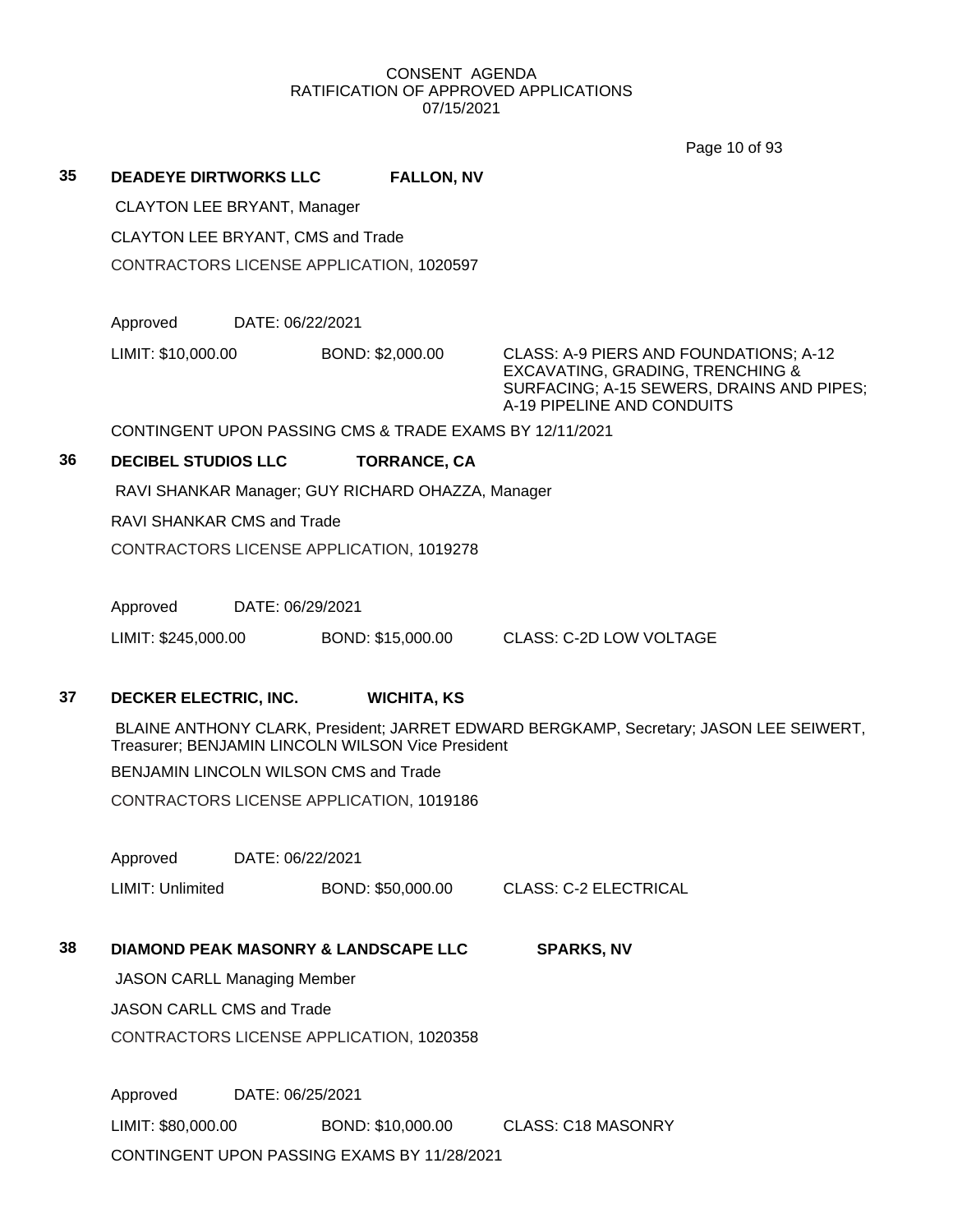CONSENT AGENDA
RATIFICATION OF APPROVED APPLICATIONS
07/15/2021

**35 DEADEYE DIRTWORKS LLC FALLON, NV**

CLAYTON LEE BRYANT, Manager

CLAYTON LEE BRYANT, CMS and Trade

CONTRACTORS LICENSE APPLICATION, 1020597

Approved DATE: 06/22/2021

LIMIT: $10,000.00 BOND: $2,000.00 CLASS: A-9 PIERS AND FOUNDATIONS; A-12 EXCAVATING, GRADING, TRENCHING & SURFACING; A-15 SEWERS, DRAINS AND PIPES; A-19 PIPELINE AND CONDUITS

CONTINGENT UPON PASSING CMS & TRADE EXAMS BY 12/11/2021

**36 DECIBEL STUDIOS LLC TORRANCE, CA**

RAVI SHANKAR Manager; GUY RICHARD OHAZZA, Manager

RAVI SHANKAR CMS and Trade

CONTRACTORS LICENSE APPLICATION, 1019278

Approved DATE: 06/29/2021

LIMIT: $245,000.00 BOND: $15,000.00 CLASS: C-2D LOW VOLTAGE

**37 DECKER ELECTRIC, INC. WICHITA, KS**

BLAINE ANTHONY CLARK, President; JARRET EDWARD BERGKAMP, Secretary; JASON LEE SEIWERT, Treasurer; BENJAMIN LINCOLN WILSON Vice President

BENJAMIN LINCOLN WILSON CMS and Trade

CONTRACTORS LICENSE APPLICATION, 1019186

Approved DATE: 06/22/2021

LIMIT: Unlimited BOND: $50,000.00 CLASS: C-2 ELECTRICAL

**38 DIAMOND PEAK MASONRY & LANDSCAPE LLC SPARKS, NV**

JASON CARLL Managing Member

JASON CARLL CMS and Trade

CONTRACTORS LICENSE APPLICATION, 1020358

Approved DATE: 06/25/2021

LIMIT: $80,000.00 BOND: $10,000.00 CLASS: C18 MASONRY

CONTINGENT UPON PASSING EXAMS BY 11/28/2021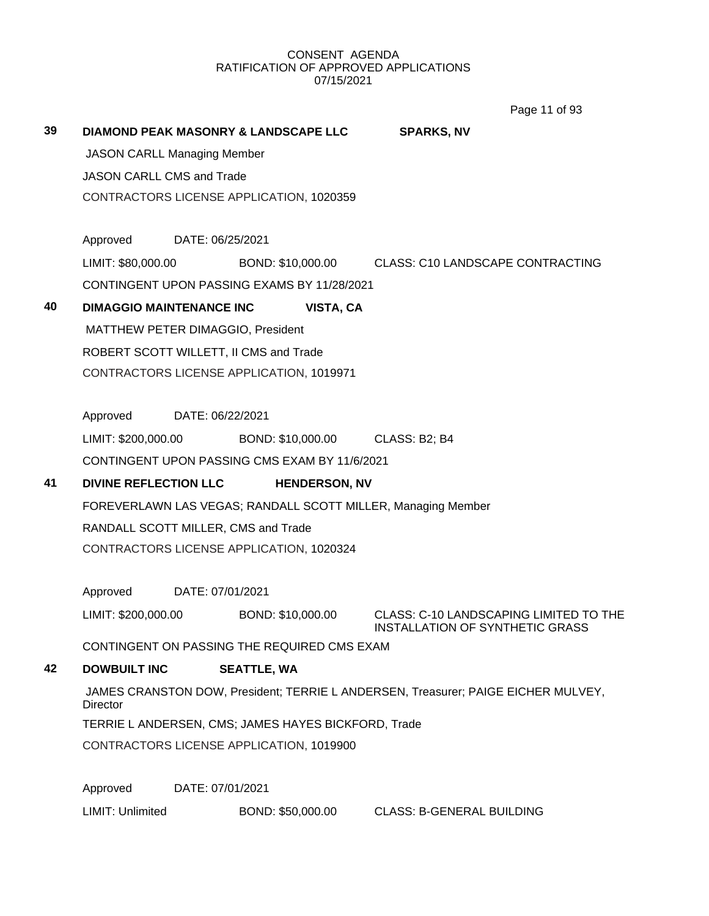CONSENT AGENDA
RATIFICATION OF APPROVED APPLICATIONS
07/15/2021

**39** **DIAMOND PEAK MASONRY & LANDSCAPE LLC** **SPARKS, NV**

JASON CARLL Managing Member

JASON CARLL CMS and Trade

CONTRACTORS LICENSE APPLICATION, 1020359

Approved DATE: 06/25/2021

LIMIT: $80,000.00 BOND: $10,000.00 CLASS: C10 LANDSCAPE CONTRACTING

CONTINGENT UPON PASSING EXAMS BY 11/28/2021

**40** **DIMAGGIO MAINTENANCE INC** **VISTA, CA**

MATTHEW PETER DIMAGGIO, President

ROBERT SCOTT WILLETT, II CMS and Trade

CONTRACTORS LICENSE APPLICATION, 1019971

Approved DATE: 06/22/2021

LIMIT: $200,000.00 BOND: $10,000.00 CLASS: B2; B4

CONTINGENT UPON PASSING CMS EXAM BY 11/6/2021

**41** **DIVINE REFLECTION LLC** **HENDERSON, NV**

FOREVERLAWN LAS VEGAS; RANDALL SCOTT MILLER, Managing Member

RANDALL SCOTT MILLER, CMS and Trade

CONTRACTORS LICENSE APPLICATION, 1020324

Approved DATE: 07/01/2021

LIMIT: $200,000.00 BOND: $10,000.00 CLASS: C-10 LANDSCAPING LIMITED TO THE INSTALLATION OF SYNTHETIC GRASS

CONTINGENT ON PASSING THE REQUIRED CMS EXAM

**42** **DOWBUILT INC** **SEATTLE, WA**

JAMES CRANSTON DOW, President; TERRIE L ANDERSEN, Treasurer; PAIGE EICHER MULVEY, Director

TERRIE L ANDERSEN, CMS; JAMES HAYES BICKFORD, Trade

CONTRACTORS LICENSE APPLICATION, 1019900

Approved DATE: 07/01/2021

LIMIT: Unlimited BOND: $50,000.00 CLASS: B-GENERAL BUILDING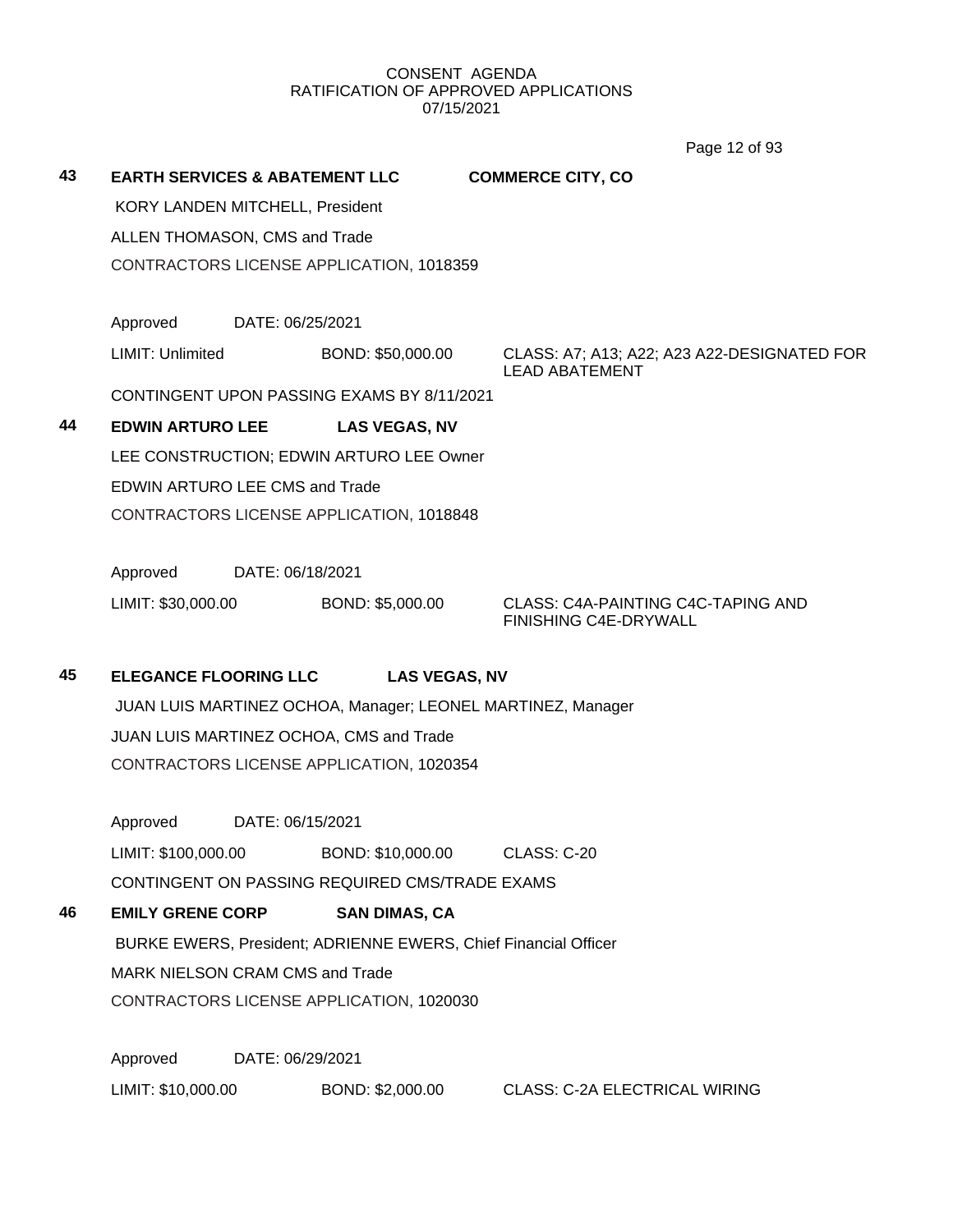CONSENT AGENDA
RATIFICATION OF APPROVED APPLICATIONS
07/15/2021

**43** **EARTH SERVICES & ABATEMENT LLC** **COMMERCE CITY, CO**

KORY LANDEN MITCHELL, President

ALLEN THOMASON, CMS and Trade

CONTRACTORS LICENSE APPLICATION, 1018359

Approved DATE: 06/25/2021

LIMIT: Unlimited BOND: $50,000.00 CLASS: A7; A13; A22; A23 A22-DESIGNATED FOR LEAD ABATEMENT

CONTINGENT UPON PASSING EXAMS BY 8/11/2021

**44** **EDWIN ARTURO LEE** **LAS VEGAS, NV**

LEE CONSTRUCTION; EDWIN ARTURO LEE Owner

EDWIN ARTURO LEE CMS and Trade

CONTRACTORS LICENSE APPLICATION, 1018848

Approved DATE: 06/18/2021

LIMIT: $30,000.00 BOND: $5,000.00 CLASS: C4A-PAINTING C4C-TAPING AND FINISHING C4E-DRYWALL

**45** **ELEGANCE FLOORING LLC** **LAS VEGAS, NV**

JUAN LUIS MARTINEZ OCHOA, Manager; LEONEL MARTINEZ, Manager

JUAN LUIS MARTINEZ OCHOA, CMS and Trade

CONTRACTORS LICENSE APPLICATION, 1020354

Approved DATE: 06/15/2021

LIMIT: $100,000.00 BOND: $10,000.00 CLASS: C-20

CONTINGENT ON PASSING REQUIRED CMS/TRADE EXAMS

**46** **EMILY GRENE CORP** **SAN DIMAS, CA**

BURKE EWERS, President; ADRIENNE EWERS, Chief Financial Officer

MARK NIELSON CRAM CMS and Trade

CONTRACTORS LICENSE APPLICATION, 1020030

Approved DATE: 06/29/2021

LIMIT: $10,000.00 BOND: $2,000.00 CLASS: C-2A ELECTRICAL WIRING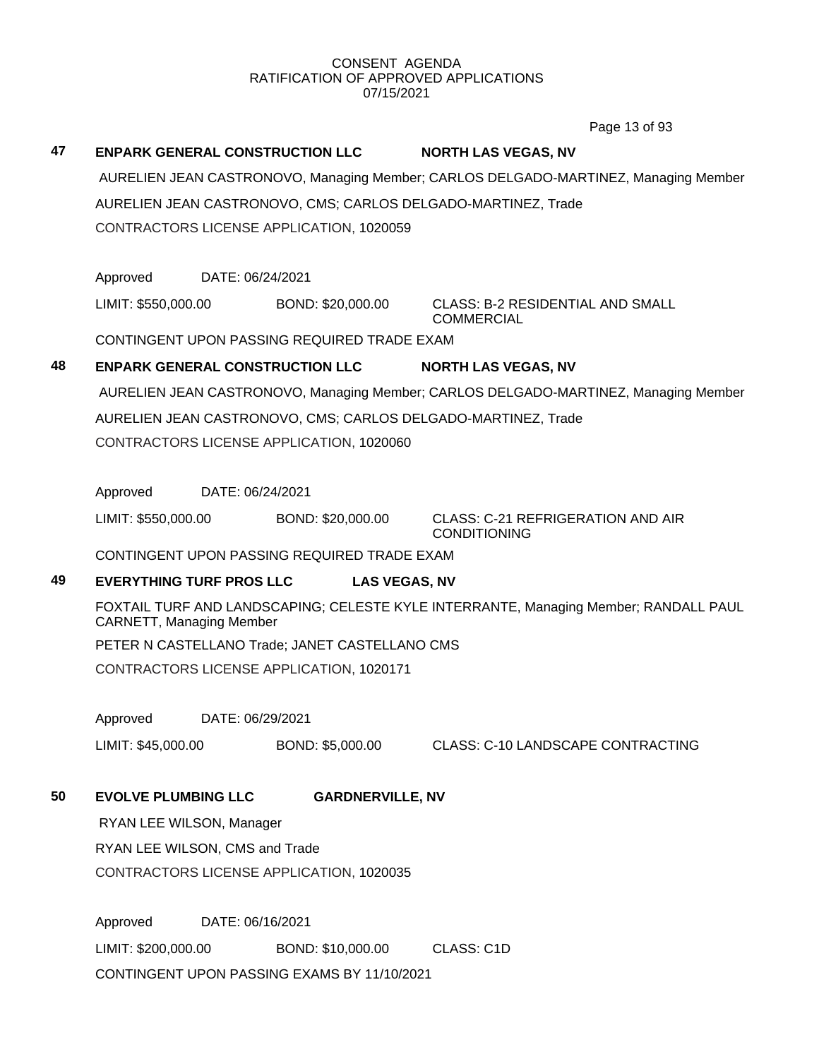CONSENT AGENDA
RATIFICATION OF APPROVED APPLICATIONS
07/15/2021

**47 ENPARK GENERAL CONSTRUCTION LLC NORTH LAS VEGAS, NV**

AURELIEN JEAN CASTRONOVO, Managing Member; CARLOS DELGADO-MARTINEZ, Managing Member

AURELIEN JEAN CASTRONOVO, CMS; CARLOS DELGADO-MARTINEZ, Trade

CONTRACTORS LICENSE APPLICATION, 1020059

Approved DATE: 06/24/2021

LIMIT: $550,000.00 BOND: $20,000.00 CLASS: B-2 RESIDENTIAL AND SMALL COMMERCIAL

CONTINGENT UPON PASSING REQUIRED TRADE EXAM

**48 ENPARK GENERAL CONSTRUCTION LLC NORTH LAS VEGAS, NV**

AURELIEN JEAN CASTRONOVO, Managing Member; CARLOS DELGADO-MARTINEZ, Managing Member

AURELIEN JEAN CASTRONOVO, CMS; CARLOS DELGADO-MARTINEZ, Trade

CONTRACTORS LICENSE APPLICATION, 1020060

Approved DATE: 06/24/2021

LIMIT: $550,000.00 BOND: $20,000.00 CLASS: C-21 REFRIGERATION AND AIR CONDITIONING

CONTINGENT UPON PASSING REQUIRED TRADE EXAM

**49 EVERYTHING TURF PROS LLC LAS VEGAS, NV**

FOXTAIL TURF AND LANDSCAPING; CELESTE KYLE INTERRANTE, Managing Member; RANDALL PAUL CARNETT, Managing Member

PETER N CASTELLANO Trade; JANET CASTELLANO CMS

CONTRACTORS LICENSE APPLICATION, 1020171

Approved DATE: 06/29/2021

LIMIT: $45,000.00 BOND: $5,000.00 CLASS: C-10 LANDSCAPE CONTRACTING

**50 EVOLVE PLUMBING LLC GARDNERVILLE, NV**

RYAN LEE WILSON, Manager

RYAN LEE WILSON, CMS and Trade

CONTRACTORS LICENSE APPLICATION, 1020035

Approved DATE: 06/16/2021

LIMIT: $200,000.00 BOND: $10,000.00 CLASS: C1D

CONTINGENT UPON PASSING EXAMS BY 11/10/2021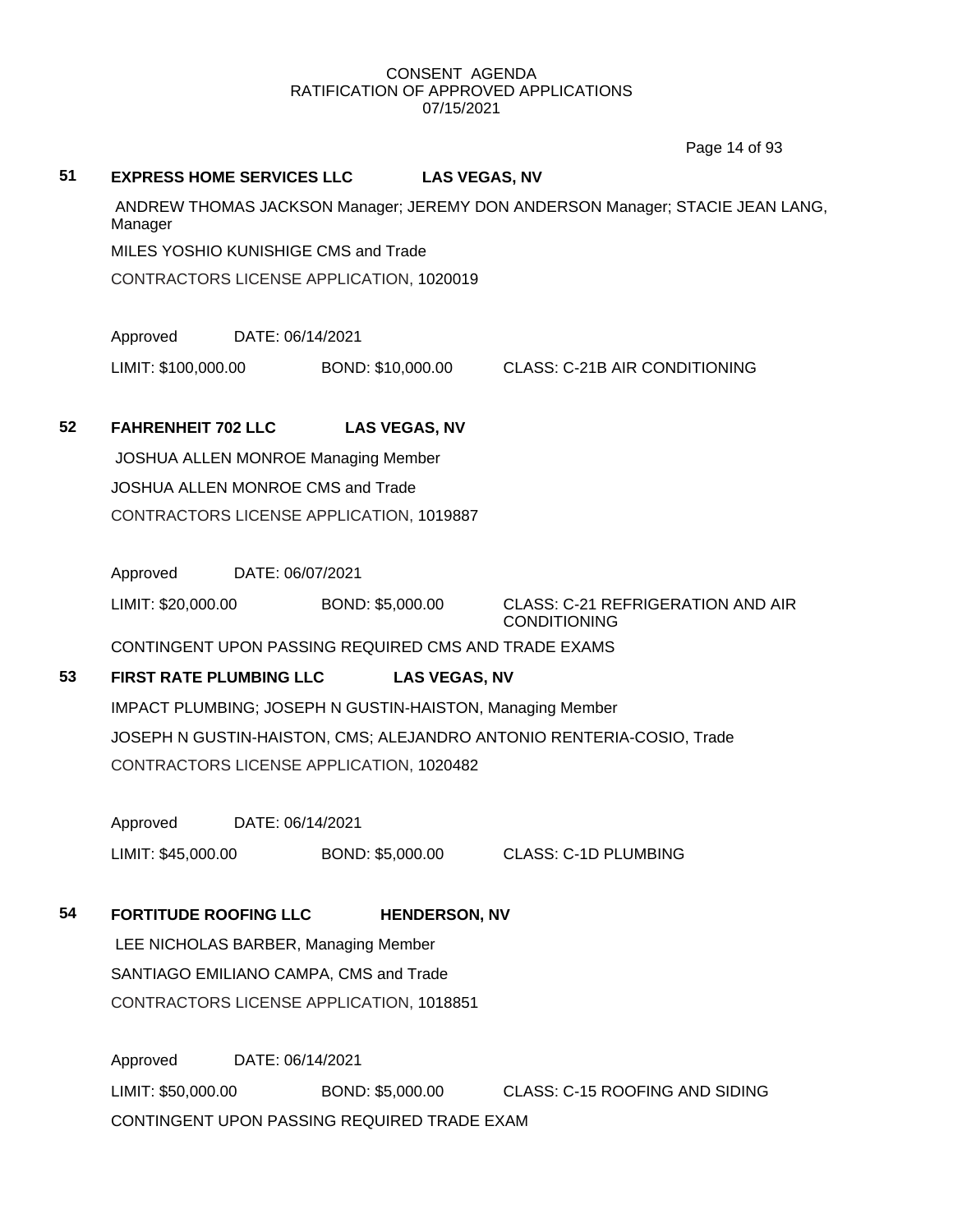CONSENT AGENDA
RATIFICATION OF APPROVED APPLICATIONS
07/15/2021

**51 EXPRESS HOME SERVICES LLC LAS VEGAS, NV**

ANDREW THOMAS JACKSON Manager; JEREMY DON ANDERSON Manager; STACIE JEAN LANG, Manager

MILES YOSHIO KUNISHIGE CMS and Trade

CONTRACTORS LICENSE APPLICATION, 1020019

Approved DATE: 06/14/2021

LIMIT: $100,000.00 BOND: $10,000.00 CLASS: C-21B AIR CONDITIONING

**52 FAHRENHEIT 702 LLC LAS VEGAS, NV**

JOSHUA ALLEN MONROE Managing Member

JOSHUA ALLEN MONROE CMS and Trade

CONTRACTORS LICENSE APPLICATION, 1019887

Approved DATE: 06/07/2021

LIMIT: $20,000.00 BOND: $5,000.00 CLASS: C-21 REFRIGERATION AND AIR CONDITIONING

CONTINGENT UPON PASSING REQUIRED CMS AND TRADE EXAMS

**53 FIRST RATE PLUMBING LLC LAS VEGAS, NV**

IMPACT PLUMBING; JOSEPH N GUSTIN-HAISTON, Managing Member

JOSEPH N GUSTIN-HAISTON, CMS; ALEJANDRO ANTONIO RENTERIA-COSIO, Trade

CONTRACTORS LICENSE APPLICATION, 1020482

Approved DATE: 06/14/2021

LIMIT: $45,000.00 BOND: $5,000.00 CLASS: C-1D PLUMBING

**54 FORTITUDE ROOFING LLC HENDERSON, NV**

LEE NICHOLAS BARBER, Managing Member

SANTIAGO EMILIANO CAMPA, CMS and Trade

CONTRACTORS LICENSE APPLICATION, 1018851

Approved DATE: 06/14/2021

LIMIT: $50,000.00 BOND: $5,000.00 CLASS: C-15 ROOFING AND SIDING

CONTINGENT UPON PASSING REQUIRED TRADE EXAM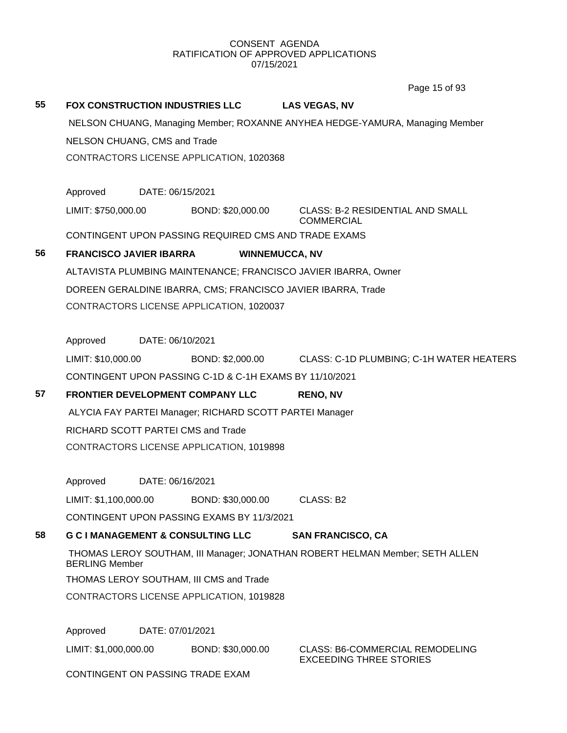CONSENT AGENDA
RATIFICATION OF APPROVED APPLICATIONS
07/15/2021

**55 FOX CONSTRUCTION INDUSTRIES LLC** **LAS VEGAS, NV**

NELSON CHUANG, Managing Member; ROXANNE ANYHEA HEDGE-YAMURA, Managing Member

NELSON CHUANG, CMS and Trade

CONTRACTORS LICENSE APPLICATION, 1020368

Approved DATE: 06/15/2021

LIMIT: $750,000.00 BOND: $20,000.00 CLASS: B-2 RESIDENTIAL AND SMALL COMMERCIAL

CONTINGENT UPON PASSING REQUIRED CMS AND TRADE EXAMS

**56 FRANCISCO JAVIER IBARRA** **WINNEMUCCA, NV**

ALTAVISTA PLUMBING MAINTENANCE; FRANCISCO JAVIER IBARRA, Owner

DOREEN GERALDINE IBARRA, CMS; FRANCISCO JAVIER IBARRA, Trade

CONTRACTORS LICENSE APPLICATION, 1020037

Approved DATE: 06/10/2021

LIMIT: $10,000.00 BOND: $2,000.00 CLASS: C-1D PLUMBING; C-1H WATER HEATERS

CONTINGENT UPON PASSING C-1D & C-1H EXAMS BY 11/10/2021

**57 FRONTIER DEVELOPMENT COMPANY LLC** **RENO, NV**

ALYCIA FAY PARTEI Manager; RICHARD SCOTT PARTEI Manager

RICHARD SCOTT PARTEI CMS and Trade

CONTRACTORS LICENSE APPLICATION, 1019898

Approved DATE: 06/16/2021

LIMIT: $1,100,000.00 BOND: $30,000.00 CLASS: B2

CONTINGENT UPON PASSING EXAMS BY 11/3/2021

**58 G C I MANAGEMENT & CONSULTING LLC** **SAN FRANCISCO, CA**

THOMAS LEROY SOUTHAM, III Manager; JONATHAN ROBERT HELMAN Member; SETH ALLEN BERLING Member

THOMAS LEROY SOUTHAM, III CMS and Trade

CONTRACTORS LICENSE APPLICATION, 1019828

Approved DATE: 07/01/2021

LIMIT: $1,000,000.00 BOND: $30,000.00 CLASS: B6-COMMERCIAL REMODELING EXCEEDING THREE STORIES

CONTINGENT ON PASSING TRADE EXAM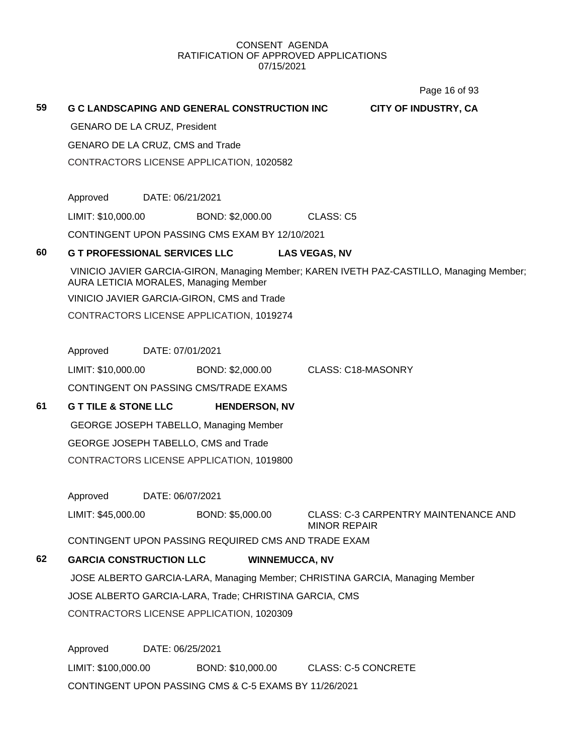CONSENT AGENDA
RATIFICATION OF APPROVED APPLICATIONS
07/15/2021

**59 G C LANDSCAPING AND GENERAL CONSTRUCTION INC — CITY OF INDUSTRY, CA**

GENARO DE LA CRUZ, President

GENARO DE LA CRUZ, CMS and Trade

CONTRACTORS LICENSE APPLICATION, 1020582

Approved DATE: 06/21/2021

LIMIT: $10,000.00 BOND: $2,000.00 CLASS: C5

CONTINGENT UPON PASSING CMS EXAM BY 12/10/2021

**60 G T PROFESSIONAL SERVICES LLC — LAS VEGAS, NV**

VINICIO JAVIER GARCIA-GIRON, Managing Member; KAREN IVETH PAZ-CASTILLO, Managing Member; AURA LETICIA MORALES, Managing Member

VINICIO JAVIER GARCIA-GIRON, CMS and Trade

CONTRACTORS LICENSE APPLICATION, 1019274

Approved DATE: 07/01/2021

LIMIT: $10,000.00 BOND: $2,000.00 CLASS: C18-MASONRY

CONTINGENT ON PASSING CMS/TRADE EXAMS

**61 G T TILE & STONE LLC — HENDERSON, NV**

GEORGE JOSEPH TABELLO, Managing Member

GEORGE JOSEPH TABELLO, CMS and Trade

CONTRACTORS LICENSE APPLICATION, 1019800

Approved DATE: 06/07/2021

LIMIT: $45,000.00 BOND: $5,000.00 CLASS: C-3 CARPENTRY MAINTENANCE AND MINOR REPAIR

CONTINGENT UPON PASSING REQUIRED CMS AND TRADE EXAM

**62 GARCIA CONSTRUCTION LLC — WINNEMUCCA, NV**

JOSE ALBERTO GARCIA-LARA, Managing Member; CHRISTINA GARCIA, Managing Member

JOSE ALBERTO GARCIA-LARA, Trade; CHRISTINA GARCIA, CMS

CONTRACTORS LICENSE APPLICATION, 1020309

Approved DATE: 06/25/2021

LIMIT: $100,000.00 BOND: $10,000.00 CLASS: C-5 CONCRETE

CONTINGENT UPON PASSING CMS & C-5 EXAMS BY 11/26/2021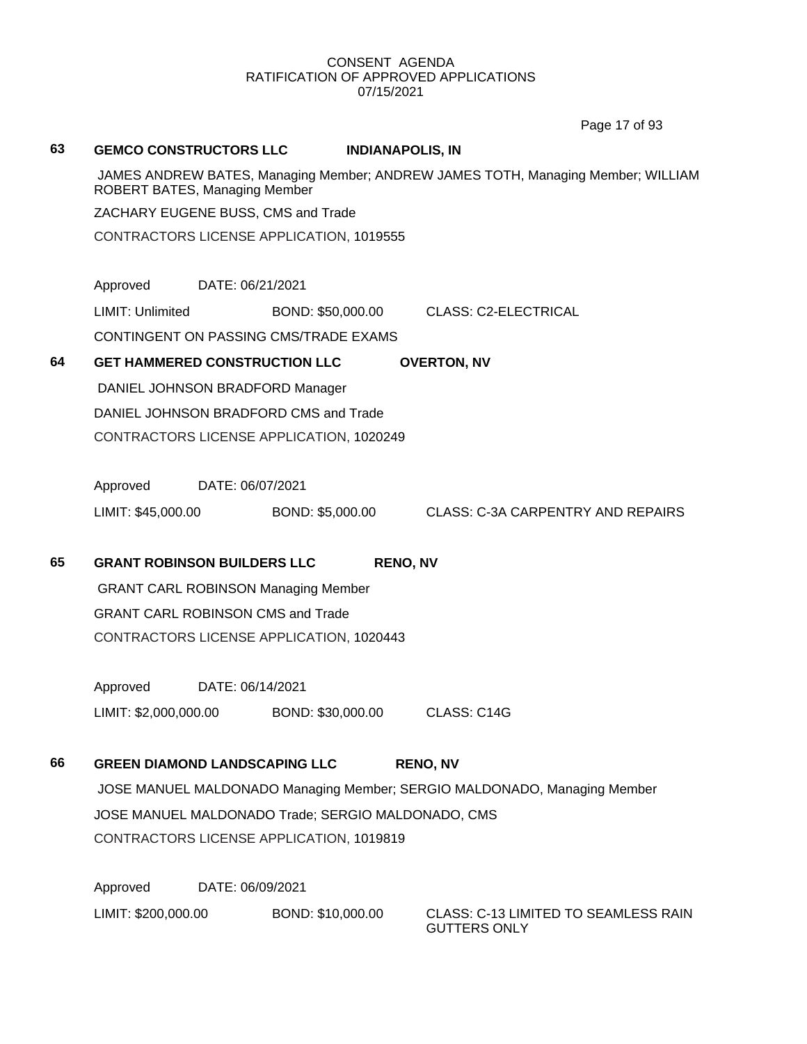CONSENT AGENDA
RATIFICATION OF APPROVED APPLICATIONS
07/15/2021

**63 GEMCO CONSTRUCTORS LLC** **INDIANAPOLIS, IN**

JAMES ANDREW BATES, Managing Member; ANDREW JAMES TOTH, Managing Member; WILLIAM ROBERT BATES, Managing Member

ZACHARY EUGENE BUSS, CMS and Trade

CONTRACTORS LICENSE APPLICATION, 1019555

Approved DATE: 06/21/2021

LIMIT: Unlimited BOND: $50,000.00 CLASS: C2-ELECTRICAL

CONTINGENT ON PASSING CMS/TRADE EXAMS

**64 GET HAMMERED CONSTRUCTION LLC** **OVERTON, NV**

DANIEL JOHNSON BRADFORD Manager

DANIEL JOHNSON BRADFORD CMS and Trade

CONTRACTORS LICENSE APPLICATION, 1020249

Approved DATE: 06/07/2021

LIMIT: $45,000.00 BOND: $5,000.00 CLASS: C-3A CARPENTRY AND REPAIRS

**65 GRANT ROBINSON BUILDERS LLC** **RENO, NV**

GRANT CARL ROBINSON Managing Member

GRANT CARL ROBINSON CMS and Trade

CONTRACTORS LICENSE APPLICATION, 1020443

Approved DATE: 06/14/2021

LIMIT: $2,000,000.00 BOND: $30,000.00 CLASS: C14G

**66 GREEN DIAMOND LANDSCAPING LLC** **RENO, NV**

JOSE MANUEL MALDONADO Managing Member; SERGIO MALDONADO, Managing Member

JOSE MANUEL MALDONADO Trade; SERGIO MALDONADO, CMS

CONTRACTORS LICENSE APPLICATION, 1019819

Approved DATE: 06/09/2021

LIMIT: $200,000.00 BOND: $10,000.00 CLASS: C-13 LIMITED TO SEAMLESS RAIN GUTTERS ONLY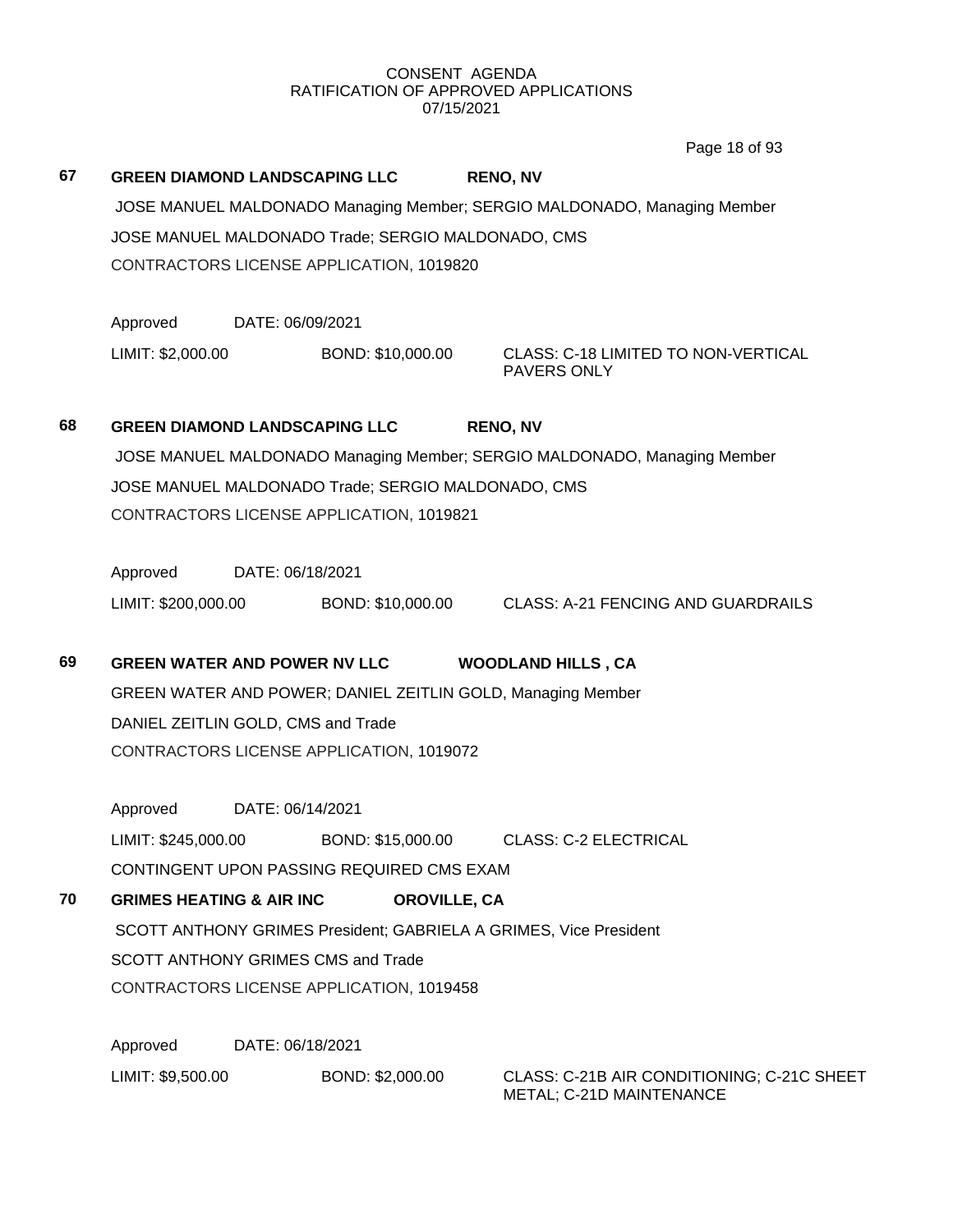CONSENT AGENDA
RATIFICATION OF APPROVED APPLICATIONS
07/15/2021

**67 GREEN DIAMOND LANDSCAPING LLC RENO, NV**

JOSE MANUEL MALDONADO Managing Member; SERGIO MALDONADO, Managing Member

JOSE MANUEL MALDONADO Trade; SERGIO MALDONADO, CMS

CONTRACTORS LICENSE APPLICATION, 1019820

Approved DATE: 06/09/2021

LIMIT: $2,000.00 BOND: $10,000.00 CLASS: C-18 LIMITED TO NON-VERTICAL PAVERS ONLY

**68 GREEN DIAMOND LANDSCAPING LLC RENO, NV**

JOSE MANUEL MALDONADO Managing Member; SERGIO MALDONADO, Managing Member

JOSE MANUEL MALDONADO Trade; SERGIO MALDONADO, CMS

CONTRACTORS LICENSE APPLICATION, 1019821

Approved DATE: 06/18/2021

LIMIT: $200,000.00 BOND: $10,000.00 CLASS: A-21 FENCING AND GUARDRAILS

**69 GREEN WATER AND POWER NV LLC WOODLAND HILLS , CA**

GREEN WATER AND POWER; DANIEL ZEITLIN GOLD, Managing Member

DANIEL ZEITLIN GOLD, CMS and Trade

CONTRACTORS LICENSE APPLICATION, 1019072

Approved DATE: 06/14/2021

LIMIT: $245,000.00 BOND: $15,000.00 CLASS: C-2 ELECTRICAL

CONTINGENT UPON PASSING REQUIRED CMS EXAM

**70 GRIMES HEATING & AIR INC OROVILLE, CA**

SCOTT ANTHONY GRIMES President; GABRIELA A GRIMES, Vice President

SCOTT ANTHONY GRIMES CMS and Trade

CONTRACTORS LICENSE APPLICATION, 1019458

Approved DATE: 06/18/2021

LIMIT: $9,500.00 BOND: $2,000.00 CLASS: C-21B AIR CONDITIONING; C-21C SHEET METAL; C-21D MAINTENANCE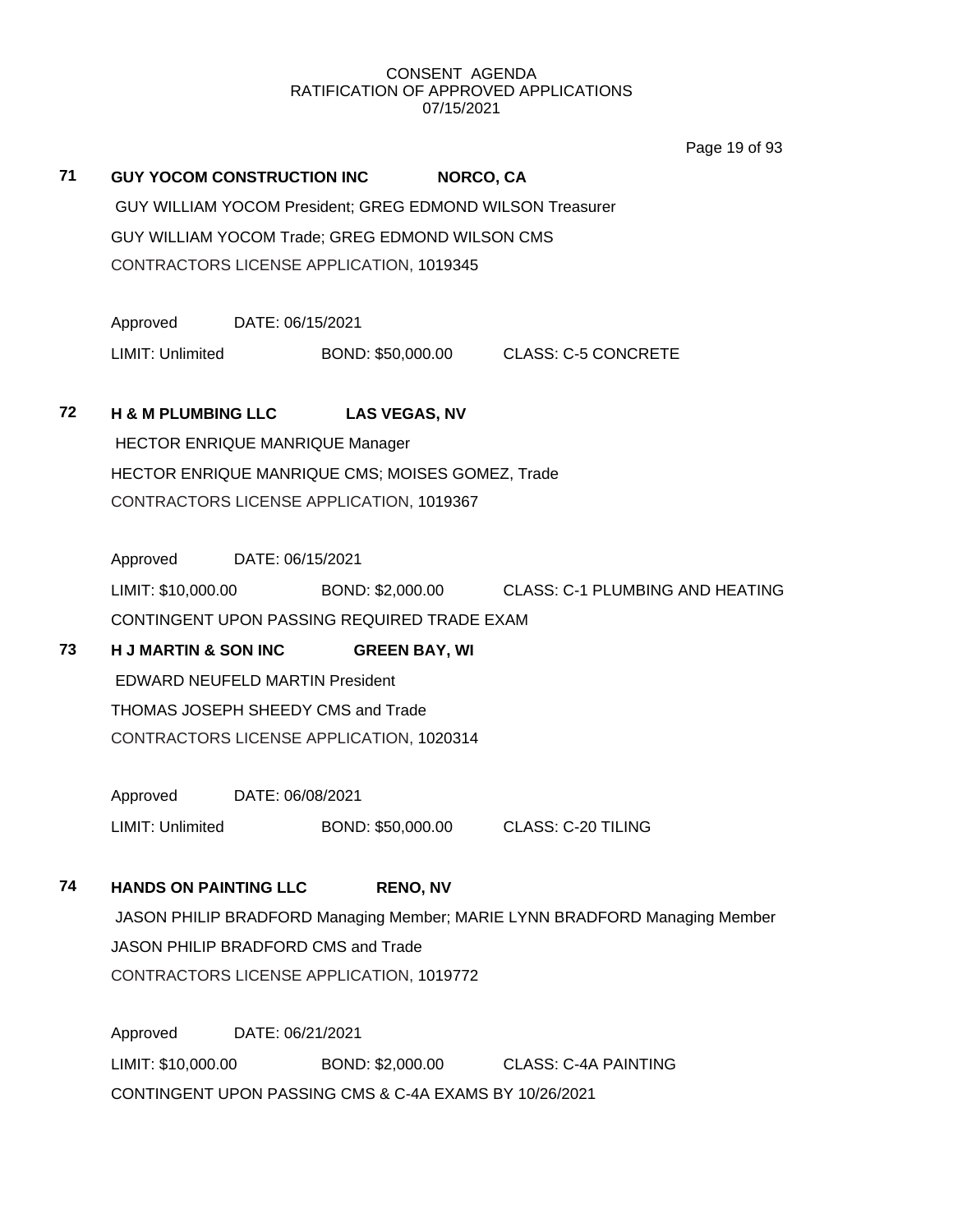CONSENT AGENDA
RATIFICATION OF APPROVED APPLICATIONS
07/15/2021

**71 GUY YOCOM CONSTRUCTION INC — NORCO, CA**

GUY WILLIAM YOCOM President; GREG EDMOND WILSON Treasurer
GUY WILLIAM YOCOM Trade; GREG EDMOND WILSON CMS
CONTRACTORS LICENSE APPLICATION, 1019345

Approved DATE: 06/15/2021
LIMIT: Unlimited BOND: $50,000.00 CLASS: C-5 CONCRETE

**72 H & M PLUMBING LLC — LAS VEGAS, NV**

HECTOR ENRIQUE MANRIQUE Manager
HECTOR ENRIQUE MANRIQUE CMS; MOISES GOMEZ, Trade
CONTRACTORS LICENSE APPLICATION, 1019367

Approved DATE: 06/15/2021
LIMIT: $10,000.00 BOND: $2,000.00 CLASS: C-1 PLUMBING AND HEATING
CONTINGENT UPON PASSING REQUIRED TRADE EXAM

**73 H J MARTIN & SON INC — GREEN BAY, WI**

EDWARD NEUFELD MARTIN President
THOMAS JOSEPH SHEEDY CMS and Trade
CONTRACTORS LICENSE APPLICATION, 1020314

Approved DATE: 06/08/2021
LIMIT: Unlimited BOND: $50,000.00 CLASS: C-20 TILING

**74 HANDS ON PAINTING LLC — RENO, NV**

JASON PHILIP BRADFORD Managing Member; MARIE LYNN BRADFORD Managing Member
JASON PHILIP BRADFORD CMS and Trade
CONTRACTORS LICENSE APPLICATION, 1019772

Approved DATE: 06/21/2021
LIMIT: $10,000.00 BOND: $2,000.00 CLASS: C-4A PAINTING
CONTINGENT UPON PASSING CMS & C-4A EXAMS BY 10/26/2021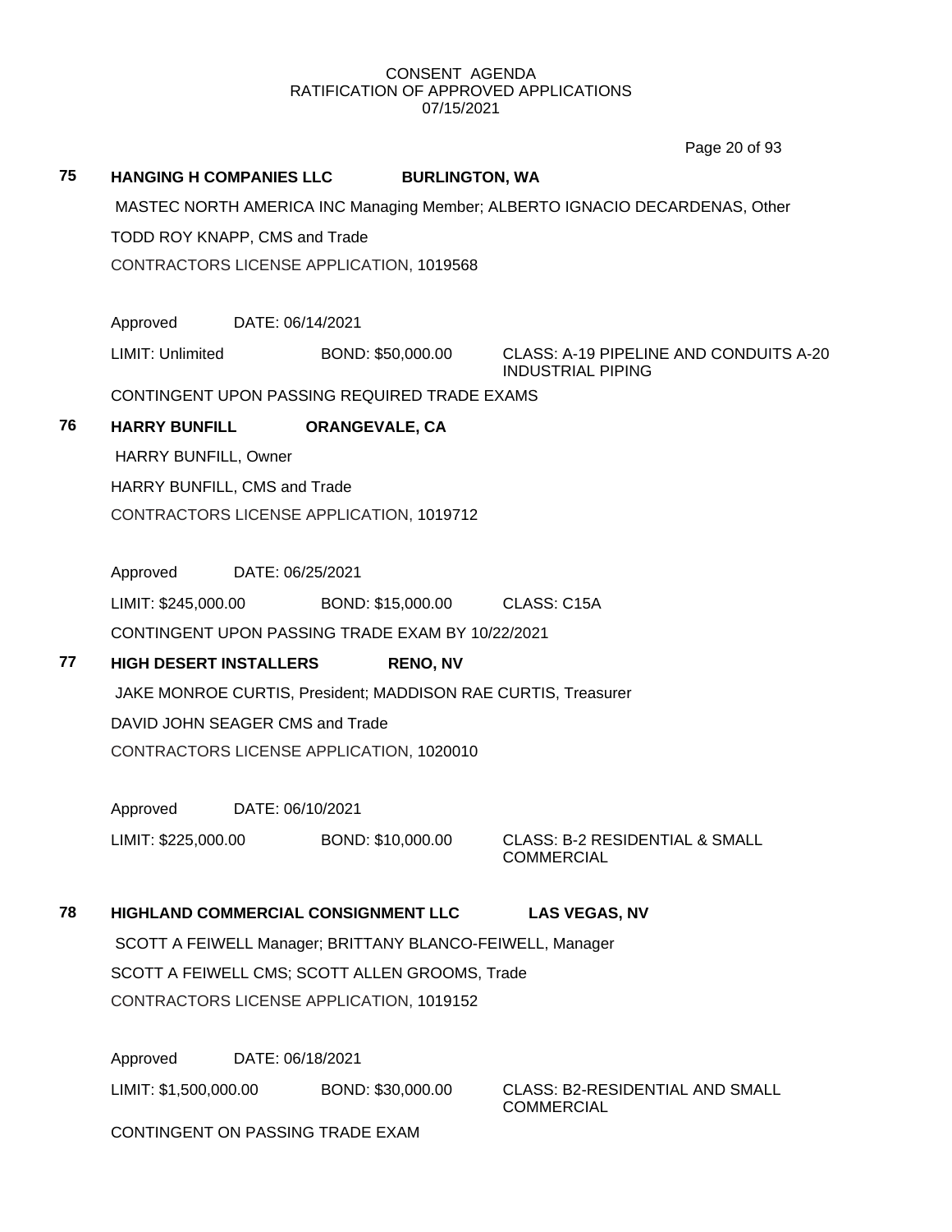CONSENT AGENDA
RATIFICATION OF APPROVED APPLICATIONS
07/15/2021

**75 HANGING H COMPANIES LLC BURLINGTON, WA**

MASTEC NORTH AMERICA INC Managing Member; ALBERTO IGNACIO DECARDENAS, Other

TODD ROY KNAPP, CMS and Trade

CONTRACTORS LICENSE APPLICATION, 1019568

Approved DATE: 06/14/2021

LIMIT: Unlimited BOND: $50,000.00 CLASS: A-19 PIPELINE AND CONDUITS A-20 INDUSTRIAL PIPING

CONTINGENT UPON PASSING REQUIRED TRADE EXAMS

**76 HARRY BUNFILL ORANGEVALE, CA**

HARRY BUNFILL, Owner

HARRY BUNFILL, CMS and Trade

CONTRACTORS LICENSE APPLICATION, 1019712

Approved DATE: 06/25/2021

LIMIT: $245,000.00 BOND: $15,000.00 CLASS: C15A

CONTINGENT UPON PASSING TRADE EXAM BY 10/22/2021

**77 HIGH DESERT INSTALLERS RENO, NV**

JAKE MONROE CURTIS, President; MADDISON RAE CURTIS, Treasurer

DAVID JOHN SEAGER CMS and Trade

CONTRACTORS LICENSE APPLICATION, 1020010

Approved DATE: 06/10/2021

LIMIT: $225,000.00 BOND: $10,000.00 CLASS: B-2 RESIDENTIAL & SMALL COMMERCIAL

**78 HIGHLAND COMMERCIAL CONSIGNMENT LLC LAS VEGAS, NV**

SCOTT A FEIWELL Manager; BRITTANY BLANCO-FEIWELL, Manager

SCOTT A FEIWELL CMS; SCOTT ALLEN GROOMS, Trade

CONTRACTORS LICENSE APPLICATION, 1019152

Approved DATE: 06/18/2021

LIMIT: $1,500,000.00 BOND: $30,000.00 CLASS: B2-RESIDENTIAL AND SMALL COMMERCIAL

CONTINGENT ON PASSING TRADE EXAM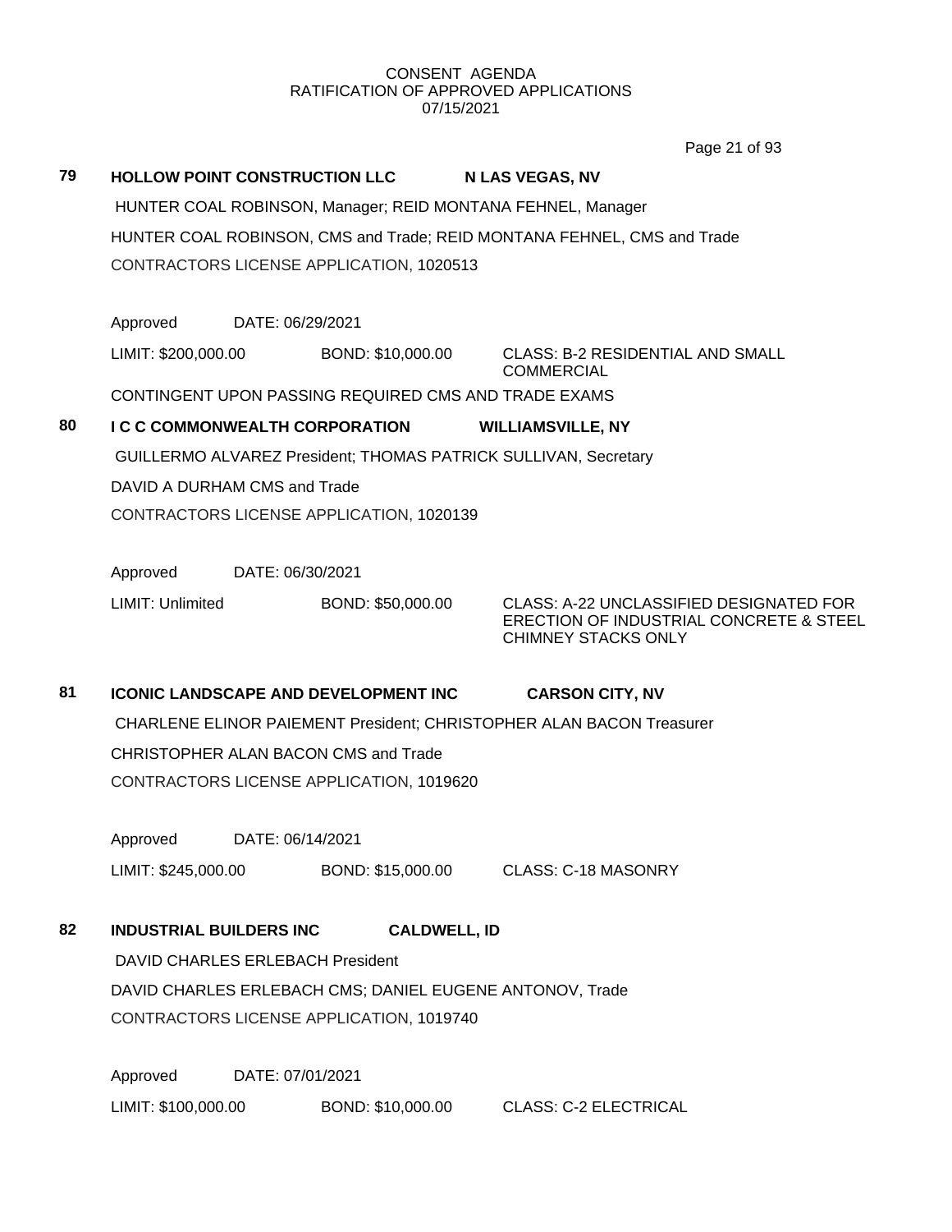CONSENT AGENDA
RATIFICATION OF APPROVED APPLICATIONS
07/15/2021

**79 HOLLOW POINT CONSTRUCTION LLC — N LAS VEGAS, NV**

HUNTER COAL ROBINSON, Manager; REID MONTANA FEHNEL, Manager

HUNTER COAL ROBINSON, CMS and Trade; REID MONTANA FEHNEL, CMS and Trade

CONTRACTORS LICENSE APPLICATION, 1020513

Approved DATE: 06/29/2021

LIMIT: $200,000.00 BOND: $10,000.00 CLASS: B-2 RESIDENTIAL AND SMALL COMMERCIAL

CONTINGENT UPON PASSING REQUIRED CMS AND TRADE EXAMS

**80 I C C COMMONWEALTH CORPORATION — WILLIAMSVILLE, NY**

GUILLERMO ALVAREZ President; THOMAS PATRICK SULLIVAN, Secretary

DAVID A DURHAM CMS and Trade

CONTRACTORS LICENSE APPLICATION, 1020139

Approved DATE: 06/30/2021

LIMIT: Unlimited BOND: $50,000.00 CLASS: A-22 UNCLASSIFIED DESIGNATED FOR ERECTION OF INDUSTRIAL CONCRETE & STEEL CHIMNEY STACKS ONLY

**81 ICONIC LANDSCAPE AND DEVELOPMENT INC — CARSON CITY, NV**

CHARLENE ELINOR PAIEMENT President; CHRISTOPHER ALAN BACON Treasurer

CHRISTOPHER ALAN BACON CMS and Trade

CONTRACTORS LICENSE APPLICATION, 1019620

Approved DATE: 06/14/2021

LIMIT: $245,000.00 BOND: $15,000.00 CLASS: C-18 MASONRY

**82 INDUSTRIAL BUILDERS INC — CALDWELL, ID**

DAVID CHARLES ERLEBACH President

DAVID CHARLES ERLEBACH CMS; DANIEL EUGENE ANTONOV, Trade

CONTRACTORS LICENSE APPLICATION, 1019740

Approved DATE: 07/01/2021

LIMIT: $100,000.00 BOND: $10,000.00 CLASS: C-2 ELECTRICAL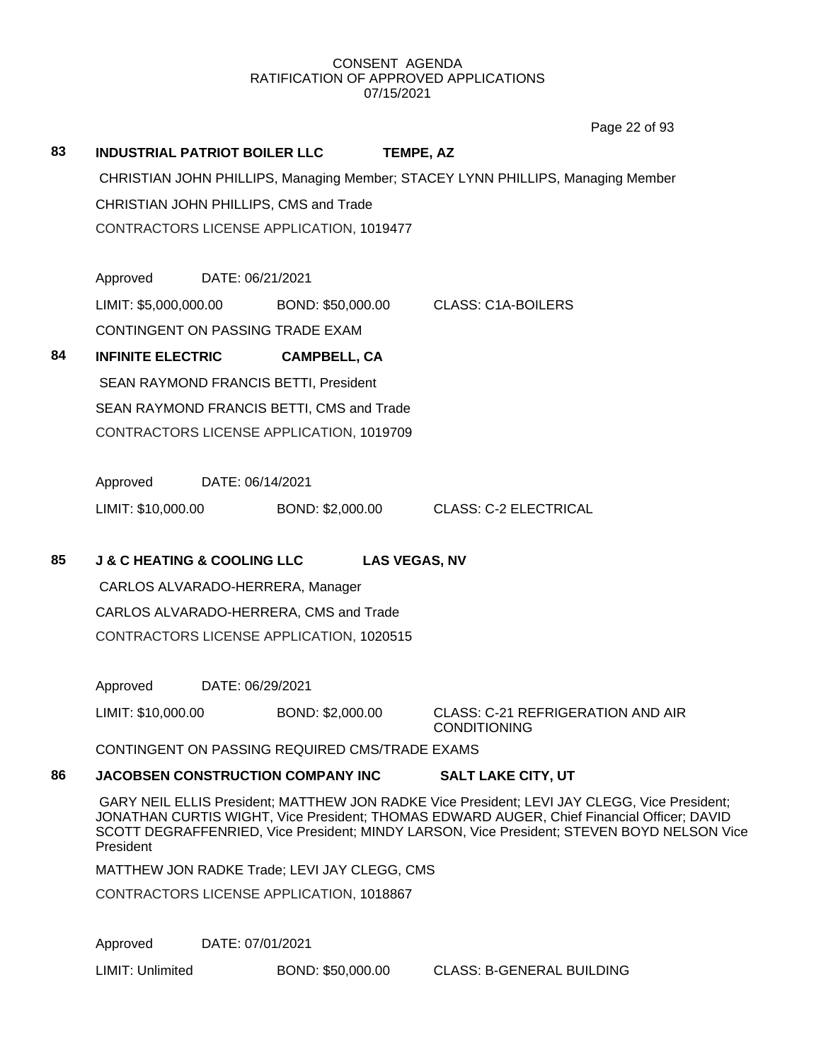CONSENT AGENDA
RATIFICATION OF APPROVED APPLICATIONS
07/15/2021

**83 INDUSTRIAL PATRIOT BOILER LLC TEMPE, AZ**

CHRISTIAN JOHN PHILLIPS, Managing Member; STACEY LYNN PHILLIPS, Managing Member

CHRISTIAN JOHN PHILLIPS, CMS and Trade

CONTRACTORS LICENSE APPLICATION, 1019477

Approved DATE: 06/21/2021

LIMIT: $5,000,000.00 BOND: $50,000.00 CLASS: C1A-BOILERS

CONTINGENT ON PASSING TRADE EXAM

**84 INFINITE ELECTRIC CAMPBELL, CA**

SEAN RAYMOND FRANCIS BETTI, President

SEAN RAYMOND FRANCIS BETTI, CMS and Trade

CONTRACTORS LICENSE APPLICATION, 1019709

Approved DATE: 06/14/2021

LIMIT: $10,000.00 BOND: $2,000.00 CLASS: C-2 ELECTRICAL

**85 J & C HEATING & COOLING LLC LAS VEGAS, NV**

CARLOS ALVARADO-HERRERA, Manager

CARLOS ALVARADO-HERRERA, CMS and Trade

CONTRACTORS LICENSE APPLICATION, 1020515

Approved DATE: 06/29/2021

LIMIT: $10,000.00 BOND: $2,000.00 CLASS: C-21 REFRIGERATION AND AIR CONDITIONING

CONTINGENT ON PASSING REQUIRED CMS/TRADE EXAMS

**86 JACOBSEN CONSTRUCTION COMPANY INC SALT LAKE CITY, UT**

GARY NEIL ELLIS President; MATTHEW JON RADKE Vice President; LEVI JAY CLEGG, Vice President; JONATHAN CURTIS WIGHT, Vice President; THOMAS EDWARD AUGER, Chief Financial Officer; DAVID SCOTT DEGRAFFENRIED, Vice President; MINDY LARSON, Vice President; STEVEN BOYD NELSON Vice President

MATTHEW JON RADKE Trade; LEVI JAY CLEGG, CMS

CONTRACTORS LICENSE APPLICATION, 1018867

Approved DATE: 07/01/2021

LIMIT: Unlimited BOND: $50,000.00 CLASS: B-GENERAL BUILDING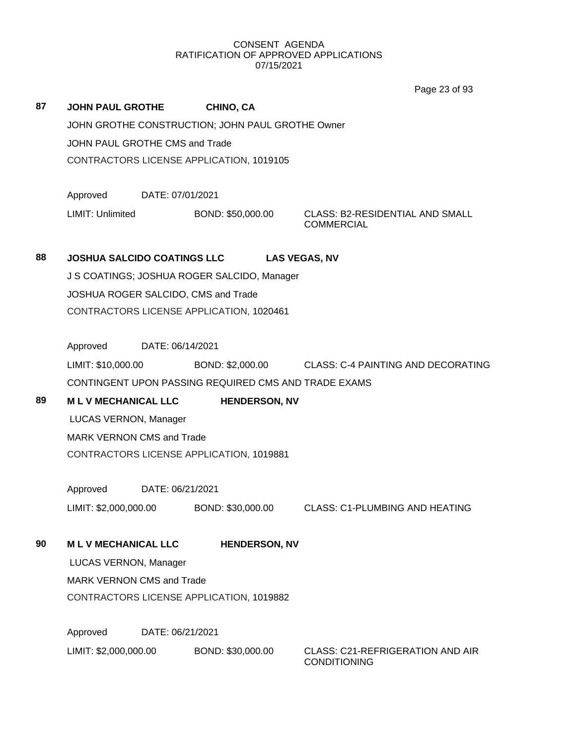CONSENT AGENDA
RATIFICATION OF APPROVED APPLICATIONS
07/15/2021

**87 JOHN PAUL GROTHE CHINO, CA**

JOHN GROTHE CONSTRUCTION; JOHN PAUL GROTHE Owner

JOHN PAUL GROTHE CMS and Trade

CONTRACTORS LICENSE APPLICATION, 1019105

Approved DATE: 07/01/2021

LIMIT: Unlimited BOND: $50,000.00 CLASS: B2-RESIDENTIAL AND SMALL COMMERCIAL

**88 JOSHUA SALCIDO COATINGS LLC LAS VEGAS, NV**

J S COATINGS; JOSHUA ROGER SALCIDO, Manager

JOSHUA ROGER SALCIDO, CMS and Trade

CONTRACTORS LICENSE APPLICATION, 1020461

Approved DATE: 06/14/2021

LIMIT: $10,000.00 BOND: $2,000.00 CLASS: C-4 PAINTING AND DECORATING

CONTINGENT UPON PASSING REQUIRED CMS AND TRADE EXAMS

**89 M L V MECHANICAL LLC HENDERSON, NV**

LUCAS VERNON, Manager

MARK VERNON CMS and Trade

CONTRACTORS LICENSE APPLICATION, 1019881

Approved DATE: 06/21/2021

LIMIT: $2,000,000.00 BOND: $30,000.00 CLASS: C1-PLUMBING AND HEATING

**90 M L V MECHANICAL LLC HENDERSON, NV**

LUCAS VERNON, Manager

MARK VERNON CMS and Trade

CONTRACTORS LICENSE APPLICATION, 1019882

Approved DATE: 06/21/2021

LIMIT: $2,000,000.00 BOND: $30,000.00 CLASS: C21-REFRIGERATION AND AIR CONDITIONING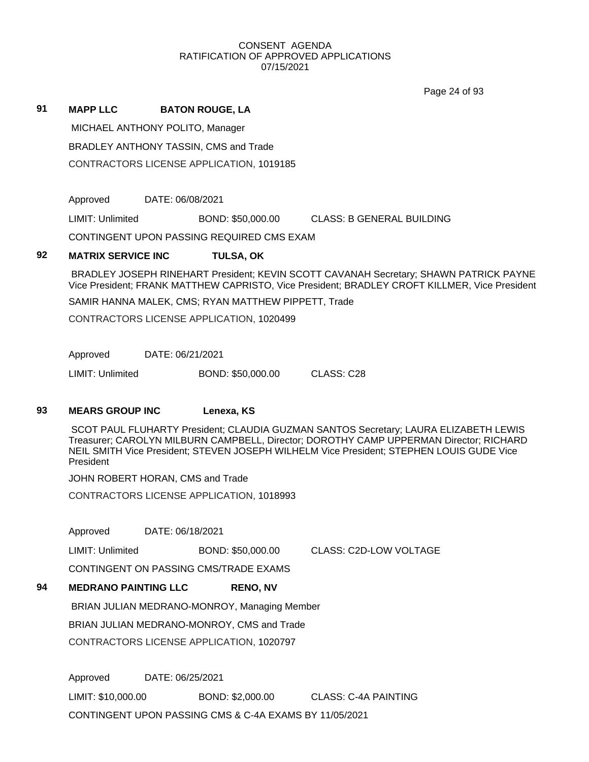CONSENT AGENDA
RATIFICATION OF APPROVED APPLICATIONS
07/15/2021

**91 MAPP LLC BATON ROUGE, LA**

MICHAEL ANTHONY POLITO, Manager

BRADLEY ANTHONY TASSIN, CMS and Trade

CONTRACTORS LICENSE APPLICATION, 1019185

Approved DATE: 06/08/2021

LIMIT: Unlimited BOND: $50,000.00 CLASS: B GENERAL BUILDING

CONTINGENT UPON PASSING REQUIRED CMS EXAM

**92 MATRIX SERVICE INC TULSA, OK**

BRADLEY JOSEPH RINEHART President; KEVIN SCOTT CAVANAH Secretary; SHAWN PATRICK PAYNE Vice President; FRANK MATTHEW CAPRISTO, Vice President; BRADLEY CROFT KILLMER, Vice President

SAMIR HANNA MALEK, CMS; RYAN MATTHEW PIPPETT, Trade

CONTRACTORS LICENSE APPLICATION, 1020499

Approved DATE: 06/21/2021

LIMIT: Unlimited BOND: $50,000.00 CLASS: C28

**93 MEARS GROUP INC Lenexa, KS**

SCOT PAUL FLUHARTY President; CLAUDIA GUZMAN SANTOS Secretary; LAURA ELIZABETH LEWIS Treasurer; CAROLYN MILBURN CAMPBELL, Director; DOROTHY CAMP UPPERMAN Director; RICHARD NEIL SMITH Vice President; STEVEN JOSEPH WILHELM Vice President; STEPHEN LOUIS GUDE Vice President

JOHN ROBERT HORAN, CMS and Trade

CONTRACTORS LICENSE APPLICATION, 1018993

Approved DATE: 06/18/2021

LIMIT: Unlimited BOND: $50,000.00 CLASS: C2D-LOW VOLTAGE

CONTINGENT ON PASSING CMS/TRADE EXAMS

**94 MEDRANO PAINTING LLC RENO, NV**

BRIAN JULIAN MEDRANO-MONROY, Managing Member

BRIAN JULIAN MEDRANO-MONROY, CMS and Trade

CONTRACTORS LICENSE APPLICATION, 1020797

Approved DATE: 06/25/2021

LIMIT: $10,000.00 BOND: $2,000.00 CLASS: C-4A PAINTING

CONTINGENT UPON PASSING CMS & C-4A EXAMS BY 11/05/2021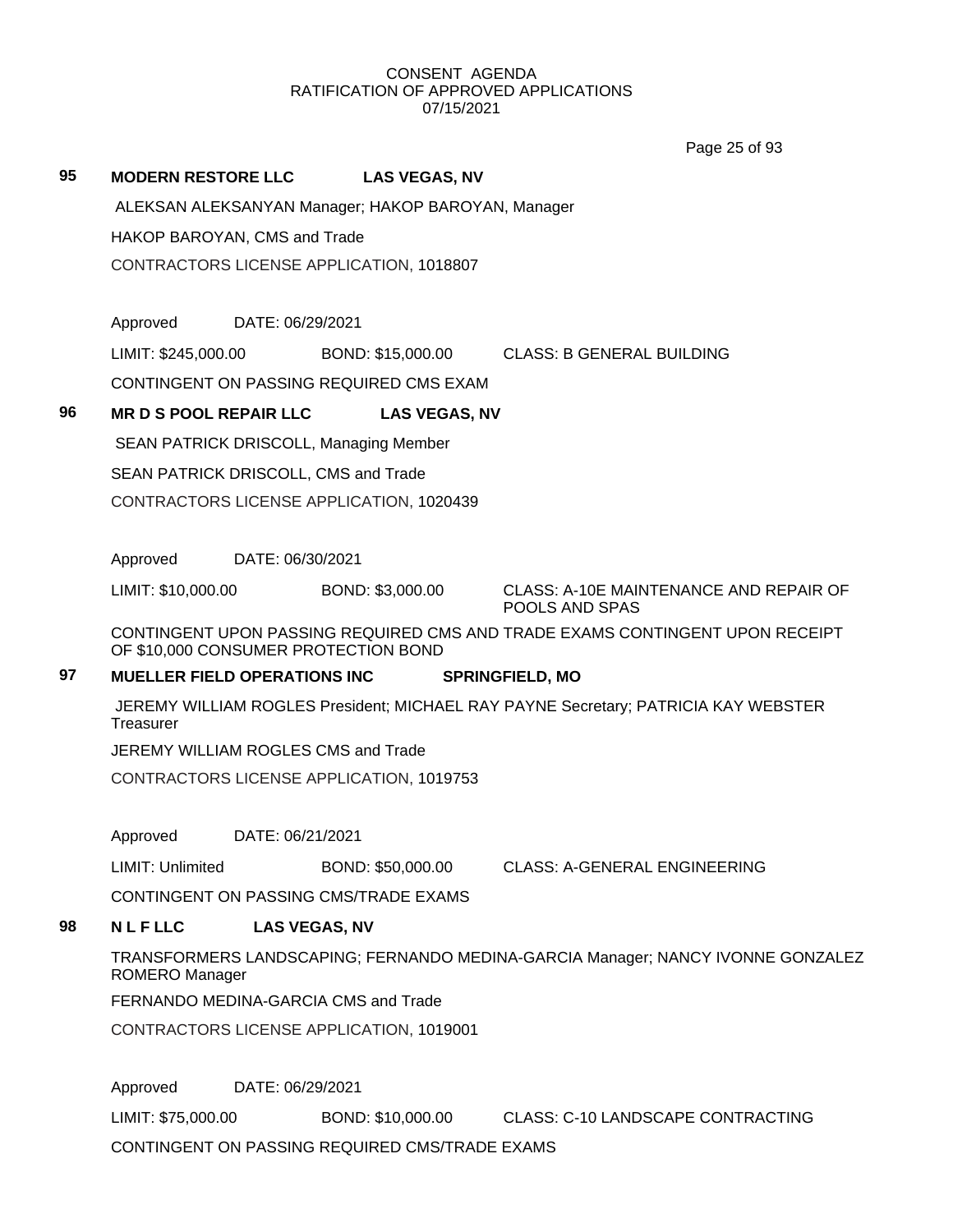CONSENT AGENDA
RATIFICATION OF APPROVED APPLICATIONS
07/15/2021

**95 MODERN RESTORE LLC LAS VEGAS, NV**

ALEKSAN ALEKSANYAN Manager; HAKOP BAROYAN, Manager

HAKOP BAROYAN, CMS and Trade

CONTRACTORS LICENSE APPLICATION, 1018807

Approved DATE: 06/29/2021

LIMIT: $245,000.00 BOND: $15,000.00 CLASS: B GENERAL BUILDING

CONTINGENT ON PASSING REQUIRED CMS EXAM

**96 MR D S POOL REPAIR LLC LAS VEGAS, NV**

SEAN PATRICK DRISCOLL, Managing Member

SEAN PATRICK DRISCOLL, CMS and Trade

CONTRACTORS LICENSE APPLICATION, 1020439

Approved DATE: 06/30/2021

LIMIT: $10,000.00 BOND: $3,000.00 CLASS: A-10E MAINTENANCE AND REPAIR OF POOLS AND SPAS

CONTINGENT UPON PASSING REQUIRED CMS AND TRADE EXAMS CONTINGENT UPON RECEIPT OF $10,000 CONSUMER PROTECTION BOND

**97 MUELLER FIELD OPERATIONS INC SPRINGFIELD, MO**

JEREMY WILLIAM ROGLES President; MICHAEL RAY PAYNE Secretary; PATRICIA KAY WEBSTER Treasurer

JEREMY WILLIAM ROGLES CMS and Trade

CONTRACTORS LICENSE APPLICATION, 1019753

Approved DATE: 06/21/2021

LIMIT: Unlimited BOND: $50,000.00 CLASS: A-GENERAL ENGINEERING

CONTINGENT ON PASSING CMS/TRADE EXAMS

**98 N L F LLC LAS VEGAS, NV**

TRANSFORMERS LANDSCAPING; FERNANDO MEDINA-GARCIA Manager; NANCY IVONNE GONZALEZ ROMERO Manager

FERNANDO MEDINA-GARCIA CMS and Trade

CONTRACTORS LICENSE APPLICATION, 1019001

Approved DATE: 06/29/2021

LIMIT: $75,000.00 BOND: $10,000.00 CLASS: C-10 LANDSCAPE CONTRACTING

CONTINGENT ON PASSING REQUIRED CMS/TRADE EXAMS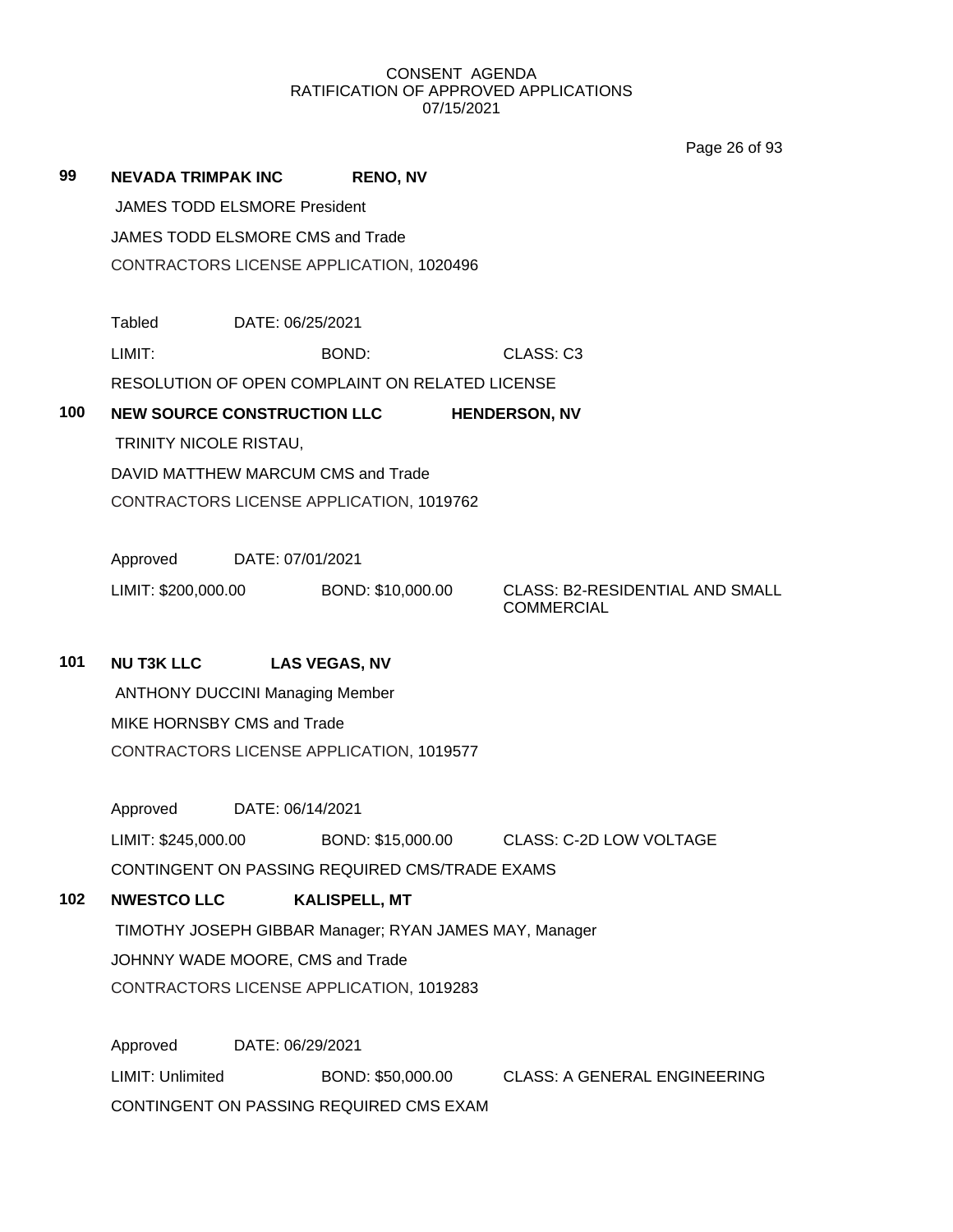CONSENT AGENDA
RATIFICATION OF APPROVED APPLICATIONS
07/15/2021

**99** **NEVADA TRIMPAK INC** **RENO, NV**

JAMES TODD ELSMORE President

JAMES TODD ELSMORE CMS and Trade

CONTRACTORS LICENSE APPLICATION, 1020496

Tabled DATE: 06/25/2021

LIMIT: BOND: CLASS: C3

RESOLUTION OF OPEN COMPLAINT ON RELATED LICENSE

**100** **NEW SOURCE CONSTRUCTION LLC** **HENDERSON, NV**

TRINITY NICOLE RISTAU,

DAVID MATTHEW MARCUM CMS and Trade

CONTRACTORS LICENSE APPLICATION, 1019762

Approved DATE: 07/01/2021

LIMIT: $200,000.00 BOND: $10,000.00 CLASS: B2-RESIDENTIAL AND SMALL COMMERCIAL

**101** **NU T3K LLC** **LAS VEGAS, NV**

ANTHONY DUCCINI Managing Member

MIKE HORNSBY CMS and Trade

CONTRACTORS LICENSE APPLICATION, 1019577

Approved DATE: 06/14/2021

LIMIT: $245,000.00 BOND: $15,000.00 CLASS: C-2D LOW VOLTAGE

CONTINGENT ON PASSING REQUIRED CMS/TRADE EXAMS

**102** **NWESTCO LLC** **KALISPELL, MT**

TIMOTHY JOSEPH GIBBAR Manager; RYAN JAMES MAY, Manager

JOHNNY WADE MOORE, CMS and Trade

CONTRACTORS LICENSE APPLICATION, 1019283

Approved DATE: 06/29/2021

LIMIT: Unlimited BOND: $50,000.00 CLASS: A GENERAL ENGINEERING

CONTINGENT ON PASSING REQUIRED CMS EXAM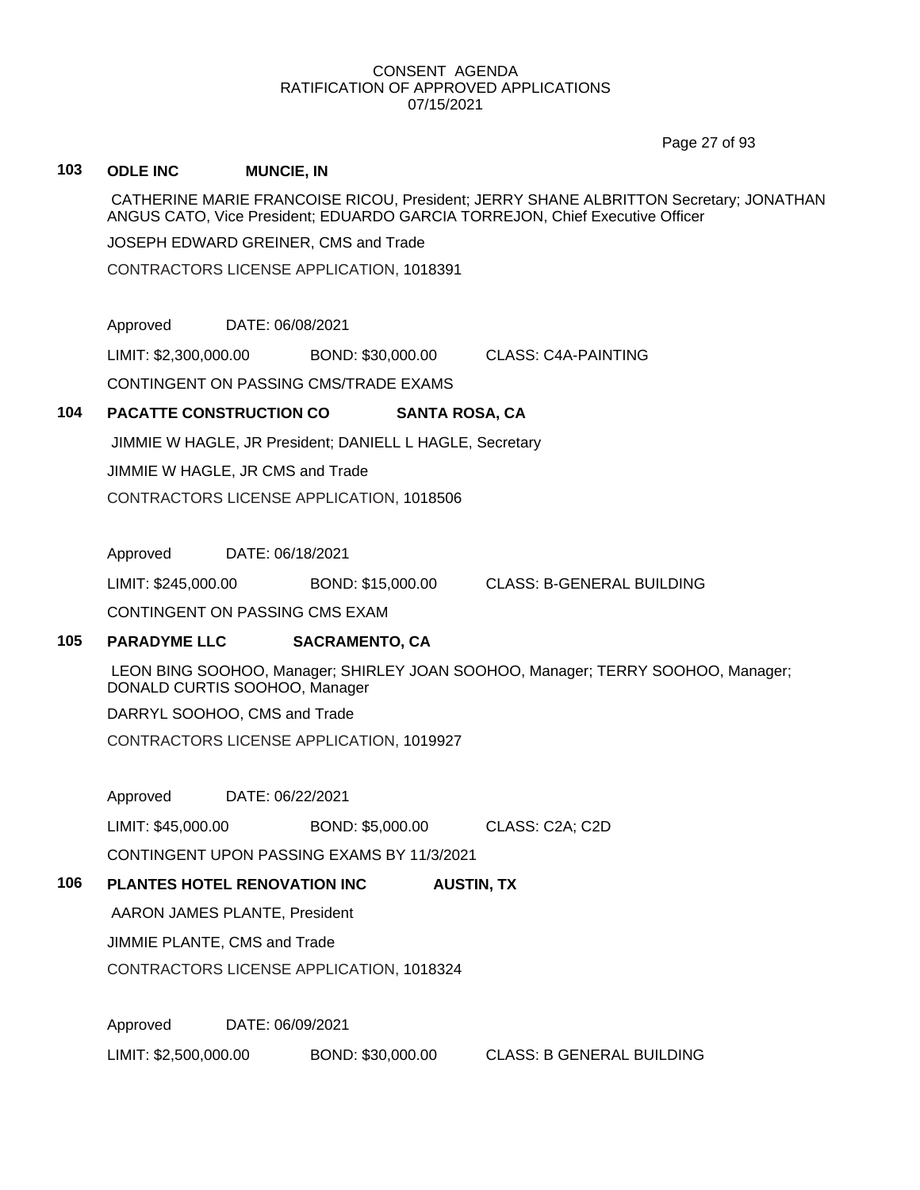CONSENT AGENDA
RATIFICATION OF APPROVED APPLICATIONS
07/15/2021

**103 ODLE INC MUNCIE, IN**

CATHERINE MARIE FRANCOISE RICOU, President; JERRY SHANE ALBRITTON Secretary; JONATHAN ANGUS CATO, Vice President; EDUARDO GARCIA TORREJON, Chief Executive Officer

JOSEPH EDWARD GREINER, CMS and Trade

CONTRACTORS LICENSE APPLICATION, 1018391

Approved DATE: 06/08/2021

LIMIT: $2,300,000.00 BOND: $30,000.00 CLASS: C4A-PAINTING

CONTINGENT ON PASSING CMS/TRADE EXAMS

**104 PACATTE CONSTRUCTION CO SANTA ROSA, CA**

JIMMIE W HAGLE, JR President; DANIELL L HAGLE, Secretary

JIMMIE W HAGLE, JR CMS and Trade

CONTRACTORS LICENSE APPLICATION, 1018506

Approved DATE: 06/18/2021

LIMIT: $245,000.00 BOND: $15,000.00 CLASS: B-GENERAL BUILDING

CONTINGENT ON PASSING CMS EXAM

**105 PARADYME LLC SACRAMENTO, CA**

LEON BING SOOHOO, Manager; SHIRLEY JOAN SOOHOO, Manager; TERRY SOOHOO, Manager; DONALD CURTIS SOOHOO, Manager

DARRYL SOOHOO, CMS and Trade

CONTRACTORS LICENSE APPLICATION, 1019927

Approved DATE: 06/22/2021

LIMIT: $45,000.00 BOND: $5,000.00 CLASS: C2A; C2D

CONTINGENT UPON PASSING EXAMS BY 11/3/2021

**106 PLANTES HOTEL RENOVATION INC AUSTIN, TX**

AARON JAMES PLANTE, President

JIMMIE PLANTE, CMS and Trade

CONTRACTORS LICENSE APPLICATION, 1018324

Approved DATE: 06/09/2021

LIMIT: $2,500,000.00 BOND: $30,000.00 CLASS: B GENERAL BUILDING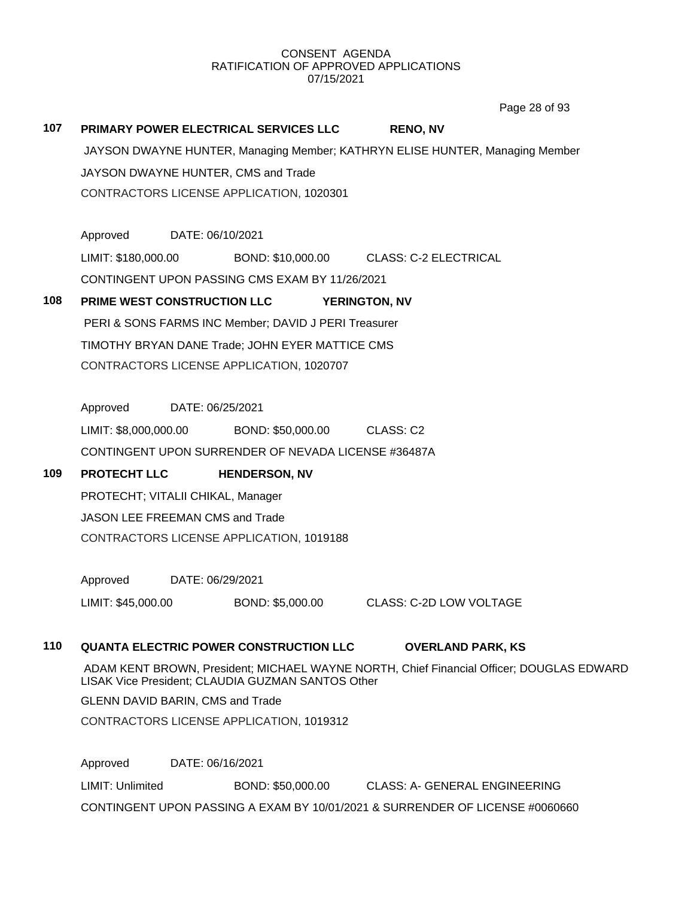CONSENT AGENDA
RATIFICATION OF APPROVED APPLICATIONS
07/15/2021

**107 PRIMARY POWER ELECTRICAL SERVICES LLC RENO, NV**

JAYSON DWAYNE HUNTER, Managing Member; KATHRYN ELISE HUNTER, Managing Member

JAYSON DWAYNE HUNTER, CMS and Trade

CONTRACTORS LICENSE APPLICATION, 1020301

Approved DATE: 06/10/2021

LIMIT: $180,000.00 BOND: $10,000.00 CLASS: C-2 ELECTRICAL

CONTINGENT UPON PASSING CMS EXAM BY 11/26/2021

**108 PRIME WEST CONSTRUCTION LLC YERINGTON, NV**

PERI & SONS FARMS INC Member; DAVID J PERI Treasurer

TIMOTHY BRYAN DANE Trade; JOHN EYER MATTICE CMS

CONTRACTORS LICENSE APPLICATION, 1020707

Approved DATE: 06/25/2021

LIMIT: $8,000,000.00 BOND: $50,000.00 CLASS: C2

CONTINGENT UPON SURRENDER OF NEVADA LICENSE #36487A

**109 PROTECHT LLC HENDERSON, NV**

PROTECHT; VITALII CHIKAL, Manager

JASON LEE FREEMAN CMS and Trade

CONTRACTORS LICENSE APPLICATION, 1019188

Approved DATE: 06/29/2021

LIMIT: $45,000.00 BOND: $5,000.00 CLASS: C-2D LOW VOLTAGE

**110 QUANTA ELECTRIC POWER CONSTRUCTION LLC OVERLAND PARK, KS**

ADAM KENT BROWN, President; MICHAEL WAYNE NORTH, Chief Financial Officer; DOUGLAS EDWARD LISAK Vice President; CLAUDIA GUZMAN SANTOS Other

GLENN DAVID BARIN, CMS and Trade

CONTRACTORS LICENSE APPLICATION, 1019312

Approved DATE: 06/16/2021

LIMIT: Unlimited BOND: $50,000.00 CLASS: A- GENERAL ENGINEERING

CONTINGENT UPON PASSING A EXAM BY 10/01/2021 & SURRENDER OF LICENSE #0060660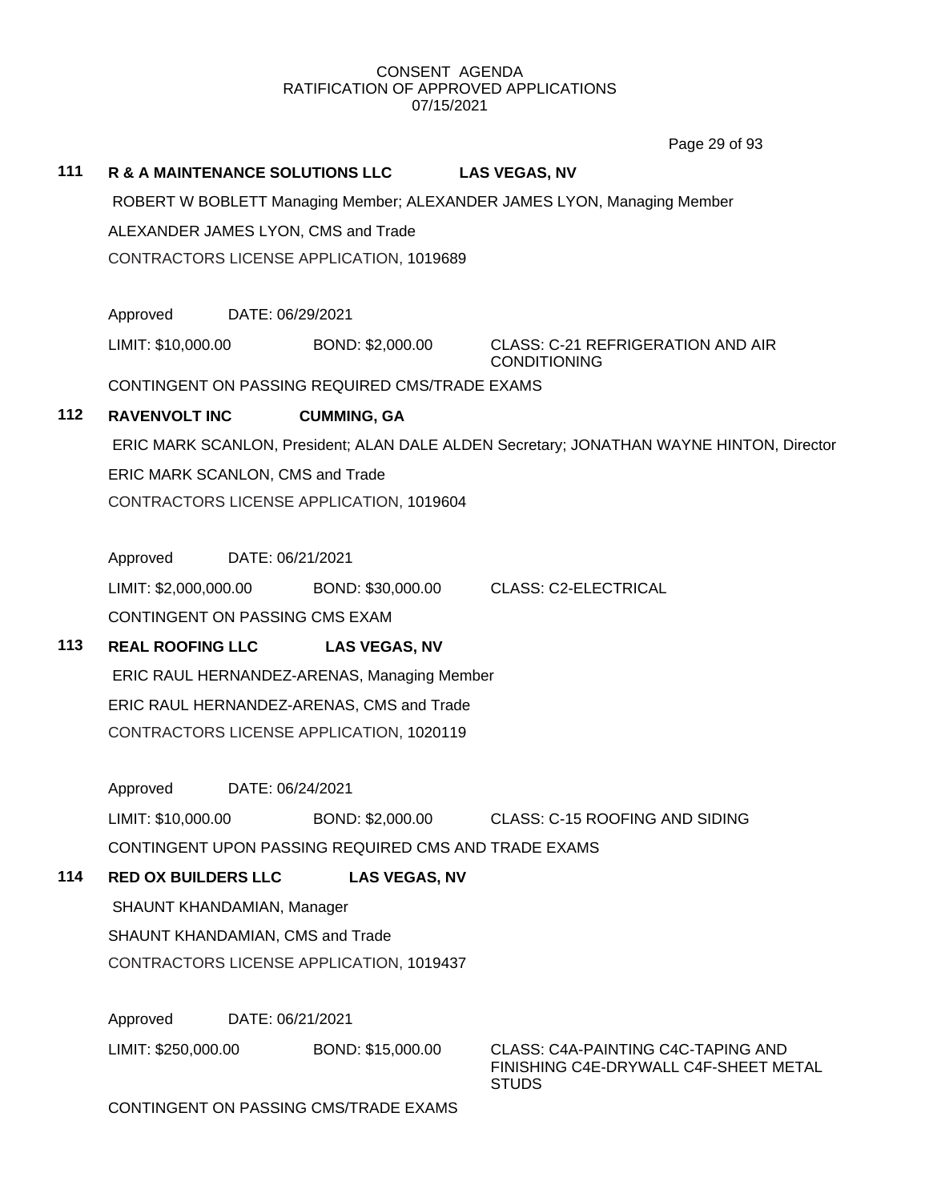CONSENT AGENDA
RATIFICATION OF APPROVED APPLICATIONS
07/15/2021

**111 R & A MAINTENANCE SOLUTIONS LLC LAS VEGAS, NV**

ROBERT W BOBLETT Managing Member; ALEXANDER JAMES LYON, Managing Member

ALEXANDER JAMES LYON, CMS and Trade

CONTRACTORS LICENSE APPLICATION, 1019689

Approved DATE: 06/29/2021

LIMIT: $10,000.00 BOND: $2,000.00 CLASS: C-21 REFRIGERATION AND AIR CONDITIONING

CONTINGENT ON PASSING REQUIRED CMS/TRADE EXAMS

**112 RAVENVOLT INC CUMMING, GA**

ERIC MARK SCANLON, President; ALAN DALE ALDEN Secretary; JONATHAN WAYNE HINTON, Director

ERIC MARK SCANLON, CMS and Trade

CONTRACTORS LICENSE APPLICATION, 1019604

Approved DATE: 06/21/2021

LIMIT: $2,000,000.00 BOND: $30,000.00 CLASS: C2-ELECTRICAL

CONTINGENT ON PASSING CMS EXAM

**113 REAL ROOFING LLC LAS VEGAS, NV**

ERIC RAUL HERNANDEZ-ARENAS, Managing Member

ERIC RAUL HERNANDEZ-ARENAS, CMS and Trade

CONTRACTORS LICENSE APPLICATION, 1020119

Approved DATE: 06/24/2021

LIMIT: $10,000.00 BOND: $2,000.00 CLASS: C-15 ROOFING AND SIDING

CONTINGENT UPON PASSING REQUIRED CMS AND TRADE EXAMS

**114 RED OX BUILDERS LLC LAS VEGAS, NV**

SHAUNT KHANDAMIAN, Manager

SHAUNT KHANDAMIAN, CMS and Trade

CONTRACTORS LICENSE APPLICATION, 1019437

Approved DATE: 06/21/2021

LIMIT: $250,000.00 BOND: $15,000.00 CLASS: C4A-PAINTING C4C-TAPING AND FINISHING C4E-DRYWALL C4F-SHEET METAL STUDS

CONTINGENT ON PASSING CMS/TRADE EXAMS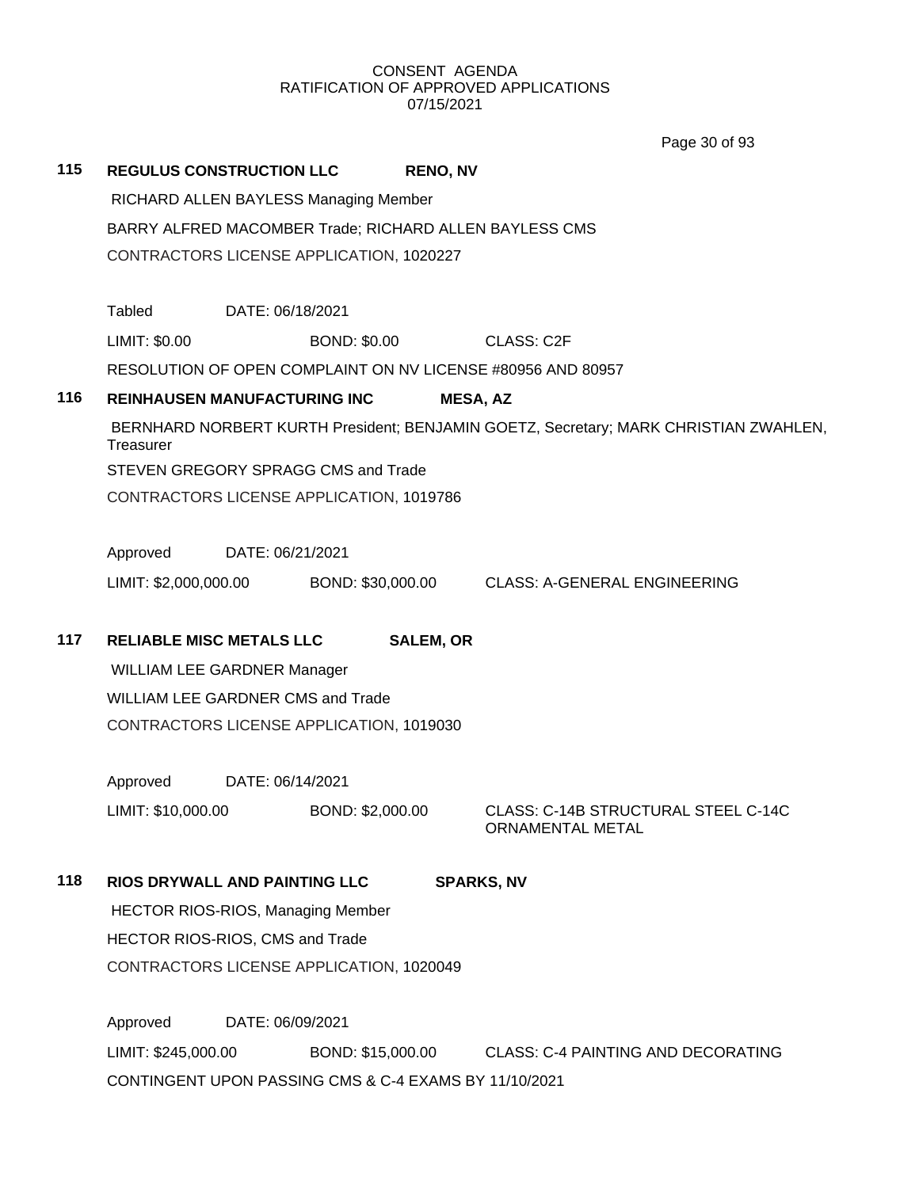CONSENT AGENDA
RATIFICATION OF APPROVED APPLICATIONS
07/15/2021

**115 REGULUS CONSTRUCTION LLC** **RENO, NV**

RICHARD ALLEN BAYLESS Managing Member

BARRY ALFRED MACOMBER Trade; RICHARD ALLEN BAYLESS CMS

CONTRACTORS LICENSE APPLICATION, 1020227

Tabled DATE: 06/18/2021

LIMIT: $0.00 BOND: $0.00 CLASS: C2F

RESOLUTION OF OPEN COMPLAINT ON NV LICENSE #80956 AND 80957

**116 REINHAUSEN MANUFACTURING INC** **MESA, AZ**

BERNHARD NORBERT KURTH President; BENJAMIN GOETZ, Secretary; MARK CHRISTIAN ZWAHLEN, Treasurer

STEVEN GREGORY SPRAGG CMS and Trade

CONTRACTORS LICENSE APPLICATION, 1019786

Approved DATE: 06/21/2021

LIMIT: $2,000,000.00 BOND: $30,000.00 CLASS: A-GENERAL ENGINEERING

**117 RELIABLE MISC METALS LLC** **SALEM, OR**

WILLIAM LEE GARDNER Manager

WILLIAM LEE GARDNER CMS and Trade

CONTRACTORS LICENSE APPLICATION, 1019030

Approved DATE: 06/14/2021

LIMIT: $10,000.00 BOND: $2,000.00 CLASS: C-14B STRUCTURAL STEEL C-14C ORNAMENTAL METAL

**118 RIOS DRYWALL AND PAINTING LLC** **SPARKS, NV**

HECTOR RIOS-RIOS, Managing Member

HECTOR RIOS-RIOS, CMS and Trade

CONTRACTORS LICENSE APPLICATION, 1020049

Approved DATE: 06/09/2021

LIMIT: $245,000.00 BOND: $15,000.00 CLASS: C-4 PAINTING AND DECORATING

CONTINGENT UPON PASSING CMS & C-4 EXAMS BY 11/10/2021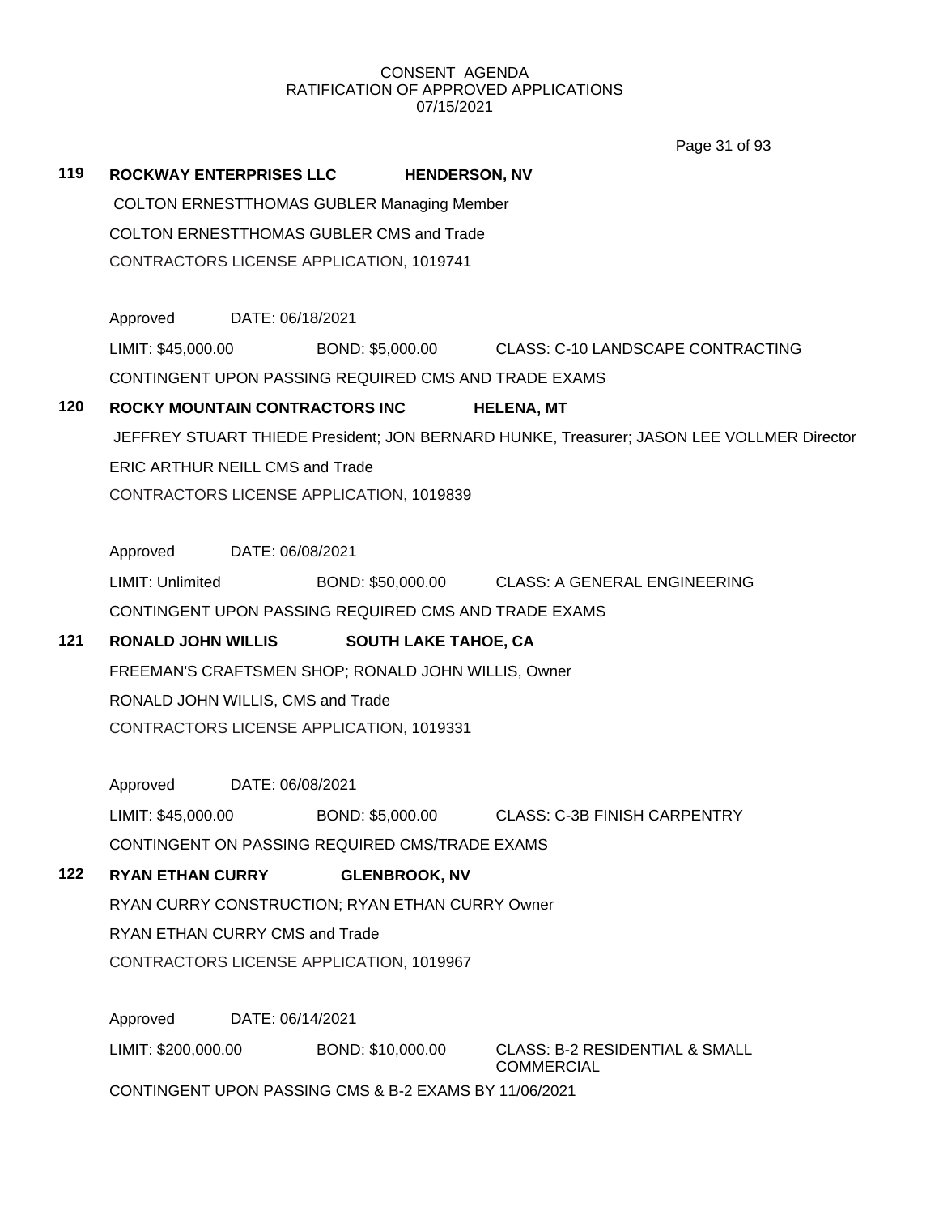CONSENT AGENDA
RATIFICATION OF APPROVED APPLICATIONS
07/15/2021

**119 ROCKWAY ENTERPRISES LLC HENDERSON, NV**

COLTON ERNESTTHOMAS GUBLER Managing Member

COLTON ERNESTTHOMAS GUBLER CMS and Trade

CONTRACTORS LICENSE APPLICATION, 1019741

Approved DATE: 06/18/2021

LIMIT: $45,000.00 BOND: $5,000.00 CLASS: C-10 LANDSCAPE CONTRACTING

CONTINGENT UPON PASSING REQUIRED CMS AND TRADE EXAMS

**120 ROCKY MOUNTAIN CONTRACTORS INC HELENA, MT**

JEFFREY STUART THIEDE President; JON BERNARD HUNKE, Treasurer; JASON LEE VOLLMER Director

ERIC ARTHUR NEILL CMS and Trade

CONTRACTORS LICENSE APPLICATION, 1019839

Approved DATE: 06/08/2021

LIMIT: Unlimited BOND: $50,000.00 CLASS: A GENERAL ENGINEERING

CONTINGENT UPON PASSING REQUIRED CMS AND TRADE EXAMS

**121 RONALD JOHN WILLIS SOUTH LAKE TAHOE, CA**

FREEMAN'S CRAFTSMEN SHOP; RONALD JOHN WILLIS, Owner

RONALD JOHN WILLIS, CMS and Trade

CONTRACTORS LICENSE APPLICATION, 1019331

Approved DATE: 06/08/2021

LIMIT: $45,000.00 BOND: $5,000.00 CLASS: C-3B FINISH CARPENTRY

CONTINGENT ON PASSING REQUIRED CMS/TRADE EXAMS

**122 RYAN ETHAN CURRY GLENBROOK, NV**

RYAN CURRY CONSTRUCTION; RYAN ETHAN CURRY Owner

RYAN ETHAN CURRY CMS and Trade

CONTRACTORS LICENSE APPLICATION, 1019967

Approved DATE: 06/14/2021

LIMIT: $200,000.00 BOND: $10,000.00 CLASS: B-2 RESIDENTIAL & SMALL COMMERCIAL

CONTINGENT UPON PASSING CMS & B-2 EXAMS BY 11/06/2021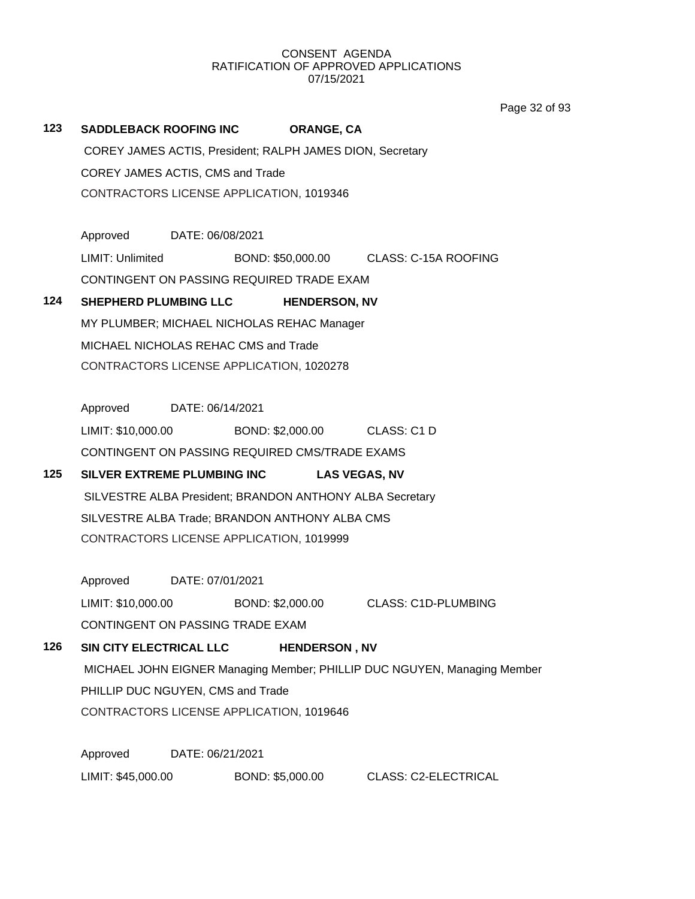CONSENT AGENDA
RATIFICATION OF APPROVED APPLICATIONS
07/15/2021

**123 SADDLEBACK ROOFING INC ORANGE, CA**

COREY JAMES ACTIS, President; RALPH JAMES DION, Secretary

COREY JAMES ACTIS, CMS and Trade

CONTRACTORS LICENSE APPLICATION, 1019346

Approved DATE: 06/08/2021

LIMIT: Unlimited BOND: $50,000.00 CLASS: C-15A ROOFING

CONTINGENT ON PASSING REQUIRED TRADE EXAM

**124 SHEPHERD PLUMBING LLC HENDERSON, NV**

MY PLUMBER; MICHAEL NICHOLAS REHAC Manager

MICHAEL NICHOLAS REHAC CMS and Trade

CONTRACTORS LICENSE APPLICATION, 1020278

Approved DATE: 06/14/2021

LIMIT: $10,000.00 BOND: $2,000.00 CLASS: C1 D

CONTINGENT ON PASSING REQUIRED CMS/TRADE EXAMS

**125 SILVER EXTREME PLUMBING INC LAS VEGAS, NV**

SILVESTRE ALBA President; BRANDON ANTHONY ALBA Secretary

SILVESTRE ALBA Trade; BRANDON ANTHONY ALBA CMS

CONTRACTORS LICENSE APPLICATION, 1019999

Approved DATE: 07/01/2021

LIMIT: $10,000.00 BOND: $2,000.00 CLASS: C1D-PLUMBING

CONTINGENT ON PASSING TRADE EXAM

**126 SIN CITY ELECTRICAL LLC HENDERSON , NV**

MICHAEL JOHN EIGNER Managing Member; PHILLIP DUC NGUYEN, Managing Member

PHILLIP DUC NGUYEN, CMS and Trade

CONTRACTORS LICENSE APPLICATION, 1019646

Approved DATE: 06/21/2021

LIMIT: $45,000.00 BOND: $5,000.00 CLASS: C2-ELECTRICAL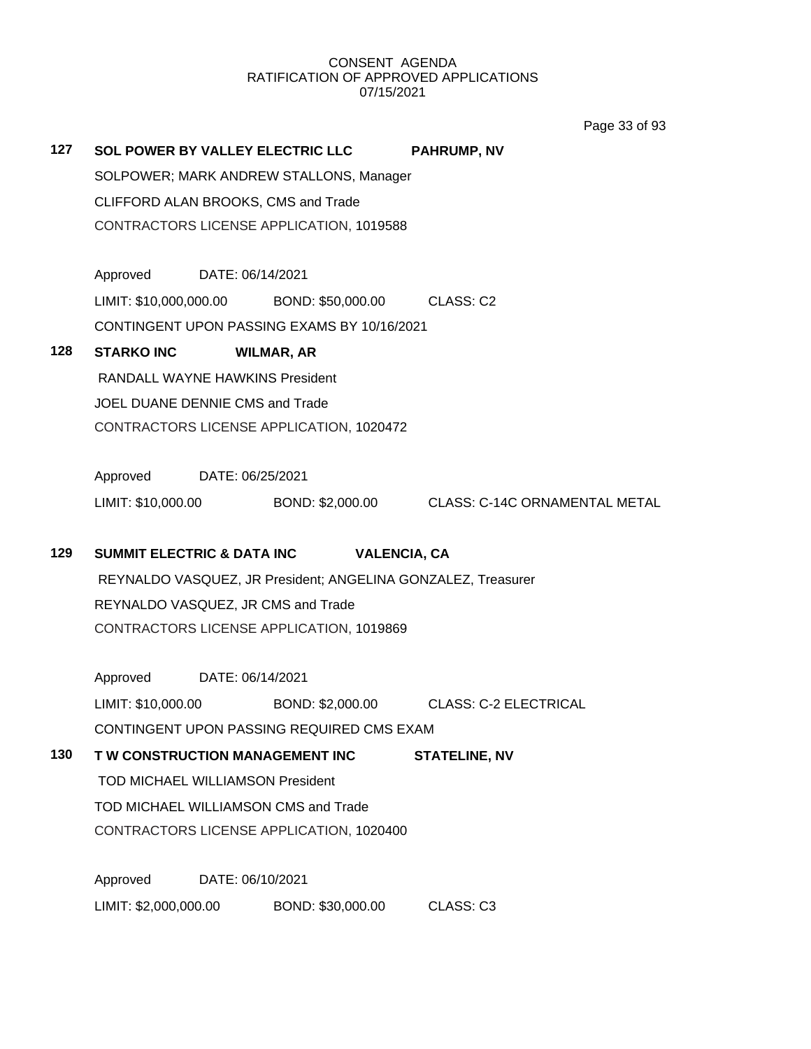CONSENT AGENDA
RATIFICATION OF APPROVED APPLICATIONS
07/15/2021

**127 SOL POWER BY VALLEY ELECTRIC LLC PAHRUMP, NV**

SOLPOWER; MARK ANDREW STALLONS, Manager

CLIFFORD ALAN BROOKS, CMS and Trade

CONTRACTORS LICENSE APPLICATION, 1019588

Approved DATE: 06/14/2021

LIMIT: $10,000,000.00 BOND: $50,000.00 CLASS: C2

CONTINGENT UPON PASSING EXAMS BY 10/16/2021

**128 STARKO INC WILMAR, AR**

RANDALL WAYNE HAWKINS President

JOEL DUANE DENNIE CMS and Trade

CONTRACTORS LICENSE APPLICATION, 1020472

Approved DATE: 06/25/2021

LIMIT: $10,000.00 BOND: $2,000.00 CLASS: C-14C ORNAMENTAL METAL

**129 SUMMIT ELECTRIC & DATA INC VALENCIA, CA**

REYNALDO VASQUEZ, JR President; ANGELINA GONZALEZ, Treasurer

REYNALDO VASQUEZ, JR CMS and Trade

CONTRACTORS LICENSE APPLICATION, 1019869

Approved DATE: 06/14/2021

LIMIT: $10,000.00 BOND: $2,000.00 CLASS: C-2 ELECTRICAL

CONTINGENT UPON PASSING REQUIRED CMS EXAM

**130 T W CONSTRUCTION MANAGEMENT INC STATELINE, NV**

TOD MICHAEL WILLIAMSON President

TOD MICHAEL WILLIAMSON CMS and Trade

CONTRACTORS LICENSE APPLICATION, 1020400

Approved DATE: 06/10/2021

LIMIT: $2,000,000.00 BOND: $30,000.00 CLASS: C3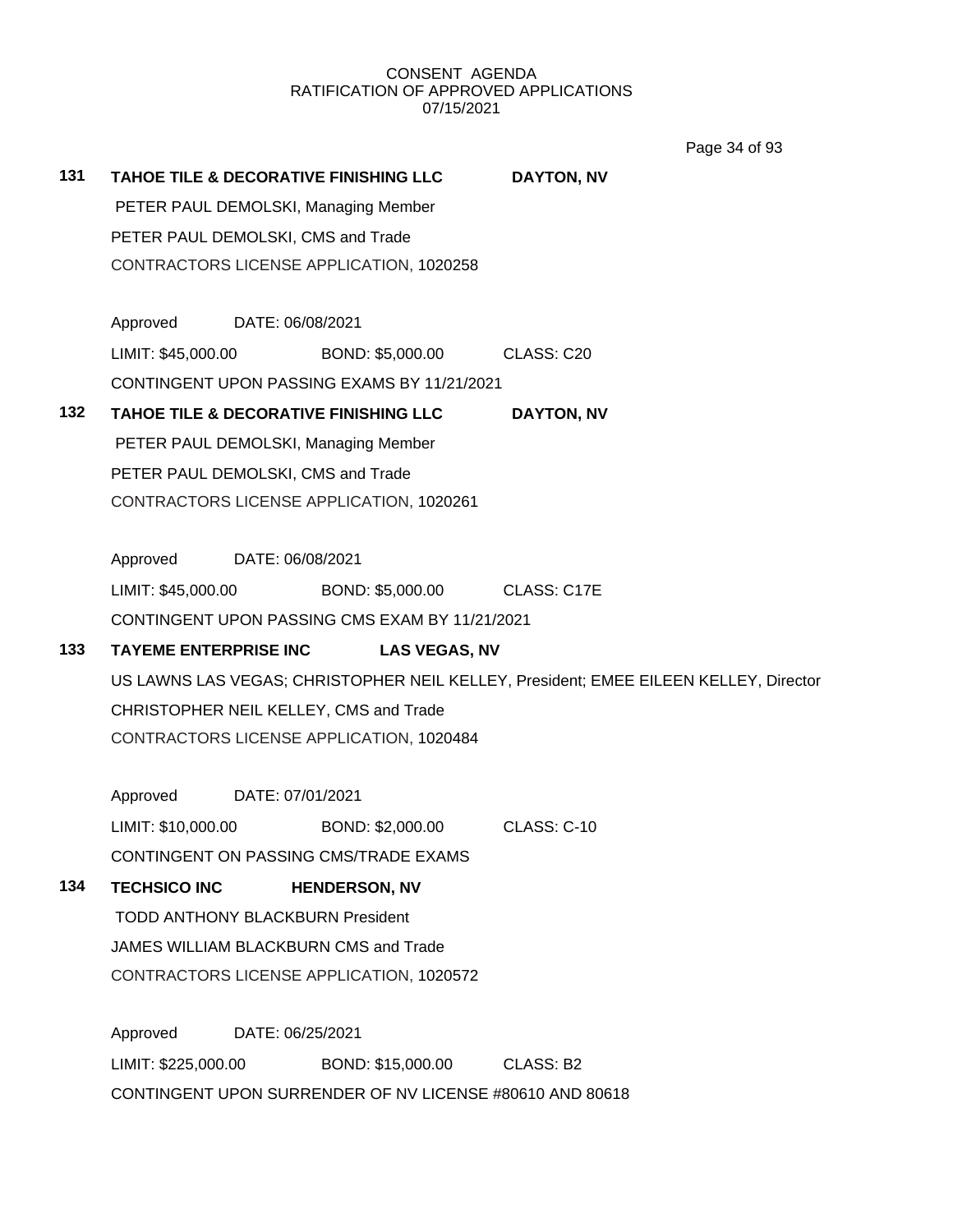CONSENT AGENDA
RATIFICATION OF APPROVED APPLICATIONS
07/15/2021

**131 TAHOE TILE & DECORATIVE FINISHING LLC DAYTON, NV**

PETER PAUL DEMOLSKI, Managing Member
PETER PAUL DEMOLSKI, CMS and Trade
CONTRACTORS LICENSE APPLICATION, 1020258

Approved DATE: 06/08/2021
LIMIT: $45,000.00 BOND: $5,000.00 CLASS: C20
CONTINGENT UPON PASSING EXAMS BY 11/21/2021

**132 TAHOE TILE & DECORATIVE FINISHING LLC DAYTON, NV**

PETER PAUL DEMOLSKI, Managing Member
PETER PAUL DEMOLSKI, CMS and Trade
CONTRACTORS LICENSE APPLICATION, 1020261

Approved DATE: 06/08/2021
LIMIT: $45,000.00 BOND: $5,000.00 CLASS: C17E
CONTINGENT UPON PASSING CMS EXAM BY 11/21/2021

**133 TAYEME ENTERPRISE INC LAS VEGAS, NV**

US LAWNS LAS VEGAS; CHRISTOPHER NEIL KELLEY, President; EMEE EILEEN KELLEY, Director
CHRISTOPHER NEIL KELLEY, CMS and Trade
CONTRACTORS LICENSE APPLICATION, 1020484

Approved DATE: 07/01/2021
LIMIT: $10,000.00 BOND: $2,000.00 CLASS: C-10
CONTINGENT ON PASSING CMS/TRADE EXAMS

**134 TECHSICO INC HENDERSON, NV**

TODD ANTHONY BLACKBURN President
JAMES WILLIAM BLACKBURN CMS and Trade
CONTRACTORS LICENSE APPLICATION, 1020572

Approved DATE: 06/25/2021
LIMIT: $225,000.00 BOND: $15,000.00 CLASS: B2
CONTINGENT UPON SURRENDER OF NV LICENSE #80610 AND 80618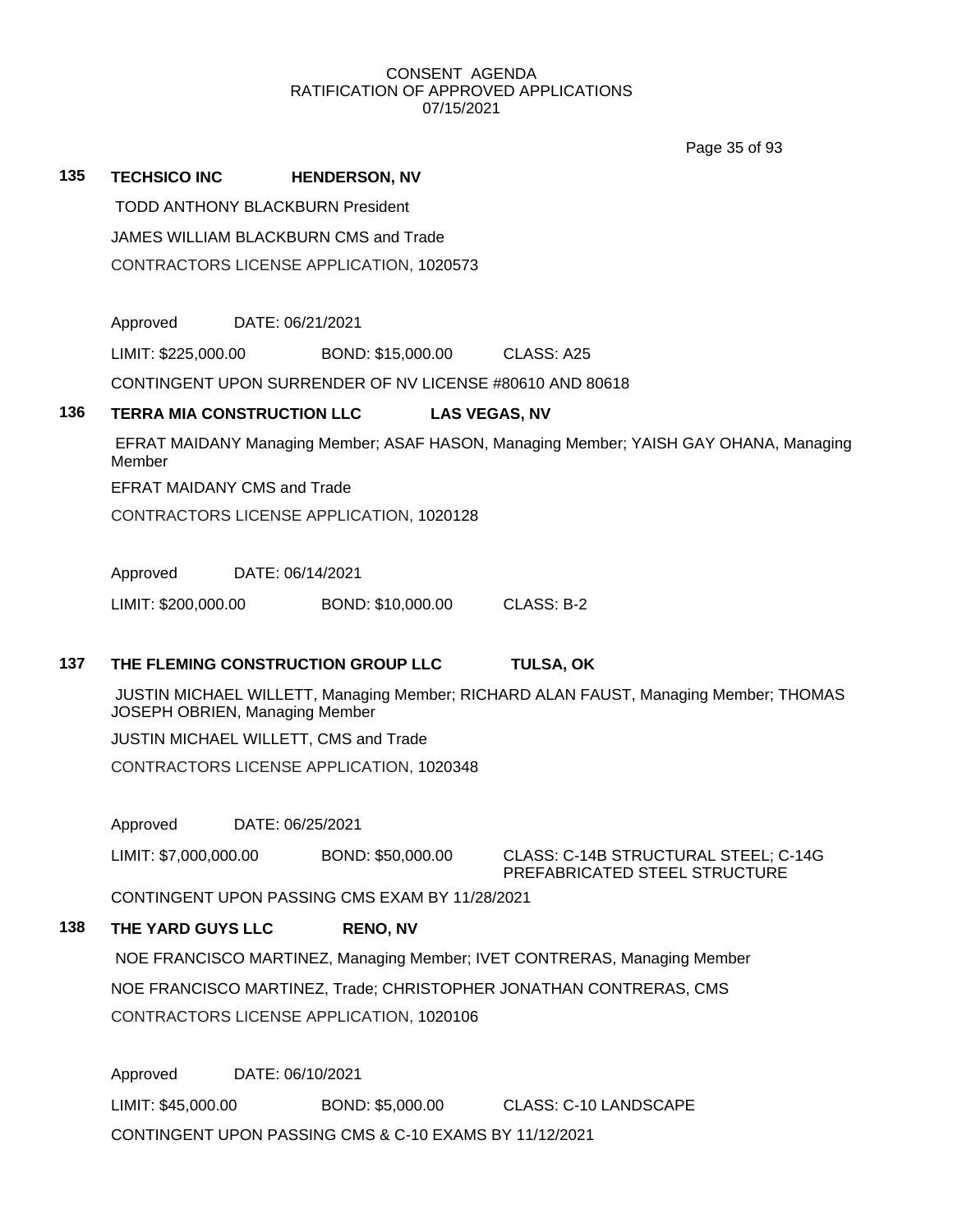CONSENT AGENDA
RATIFICATION OF APPROVED APPLICATIONS
07/15/2021

**135 TECHSICO INC HENDERSON, NV**

TODD ANTHONY BLACKBURN President

JAMES WILLIAM BLACKBURN CMS and Trade

CONTRACTORS LICENSE APPLICATION, 1020573

Approved DATE: 06/21/2021

LIMIT: $225,000.00 BOND: $15,000.00 CLASS: A25

CONTINGENT UPON SURRENDER OF NV LICENSE #80610 AND 80618

**136 TERRA MIA CONSTRUCTION LLC LAS VEGAS, NV**

EFRAT MAIDANY Managing Member; ASAF HASON, Managing Member; YAISH GAY OHANA, Managing Member

EFRAT MAIDANY CMS and Trade

CONTRACTORS LICENSE APPLICATION, 1020128

Approved DATE: 06/14/2021

LIMIT: $200,000.00 BOND: $10,000.00 CLASS: B-2

**137 THE FLEMING CONSTRUCTION GROUP LLC TULSA, OK**

JUSTIN MICHAEL WILLETT, Managing Member; RICHARD ALAN FAUST, Managing Member; THOMAS JOSEPH OBRIEN, Managing Member

JUSTIN MICHAEL WILLETT, CMS and Trade

CONTRACTORS LICENSE APPLICATION, 1020348

Approved DATE: 06/25/2021

LIMIT: $7,000,000.00 BOND: $50,000.00 CLASS: C-14B STRUCTURAL STEEL; C-14G PREFABRICATED STEEL STRUCTURE

CONTINGENT UPON PASSING CMS EXAM BY 11/28/2021

**138 THE YARD GUYS LLC RENO, NV**

NOE FRANCISCO MARTINEZ, Managing Member; IVET CONTRERAS, Managing Member

NOE FRANCISCO MARTINEZ, Trade; CHRISTOPHER JONATHAN CONTRERAS, CMS

CONTRACTORS LICENSE APPLICATION, 1020106

Approved DATE: 06/10/2021

LIMIT: $45,000.00 BOND: $5,000.00 CLASS: C-10 LANDSCAPE

CONTINGENT UPON PASSING CMS & C-10 EXAMS BY 11/12/2021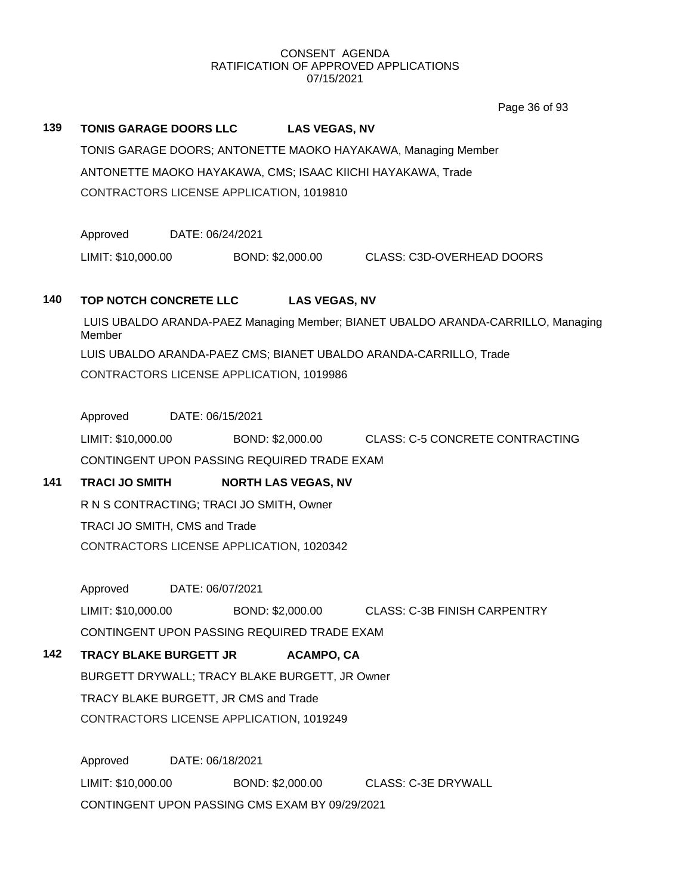CONSENT AGENDA
RATIFICATION OF APPROVED APPLICATIONS
07/15/2021

**139 TONIS GARAGE DOORS LLC LAS VEGAS, NV**

TONIS GARAGE DOORS; ANTONETTE MAOKO HAYAKAWA, Managing Member

ANTONETTE MAOKO HAYAKAWA, CMS; ISAAC KIICHI HAYAKAWA, Trade

CONTRACTORS LICENSE APPLICATION, 1019810

Approved DATE: 06/24/2021

LIMIT: $10,000.00 BOND: $2,000.00 CLASS: C3D-OVERHEAD DOORS

**140 TOP NOTCH CONCRETE LLC LAS VEGAS, NV**

LUIS UBALDO ARANDA-PAEZ Managing Member; BIANET UBALDO ARANDA-CARRILLO, Managing Member

LUIS UBALDO ARANDA-PAEZ CMS; BIANET UBALDO ARANDA-CARRILLO, Trade

CONTRACTORS LICENSE APPLICATION, 1019986

Approved DATE: 06/15/2021

LIMIT: $10,000.00 BOND: $2,000.00 CLASS: C-5 CONCRETE CONTRACTING

CONTINGENT UPON PASSING REQUIRED TRADE EXAM

**141 TRACI JO SMITH NORTH LAS VEGAS, NV**

R N S CONTRACTING; TRACI JO SMITH, Owner

TRACI JO SMITH, CMS and Trade

CONTRACTORS LICENSE APPLICATION, 1020342

Approved DATE: 06/07/2021

LIMIT: $10,000.00 BOND: $2,000.00 CLASS: C-3B FINISH CARPENTRY

CONTINGENT UPON PASSING REQUIRED TRADE EXAM

**142 TRACY BLAKE BURGETT JR ACAMPO, CA**

BURGETT DRYWALL; TRACY BLAKE BURGETT, JR Owner

TRACY BLAKE BURGETT, JR CMS and Trade

CONTRACTORS LICENSE APPLICATION, 1019249

Approved DATE: 06/18/2021

LIMIT: $10,000.00 BOND: $2,000.00 CLASS: C-3E DRYWALL

CONTINGENT UPON PASSING CMS EXAM BY 09/29/2021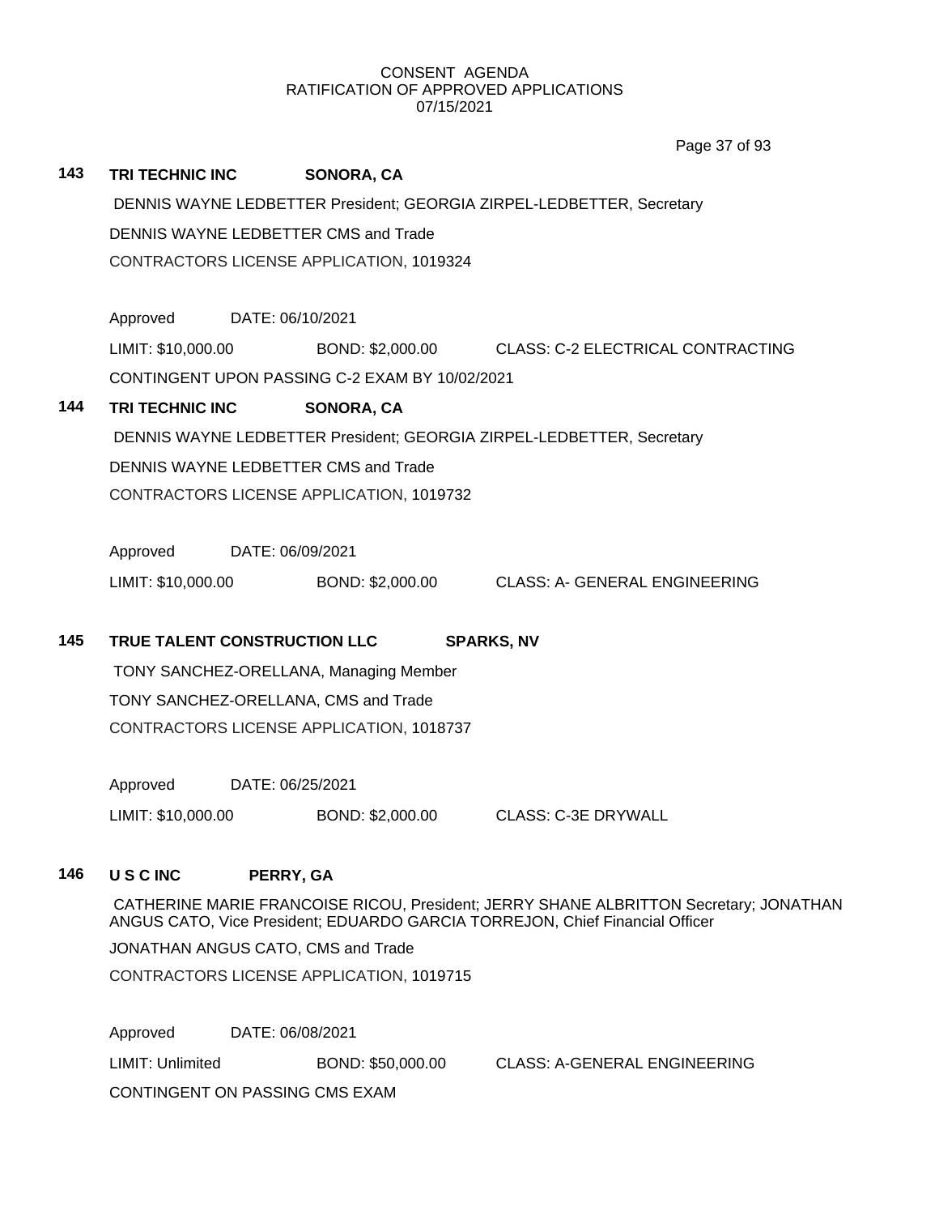CONSENT AGENDA
RATIFICATION OF APPROVED APPLICATIONS
07/15/2021

**143 TRI TECHNIC INC SONORA, CA**

DENNIS WAYNE LEDBETTER President; GEORGIA ZIRPEL-LEDBETTER, Secretary

DENNIS WAYNE LEDBETTER CMS and Trade

CONTRACTORS LICENSE APPLICATION, 1019324

Approved DATE: 06/10/2021

LIMIT: $10,000.00 BOND: $2,000.00 CLASS: C-2 ELECTRICAL CONTRACTING

CONTINGENT UPON PASSING C-2 EXAM BY 10/02/2021

**144 TRI TECHNIC INC SONORA, CA**

DENNIS WAYNE LEDBETTER President; GEORGIA ZIRPEL-LEDBETTER, Secretary

DENNIS WAYNE LEDBETTER CMS and Trade

CONTRACTORS LICENSE APPLICATION, 1019732

Approved DATE: 06/09/2021

LIMIT: $10,000.00 BOND: $2,000.00 CLASS: A- GENERAL ENGINEERING

**145 TRUE TALENT CONSTRUCTION LLC SPARKS, NV**

TONY SANCHEZ-ORELLANA, Managing Member

TONY SANCHEZ-ORELLANA, CMS and Trade

CONTRACTORS LICENSE APPLICATION, 1018737

Approved DATE: 06/25/2021

LIMIT: $10,000.00 BOND: $2,000.00 CLASS: C-3E DRYWALL

**146 U S C INC PERRY, GA**

CATHERINE MARIE FRANCOISE RICOU, President; JERRY SHANE ALBRITTON Secretary; JONATHAN ANGUS CATO, Vice President; EDUARDO GARCIA TORREJON, Chief Financial Officer

JONATHAN ANGUS CATO, CMS and Trade

CONTRACTORS LICENSE APPLICATION, 1019715

Approved DATE: 06/08/2021

LIMIT: Unlimited BOND: $50,000.00 CLASS: A-GENERAL ENGINEERING

CONTINGENT ON PASSING CMS EXAM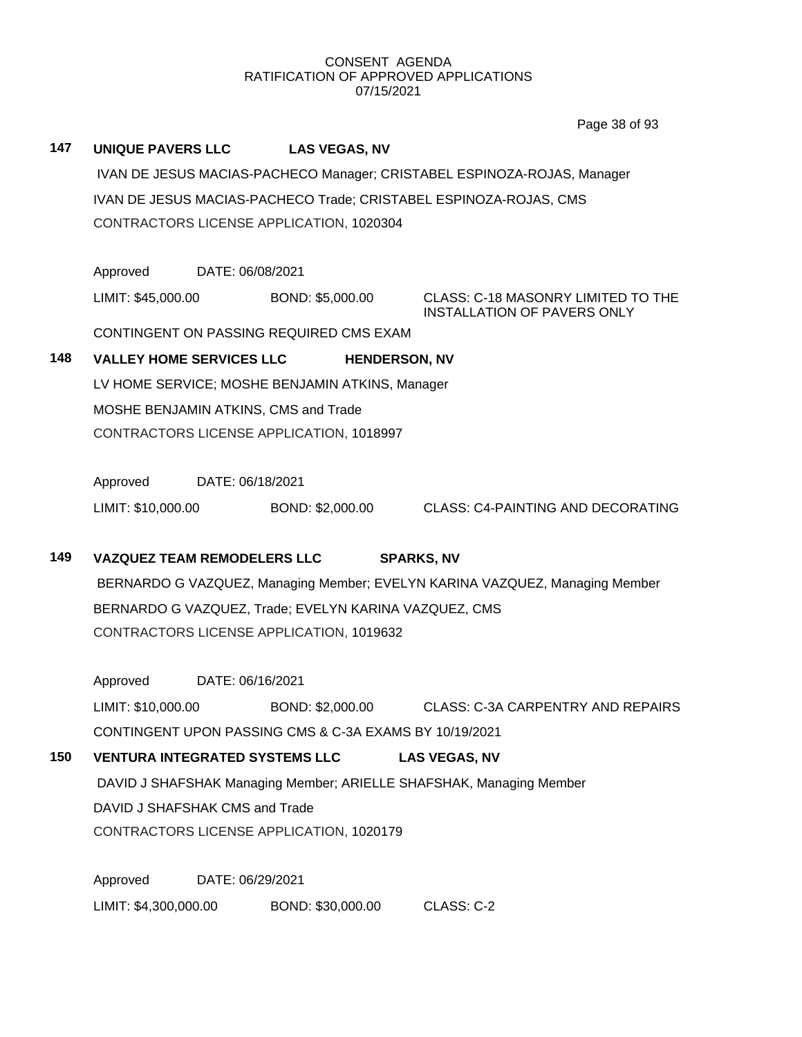CONSENT AGENDA
RATIFICATION OF APPROVED APPLICATIONS
07/15/2021

**147 UNIQUE PAVERS LLC LAS VEGAS, NV**

IVAN DE JESUS MACIAS-PACHECO Manager; CRISTABEL ESPINOZA-ROJAS, Manager

IVAN DE JESUS MACIAS-PACHECO Trade; CRISTABEL ESPINOZA-ROJAS, CMS

CONTRACTORS LICENSE APPLICATION, 1020304

Approved DATE: 06/08/2021

LIMIT: $45,000.00 BOND: $5,000.00 CLASS: C-18 MASONRY LIMITED TO THE INSTALLATION OF PAVERS ONLY

CONTINGENT ON PASSING REQUIRED CMS EXAM

**148 VALLEY HOME SERVICES LLC HENDERSON, NV**

LV HOME SERVICE; MOSHE BENJAMIN ATKINS, Manager

MOSHE BENJAMIN ATKINS, CMS and Trade

CONTRACTORS LICENSE APPLICATION, 1018997

Approved DATE: 06/18/2021

LIMIT: $10,000.00 BOND: $2,000.00 CLASS: C4-PAINTING AND DECORATING

**149 VAZQUEZ TEAM REMODELERS LLC SPARKS, NV**

BERNARDO G VAZQUEZ, Managing Member; EVELYN KARINA VAZQUEZ, Managing Member

BERNARDO G VAZQUEZ, Trade; EVELYN KARINA VAZQUEZ, CMS

CONTRACTORS LICENSE APPLICATION, 1019632

Approved DATE: 06/16/2021

LIMIT: $10,000.00 BOND: $2,000.00 CLASS: C-3A CARPENTRY AND REPAIRS

CONTINGENT UPON PASSING CMS & C-3A EXAMS BY 10/19/2021

**150 VENTURA INTEGRATED SYSTEMS LLC LAS VEGAS, NV**

DAVID J SHAFSHAK Managing Member; ARIELLE SHAFSHAK, Managing Member

DAVID J SHAFSHAK CMS and Trade

CONTRACTORS LICENSE APPLICATION, 1020179

Approved DATE: 06/29/2021

LIMIT: $4,300,000.00 BOND: $30,000.00 CLASS: C-2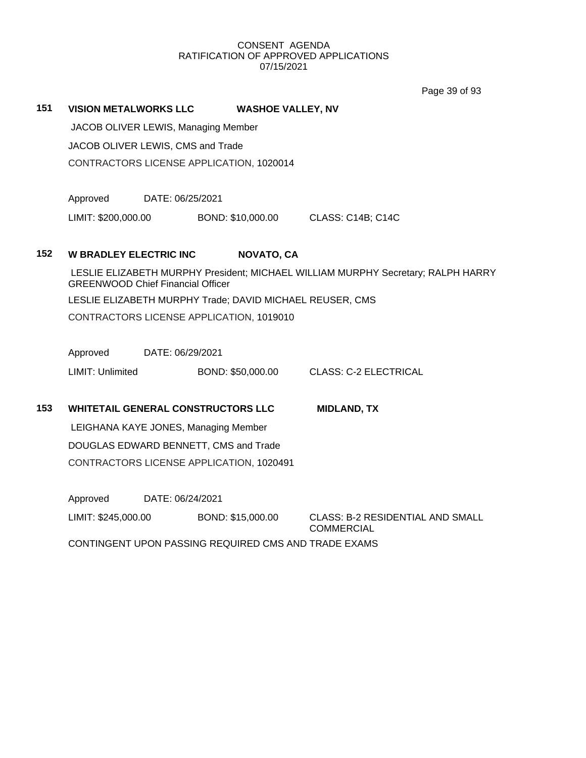CONSENT AGENDA
RATIFICATION OF APPROVED APPLICATIONS
07/15/2021

**151 VISION METALWORKS LLC WASHOE VALLEY, NV**

JACOB OLIVER LEWIS, Managing Member

JACOB OLIVER LEWIS, CMS and Trade

CONTRACTORS LICENSE APPLICATION, 1020014

Approved DATE: 06/25/2021

LIMIT: $200,000.00 BOND: $10,000.00 CLASS: C14B; C14C

**152 W BRADLEY ELECTRIC INC NOVATO, CA**

LESLIE ELIZABETH MURPHY President; MICHAEL WILLIAM MURPHY Secretary; RALPH HARRY GREENWOOD Chief Financial Officer

LESLIE ELIZABETH MURPHY Trade; DAVID MICHAEL REUSER, CMS

CONTRACTORS LICENSE APPLICATION, 1019010

Approved DATE: 06/29/2021

LIMIT: Unlimited BOND: $50,000.00 CLASS: C-2 ELECTRICAL

**153 WHITETAIL GENERAL CONSTRUCTORS LLC MIDLAND, TX**

LEIGHANA KAYE JONES, Managing Member

DOUGLAS EDWARD BENNETT, CMS and Trade

CONTRACTORS LICENSE APPLICATION, 1020491

Approved DATE: 06/24/2021

LIMIT: $245,000.00 BOND: $15,000.00 CLASS: B-2 RESIDENTIAL AND SMALL COMMERCIAL

CONTINGENT UPON PASSING REQUIRED CMS AND TRADE EXAMS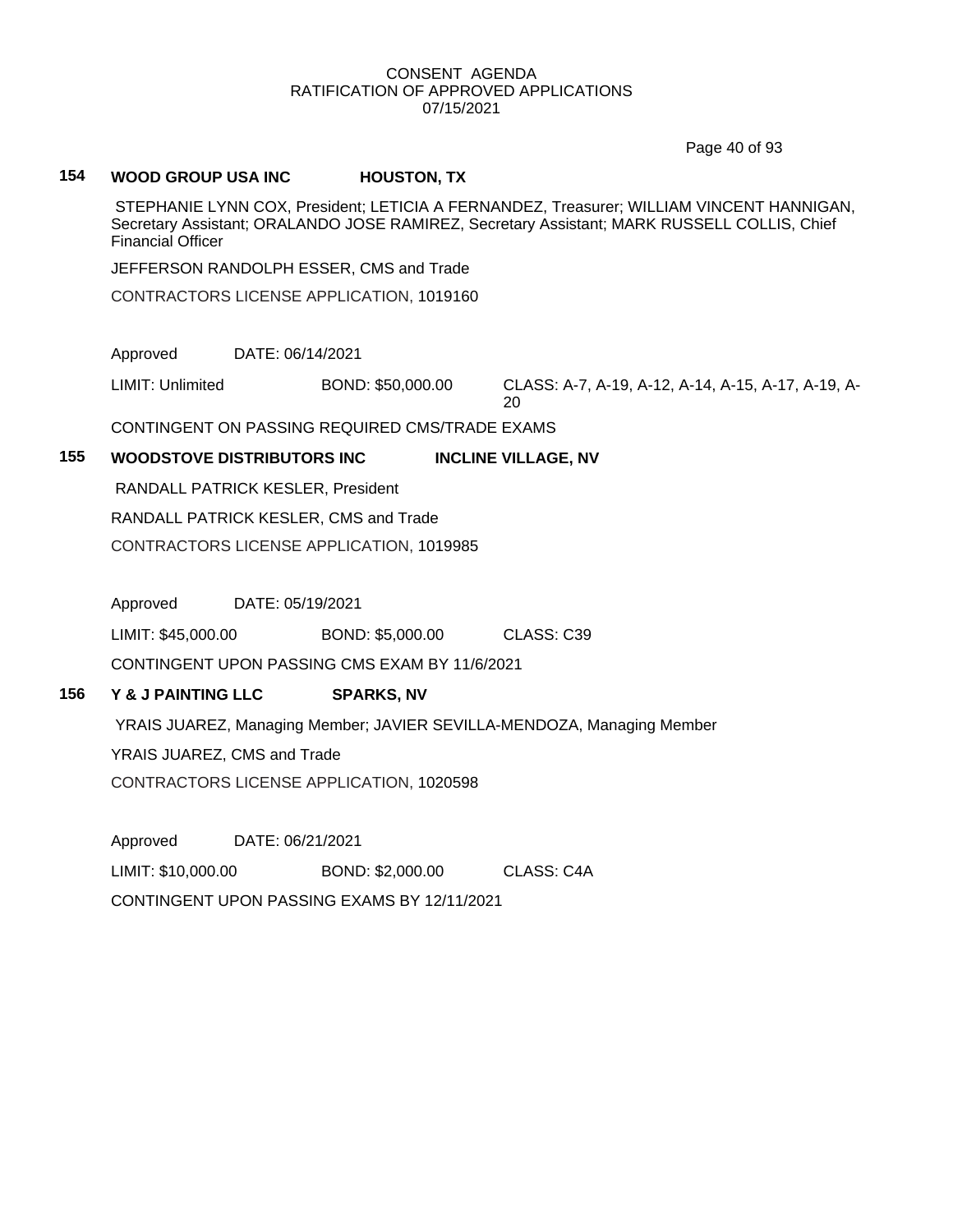CONSENT AGENDA
RATIFICATION OF APPROVED APPLICATIONS
07/15/2021

**154 WOOD GROUP USA INC HOUSTON, TX**

STEPHANIE LYNN COX, President; LETICIA A FERNANDEZ, Treasurer; WILLIAM VINCENT HANNIGAN, Secretary Assistant; ORALANDO JOSE RAMIREZ, Secretary Assistant; MARK RUSSELL COLLIS, Chief Financial Officer

JEFFERSON RANDOLPH ESSER, CMS and Trade

CONTRACTORS LICENSE APPLICATION, 1019160

Approved DATE: 06/14/2021

LIMIT: Unlimited BOND: $50,000.00 CLASS: A-7, A-19, A-12, A-14, A-15, A-17, A-19, A-20

CONTINGENT ON PASSING REQUIRED CMS/TRADE EXAMS

**155 WOODSTOVE DISTRIBUTORS INC INCLINE VILLAGE, NV**

RANDALL PATRICK KESLER, President

RANDALL PATRICK KESLER, CMS and Trade

CONTRACTORS LICENSE APPLICATION, 1019985

Approved DATE: 05/19/2021

LIMIT: $45,000.00 BOND: $5,000.00 CLASS: C39

CONTINGENT UPON PASSING CMS EXAM BY 11/6/2021

**156 Y & J PAINTING LLC SPARKS, NV**

YRAIS JUAREZ, Managing Member; JAVIER SEVILLA-MENDOZA, Managing Member

YRAIS JUAREZ, CMS and Trade

CONTRACTORS LICENSE APPLICATION, 1020598

Approved DATE: 06/21/2021

LIMIT: $10,000.00 BOND: $2,000.00 CLASS: C4A

CONTINGENT UPON PASSING EXAMS BY 12/11/2021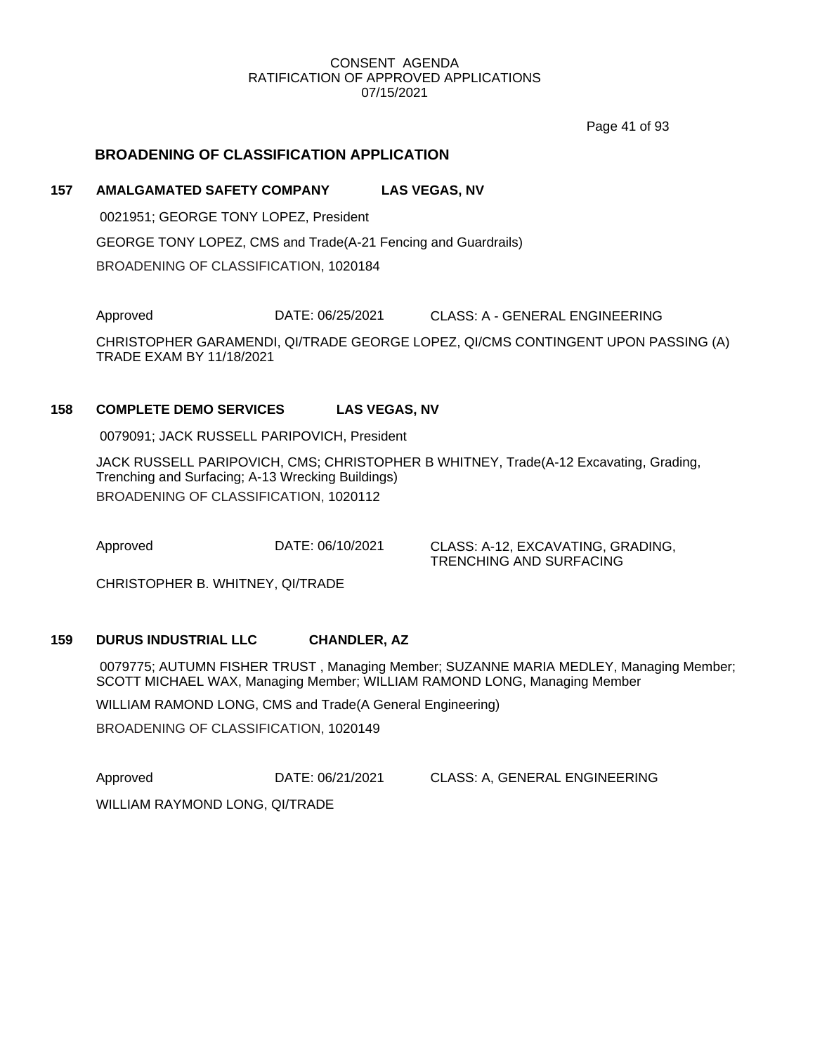CONSENT AGENDA
RATIFICATION OF APPROVED APPLICATIONS
07/15/2021

## BROADENING OF CLASSIFICATION APPLICATION

**157 AMALGAMATED SAFETY COMPANY LAS VEGAS, NV**

0021951; GEORGE TONY LOPEZ, President

GEORGE TONY LOPEZ, CMS and Trade(A-21 Fencing and Guardrails)

BROADENING OF CLASSIFICATION, 1020184

Approved DATE: 06/25/2021 CLASS: A - GENERAL ENGINEERING

CHRISTOPHER GARAMENDI, QI/TRADE GEORGE LOPEZ, QI/CMS CONTINGENT UPON PASSING (A) TRADE EXAM BY 11/18/2021

**158 COMPLETE DEMO SERVICES LAS VEGAS, NV**

0079091; JACK RUSSELL PARIPOVICH, President

JACK RUSSELL PARIPOVICH, CMS; CHRISTOPHER B WHITNEY, Trade(A-12 Excavating, Grading, Trenching and Surfacing; A-13 Wrecking Buildings)

BROADENING OF CLASSIFICATION, 1020112

Approved DATE: 06/10/2021 CLASS: A-12, EXCAVATING, GRADING, TRENCHING AND SURFACING

CHRISTOPHER B. WHITNEY, QI/TRADE

**159 DURUS INDUSTRIAL LLC CHANDLER, AZ**

0079775; AUTUMN FISHER TRUST , Managing Member; SUZANNE MARIA MEDLEY, Managing Member; SCOTT MICHAEL WAX, Managing Member; WILLIAM RAMOND LONG, Managing Member

WILLIAM RAMOND LONG, CMS and Trade(A General Engineering)

BROADENING OF CLASSIFICATION, 1020149

Approved DATE: 06/21/2021 CLASS: A, GENERAL ENGINEERING

WILLIAM RAYMOND LONG, QI/TRADE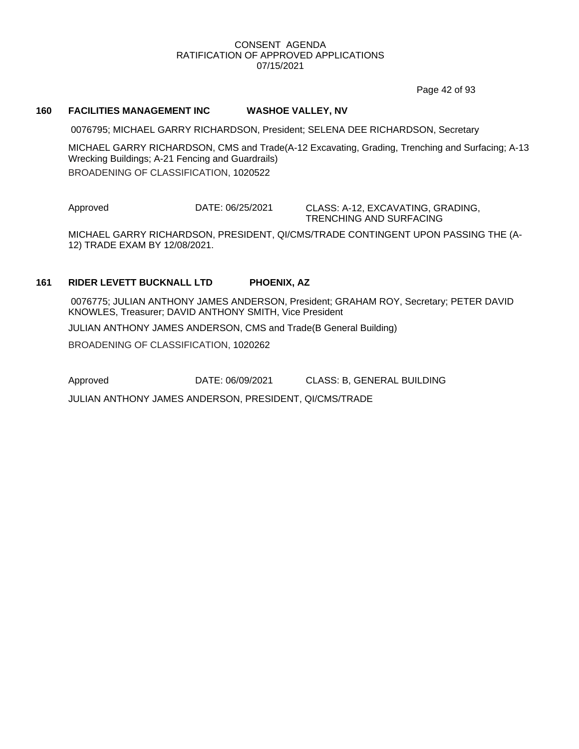CONSENT AGENDA
RATIFICATION OF APPROVED APPLICATIONS
07/15/2021

**160 FACILITIES MANAGEMENT INC WASHOE VALLEY, NV**

0076795; MICHAEL GARRY RICHARDSON, President; SELENA DEE RICHARDSON, Secretary

MICHAEL GARRY RICHARDSON, CMS and Trade(A-12 Excavating, Grading, Trenching and Surfacing; A-13 Wrecking Buildings; A-21 Fencing and Guardrails)

BROADENING OF CLASSIFICATION, 1020522

Approved DATE: 06/25/2021 CLASS: A-12, EXCAVATING, GRADING, TRENCHING AND SURFACING

MICHAEL GARRY RICHARDSON, PRESIDENT, QI/CMS/TRADE CONTINGENT UPON PASSING THE (A-12) TRADE EXAM BY 12/08/2021.

**161 RIDER LEVETT BUCKNALL LTD PHOENIX, AZ**

0076775; JULIAN ANTHONY JAMES ANDERSON, President; GRAHAM ROY, Secretary; PETER DAVID KNOWLES, Treasurer; DAVID ANTHONY SMITH, Vice President

JULIAN ANTHONY JAMES ANDERSON, CMS and Trade(B General Building)

BROADENING OF CLASSIFICATION, 1020262

Approved DATE: 06/09/2021 CLASS: B, GENERAL BUILDING

JULIAN ANTHONY JAMES ANDERSON, PRESIDENT, QI/CMS/TRADE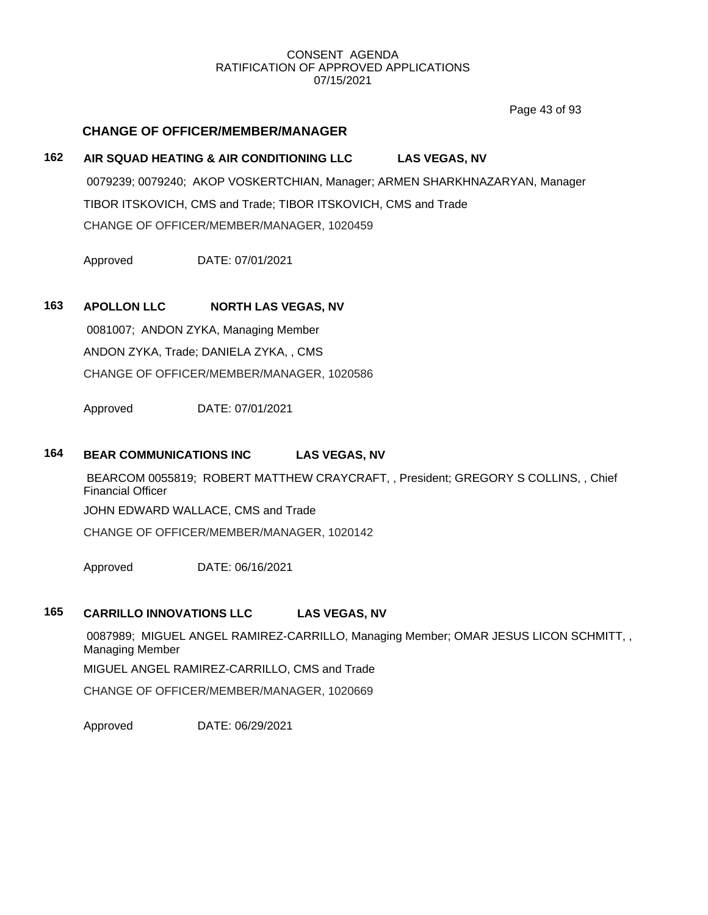CONSENT AGENDA
RATIFICATION OF APPROVED APPLICATIONS
07/15/2021

## CHANGE OF OFFICER/MEMBER/MANAGER

### 162 AIR SQUAD HEATING & AIR CONDITIONING LLC LAS VEGAS, NV

0079239; 0079240; AKOP VOSKERTCHIAN, Manager; ARMEN SHARKHNAZARYAN, Manager

TIBOR ITSKOVICH, CMS and Trade; TIBOR ITSKOVICH, CMS and Trade

CHANGE OF OFFICER/MEMBER/MANAGER, 1020459

Approved DATE: 07/01/2021

### 163 APOLLON LLC NORTH LAS VEGAS, NV

0081007; ANDON ZYKA, Managing Member

ANDON ZYKA, Trade; DANIELA ZYKA, , CMS

CHANGE OF OFFICER/MEMBER/MANAGER, 1020586

Approved DATE: 07/01/2021

### 164 BEAR COMMUNICATIONS INC LAS VEGAS, NV

BEARCOM 0055819; ROBERT MATTHEW CRAYCRAFT, , President; GREGORY S COLLINS, , Chief Financial Officer

JOHN EDWARD WALLACE, CMS and Trade

CHANGE OF OFFICER/MEMBER/MANAGER, 1020142

Approved DATE: 06/16/2021

### 165 CARRILLO INNOVATIONS LLC LAS VEGAS, NV

0087989; MIGUEL ANGEL RAMIREZ-CARRILLO, Managing Member; OMAR JESUS LICON SCHMITT, , Managing Member

MIGUEL ANGEL RAMIREZ-CARRILLO, CMS and Trade

CHANGE OF OFFICER/MEMBER/MANAGER, 1020669

Approved DATE: 06/29/2021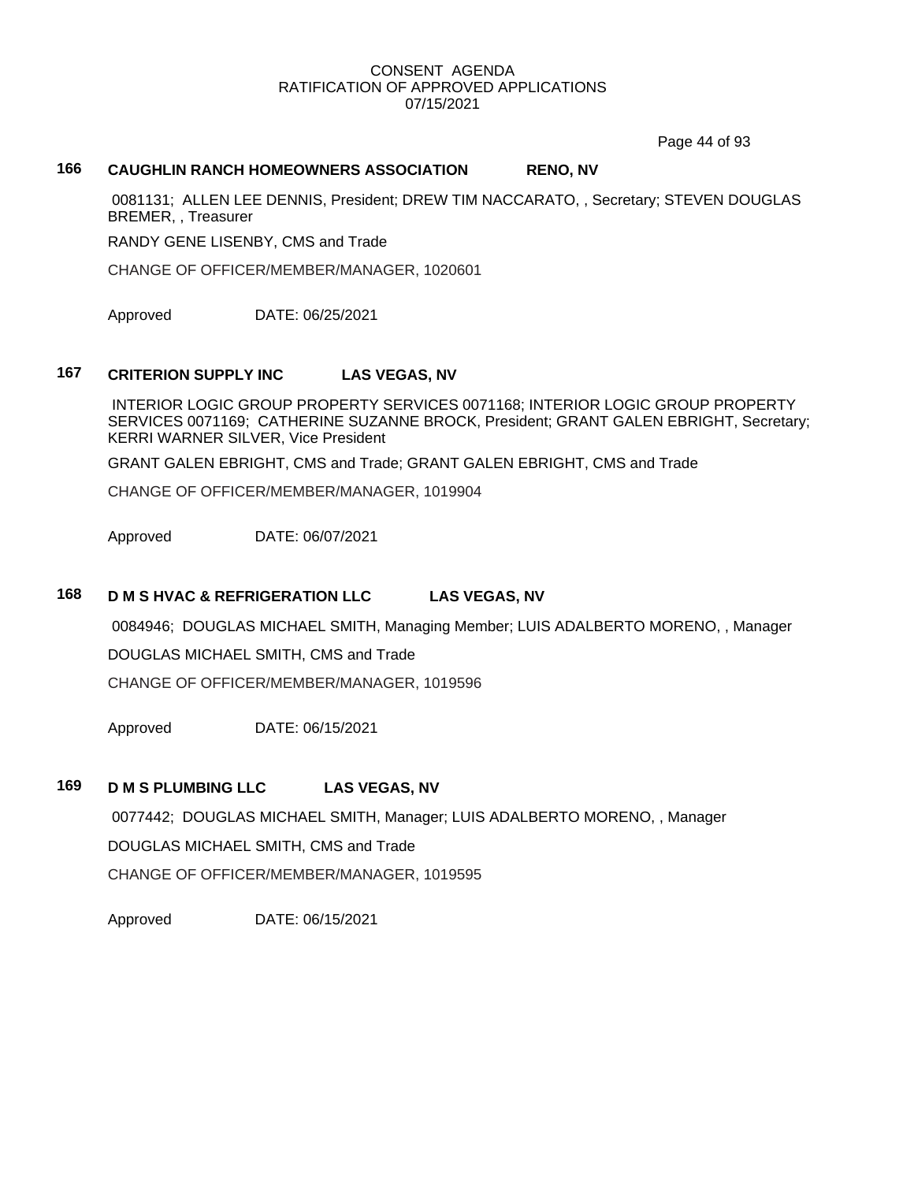CONSENT AGENDA
RATIFICATION OF APPROVED APPLICATIONS
07/15/2021

## 166 CAUGHLIN RANCH HOMEOWNERS ASSOCIATION RENO, NV

0081131; ALLEN LEE DENNIS, President; DREW TIM NACCARATO, , Secretary; STEVEN DOUGLAS BREMER, , Treasurer

RANDY GENE LISENBY, CMS and Trade

CHANGE OF OFFICER/MEMBER/MANAGER, 1020601

Approved DATE: 06/25/2021

## 167 CRITERION SUPPLY INC LAS VEGAS, NV

INTERIOR LOGIC GROUP PROPERTY SERVICES 0071168; INTERIOR LOGIC GROUP PROPERTY SERVICES 0071169; CATHERINE SUZANNE BROCK, President; GRANT GALEN EBRIGHT, Secretary; KERRI WARNER SILVER, Vice President

GRANT GALEN EBRIGHT, CMS and Trade; GRANT GALEN EBRIGHT, CMS and Trade

CHANGE OF OFFICER/MEMBER/MANAGER, 1019904

Approved DATE: 06/07/2021

## 168 D M S HVAC & REFRIGERATION LLC LAS VEGAS, NV

0084946; DOUGLAS MICHAEL SMITH, Managing Member; LUIS ADALBERTO MORENO, , Manager

DOUGLAS MICHAEL SMITH, CMS and Trade

CHANGE OF OFFICER/MEMBER/MANAGER, 1019596

Approved DATE: 06/15/2021

## 169 D M S PLUMBING LLC LAS VEGAS, NV

0077442; DOUGLAS MICHAEL SMITH, Manager; LUIS ADALBERTO MORENO, , Manager

DOUGLAS MICHAEL SMITH, CMS and Trade

CHANGE OF OFFICER/MEMBER/MANAGER, 1019595

Approved DATE: 06/15/2021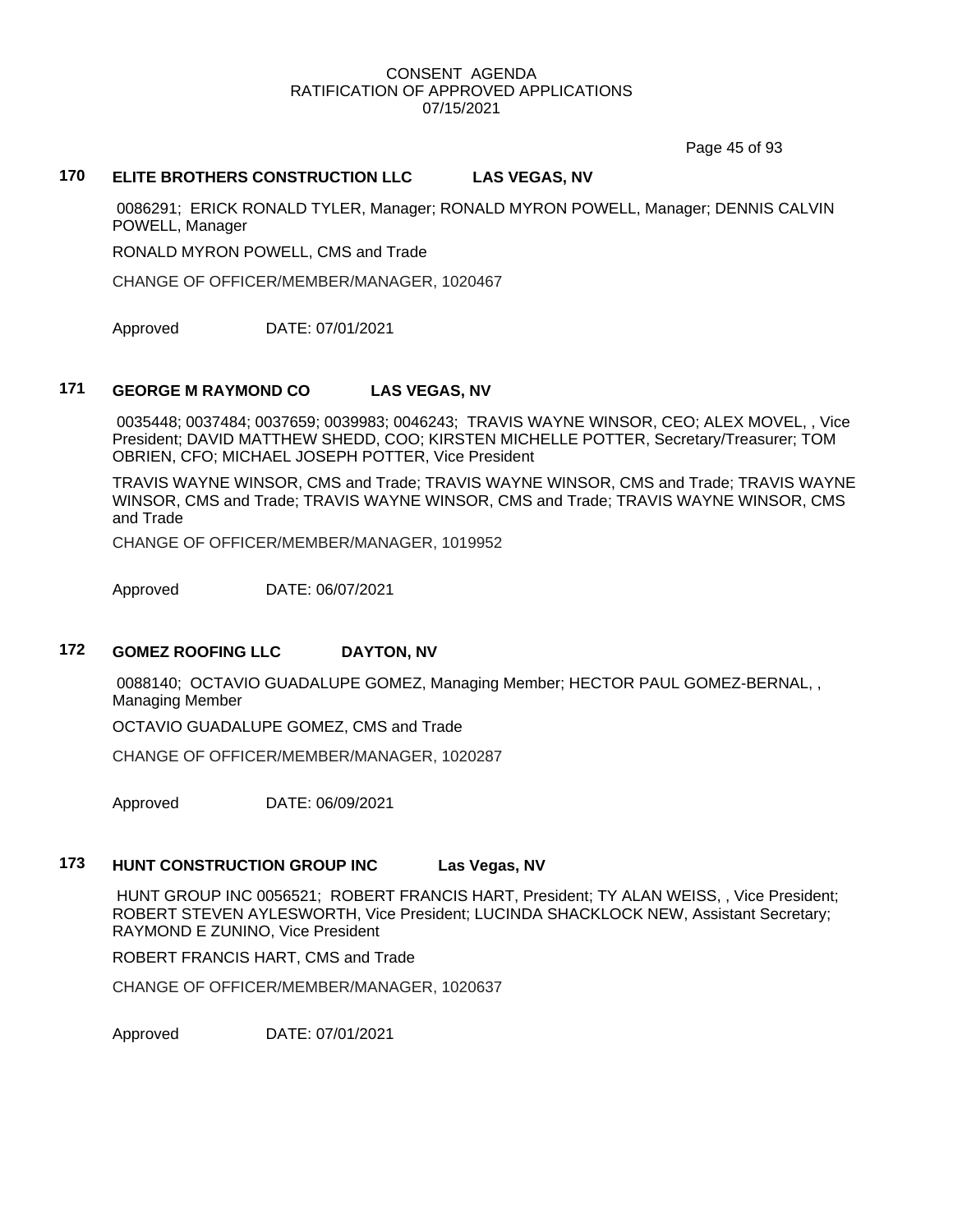# CONSENT AGENDA
## RATIFICATION OF APPROVED APPLICATIONS
### 07/15/2021

**170 ELITE BROTHERS CONSTRUCTION LLC LAS VEGAS, NV**

0086291; ERICK RONALD TYLER, Manager; RONALD MYRON POWELL, Manager; DENNIS CALVIN POWELL, Manager

RONALD MYRON POWELL, CMS and Trade

CHANGE OF OFFICER/MEMBER/MANAGER, 1020467

Approved DATE: 07/01/2021

**171 GEORGE M RAYMOND CO LAS VEGAS, NV**

0035448; 0037484; 0037659; 0039983; 0046243; TRAVIS WAYNE WINSOR, CEO; ALEX MOVEL, , Vice President; DAVID MATTHEW SHEDD, COO; KIRSTEN MICHELLE POTTER, Secretary/Treasurer; TOM OBRIEN, CFO; MICHAEL JOSEPH POTTER, Vice President

TRAVIS WAYNE WINSOR, CMS and Trade; TRAVIS WAYNE WINSOR, CMS and Trade; TRAVIS WAYNE WINSOR, CMS and Trade; TRAVIS WAYNE WINSOR, CMS and Trade; TRAVIS WAYNE WINSOR, CMS and Trade

CHANGE OF OFFICER/MEMBER/MANAGER, 1019952

Approved DATE: 06/07/2021

**172 GOMEZ ROOFING LLC DAYTON, NV**

0088140; OCTAVIO GUADALUPE GOMEZ, Managing Member; HECTOR PAUL GOMEZ-BERNAL, , Managing Member

OCTAVIO GUADALUPE GOMEZ, CMS and Trade

CHANGE OF OFFICER/MEMBER/MANAGER, 1020287

Approved DATE: 06/09/2021

**173 HUNT CONSTRUCTION GROUP INC Las Vegas, NV**

HUNT GROUP INC 0056521; ROBERT FRANCIS HART, President; TY ALAN WEISS, , Vice President; ROBERT STEVEN AYLESWORTH, Vice President; LUCINDA SHACKLOCK NEW, Assistant Secretary; RAYMOND E ZUNINO, Vice President

ROBERT FRANCIS HART, CMS and Trade

CHANGE OF OFFICER/MEMBER/MANAGER, 1020637

Approved DATE: 07/01/2021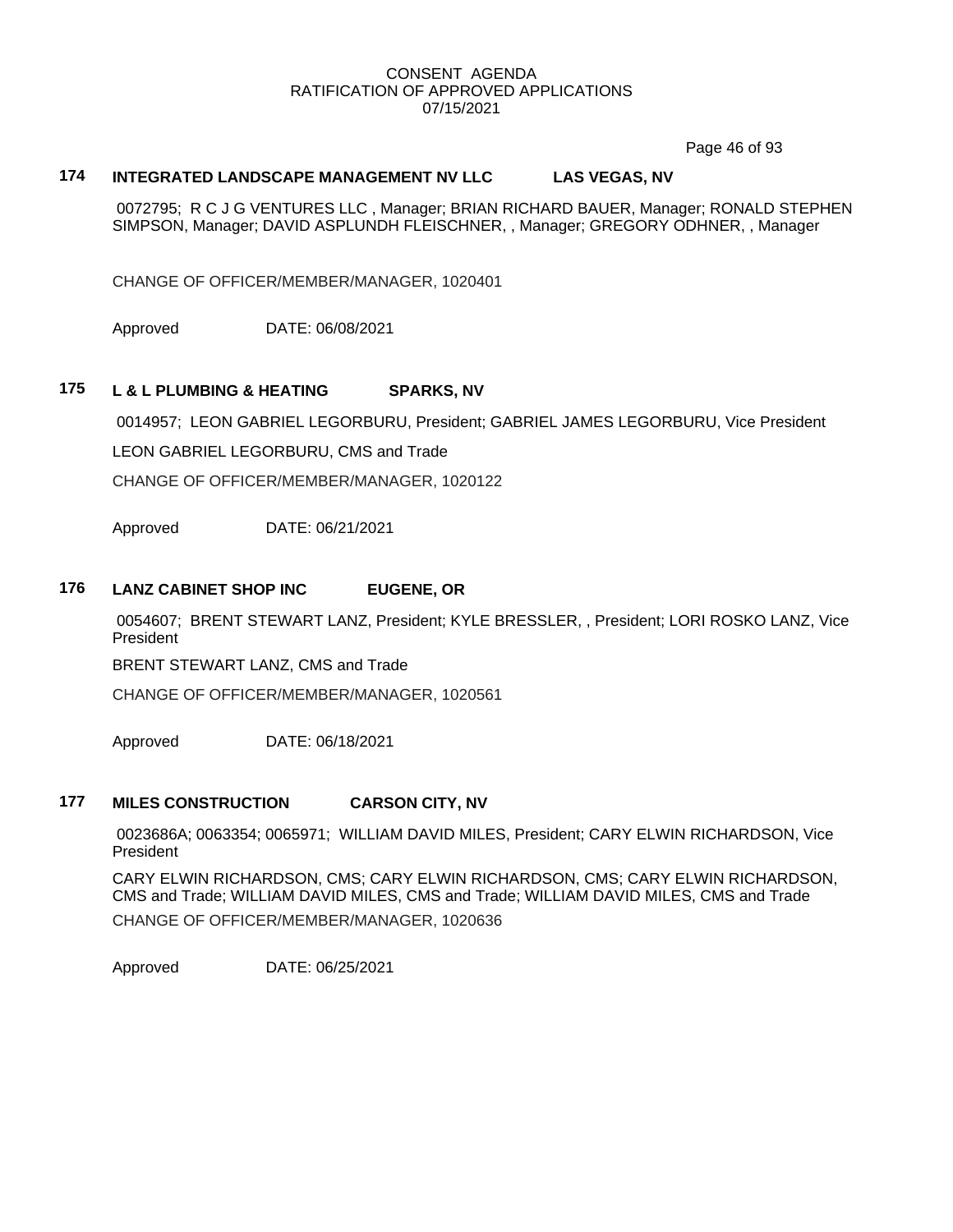CONSENT AGENDA
RATIFICATION OF APPROVED APPLICATIONS
07/15/2021

**174 INTEGRATED LANDSCAPE MANAGEMENT NV LLC LAS VEGAS, NV**

0072795; R C J G VENTURES LLC , Manager; BRIAN RICHARD BAUER, Manager; RONALD STEPHEN SIMPSON, Manager; DAVID ASPLUNDH FLEISCHNER, , Manager; GREGORY ODHNER, , Manager

CHANGE OF OFFICER/MEMBER/MANAGER, 1020401

Approved DATE: 06/08/2021

**175 L & L PLUMBING & HEATING SPARKS, NV**

0014957; LEON GABRIEL LEGORBURU, President; GABRIEL JAMES LEGORBURU, Vice President

LEON GABRIEL LEGORBURU, CMS and Trade

CHANGE OF OFFICER/MEMBER/MANAGER, 1020122

Approved DATE: 06/21/2021

**176 LANZ CABINET SHOP INC EUGENE, OR**

0054607; BRENT STEWART LANZ, President; KYLE BRESSLER, , President; LORI ROSKO LANZ, Vice President

BRENT STEWART LANZ, CMS and Trade

CHANGE OF OFFICER/MEMBER/MANAGER, 1020561

Approved DATE: 06/18/2021

**177 MILES CONSTRUCTION CARSON CITY, NV**

0023686A; 0063354; 0065971; WILLIAM DAVID MILES, President; CARY ELWIN RICHARDSON, Vice President

CARY ELWIN RICHARDSON, CMS; CARY ELWIN RICHARDSON, CMS; CARY ELWIN RICHARDSON, CMS and Trade; WILLIAM DAVID MILES, CMS and Trade; WILLIAM DAVID MILES, CMS and Trade

CHANGE OF OFFICER/MEMBER/MANAGER, 1020636

Approved DATE: 06/25/2021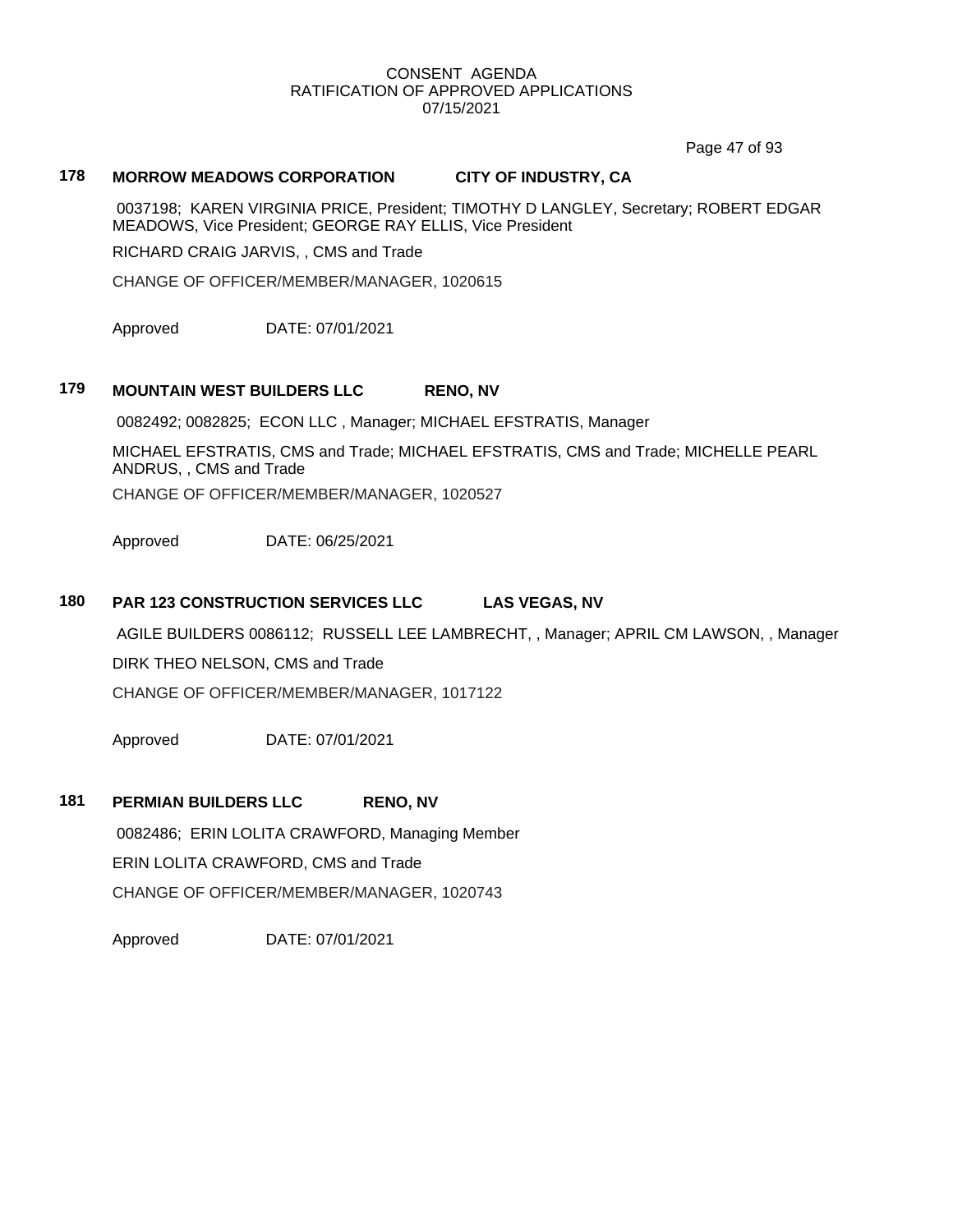CONSENT AGENDA
RATIFICATION OF APPROVED APPLICATIONS
07/15/2021

**178 MORROW MEADOWS CORPORATION CITY OF INDUSTRY, CA**

0037198; KAREN VIRGINIA PRICE, President; TIMOTHY D LANGLEY, Secretary; ROBERT EDGAR MEADOWS, Vice President; GEORGE RAY ELLIS, Vice President

RICHARD CRAIG JARVIS, , CMS and Trade

CHANGE OF OFFICER/MEMBER/MANAGER, 1020615

Approved DATE: 07/01/2021

**179 MOUNTAIN WEST BUILDERS LLC RENO, NV**

0082492; 0082825; ECON LLC , Manager; MICHAEL EFSTRATIS, Manager

MICHAEL EFSTRATIS, CMS and Trade; MICHAEL EFSTRATIS, CMS and Trade; MICHELLE PEARL ANDRUS, , CMS and Trade

CHANGE OF OFFICER/MEMBER/MANAGER, 1020527

Approved DATE: 06/25/2021

**180 PAR 123 CONSTRUCTION SERVICES LLC LAS VEGAS, NV**

AGILE BUILDERS 0086112; RUSSELL LEE LAMBRECHT, , Manager; APRIL CM LAWSON, , Manager

DIRK THEO NELSON, CMS and Trade

CHANGE OF OFFICER/MEMBER/MANAGER, 1017122

Approved DATE: 07/01/2021

**181 PERMIAN BUILDERS LLC RENO, NV**

0082486; ERIN LOLITA CRAWFORD, Managing Member

ERIN LOLITA CRAWFORD, CMS and Trade

CHANGE OF OFFICER/MEMBER/MANAGER, 1020743

Approved DATE: 07/01/2021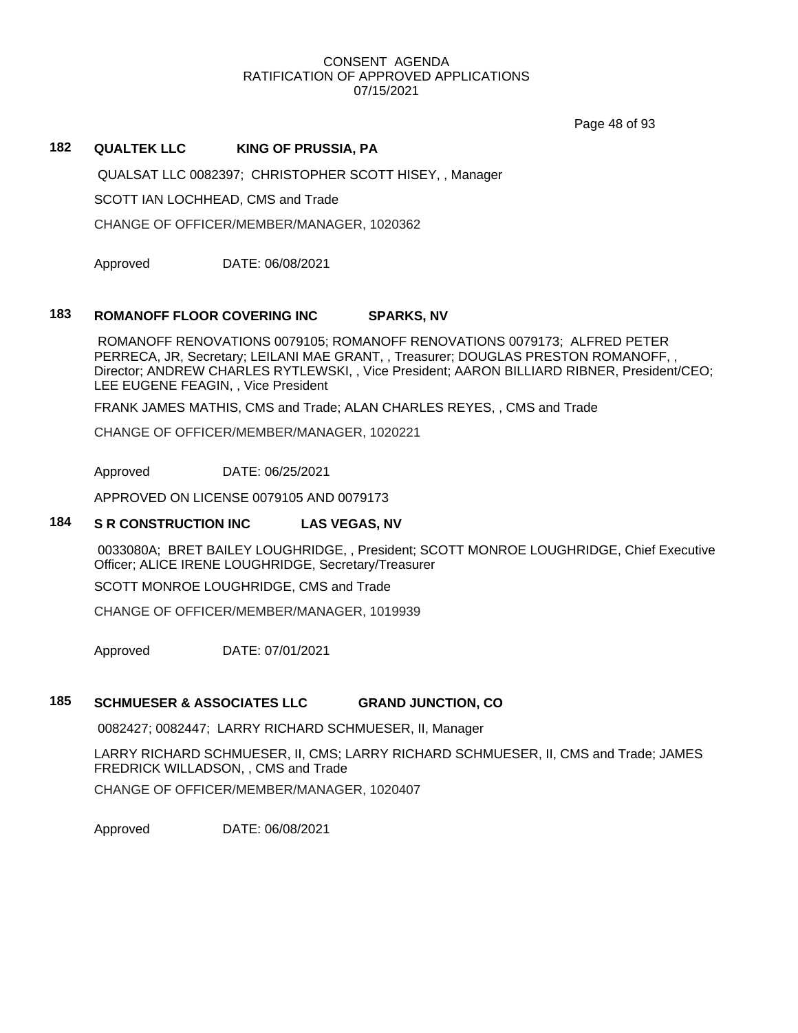CONSENT AGENDA
RATIFICATION OF APPROVED APPLICATIONS
07/15/2021

## 182 QUALTEK LLC KING OF PRUSSIA, PA

QUALSAT LLC 0082397; CHRISTOPHER SCOTT HISEY, , Manager

SCOTT IAN LOCHHEAD, CMS and Trade

CHANGE OF OFFICER/MEMBER/MANAGER, 1020362

Approved DATE: 06/08/2021

## 183 ROMANOFF FLOOR COVERING INC SPARKS, NV

ROMANOFF RENOVATIONS 0079105; ROMANOFF RENOVATIONS 0079173; ALFRED PETER PERRECA, JR, Secretary; LEILANI MAE GRANT, , Treasurer; DOUGLAS PRESTON ROMANOFF, , Director; ANDREW CHARLES RYTLEWSKI, , Vice President; AARON BILLIARD RIBNER, President/CEO; LEE EUGENE FEAGIN, , Vice President

FRANK JAMES MATHIS, CMS and Trade; ALAN CHARLES REYES, , CMS and Trade

CHANGE OF OFFICER/MEMBER/MANAGER, 1020221

Approved DATE: 06/25/2021

APPROVED ON LICENSE 0079105 AND 0079173

## 184 S R CONSTRUCTION INC LAS VEGAS, NV

0033080A; BRET BAILEY LOUGHRIDGE, , President; SCOTT MONROE LOUGHRIDGE, Chief Executive Officer; ALICE IRENE LOUGHRIDGE, Secretary/Treasurer

SCOTT MONROE LOUGHRIDGE, CMS and Trade

CHANGE OF OFFICER/MEMBER/MANAGER, 1019939

Approved DATE: 07/01/2021

## 185 SCHMUESER & ASSOCIATES LLC GRAND JUNCTION, CO

0082427; 0082447; LARRY RICHARD SCHMUESER, II, Manager

LARRY RICHARD SCHMUESER, II, CMS; LARRY RICHARD SCHMUESER, II, CMS and Trade; JAMES FREDRICK WILLADSON, , CMS and Trade

CHANGE OF OFFICER/MEMBER/MANAGER, 1020407

Approved DATE: 06/08/2021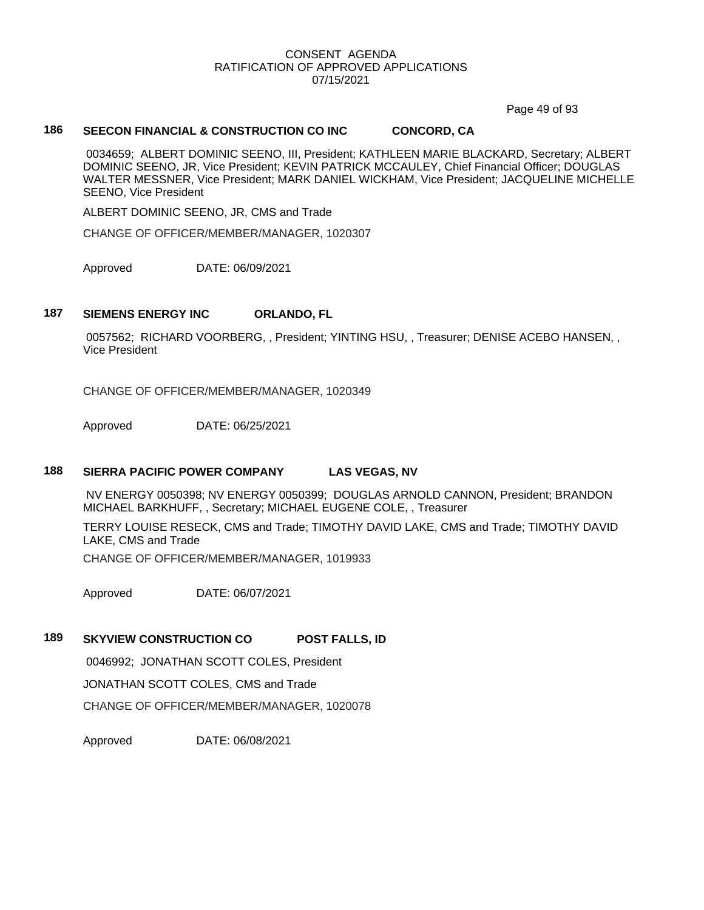CONSENT AGENDA
RATIFICATION OF APPROVED APPLICATIONS
07/15/2021

### 186 SEECON FINANCIAL & CONSTRUCTION CO INC CONCORD, CA

0034659; ALBERT DOMINIC SEENO, III, President; KATHLEEN MARIE BLACKARD, Secretary; ALBERT DOMINIC SEENO, JR, Vice President; KEVIN PATRICK MCCAULEY, Chief Financial Officer; DOUGLAS WALTER MESSNER, Vice President; MARK DANIEL WICKHAM, Vice President; JACQUELINE MICHELLE SEENO, Vice President

ALBERT DOMINIC SEENO, JR, CMS and Trade

CHANGE OF OFFICER/MEMBER/MANAGER, 1020307

Approved DATE: 06/09/2021

### 187 SIEMENS ENERGY INC ORLANDO, FL

0057562; RICHARD VOORBERG, , President; YINTING HSU, , Treasurer; DENISE ACEBO HANSEN, , Vice President

CHANGE OF OFFICER/MEMBER/MANAGER, 1020349

Approved DATE: 06/25/2021

### 188 SIERRA PACIFIC POWER COMPANY LAS VEGAS, NV

NV ENERGY 0050398; NV ENERGY 0050399; DOUGLAS ARNOLD CANNON, President; BRANDON MICHAEL BARKHUFF, , Secretary; MICHAEL EUGENE COLE, , Treasurer

TERRY LOUISE RESECK, CMS and Trade; TIMOTHY DAVID LAKE, CMS and Trade; TIMOTHY DAVID LAKE, CMS and Trade

CHANGE OF OFFICER/MEMBER/MANAGER, 1019933

Approved DATE: 06/07/2021

### 189 SKYVIEW CONSTRUCTION CO POST FALLS, ID

0046992; JONATHAN SCOTT COLES, President

JONATHAN SCOTT COLES, CMS and Trade

CHANGE OF OFFICER/MEMBER/MANAGER, 1020078

Approved DATE: 06/08/2021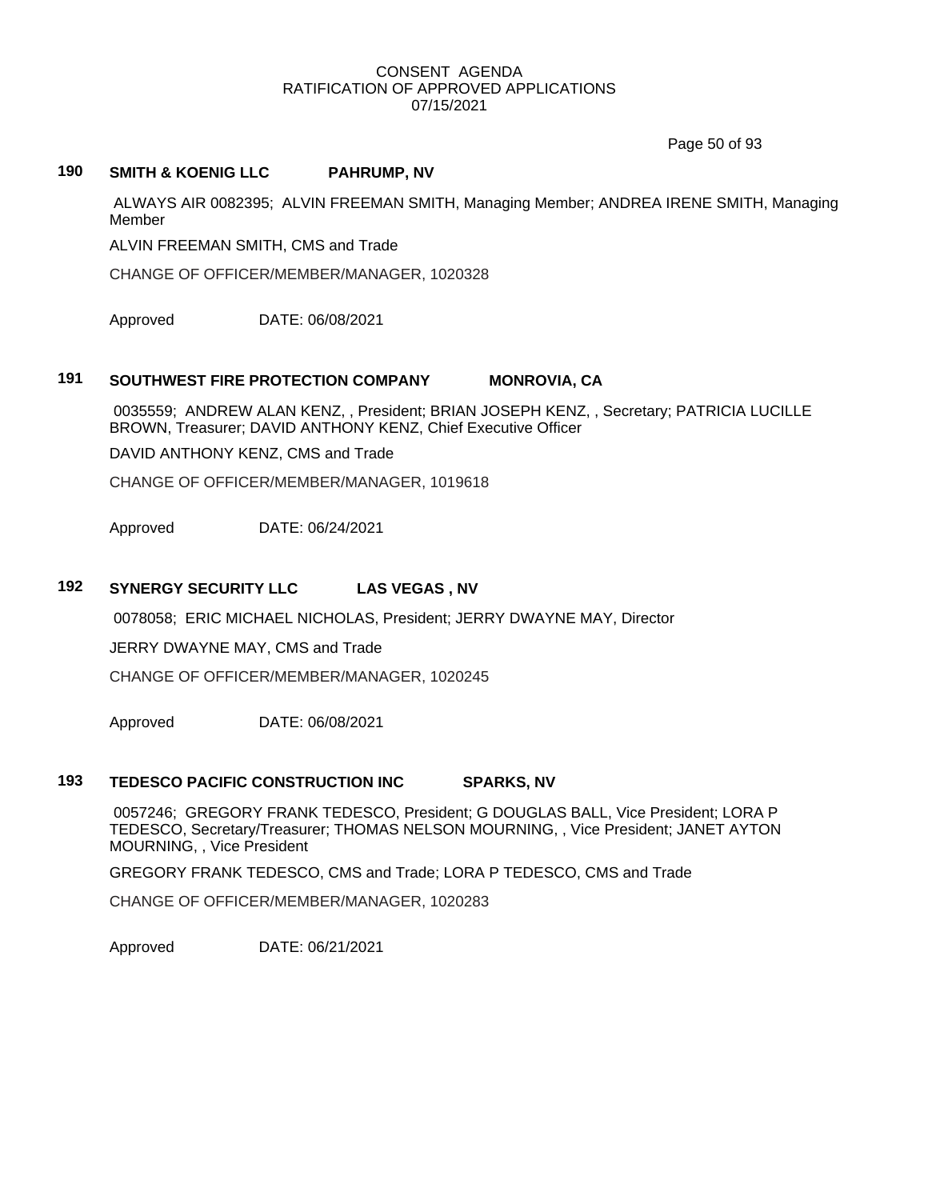CONSENT AGENDA
RATIFICATION OF APPROVED APPLICATIONS
07/15/2021

**190 SMITH & KOENIG LLC PAHRUMP, NV**

ALWAYS AIR 0082395; ALVIN FREEMAN SMITH, Managing Member; ANDREA IRENE SMITH, Managing Member

ALVIN FREEMAN SMITH, CMS and Trade

CHANGE OF OFFICER/MEMBER/MANAGER, 1020328

Approved DATE: 06/08/2021

**191 SOUTHWEST FIRE PROTECTION COMPANY MONROVIA, CA**

0035559; ANDREW ALAN KENZ, , President; BRIAN JOSEPH KENZ, , Secretary; PATRICIA LUCILLE BROWN, Treasurer; DAVID ANTHONY KENZ, Chief Executive Officer

DAVID ANTHONY KENZ, CMS and Trade

CHANGE OF OFFICER/MEMBER/MANAGER, 1019618

Approved DATE: 06/24/2021

**192 SYNERGY SECURITY LLC LAS VEGAS , NV**

0078058; ERIC MICHAEL NICHOLAS, President; JERRY DWAYNE MAY, Director

JERRY DWAYNE MAY, CMS and Trade

CHANGE OF OFFICER/MEMBER/MANAGER, 1020245

Approved DATE: 06/08/2021

**193 TEDESCO PACIFIC CONSTRUCTION INC SPARKS, NV**

0057246; GREGORY FRANK TEDESCO, President; G DOUGLAS BALL, Vice President; LORA P TEDESCO, Secretary/Treasurer; THOMAS NELSON MOURNING, , Vice President; JANET AYTON MOURNING, , Vice President

GREGORY FRANK TEDESCO, CMS and Trade; LORA P TEDESCO, CMS and Trade

CHANGE OF OFFICER/MEMBER/MANAGER, 1020283

Approved DATE: 06/21/2021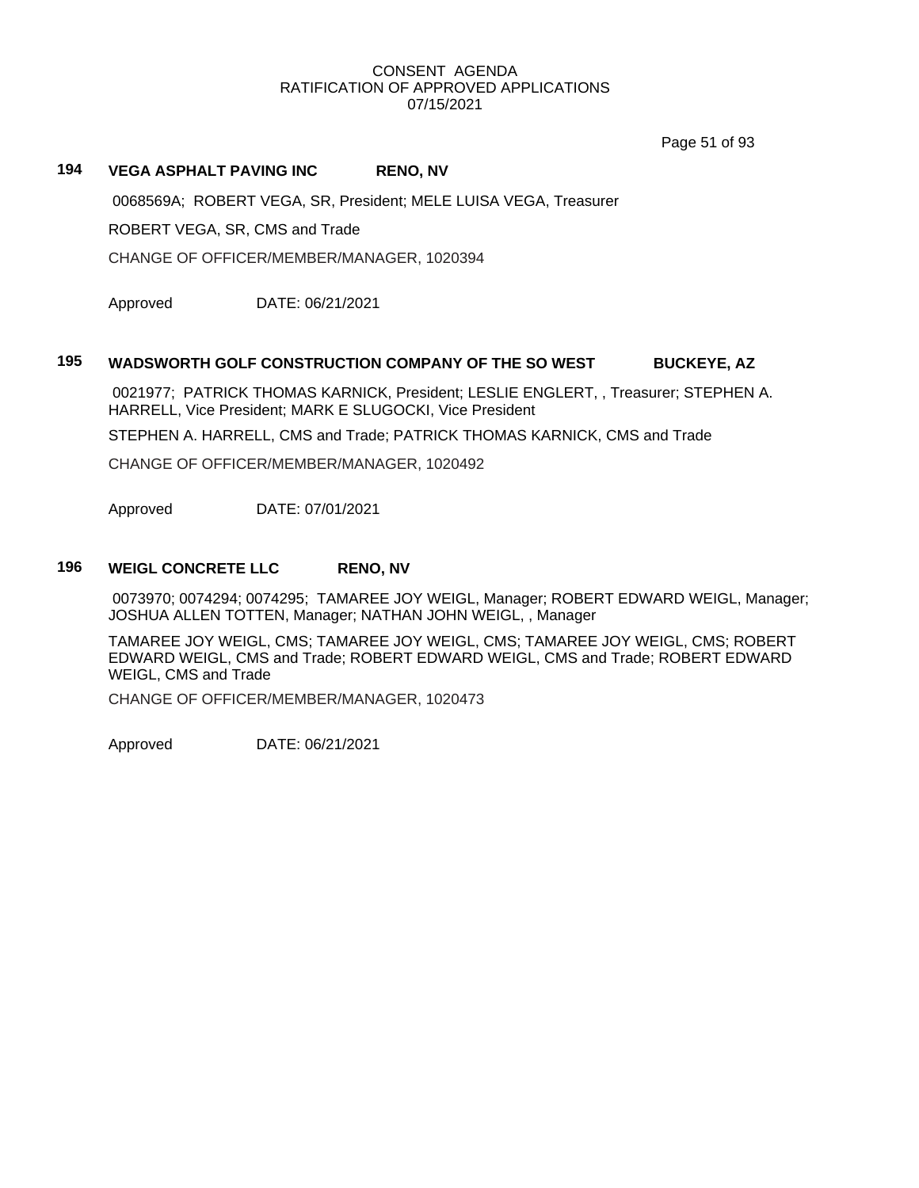CONSENT AGENDA
RATIFICATION OF APPROVED APPLICATIONS
07/15/2021

**194 VEGA ASPHALT PAVING INC RENO, NV**

0068569A; ROBERT VEGA, SR, President; MELE LUISA VEGA, Treasurer

ROBERT VEGA, SR, CMS and Trade

CHANGE OF OFFICER/MEMBER/MANAGER, 1020394

Approved DATE: 06/21/2021

**195 WADSWORTH GOLF CONSTRUCTION COMPANY OF THE SO WEST BUCKEYE, AZ**

0021977; PATRICK THOMAS KARNICK, President; LESLIE ENGLERT, , Treasurer; STEPHEN A. HARRELL, Vice President; MARK E SLUGOCKI, Vice President

STEPHEN A. HARRELL, CMS and Trade; PATRICK THOMAS KARNICK, CMS and Trade

CHANGE OF OFFICER/MEMBER/MANAGER, 1020492

Approved DATE: 07/01/2021

**196 WEIGL CONCRETE LLC RENO, NV**

0073970; 0074294; 0074295; TAMAREE JOY WEIGL, Manager; ROBERT EDWARD WEIGL, Manager; JOSHUA ALLEN TOTTEN, Manager; NATHAN JOHN WEIGL, , Manager

TAMAREE JOY WEIGL, CMS; TAMAREE JOY WEIGL, CMS; TAMAREE JOY WEIGL, CMS; ROBERT EDWARD WEIGL, CMS and Trade; ROBERT EDWARD WEIGL, CMS and Trade; ROBERT EDWARD WEIGL, CMS and Trade

CHANGE OF OFFICER/MEMBER/MANAGER, 1020473

Approved DATE: 06/21/2021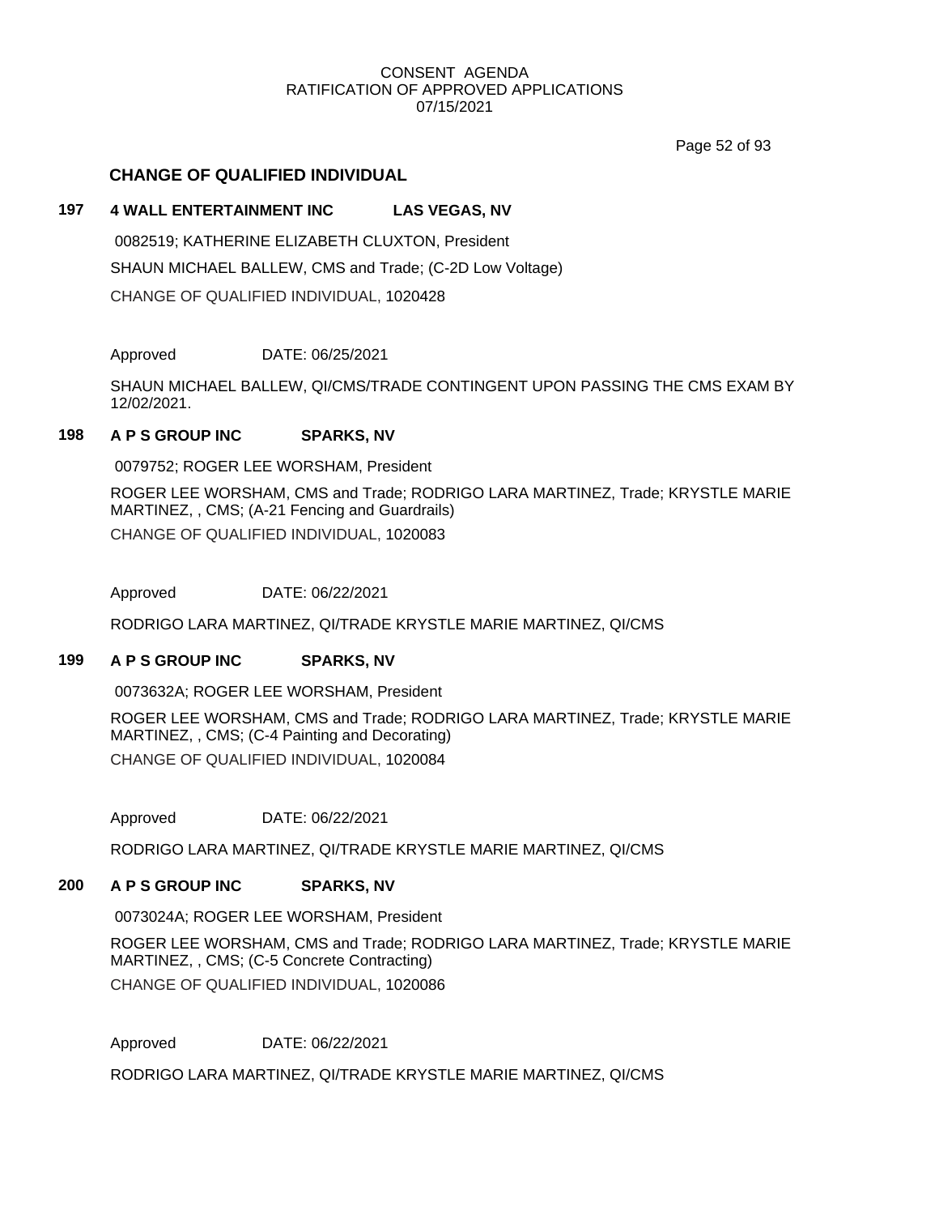CONSENT AGENDA
RATIFICATION OF APPROVED APPLICATIONS
07/15/2021

## CHANGE OF QUALIFIED INDIVIDUAL

### 197 4 WALL ENTERTAINMENT INC LAS VEGAS, NV

0082519; KATHERINE ELIZABETH CLUXTON, President

SHAUN MICHAEL BALLEW, CMS and Trade; (C-2D Low Voltage)

CHANGE OF QUALIFIED INDIVIDUAL, 1020428

Approved DATE: 06/25/2021

SHAUN MICHAEL BALLEW, QI/CMS/TRADE CONTINGENT UPON PASSING THE CMS EXAM BY 12/02/2021.

### 198 A P S GROUP INC SPARKS, NV

0079752; ROGER LEE WORSHAM, President

ROGER LEE WORSHAM, CMS and Trade; RODRIGO LARA MARTINEZ, Trade; KRYSTLE MARIE MARTINEZ, , CMS; (A-21 Fencing and Guardrails)

CHANGE OF QUALIFIED INDIVIDUAL, 1020083

Approved DATE: 06/22/2021

RODRIGO LARA MARTINEZ, QI/TRADE KRYSTLE MARIE MARTINEZ, QI/CMS

### 199 A P S GROUP INC SPARKS, NV

0073632A; ROGER LEE WORSHAM, President

ROGER LEE WORSHAM, CMS and Trade; RODRIGO LARA MARTINEZ, Trade; KRYSTLE MARIE MARTINEZ, , CMS; (C-4 Painting and Decorating)

CHANGE OF QUALIFIED INDIVIDUAL, 1020084

Approved DATE: 06/22/2021

RODRIGO LARA MARTINEZ, QI/TRADE KRYSTLE MARIE MARTINEZ, QI/CMS

### 200 A P S GROUP INC SPARKS, NV

0073024A; ROGER LEE WORSHAM, President

ROGER LEE WORSHAM, CMS and Trade; RODRIGO LARA MARTINEZ, Trade; KRYSTLE MARIE MARTINEZ, , CMS; (C-5 Concrete Contracting)

CHANGE OF QUALIFIED INDIVIDUAL, 1020086

Approved DATE: 06/22/2021

RODRIGO LARA MARTINEZ, QI/TRADE KRYSTLE MARIE MARTINEZ, QI/CMS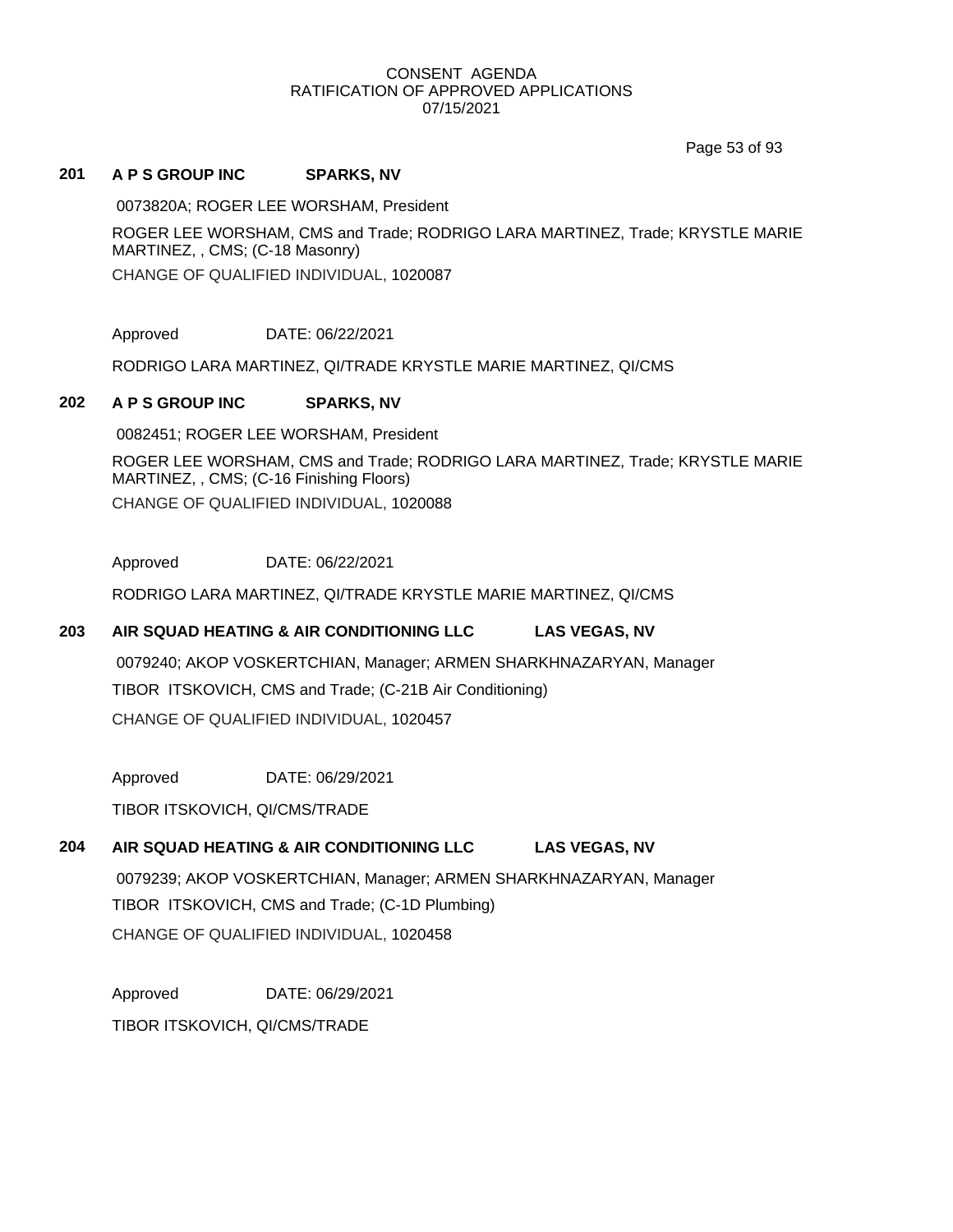CONSENT AGENDA
RATIFICATION OF APPROVED APPLICATIONS
07/15/2021

**201 A P S GROUP INC SPARKS, NV**

0073820A; ROGER LEE WORSHAM, President

ROGER LEE WORSHAM, CMS and Trade; RODRIGO LARA MARTINEZ, Trade; KRYSTLE MARIE MARTINEZ, , CMS; (C-18 Masonry)

CHANGE OF QUALIFIED INDIVIDUAL, 1020087

Approved DATE: 06/22/2021

RODRIGO LARA MARTINEZ, QI/TRADE KRYSTLE MARIE MARTINEZ, QI/CMS

**202 A P S GROUP INC SPARKS, NV**

0082451; ROGER LEE WORSHAM, President

ROGER LEE WORSHAM, CMS and Trade; RODRIGO LARA MARTINEZ, Trade; KRYSTLE MARIE MARTINEZ, , CMS; (C-16 Finishing Floors)

CHANGE OF QUALIFIED INDIVIDUAL, 1020088

Approved DATE: 06/22/2021

RODRIGO LARA MARTINEZ, QI/TRADE KRYSTLE MARIE MARTINEZ, QI/CMS

**203 AIR SQUAD HEATING & AIR CONDITIONING LLC LAS VEGAS, NV**

0079240; AKOP VOSKERTCHIAN, Manager; ARMEN SHARKHNAZARYAN, Manager

TIBOR ITSKOVICH, CMS and Trade; (C-21B Air Conditioning)

CHANGE OF QUALIFIED INDIVIDUAL, 1020457

Approved DATE: 06/29/2021

TIBOR ITSKOVICH, QI/CMS/TRADE

**204 AIR SQUAD HEATING & AIR CONDITIONING LLC LAS VEGAS, NV**

0079239; AKOP VOSKERTCHIAN, Manager; ARMEN SHARKHNAZARYAN, Manager

TIBOR ITSKOVICH, CMS and Trade; (C-1D Plumbing)

CHANGE OF QUALIFIED INDIVIDUAL, 1020458

Approved DATE: 06/29/2021

TIBOR ITSKOVICH, QI/CMS/TRADE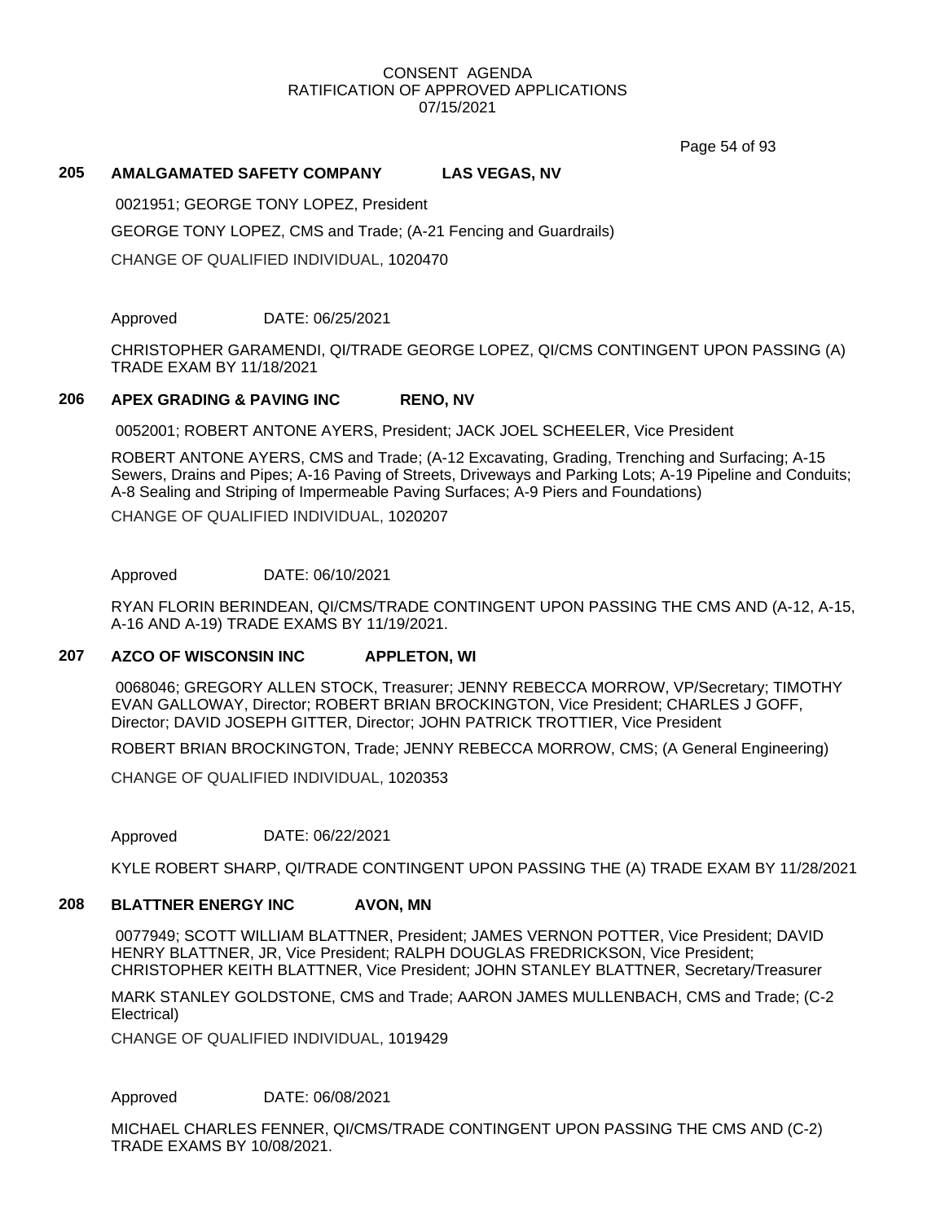CONSENT AGENDA
RATIFICATION OF APPROVED APPLICATIONS
07/15/2021

### 205 AMALGAMATED SAFETY COMPANY LAS VEGAS, NV

0021951; GEORGE TONY LOPEZ, President

GEORGE TONY LOPEZ, CMS and Trade; (A-21 Fencing and Guardrails)

CHANGE OF QUALIFIED INDIVIDUAL, 1020470

Approved DATE: 06/25/2021

CHRISTOPHER GARAMENDI, QI/TRADE GEORGE LOPEZ, QI/CMS CONTINGENT UPON PASSING (A) TRADE EXAM BY 11/18/2021

### 206 APEX GRADING & PAVING INC RENO, NV

0052001; ROBERT ANTONE AYERS, President; JACK JOEL SCHEELER, Vice President

ROBERT ANTONE AYERS, CMS and Trade; (A-12 Excavating, Grading, Trenching and Surfacing; A-15 Sewers, Drains and Pipes; A-16 Paving of Streets, Driveways and Parking Lots; A-19 Pipeline and Conduits; A-8 Sealing and Striping of Impermeable Paving Surfaces; A-9 Piers and Foundations)

CHANGE OF QUALIFIED INDIVIDUAL, 1020207

Approved DATE: 06/10/2021

RYAN FLORIN BERINDEAN, QI/CMS/TRADE CONTINGENT UPON PASSING THE CMS AND (A-12, A-15, A-16 AND A-19) TRADE EXAMS BY 11/19/2021.

### 207 AZCO OF WISCONSIN INC APPLETON, WI

0068046; GREGORY ALLEN STOCK, Treasurer; JENNY REBECCA MORROW, VP/Secretary; TIMOTHY EVAN GALLOWAY, Director; ROBERT BRIAN BROCKINGTON, Vice President; CHARLES J GOFF, Director; DAVID JOSEPH GITTER, Director; JOHN PATRICK TROTTIER, Vice President

ROBERT BRIAN BROCKINGTON, Trade; JENNY REBECCA MORROW, CMS; (A General Engineering)

CHANGE OF QUALIFIED INDIVIDUAL, 1020353

Approved DATE: 06/22/2021

KYLE ROBERT SHARP, QI/TRADE CONTINGENT UPON PASSING THE (A) TRADE EXAM BY 11/28/2021

### 208 BLATTNER ENERGY INC AVON, MN

0077949; SCOTT WILLIAM BLATTNER, President; JAMES VERNON POTTER, Vice President; DAVID HENRY BLATTNER, JR, Vice President; RALPH DOUGLAS FREDRICKSON, Vice President; CHRISTOPHER KEITH BLATTNER, Vice President; JOHN STANLEY BLATTNER, Secretary/Treasurer

MARK STANLEY GOLDSTONE, CMS and Trade; AARON JAMES MULLENBACH, CMS and Trade; (C-2 Electrical)

CHANGE OF QUALIFIED INDIVIDUAL, 1019429

Approved DATE: 06/08/2021

MICHAEL CHARLES FENNER, QI/CMS/TRADE CONTINGENT UPON PASSING THE CMS AND (C-2) TRADE EXAMS BY 10/08/2021.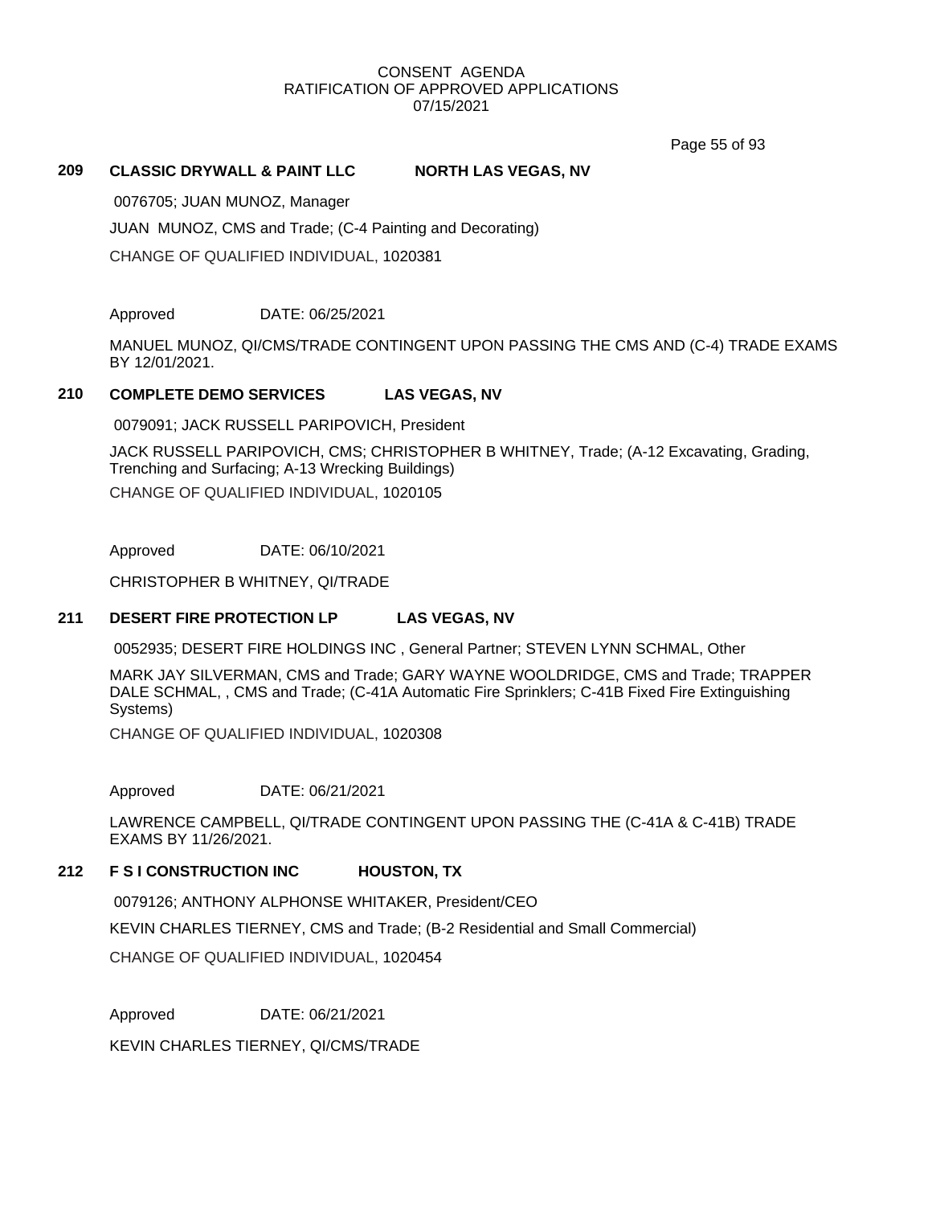CONSENT AGENDA
RATIFICATION OF APPROVED APPLICATIONS
07/15/2021

**209 CLASSIC DRYWALL & PAINT LLC NORTH LAS VEGAS, NV**

0076705; JUAN MUNOZ, Manager

JUAN MUNOZ, CMS and Trade; (C-4 Painting and Decorating)

CHANGE OF QUALIFIED INDIVIDUAL, 1020381

Approved DATE: 06/25/2021

MANUEL MUNOZ, QI/CMS/TRADE CONTINGENT UPON PASSING THE CMS AND (C-4) TRADE EXAMS BY 12/01/2021.

**210 COMPLETE DEMO SERVICES LAS VEGAS, NV**

0079091; JACK RUSSELL PARIPOVICH, President

JACK RUSSELL PARIPOVICH, CMS; CHRISTOPHER B WHITNEY, Trade; (A-12 Excavating, Grading, Trenching and Surfacing; A-13 Wrecking Buildings)

CHANGE OF QUALIFIED INDIVIDUAL, 1020105

Approved DATE: 06/10/2021

CHRISTOPHER B WHITNEY, QI/TRADE

**211 DESERT FIRE PROTECTION LP LAS VEGAS, NV**

0052935; DESERT FIRE HOLDINGS INC , General Partner; STEVEN LYNN SCHMAL, Other

MARK JAY SILVERMAN, CMS and Trade; GARY WAYNE WOOLDRIDGE, CMS and Trade; TRAPPER DALE SCHMAL, , CMS and Trade; (C-41A Automatic Fire Sprinklers; C-41B Fixed Fire Extinguishing Systems)

CHANGE OF QUALIFIED INDIVIDUAL, 1020308

Approved DATE: 06/21/2021

LAWRENCE CAMPBELL, QI/TRADE CONTINGENT UPON PASSING THE (C-41A & C-41B) TRADE EXAMS BY 11/26/2021.

**212 F S I CONSTRUCTION INC HOUSTON, TX**

0079126; ANTHONY ALPHONSE WHITAKER, President/CEO

KEVIN CHARLES TIERNEY, CMS and Trade; (B-2 Residential and Small Commercial)

CHANGE OF QUALIFIED INDIVIDUAL, 1020454

Approved DATE: 06/21/2021

KEVIN CHARLES TIERNEY, QI/CMS/TRADE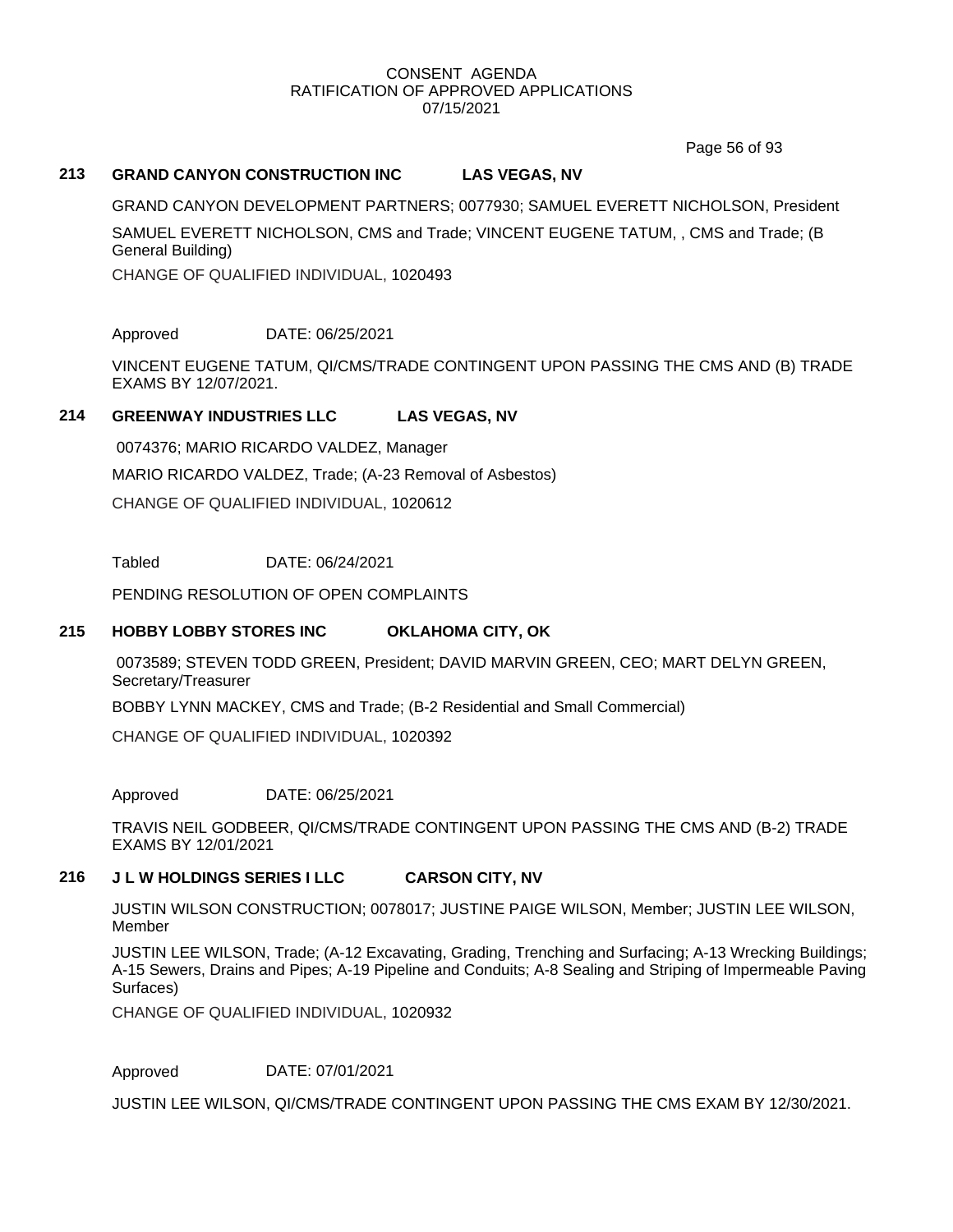CONSENT AGENDA
RATIFICATION OF APPROVED APPLICATIONS
07/15/2021

**213 GRAND CANYON CONSTRUCTION INC LAS VEGAS, NV**

GRAND CANYON DEVELOPMENT PARTNERS; 0077930; SAMUEL EVERETT NICHOLSON, President

SAMUEL EVERETT NICHOLSON, CMS and Trade; VINCENT EUGENE TATUM, , CMS and Trade; (B General Building)

CHANGE OF QUALIFIED INDIVIDUAL, 1020493

Approved DATE: 06/25/2021

VINCENT EUGENE TATUM, QI/CMS/TRADE CONTINGENT UPON PASSING THE CMS AND (B) TRADE EXAMS BY 12/07/2021.

**214 GREENWAY INDUSTRIES LLC LAS VEGAS, NV**

0074376; MARIO RICARDO VALDEZ, Manager

MARIO RICARDO VALDEZ, Trade; (A-23 Removal of Asbestos)

CHANGE OF QUALIFIED INDIVIDUAL, 1020612

Tabled DATE: 06/24/2021

PENDING RESOLUTION OF OPEN COMPLAINTS

**215 HOBBY LOBBY STORES INC OKLAHOMA CITY, OK**

0073589; STEVEN TODD GREEN, President; DAVID MARVIN GREEN, CEO; MART DELYN GREEN, Secretary/Treasurer

BOBBY LYNN MACKEY, CMS and Trade; (B-2 Residential and Small Commercial)

CHANGE OF QUALIFIED INDIVIDUAL, 1020392

Approved DATE: 06/25/2021

TRAVIS NEIL GODBEER, QI/CMS/TRADE CONTINGENT UPON PASSING THE CMS AND (B-2) TRADE EXAMS BY 12/01/2021

**216 J L W HOLDINGS SERIES I LLC CARSON CITY, NV**

JUSTIN WILSON CONSTRUCTION; 0078017; JUSTINE PAIGE WILSON, Member; JUSTIN LEE WILSON, Member

JUSTIN LEE WILSON, Trade; (A-12 Excavating, Grading, Trenching and Surfacing; A-13 Wrecking Buildings; A-15 Sewers, Drains and Pipes; A-19 Pipeline and Conduits; A-8 Sealing and Striping of Impermeable Paving Surfaces)

CHANGE OF QUALIFIED INDIVIDUAL, 1020932

Approved DATE: 07/01/2021

JUSTIN LEE WILSON, QI/CMS/TRADE CONTINGENT UPON PASSING THE CMS EXAM BY 12/30/2021.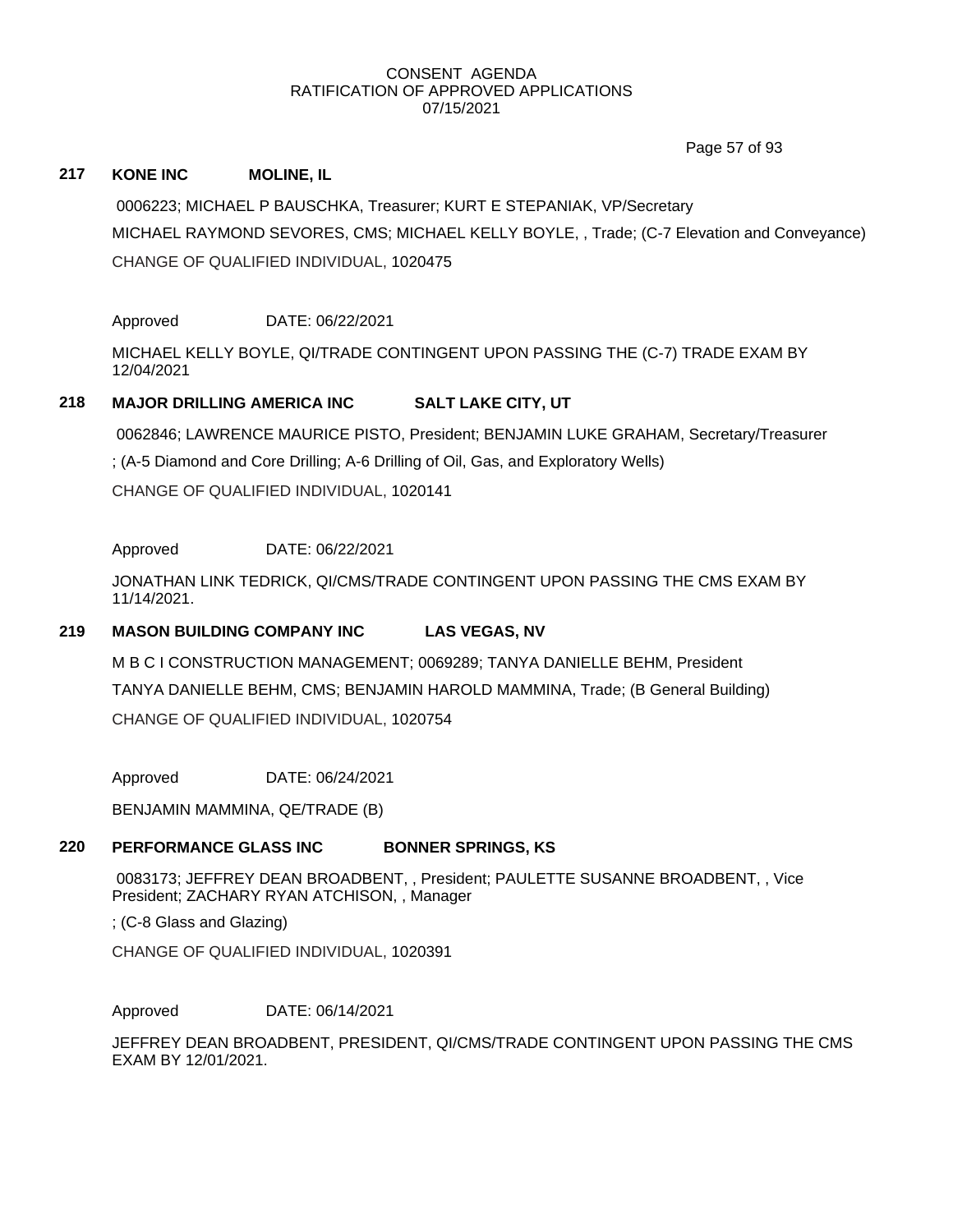CONSENT AGENDA
RATIFICATION OF APPROVED APPLICATIONS
07/15/2021

**217 KONE INC MOLINE, IL**

0006223; MICHAEL P BAUSCHKA, Treasurer; KURT E STEPANIAK, VP/Secretary

MICHAEL RAYMOND SEVORES, CMS; MICHAEL KELLY BOYLE, , Trade; (C-7 Elevation and Conveyance)

CHANGE OF QUALIFIED INDIVIDUAL, 1020475

Approved DATE: 06/22/2021

MICHAEL KELLY BOYLE, QI/TRADE CONTINGENT UPON PASSING THE (C-7) TRADE EXAM BY 12/04/2021

**218 MAJOR DRILLING AMERICA INC SALT LAKE CITY, UT**

0062846; LAWRENCE MAURICE PISTO, President; BENJAMIN LUKE GRAHAM, Secretary/Treasurer

; (A-5 Diamond and Core Drilling; A-6 Drilling of Oil, Gas, and Exploratory Wells)

CHANGE OF QUALIFIED INDIVIDUAL, 1020141

Approved DATE: 06/22/2021

JONATHAN LINK TEDRICK, QI/CMS/TRADE CONTINGENT UPON PASSING THE CMS EXAM BY 11/14/2021.

**219 MASON BUILDING COMPANY INC LAS VEGAS, NV**

M B C I CONSTRUCTION MANAGEMENT; 0069289; TANYA DANIELLE BEHM, President

TANYA DANIELLE BEHM, CMS; BENJAMIN HAROLD MAMMINA, Trade; (B General Building)

CHANGE OF QUALIFIED INDIVIDUAL, 1020754

Approved DATE: 06/24/2021

BENJAMIN MAMMINA, QE/TRADE (B)

**220 PERFORMANCE GLASS INC BONNER SPRINGS, KS**

0083173; JEFFREY DEAN BROADBENT, , President; PAULETTE SUSANNE BROADBENT, , Vice President; ZACHARY RYAN ATCHISON, , Manager

; (C-8 Glass and Glazing)

CHANGE OF QUALIFIED INDIVIDUAL, 1020391

Approved DATE: 06/14/2021

JEFFREY DEAN BROADBENT, PRESIDENT, QI/CMS/TRADE CONTINGENT UPON PASSING THE CMS EXAM BY 12/01/2021.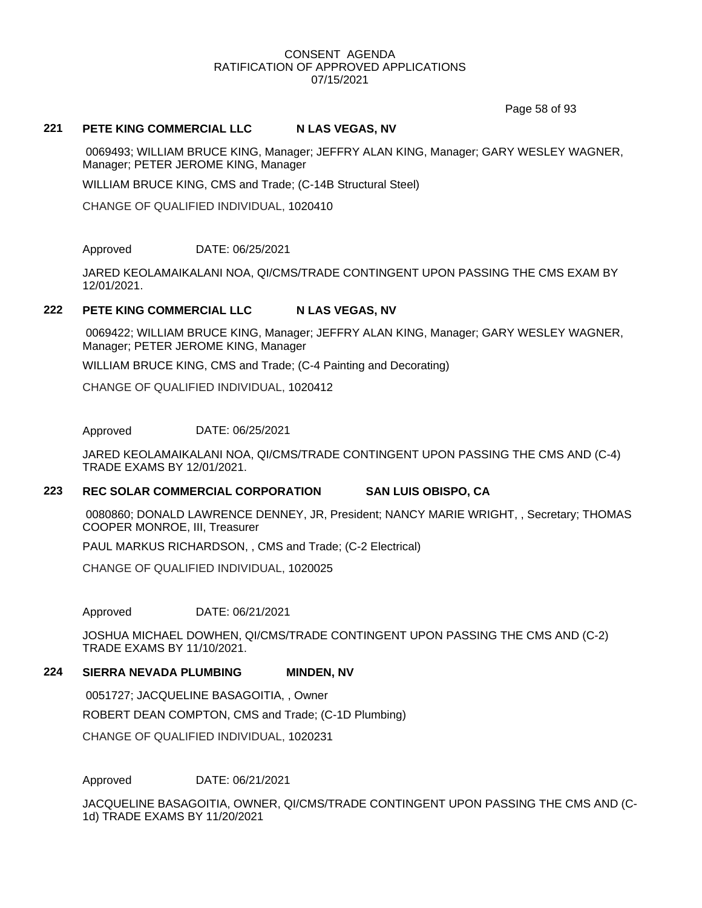CONSENT AGENDA
RATIFICATION OF APPROVED APPLICATIONS
07/15/2021

**221 PETE KING COMMERCIAL LLC N LAS VEGAS, NV**

0069493; WILLIAM BRUCE KING, Manager; JEFFRY ALAN KING, Manager; GARY WESLEY WAGNER, Manager; PETER JEROME KING, Manager

WILLIAM BRUCE KING, CMS and Trade; (C-14B Structural Steel)

CHANGE OF QUALIFIED INDIVIDUAL, 1020410

Approved DATE: 06/25/2021

JARED KEOLAMAIKALANI NOA, QI/CMS/TRADE CONTINGENT UPON PASSING THE CMS EXAM BY 12/01/2021.

**222 PETE KING COMMERCIAL LLC N LAS VEGAS, NV**

0069422; WILLIAM BRUCE KING, Manager; JEFFRY ALAN KING, Manager; GARY WESLEY WAGNER, Manager; PETER JEROME KING, Manager

WILLIAM BRUCE KING, CMS and Trade; (C-4 Painting and Decorating)

CHANGE OF QUALIFIED INDIVIDUAL, 1020412

Approved DATE: 06/25/2021

JARED KEOLAMAIKALANI NOA, QI/CMS/TRADE CONTINGENT UPON PASSING THE CMS AND (C-4) TRADE EXAMS BY 12/01/2021.

**223 REC SOLAR COMMERCIAL CORPORATION SAN LUIS OBISPO, CA**

0080860; DONALD LAWRENCE DENNEY, JR, President; NANCY MARIE WRIGHT, , Secretary; THOMAS COOPER MONROE, III, Treasurer

PAUL MARKUS RICHARDSON, , CMS and Trade; (C-2 Electrical)

CHANGE OF QUALIFIED INDIVIDUAL, 1020025

Approved DATE: 06/21/2021

JOSHUA MICHAEL DOWHEN, QI/CMS/TRADE CONTINGENT UPON PASSING THE CMS AND (C-2) TRADE EXAMS BY 11/10/2021.

**224 SIERRA NEVADA PLUMBING MINDEN, NV**

0051727; JACQUELINE BASAGOITIA, , Owner

ROBERT DEAN COMPTON, CMS and Trade; (C-1D Plumbing)

CHANGE OF QUALIFIED INDIVIDUAL, 1020231

Approved DATE: 06/21/2021

JACQUELINE BASAGOITIA, OWNER, QI/CMS/TRADE CONTINGENT UPON PASSING THE CMS AND (C-1d) TRADE EXAMS BY 11/20/2021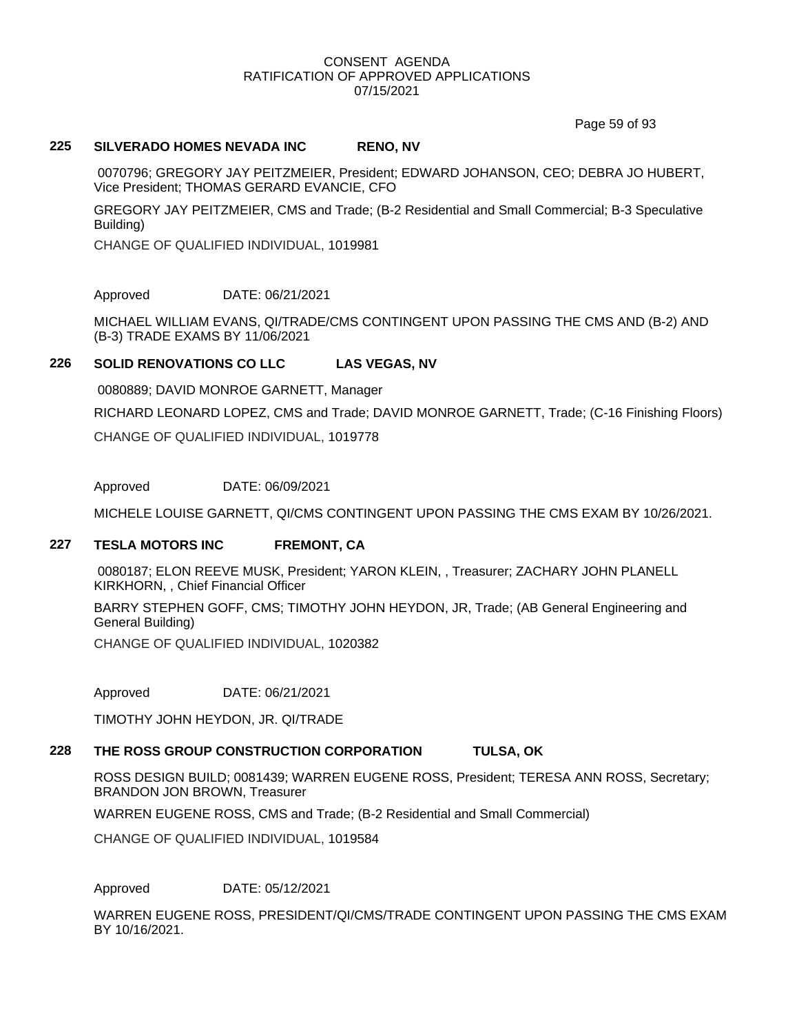CONSENT AGENDA
RATIFICATION OF APPROVED APPLICATIONS
07/15/2021

**225 SILVERADO HOMES NEVADA INC RENO, NV**

0070796; GREGORY JAY PEITZMEIER, President; EDWARD JOHANSON, CEO; DEBRA JO HUBERT, Vice President; THOMAS GERARD EVANCIE, CFO

GREGORY JAY PEITZMEIER, CMS and Trade; (B-2 Residential and Small Commercial; B-3 Speculative Building)

CHANGE OF QUALIFIED INDIVIDUAL, 1019981

Approved DATE: 06/21/2021

MICHAEL WILLIAM EVANS, QI/TRADE/CMS CONTINGENT UPON PASSING THE CMS AND (B-2) AND (B-3) TRADE EXAMS BY 11/06/2021

**226 SOLID RENOVATIONS CO LLC LAS VEGAS, NV**

0080889; DAVID MONROE GARNETT, Manager

RICHARD LEONARD LOPEZ, CMS and Trade; DAVID MONROE GARNETT, Trade; (C-16 Finishing Floors)

CHANGE OF QUALIFIED INDIVIDUAL, 1019778

Approved DATE: 06/09/2021

MICHELE LOUISE GARNETT, QI/CMS CONTINGENT UPON PASSING THE CMS EXAM BY 10/26/2021.

**227 TESLA MOTORS INC FREMONT, CA**

0080187; ELON REEVE MUSK, President; YARON KLEIN, , Treasurer; ZACHARY JOHN PLANELL KIRKHORN, , Chief Financial Officer

BARRY STEPHEN GOFF, CMS; TIMOTHY JOHN HEYDON, JR, Trade; (AB General Engineering and General Building)

CHANGE OF QUALIFIED INDIVIDUAL, 1020382

Approved DATE: 06/21/2021

TIMOTHY JOHN HEYDON, JR. QI/TRADE

**228 THE ROSS GROUP CONSTRUCTION CORPORATION TULSA, OK**

ROSS DESIGN BUILD; 0081439; WARREN EUGENE ROSS, President; TERESA ANN ROSS, Secretary; BRANDON JON BROWN, Treasurer

WARREN EUGENE ROSS, CMS and Trade; (B-2 Residential and Small Commercial)

CHANGE OF QUALIFIED INDIVIDUAL, 1019584

Approved DATE: 05/12/2021

WARREN EUGENE ROSS, PRESIDENT/QI/CMS/TRADE CONTINGENT UPON PASSING THE CMS EXAM BY 10/16/2021.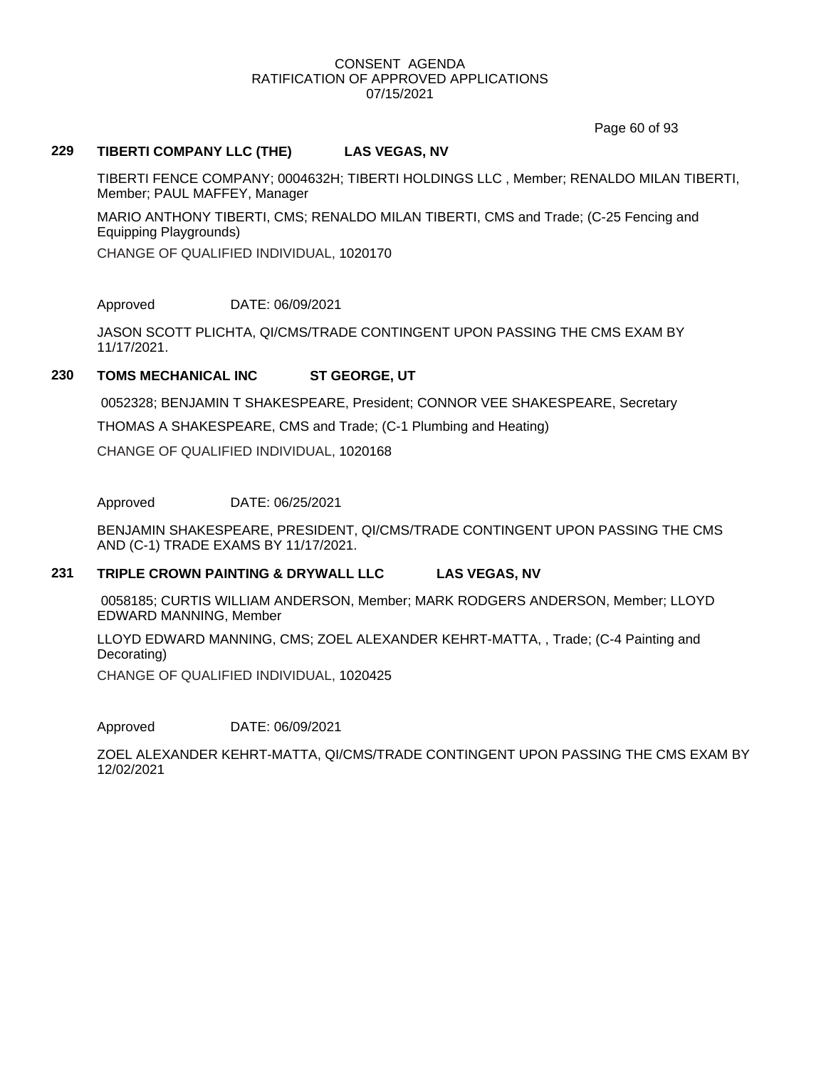CONSENT AGENDA
RATIFICATION OF APPROVED APPLICATIONS
07/15/2021

**229 TIBERTI COMPANY LLC (THE) LAS VEGAS, NV**

TIBERTI FENCE COMPANY; 0004632H; TIBERTI HOLDINGS LLC , Member; RENALDO MILAN TIBERTI, Member; PAUL MAFFEY, Manager

MARIO ANTHONY TIBERTI, CMS; RENALDO MILAN TIBERTI, CMS and Trade; (C-25 Fencing and Equipping Playgrounds)

CHANGE OF QUALIFIED INDIVIDUAL, 1020170

Approved DATE: 06/09/2021

JASON SCOTT PLICHTA, QI/CMS/TRADE CONTINGENT UPON PASSING THE CMS EXAM BY 11/17/2021.

**230 TOMS MECHANICAL INC ST GEORGE, UT**

0052328; BENJAMIN T SHAKESPEARE, President; CONNOR VEE SHAKESPEARE, Secretary

THOMAS A SHAKESPEARE, CMS and Trade; (C-1 Plumbing and Heating)

CHANGE OF QUALIFIED INDIVIDUAL, 1020168

Approved DATE: 06/25/2021

BENJAMIN SHAKESPEARE, PRESIDENT, QI/CMS/TRADE CONTINGENT UPON PASSING THE CMS AND (C-1) TRADE EXAMS BY 11/17/2021.

**231 TRIPLE CROWN PAINTING & DRYWALL LLC LAS VEGAS, NV**

0058185; CURTIS WILLIAM ANDERSON, Member; MARK RODGERS ANDERSON, Member; LLOYD EDWARD MANNING, Member

LLOYD EDWARD MANNING, CMS; ZOEL ALEXANDER KEHRT-MATTA, , Trade; (C-4 Painting and Decorating)

CHANGE OF QUALIFIED INDIVIDUAL, 1020425

Approved DATE: 06/09/2021

ZOEL ALEXANDER KEHRT-MATTA, QI/CMS/TRADE CONTINGENT UPON PASSING THE CMS EXAM BY 12/02/2021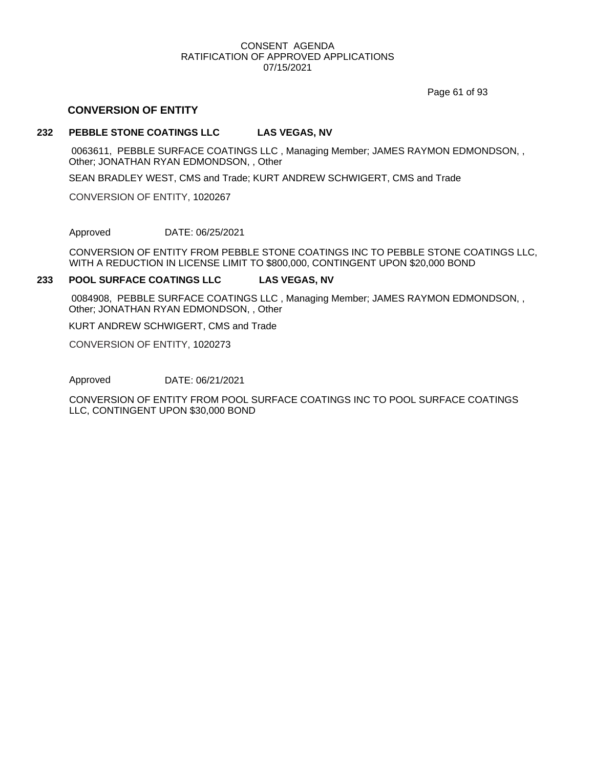## CONVERSION OF ENTITY

### 232 PEBBLE STONE COATINGS LLC LAS VEGAS, NV

0063611, PEBBLE SURFACE COATINGS LLC , Managing Member; JAMES RAYMON EDMONDSON, , Other; JONATHAN RYAN EDMONDSON, , Other

SEAN BRADLEY WEST, CMS and Trade; KURT ANDREW SCHWIGERT, CMS and Trade

CONVERSION OF ENTITY, 1020267

Approved DATE: 06/25/2021

CONVERSION OF ENTITY FROM PEBBLE STONE COATINGS INC TO PEBBLE STONE COATINGS LLC, WITH A REDUCTION IN LICENSE LIMIT TO $800,000, CONTINGENT UPON $20,000 BOND

### 233 POOL SURFACE COATINGS LLC LAS VEGAS, NV

0084908, PEBBLE SURFACE COATINGS LLC , Managing Member; JAMES RAYMON EDMONDSON, , Other; JONATHAN RYAN EDMONDSON, , Other

KURT ANDREW SCHWIGERT, CMS and Trade

CONVERSION OF ENTITY, 1020273

Approved DATE: 06/21/2021

CONVERSION OF ENTITY FROM POOL SURFACE COATINGS INC TO POOL SURFACE COATINGS LLC, CONTINGENT UPON $30,000 BOND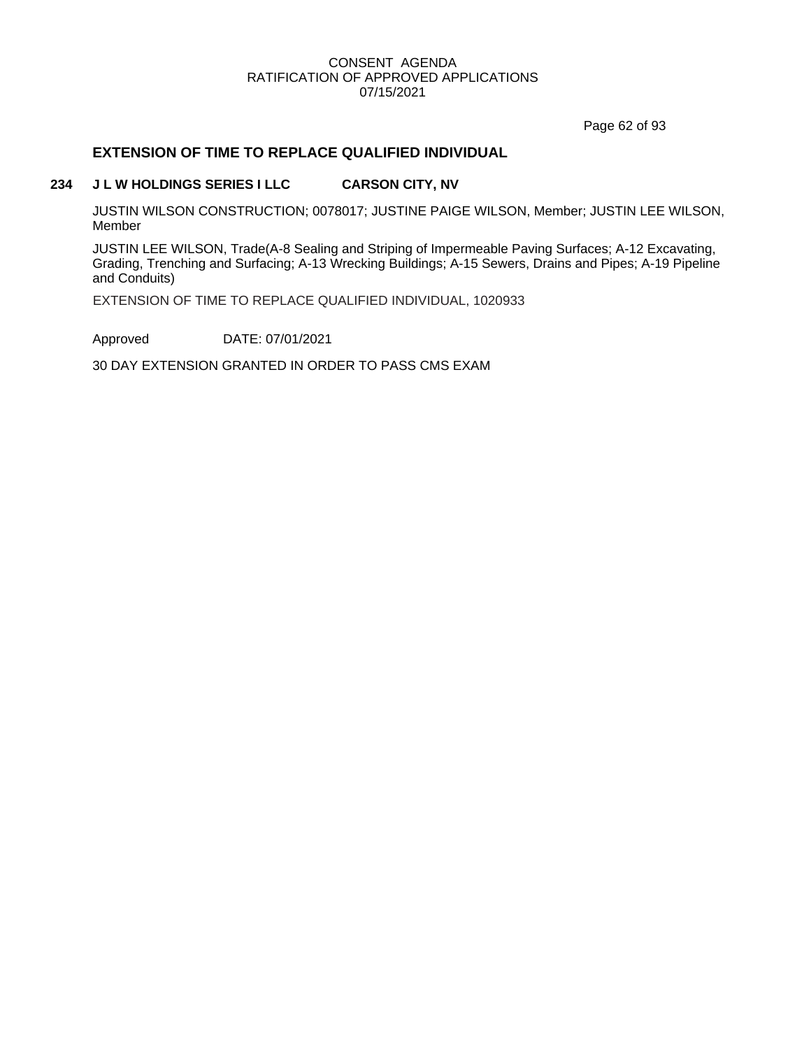## EXTENSION OF TIME TO REPLACE QUALIFIED INDIVIDUAL

**234 J L W HOLDINGS SERIES I LLC CARSON CITY, NV**

JUSTIN WILSON CONSTRUCTION; 0078017; JUSTINE PAIGE WILSON, Member; JUSTIN LEE WILSON, Member

JUSTIN LEE WILSON, Trade(A-8 Sealing and Striping of Impermeable Paving Surfaces; A-12 Excavating, Grading, Trenching and Surfacing; A-13 Wrecking Buildings; A-15 Sewers, Drains and Pipes; A-19 Pipeline and Conduits)

EXTENSION OF TIME TO REPLACE QUALIFIED INDIVIDUAL, 1020933

Approved DATE: 07/01/2021

30 DAY EXTENSION GRANTED IN ORDER TO PASS CMS EXAM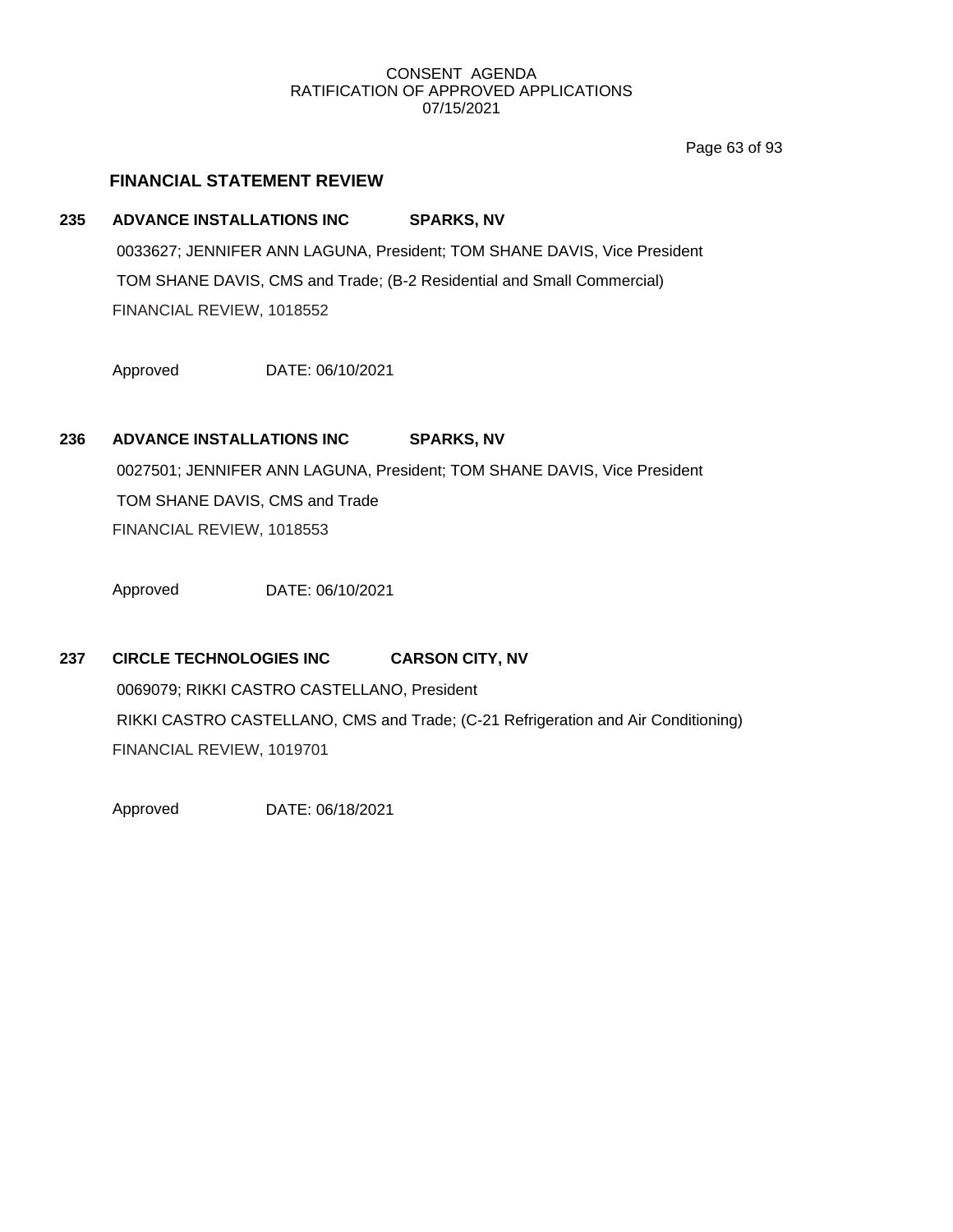CONSENT AGENDA
RATIFICATION OF APPROVED APPLICATIONS
07/15/2021

## FINANCIAL STATEMENT REVIEW

**235 ADVANCE INSTALLATIONS INC SPARKS, NV**

0033627; JENNIFER ANN LAGUNA, President; TOM SHANE DAVIS, Vice President
TOM SHANE DAVIS, CMS and Trade; (B-2 Residential and Small Commercial)
FINANCIAL REVIEW, 1018552

Approved DATE: 06/10/2021

**236 ADVANCE INSTALLATIONS INC SPARKS, NV**

0027501; JENNIFER ANN LAGUNA, President; TOM SHANE DAVIS, Vice President
TOM SHANE DAVIS, CMS and Trade
FINANCIAL REVIEW, 1018553

Approved DATE: 06/10/2021

**237 CIRCLE TECHNOLOGIES INC CARSON CITY, NV**

0069079; RIKKI CASTRO CASTELLANO, President
RIKKI CASTRO CASTELLANO, CMS and Trade; (C-21 Refrigeration and Air Conditioning)
FINANCIAL REVIEW, 1019701

Approved DATE: 06/18/2021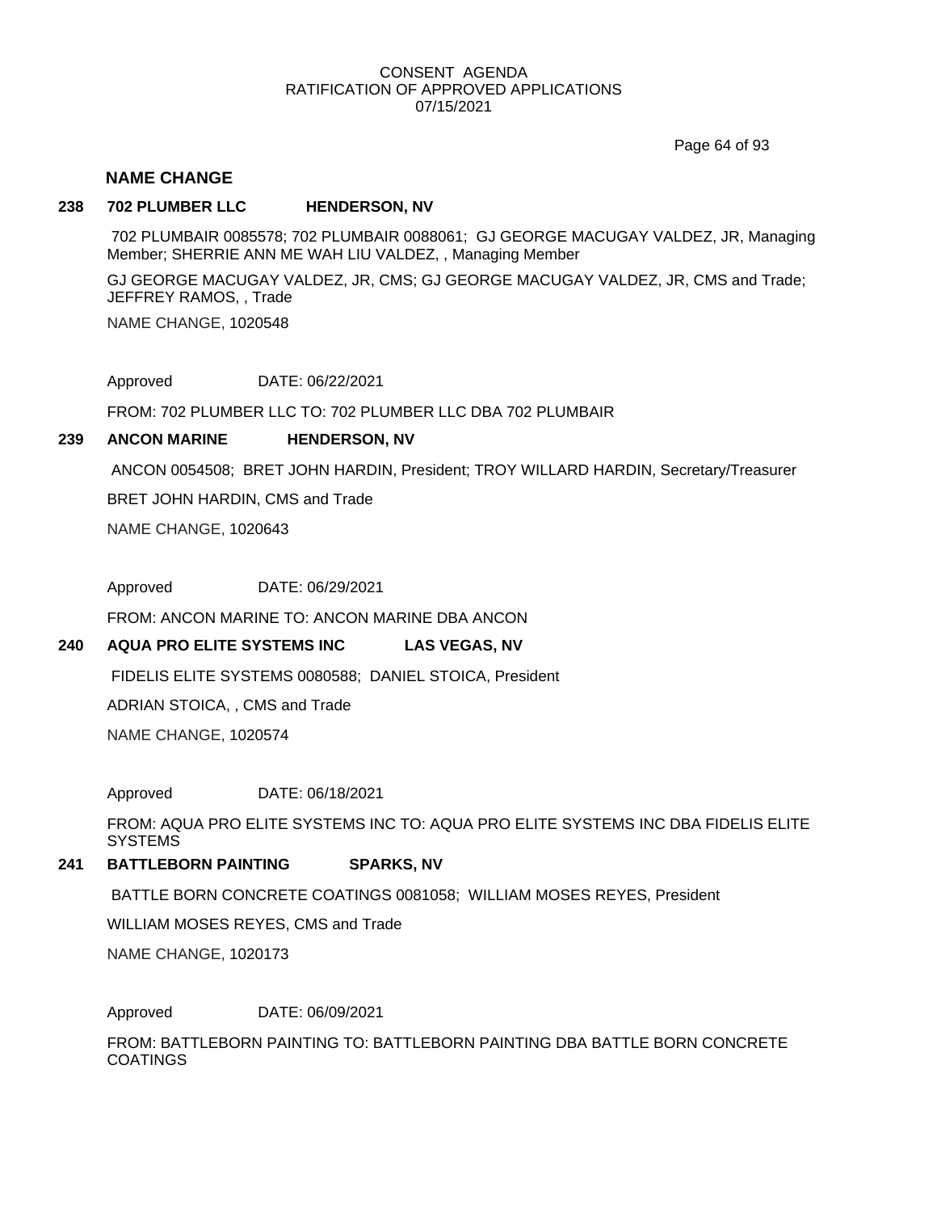CONSENT AGENDA
RATIFICATION OF APPROVED APPLICATIONS
07/15/2021

## NAME CHANGE

**238 702 PLUMBER LLC HENDERSON, NV**

702 PLUMBAIR 0085578; 702 PLUMBAIR 0088061; GJ GEORGE MACUGAY VALDEZ, JR, Managing Member; SHERRIE ANN ME WAH LIU VALDEZ, , Managing Member

GJ GEORGE MACUGAY VALDEZ, JR, CMS; GJ GEORGE MACUGAY VALDEZ, JR, CMS and Trade; JEFFREY RAMOS, , Trade

NAME CHANGE, 1020548

Approved DATE: 06/22/2021

FROM: 702 PLUMBER LLC TO: 702 PLUMBER LLC DBA 702 PLUMBAIR

**239 ANCON MARINE HENDERSON, NV**

ANCON 0054508; BRET JOHN HARDIN, President; TROY WILLARD HARDIN, Secretary/Treasurer

BRET JOHN HARDIN, CMS and Trade

NAME CHANGE, 1020643

Approved DATE: 06/29/2021

FROM: ANCON MARINE TO: ANCON MARINE DBA ANCON

**240 AQUA PRO ELITE SYSTEMS INC LAS VEGAS, NV**

FIDELIS ELITE SYSTEMS 0080588; DANIEL STOICA, President

ADRIAN STOICA, , CMS and Trade

NAME CHANGE, 1020574

Approved DATE: 06/18/2021

FROM: AQUA PRO ELITE SYSTEMS INC TO: AQUA PRO ELITE SYSTEMS INC DBA FIDELIS ELITE SYSTEMS

**241 BATTLEBORN PAINTING SPARKS, NV**

BATTLE BORN CONCRETE COATINGS 0081058; WILLIAM MOSES REYES, President

WILLIAM MOSES REYES, CMS and Trade

NAME CHANGE, 1020173

Approved DATE: 06/09/2021

FROM: BATTLEBORN PAINTING TO: BATTLEBORN PAINTING DBA BATTLE BORN CONCRETE COATINGS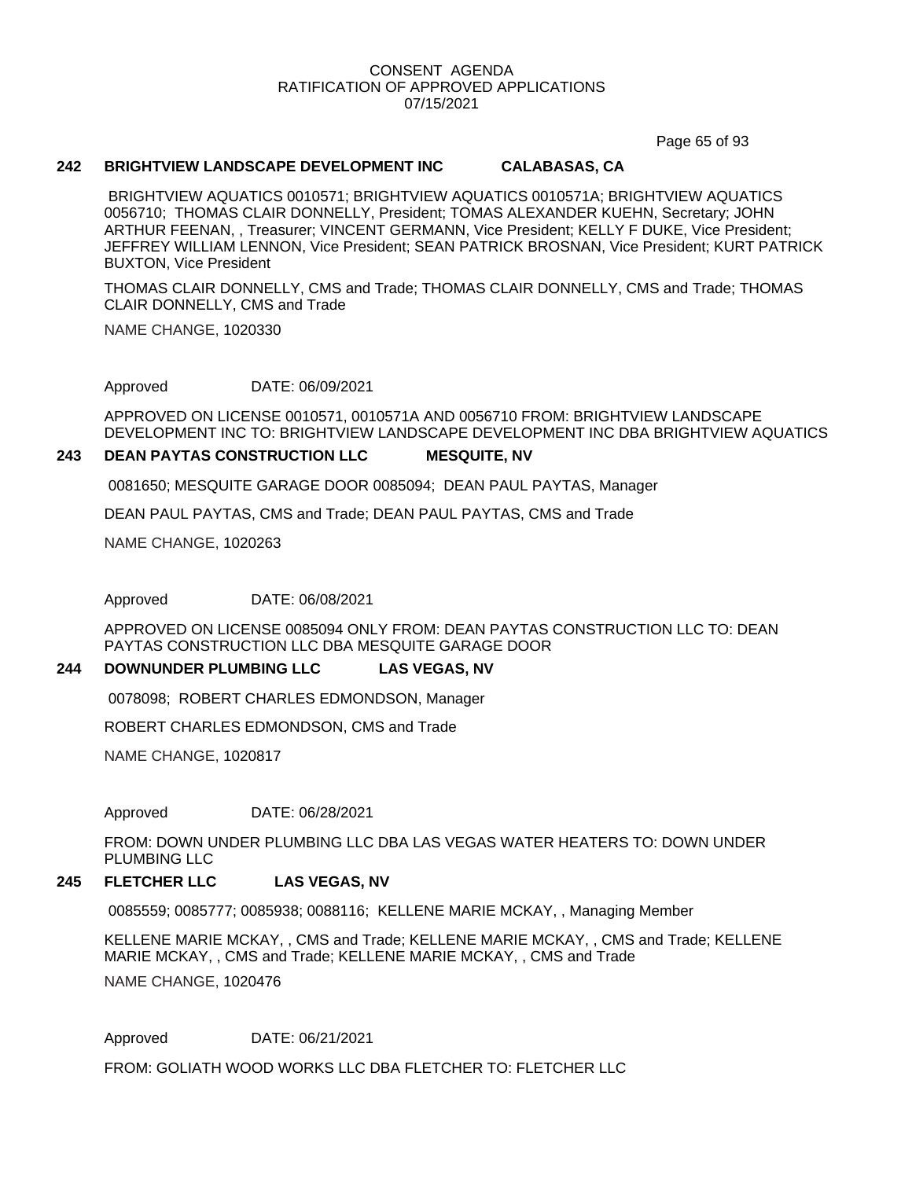CONSENT AGENDA
RATIFICATION OF APPROVED APPLICATIONS
07/15/2021

### 242 BRIGHTVIEW LANDSCAPE DEVELOPMENT INC CALABASAS, CA

BRIGHTVIEW AQUATICS 0010571; BRIGHTVIEW AQUATICS 0010571A; BRIGHTVIEW AQUATICS 0056710; THOMAS CLAIR DONNELLY, President; TOMAS ALEXANDER KUEHN, Secretary; JOHN ARTHUR FEENAN, , Treasurer; VINCENT GERMANN, Vice President; KELLY F DUKE, Vice President; JEFFREY WILLIAM LENNON, Vice President; SEAN PATRICK BROSNAN, Vice President; KURT PATRICK BUXTON, Vice President

THOMAS CLAIR DONNELLY, CMS and Trade; THOMAS CLAIR DONNELLY, CMS and Trade; THOMAS CLAIR DONNELLY, CMS and Trade

NAME CHANGE, 1020330

Approved DATE: 06/09/2021

APPROVED ON LICENSE 0010571, 0010571A AND 0056710 FROM: BRIGHTVIEW LANDSCAPE DEVELOPMENT INC TO: BRIGHTVIEW LANDSCAPE DEVELOPMENT INC DBA BRIGHTVIEW AQUATICS

### 243 DEAN PAYTAS CONSTRUCTION LLC MESQUITE, NV

0081650; MESQUITE GARAGE DOOR 0085094; DEAN PAUL PAYTAS, Manager

DEAN PAUL PAYTAS, CMS and Trade; DEAN PAUL PAYTAS, CMS and Trade

NAME CHANGE, 1020263

Approved DATE: 06/08/2021

APPROVED ON LICENSE 0085094 ONLY FROM: DEAN PAYTAS CONSTRUCTION LLC TO: DEAN PAYTAS CONSTRUCTION LLC DBA MESQUITE GARAGE DOOR

### 244 DOWNUNDER PLUMBING LLC LAS VEGAS, NV

0078098; ROBERT CHARLES EDMONDSON, Manager

ROBERT CHARLES EDMONDSON, CMS and Trade

NAME CHANGE, 1020817

Approved DATE: 06/28/2021

FROM: DOWN UNDER PLUMBING LLC DBA LAS VEGAS WATER HEATERS TO: DOWN UNDER PLUMBING LLC

### 245 FLETCHER LLC LAS VEGAS, NV

0085559; 0085777; 0085938; 0088116; KELLENE MARIE MCKAY, , Managing Member

KELLENE MARIE MCKAY, , CMS and Trade; KELLENE MARIE MCKAY, , CMS and Trade; KELLENE MARIE MCKAY, , CMS and Trade; KELLENE MARIE MCKAY, , CMS and Trade

NAME CHANGE, 1020476

Approved DATE: 06/21/2021

FROM: GOLIATH WOOD WORKS LLC DBA FLETCHER TO: FLETCHER LLC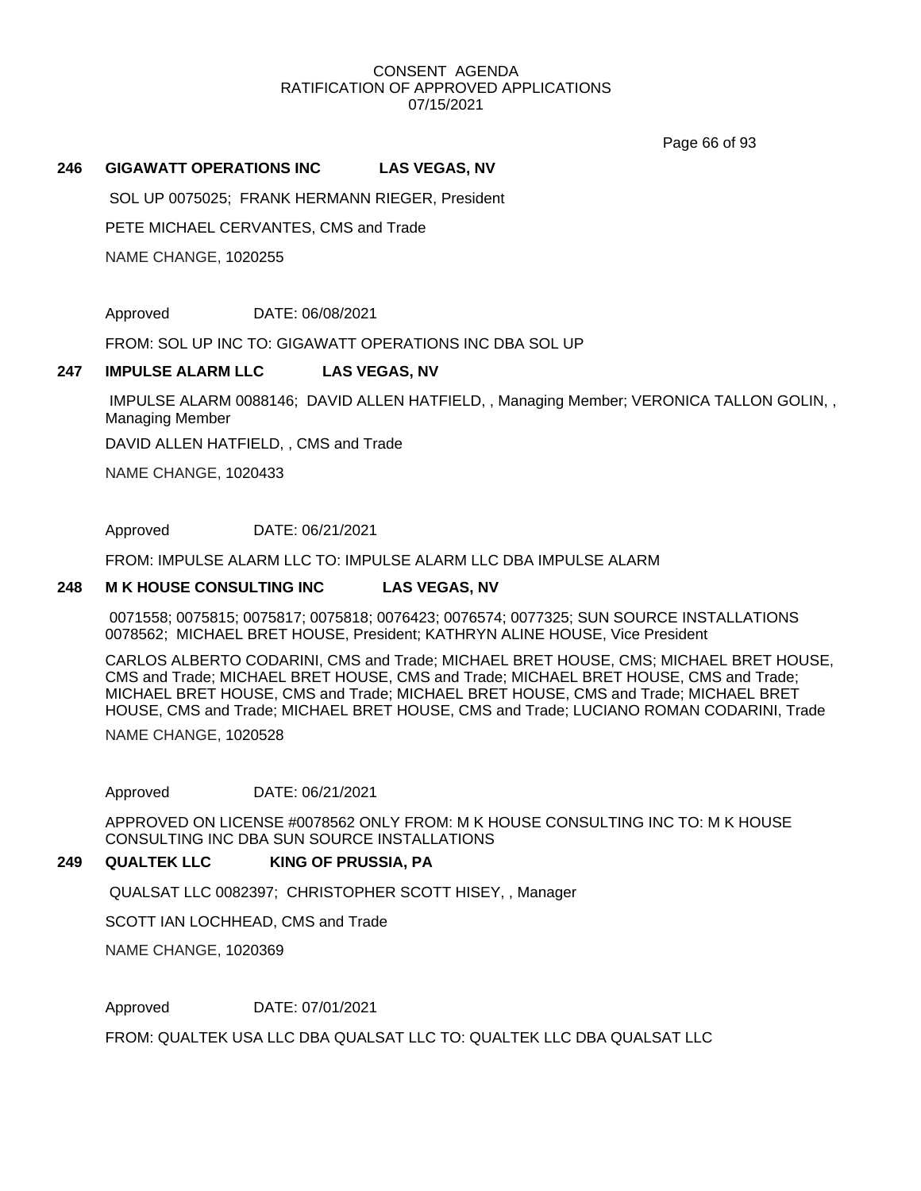CONSENT AGENDA
RATIFICATION OF APPROVED APPLICATIONS
07/15/2021

**246 GIGAWATT OPERATIONS INC LAS VEGAS, NV**

SOL UP 0075025; FRANK HERMANN RIEGER, President

PETE MICHAEL CERVANTES, CMS and Trade

NAME CHANGE, 1020255

Approved DATE: 06/08/2021

FROM: SOL UP INC TO: GIGAWATT OPERATIONS INC DBA SOL UP

**247 IMPULSE ALARM LLC LAS VEGAS, NV**

IMPULSE ALARM 0088146; DAVID ALLEN HATFIELD, , Managing Member; VERONICA TALLON GOLIN, , Managing Member

DAVID ALLEN HATFIELD, , CMS and Trade

NAME CHANGE, 1020433

Approved DATE: 06/21/2021

FROM: IMPULSE ALARM LLC TO: IMPULSE ALARM LLC DBA IMPULSE ALARM

**248 M K HOUSE CONSULTING INC LAS VEGAS, NV**

0071558; 0075815; 0075817; 0075818; 0076423; 0076574; 0077325; SUN SOURCE INSTALLATIONS 0078562; MICHAEL BRET HOUSE, President; KATHRYN ALINE HOUSE, Vice President

CARLOS ALBERTO CODARINI, CMS and Trade; MICHAEL BRET HOUSE, CMS; MICHAEL BRET HOUSE, CMS and Trade; MICHAEL BRET HOUSE, CMS and Trade; MICHAEL BRET HOUSE, CMS and Trade; MICHAEL BRET HOUSE, CMS and Trade; MICHAEL BRET HOUSE, CMS and Trade; MICHAEL BRET HOUSE, CMS and Trade; MICHAEL BRET HOUSE, CMS and Trade; LUCIANO ROMAN CODARINI, Trade

NAME CHANGE, 1020528

Approved DATE: 06/21/2021

APPROVED ON LICENSE #0078562 ONLY FROM: M K HOUSE CONSULTING INC TO: M K HOUSE CONSULTING INC DBA SUN SOURCE INSTALLATIONS

**249 QUALTEK LLC KING OF PRUSSIA, PA**

QUALSAT LLC 0082397; CHRISTOPHER SCOTT HISEY, , Manager

SCOTT IAN LOCHHEAD, CMS and Trade

NAME CHANGE, 1020369

Approved DATE: 07/01/2021

FROM: QUALTEK USA LLC DBA QUALSAT LLC TO: QUALTEK LLC DBA QUALSAT LLC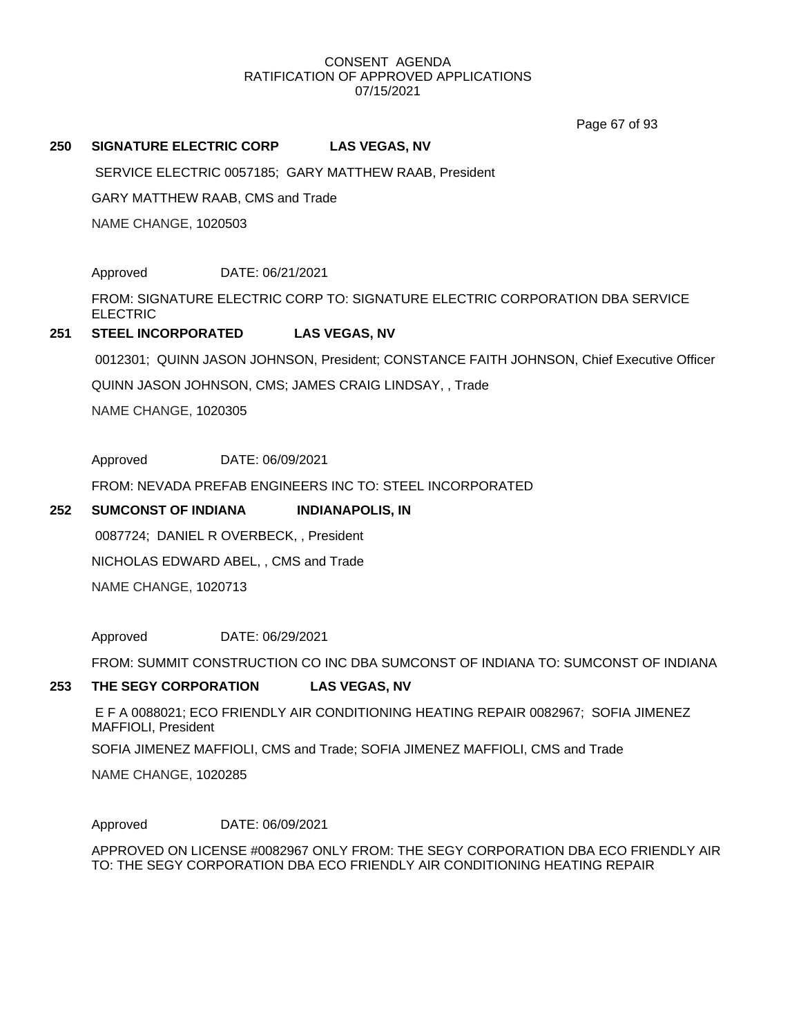CONSENT AGENDA
RATIFICATION OF APPROVED APPLICATIONS
07/15/2021

**250 SIGNATURE ELECTRIC CORP LAS VEGAS, NV**

SERVICE ELECTRIC 0057185; GARY MATTHEW RAAB, President

GARY MATTHEW RAAB, CMS and Trade

NAME CHANGE, 1020503

Approved DATE: 06/21/2021

FROM: SIGNATURE ELECTRIC CORP TO: SIGNATURE ELECTRIC CORPORATION DBA SERVICE ELECTRIC

**251 STEEL INCORPORATED LAS VEGAS, NV**

0012301; QUINN JASON JOHNSON, President; CONSTANCE FAITH JOHNSON, Chief Executive Officer

QUINN JASON JOHNSON, CMS; JAMES CRAIG LINDSAY, , Trade

NAME CHANGE, 1020305

Approved DATE: 06/09/2021

FROM: NEVADA PREFAB ENGINEERS INC TO: STEEL INCORPORATED

**252 SUMCONST OF INDIANA INDIANAPOLIS, IN**

0087724; DANIEL R OVERBECK, , President

NICHOLAS EDWARD ABEL, , CMS and Trade

NAME CHANGE, 1020713

Approved DATE: 06/29/2021

FROM: SUMMIT CONSTRUCTION CO INC DBA SUMCONST OF INDIANA TO: SUMCONST OF INDIANA

**253 THE SEGY CORPORATION LAS VEGAS, NV**

E F A 0088021; ECO FRIENDLY AIR CONDITIONING HEATING REPAIR 0082967; SOFIA JIMENEZ MAFFIOLI, President

SOFIA JIMENEZ MAFFIOLI, CMS and Trade; SOFIA JIMENEZ MAFFIOLI, CMS and Trade

NAME CHANGE, 1020285

Approved DATE: 06/09/2021

APPROVED ON LICENSE #0082967 ONLY FROM: THE SEGY CORPORATION DBA ECO FRIENDLY AIR TO: THE SEGY CORPORATION DBA ECO FRIENDLY AIR CONDITIONING HEATING REPAIR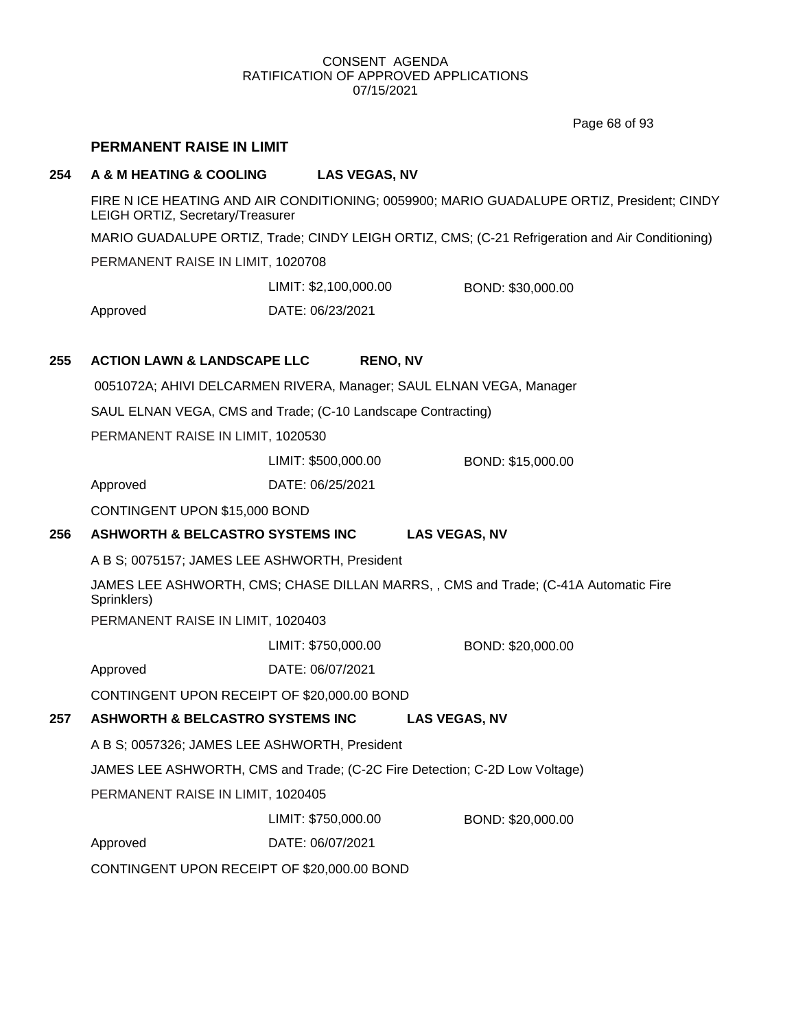CONSENT AGENDA
RATIFICATION OF APPROVED APPLICATIONS
07/15/2021

## PERMANENT RAISE IN LIMIT

### 254 A & M HEATING & COOLING LAS VEGAS, NV

FIRE N ICE HEATING AND AIR CONDITIONING; 0059900; MARIO GUADALUPE ORTIZ, President; CINDY LEIGH ORTIZ, Secretary/Treasurer

MARIO GUADALUPE ORTIZ, Trade; CINDY LEIGH ORTIZ, CMS; (C-21 Refrigeration and Air Conditioning)

PERMANENT RAISE IN LIMIT, 1020708

LIMIT: $2,100,000.00 BOND: $30,000.00

Approved DATE: 06/23/2021

### 255 ACTION LAWN & LANDSCAPE LLC RENO, NV

0051072A; AHIVI DELCARMEN RIVERA, Manager; SAUL ELNAN VEGA, Manager

SAUL ELNAN VEGA, CMS and Trade; (C-10 Landscape Contracting)

PERMANENT RAISE IN LIMIT, 1020530

LIMIT: $500,000.00 BOND: $15,000.00

Approved DATE: 06/25/2021

CONTINGENT UPON $15,000 BOND

### 256 ASHWORTH & BELCASTRO SYSTEMS INC LAS VEGAS, NV

A B S; 0075157; JAMES LEE ASHWORTH, President

JAMES LEE ASHWORTH, CMS; CHASE DILLAN MARRS, , CMS and Trade; (C-41A Automatic Fire Sprinklers)

PERMANENT RAISE IN LIMIT, 1020403

LIMIT: $750,000.00 BOND: $20,000.00

Approved DATE: 06/07/2021

CONTINGENT UPON RECEIPT OF $20,000.00 BOND

### 257 ASHWORTH & BELCASTRO SYSTEMS INC LAS VEGAS, NV

A B S; 0057326; JAMES LEE ASHWORTH, President

JAMES LEE ASHWORTH, CMS and Trade; (C-2C Fire Detection; C-2D Low Voltage)

PERMANENT RAISE IN LIMIT, 1020405

LIMIT: $750,000.00 BOND: $20,000.00

Approved DATE: 06/07/2021

CONTINGENT UPON RECEIPT OF $20,000.00 BOND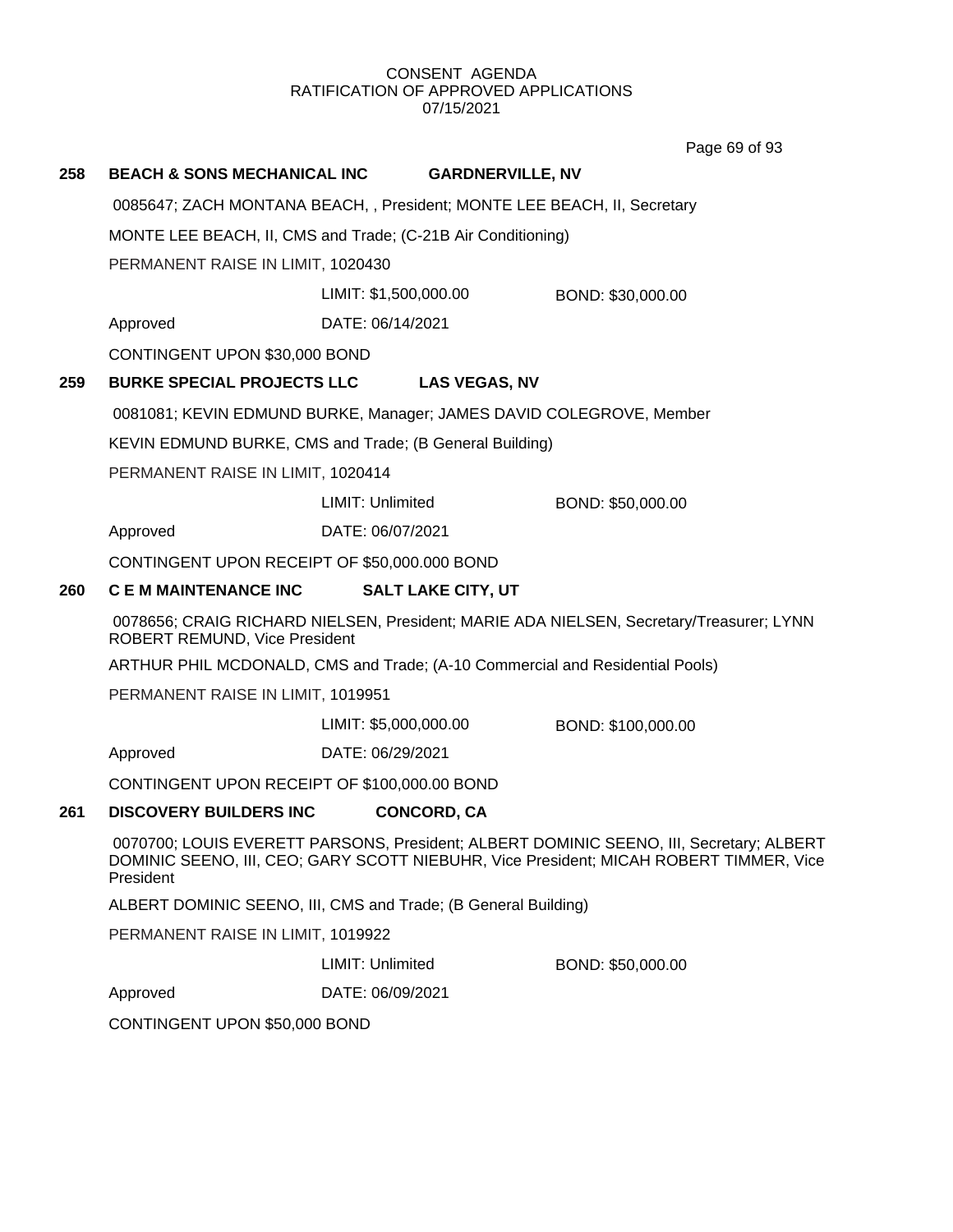CONSENT AGENDA
RATIFICATION OF APPROVED APPLICATIONS
07/15/2021

**258 BEACH & SONS MECHANICAL INC GARDNERVILLE, NV**

0085647; ZACH MONTANA BEACH, , President; MONTE LEE BEACH, II, Secretary

MONTE LEE BEACH, II, CMS and Trade; (C-21B Air Conditioning)

PERMANENT RAISE IN LIMIT, 1020430

LIMIT: $1,500,000.00 BOND: $30,000.00

Approved DATE: 06/14/2021

CONTINGENT UPON $30,000 BOND

**259 BURKE SPECIAL PROJECTS LLC LAS VEGAS, NV**

0081081; KEVIN EDMUND BURKE, Manager; JAMES DAVID COLEGROVE, Member

KEVIN EDMUND BURKE, CMS and Trade; (B General Building)

PERMANENT RAISE IN LIMIT, 1020414

LIMIT: Unlimited BOND: $50,000.00

Approved DATE: 06/07/2021

CONTINGENT UPON RECEIPT OF $50,000.000 BOND

**260 C E M MAINTENANCE INC SALT LAKE CITY, UT**

0078656; CRAIG RICHARD NIELSEN, President; MARIE ADA NIELSEN, Secretary/Treasurer; LYNN ROBERT REMUND, Vice President

ARTHUR PHIL MCDONALD, CMS and Trade; (A-10 Commercial and Residential Pools)

PERMANENT RAISE IN LIMIT, 1019951

LIMIT: $5,000,000.00 BOND: $100,000.00

Approved DATE: 06/29/2021

CONTINGENT UPON RECEIPT OF $100,000.00 BOND

**261 DISCOVERY BUILDERS INC CONCORD, CA**

0070700; LOUIS EVERETT PARSONS, President; ALBERT DOMINIC SEENO, III, Secretary; ALBERT DOMINIC SEENO, III, CEO; GARY SCOTT NIEBUHR, Vice President; MICAH ROBERT TIMMER, Vice President

ALBERT DOMINIC SEENO, III, CMS and Trade; (B General Building)

PERMANENT RAISE IN LIMIT, 1019922

LIMIT: Unlimited BOND: $50,000.00

Approved DATE: 06/09/2021

CONTINGENT UPON $50,000 BOND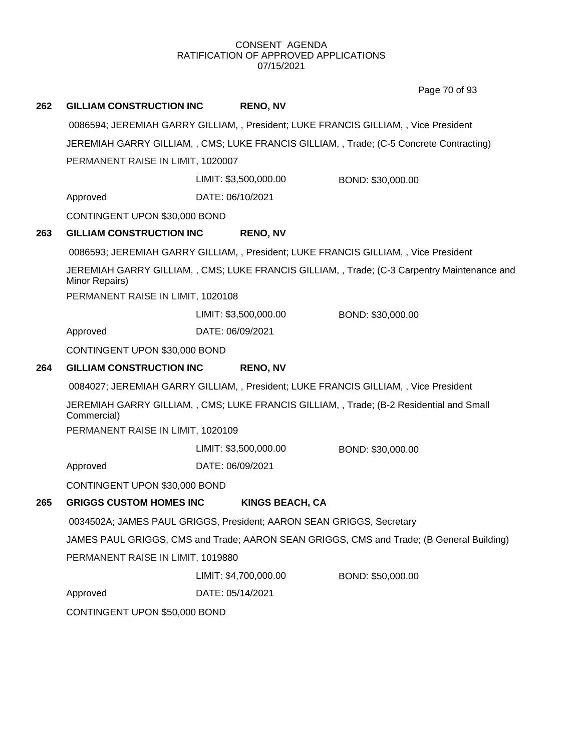CONSENT AGENDA
RATIFICATION OF APPROVED APPLICATIONS
07/15/2021

**262 GILLIAM CONSTRUCTION INC RENO, NV**

0086594; JEREMIAH GARRY GILLIAM, , President; LUKE FRANCIS GILLIAM, , Vice President

JEREMIAH GARRY GILLIAM, , CMS; LUKE FRANCIS GILLIAM, , Trade; (C-5 Concrete Contracting)

PERMANENT RAISE IN LIMIT, 1020007

LIMIT: $3,500,000.00 BOND: $30,000.00

Approved DATE: 06/10/2021

CONTINGENT UPON $30,000 BOND

**263 GILLIAM CONSTRUCTION INC RENO, NV**

0086593; JEREMIAH GARRY GILLIAM, , President; LUKE FRANCIS GILLIAM, , Vice President

JEREMIAH GARRY GILLIAM, , CMS; LUKE FRANCIS GILLIAM, , Trade; (C-3 Carpentry Maintenance and Minor Repairs)

PERMANENT RAISE IN LIMIT, 1020108

LIMIT: $3,500,000.00 BOND: $30,000.00

Approved DATE: 06/09/2021

CONTINGENT UPON $30,000 BOND

**264 GILLIAM CONSTRUCTION INC RENO, NV**

0084027; JEREMIAH GARRY GILLIAM, , President; LUKE FRANCIS GILLIAM, , Vice President

JEREMIAH GARRY GILLIAM, , CMS; LUKE FRANCIS GILLIAM, , Trade; (B-2 Residential and Small Commercial)

PERMANENT RAISE IN LIMIT, 1020109

LIMIT: $3,500,000.00 BOND: $30,000.00

Approved DATE: 06/09/2021

CONTINGENT UPON $30,000 BOND

**265 GRIGGS CUSTOM HOMES INC KINGS BEACH, CA**

0034502A; JAMES PAUL GRIGGS, President; AARON SEAN GRIGGS, Secretary

JAMES PAUL GRIGGS, CMS and Trade; AARON SEAN GRIGGS, CMS and Trade; (B General Building)

PERMANENT RAISE IN LIMIT, 1019880

LIMIT: $4,700,000.00 BOND: $50,000.00

Approved DATE: 05/14/2021

CONTINGENT UPON $50,000 BOND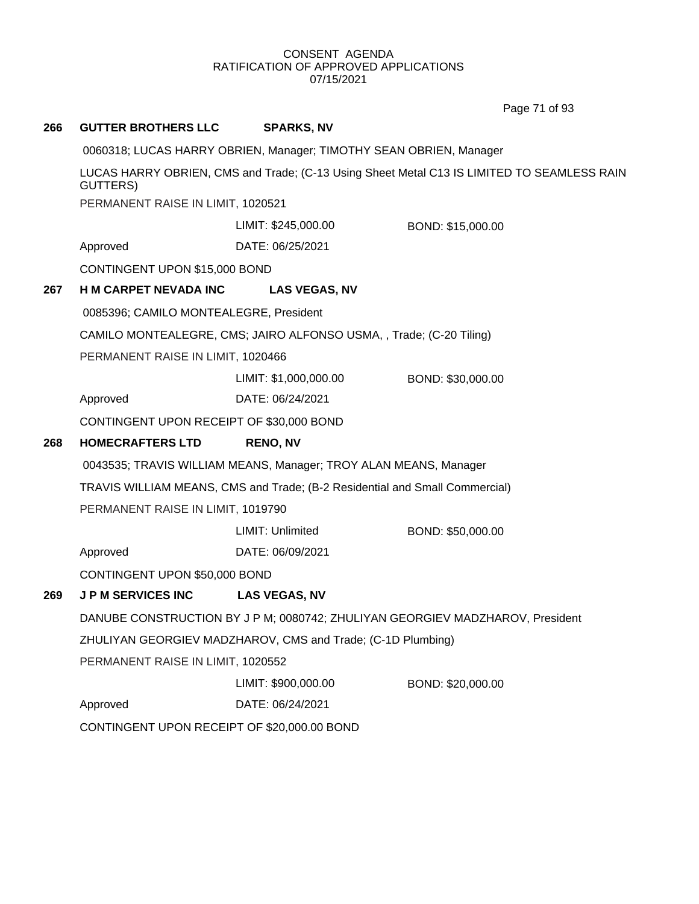CONSENT AGENDA
RATIFICATION OF APPROVED APPLICATIONS
07/15/2021

**266 GUTTER BROTHERS LLC SPARKS, NV**

0060318; LUCAS HARRY OBRIEN, Manager; TIMOTHY SEAN OBRIEN, Manager

LUCAS HARRY OBRIEN, CMS and Trade; (C-13 Using Sheet Metal C13 IS LIMITED TO SEAMLESS RAIN GUTTERS)

PERMANENT RAISE IN LIMIT, 1020521

LIMIT: $245,000.00 BOND: $15,000.00

Approved DATE: 06/25/2021

CONTINGENT UPON $15,000 BOND

**267 H M CARPET NEVADA INC LAS VEGAS, NV**

0085396; CAMILO MONTEALEGRE, President

CAMILO MONTEALEGRE, CMS; JAIRO ALFONSO USMA, , Trade; (C-20 Tiling)

PERMANENT RAISE IN LIMIT, 1020466

LIMIT: $1,000,000.00 BOND: $30,000.00

Approved DATE: 06/24/2021

CONTINGENT UPON RECEIPT OF $30,000 BOND

**268 HOMECRAFTERS LTD RENO, NV**

0043535; TRAVIS WILLIAM MEANS, Manager; TROY ALAN MEANS, Manager

TRAVIS WILLIAM MEANS, CMS and Trade; (B-2 Residential and Small Commercial)

PERMANENT RAISE IN LIMIT, 1019790

LIMIT: Unlimited BOND: $50,000.00

Approved DATE: 06/09/2021

CONTINGENT UPON $50,000 BOND

**269 J P M SERVICES INC LAS VEGAS, NV**

DANUBE CONSTRUCTION BY J P M; 0080742; ZHULIYAN GEORGIEV MADZHAROV, President

ZHULIYAN GEORGIEV MADZHAROV, CMS and Trade; (C-1D Plumbing)

PERMANENT RAISE IN LIMIT, 1020552

LIMIT: $900,000.00 BOND: $20,000.00

Approved DATE: 06/24/2021

CONTINGENT UPON RECEIPT OF $20,000.00 BOND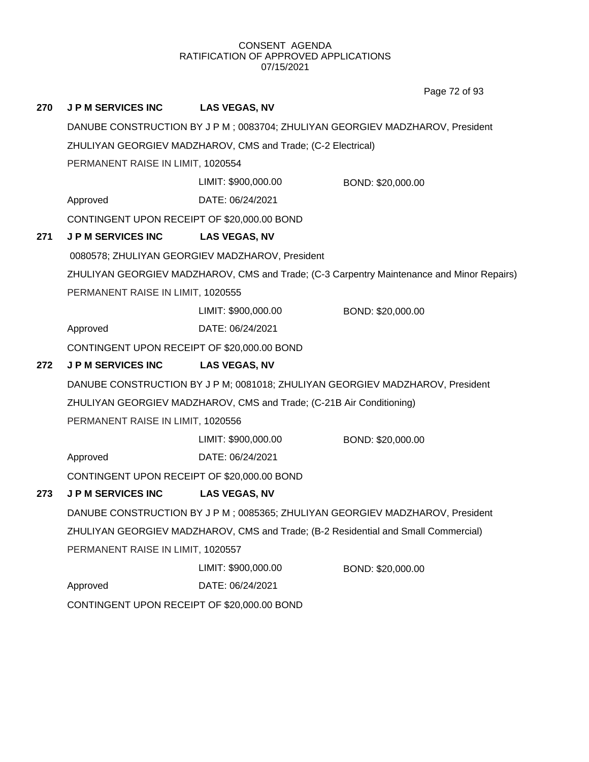CONSENT AGENDA
RATIFICATION OF APPROVED APPLICATIONS
07/15/2021

**270 J P M SERVICES INC LAS VEGAS, NV**

DANUBE CONSTRUCTION BY J P M ; 0083704; ZHULIYAN GEORGIEV MADZHAROV, President

ZHULIYAN GEORGIEV MADZHAROV, CMS and Trade; (C-2 Electrical)

PERMANENT RAISE IN LIMIT, 1020554

LIMIT: $900,000.00 BOND: $20,000.00

Approved DATE: 06/24/2021

CONTINGENT UPON RECEIPT OF $20,000.00 BOND

**271 J P M SERVICES INC LAS VEGAS, NV**

0080578; ZHULIYAN GEORGIEV MADZHAROV, President

ZHULIYAN GEORGIEV MADZHAROV, CMS and Trade; (C-3 Carpentry Maintenance and Minor Repairs)

PERMANENT RAISE IN LIMIT, 1020555

LIMIT: $900,000.00 BOND: $20,000.00

Approved DATE: 06/24/2021

CONTINGENT UPON RECEIPT OF $20,000.00 BOND

**272 J P M SERVICES INC LAS VEGAS, NV**

DANUBE CONSTRUCTION BY J P M; 0081018; ZHULIYAN GEORGIEV MADZHAROV, President

ZHULIYAN GEORGIEV MADZHAROV, CMS and Trade; (C-21B Air Conditioning)

PERMANENT RAISE IN LIMIT, 1020556

LIMIT: $900,000.00 BOND: $20,000.00

Approved DATE: 06/24/2021

CONTINGENT UPON RECEIPT OF $20,000.00 BOND

**273 J P M SERVICES INC LAS VEGAS, NV**

DANUBE CONSTRUCTION BY J P M ; 0085365; ZHULIYAN GEORGIEV MADZHAROV, President

ZHULIYAN GEORGIEV MADZHAROV, CMS and Trade; (B-2 Residential and Small Commercial)

PERMANENT RAISE IN LIMIT, 1020557

LIMIT: $900,000.00 BOND: $20,000.00

Approved DATE: 06/24/2021

CONTINGENT UPON RECEIPT OF $20,000.00 BOND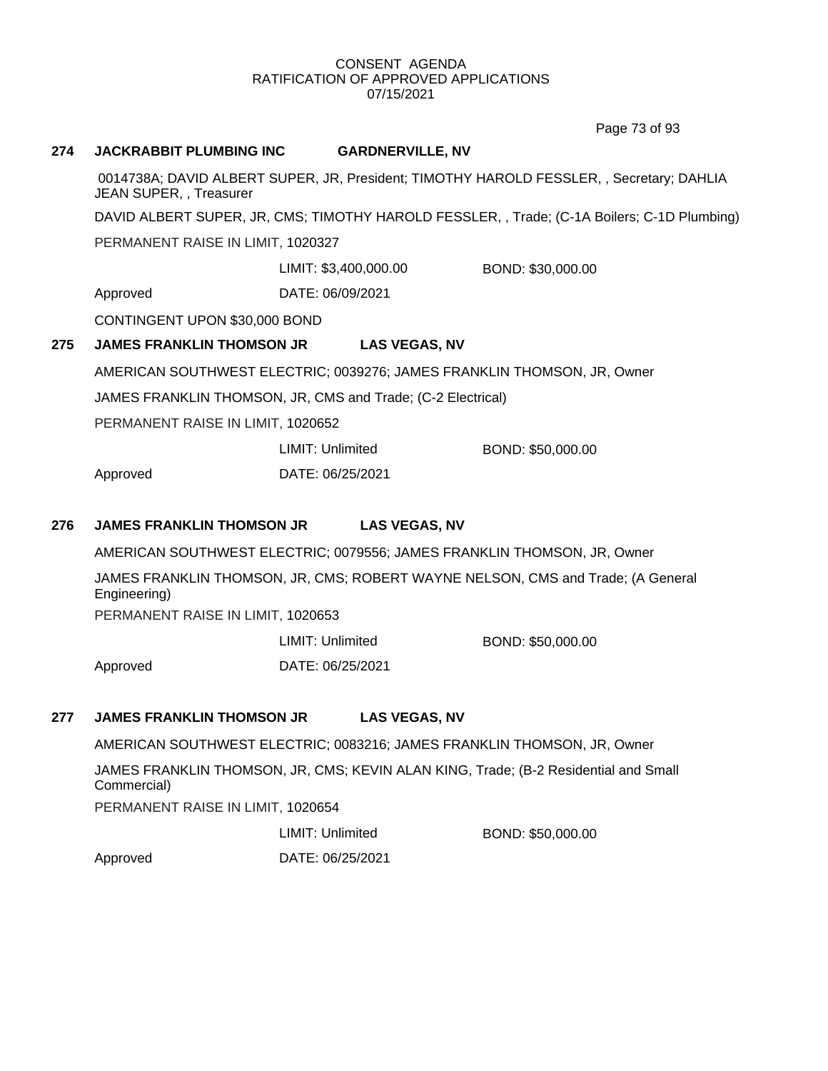CONSENT AGENDA
RATIFICATION OF APPROVED APPLICATIONS
07/15/2021

**274 JACKRABBIT PLUMBING INC GARDNERVILLE, NV**

0014738A; DAVID ALBERT SUPER, JR, President; TIMOTHY HAROLD FESSLER, , Secretary; DAHLIA JEAN SUPER, , Treasurer

DAVID ALBERT SUPER, JR, CMS; TIMOTHY HAROLD FESSLER, , Trade; (C-1A Boilers; C-1D Plumbing)

PERMANENT RAISE IN LIMIT, 1020327

LIMIT: $3,400,000.00 BOND: $30,000.00

Approved DATE: 06/09/2021

CONTINGENT UPON $30,000 BOND

**275 JAMES FRANKLIN THOMSON JR LAS VEGAS, NV**

AMERICAN SOUTHWEST ELECTRIC; 0039276; JAMES FRANKLIN THOMSON, JR, Owner

JAMES FRANKLIN THOMSON, JR, CMS and Trade; (C-2 Electrical)

PERMANENT RAISE IN LIMIT, 1020652

LIMIT: Unlimited BOND: $50,000.00

Approved DATE: 06/25/2021

**276 JAMES FRANKLIN THOMSON JR LAS VEGAS, NV**

AMERICAN SOUTHWEST ELECTRIC; 0079556; JAMES FRANKLIN THOMSON, JR, Owner

JAMES FRANKLIN THOMSON, JR, CMS; ROBERT WAYNE NELSON, CMS and Trade; (A General Engineering)

PERMANENT RAISE IN LIMIT, 1020653

LIMIT: Unlimited BOND: $50,000.00

Approved DATE: 06/25/2021

**277 JAMES FRANKLIN THOMSON JR LAS VEGAS, NV**

AMERICAN SOUTHWEST ELECTRIC; 0083216; JAMES FRANKLIN THOMSON, JR, Owner

JAMES FRANKLIN THOMSON, JR, CMS; KEVIN ALAN KING, Trade; (B-2 Residential and Small Commercial)

PERMANENT RAISE IN LIMIT, 1020654

LIMIT: Unlimited BOND: $50,000.00

Approved DATE: 06/25/2021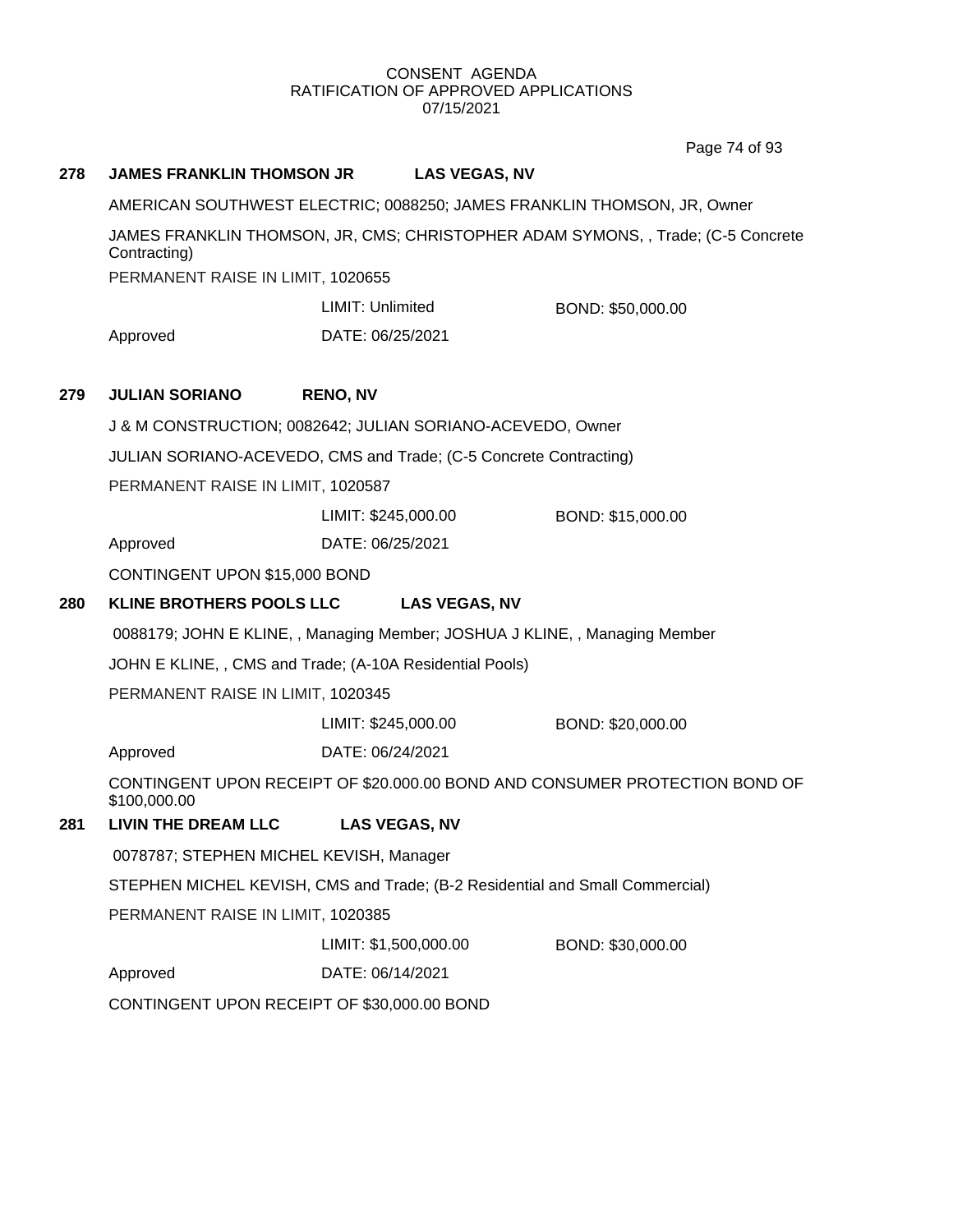CONSENT AGENDA
RATIFICATION OF APPROVED APPLICATIONS
07/15/2021

**278 JAMES FRANKLIN THOMSON JR LAS VEGAS, NV**

AMERICAN SOUTHWEST ELECTRIC; 0088250; JAMES FRANKLIN THOMSON, JR, Owner

JAMES FRANKLIN THOMSON, JR, CMS; CHRISTOPHER ADAM SYMONS, , Trade; (C-5 Concrete Contracting)

PERMANENT RAISE IN LIMIT, 1020655

LIMIT: Unlimited BOND: $50,000.00

Approved DATE: 06/25/2021

**279 JULIAN SORIANO RENO, NV**

J & M CONSTRUCTION; 0082642; JULIAN SORIANO-ACEVEDO, Owner

JULIAN SORIANO-ACEVEDO, CMS and Trade; (C-5 Concrete Contracting)

PERMANENT RAISE IN LIMIT, 1020587

LIMIT: $245,000.00 BOND: $15,000.00

Approved DATE: 06/25/2021

CONTINGENT UPON $15,000 BOND

**280 KLINE BROTHERS POOLS LLC LAS VEGAS, NV**

0088179; JOHN E KLINE, , Managing Member; JOSHUA J KLINE, , Managing Member

JOHN E KLINE, , CMS and Trade; (A-10A Residential Pools)

PERMANENT RAISE IN LIMIT, 1020345

LIMIT: $245,000.00 BOND: $20,000.00

Approved DATE: 06/24/2021

CONTINGENT UPON RECEIPT OF $20.000.00 BOND AND CONSUMER PROTECTION BOND OF $100,000.00

**281 LIVIN THE DREAM LLC LAS VEGAS, NV**

0078787; STEPHEN MICHEL KEVISH, Manager

STEPHEN MICHEL KEVISH, CMS and Trade; (B-2 Residential and Small Commercial)

PERMANENT RAISE IN LIMIT, 1020385

LIMIT: $1,500,000.00 BOND: $30,000.00

Approved DATE: 06/14/2021

CONTINGENT UPON RECEIPT OF $30,000.00 BOND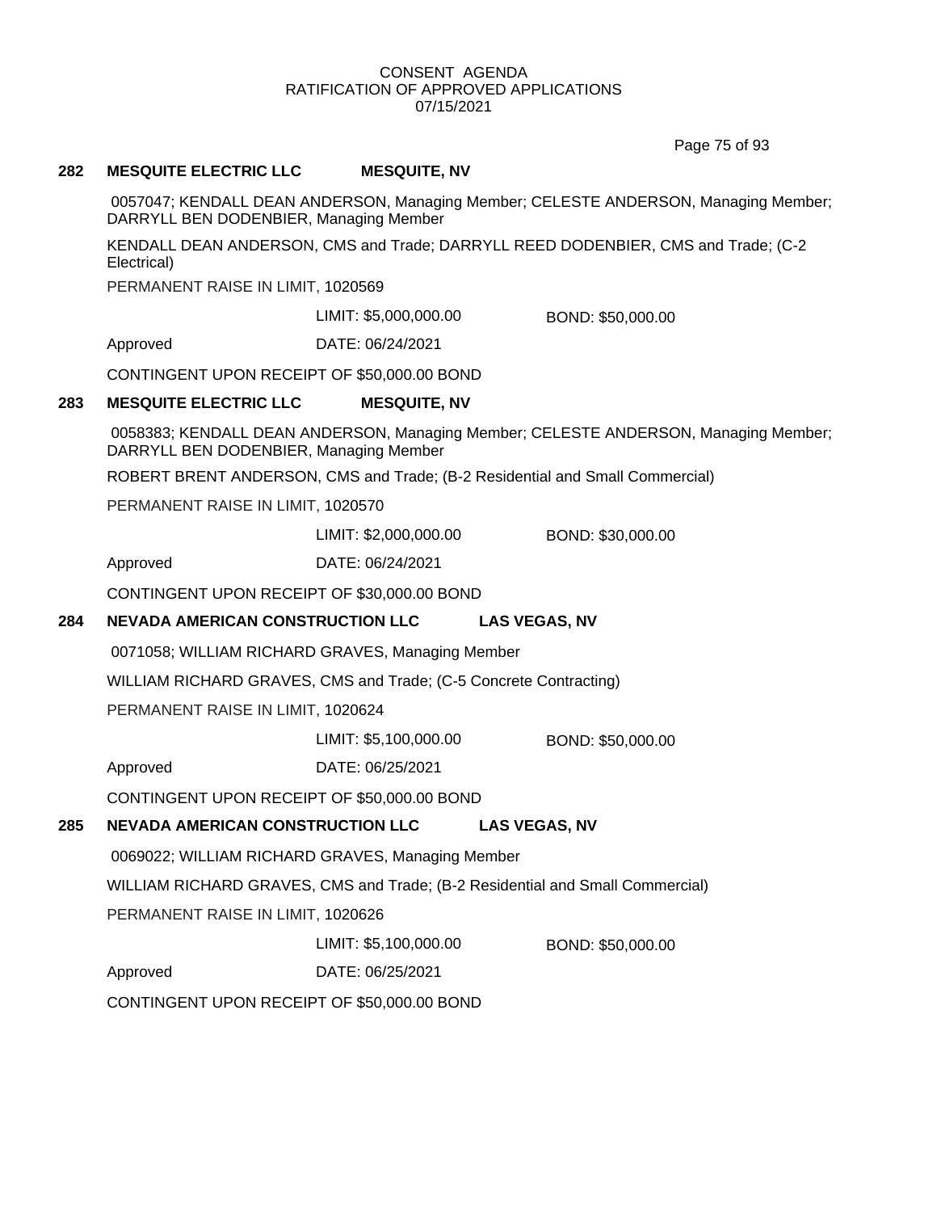CONSENT AGENDA
RATIFICATION OF APPROVED APPLICATIONS
07/15/2021

**282 MESQUITE ELECTRIC LLC MESQUITE, NV**

0057047; KENDALL DEAN ANDERSON, Managing Member; CELESTE ANDERSON, Managing Member; DARRYLL BEN DODENBIER, Managing Member

KENDALL DEAN ANDERSON, CMS and Trade; DARRYLL REED DODENBIER, CMS and Trade; (C-2 Electrical)

PERMANENT RAISE IN LIMIT, 1020569

LIMIT: $5,000,000.00 BOND: $50,000.00

Approved DATE: 06/24/2021

CONTINGENT UPON RECEIPT OF $50,000.00 BOND

**283 MESQUITE ELECTRIC LLC MESQUITE, NV**

0058383; KENDALL DEAN ANDERSON, Managing Member; CELESTE ANDERSON, Managing Member; DARRYLL BEN DODENBIER, Managing Member

ROBERT BRENT ANDERSON, CMS and Trade; (B-2 Residential and Small Commercial)

PERMANENT RAISE IN LIMIT, 1020570

LIMIT: $2,000,000.00 BOND: $30,000.00

Approved DATE: 06/24/2021

CONTINGENT UPON RECEIPT OF $30,000.00 BOND

**284 NEVADA AMERICAN CONSTRUCTION LLC LAS VEGAS, NV**

0071058; WILLIAM RICHARD GRAVES, Managing Member

WILLIAM RICHARD GRAVES, CMS and Trade; (C-5 Concrete Contracting)

PERMANENT RAISE IN LIMIT, 1020624

LIMIT: $5,100,000.00 BOND: $50,000.00

Approved DATE: 06/25/2021

CONTINGENT UPON RECEIPT OF $50,000.00 BOND

**285 NEVADA AMERICAN CONSTRUCTION LLC LAS VEGAS, NV**

0069022; WILLIAM RICHARD GRAVES, Managing Member

WILLIAM RICHARD GRAVES, CMS and Trade; (B-2 Residential and Small Commercial)

PERMANENT RAISE IN LIMIT, 1020626

LIMIT: $5,100,000.00 BOND: $50,000.00

Approved DATE: 06/25/2021

CONTINGENT UPON RECEIPT OF $50,000.00 BOND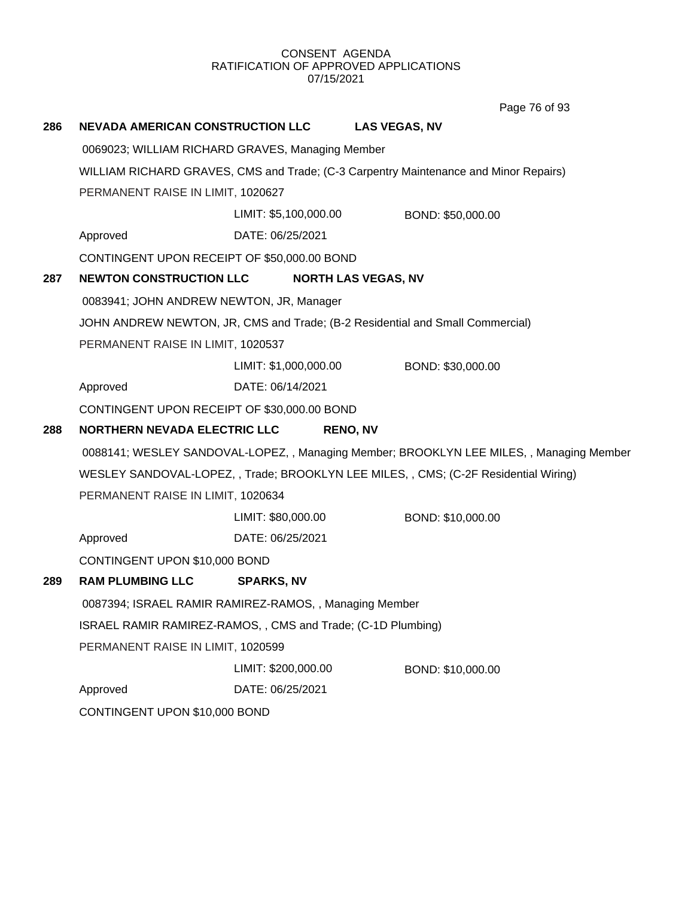CONSENT AGENDA
RATIFICATION OF APPROVED APPLICATIONS
07/15/2021

**286 NEVADA AMERICAN CONSTRUCTION LLC** **LAS VEGAS, NV**

0069023; WILLIAM RICHARD GRAVES, Managing Member

WILLIAM RICHARD GRAVES, CMS and Trade; (C-3 Carpentry Maintenance and Minor Repairs)

PERMANENT RAISE IN LIMIT, 1020627

LIMIT: $5,100,000.00 BOND: $50,000.00

Approved DATE: 06/25/2021

CONTINGENT UPON RECEIPT OF $50,000.00 BOND

**287 NEWTON CONSTRUCTION LLC** **NORTH LAS VEGAS, NV**

0083941; JOHN ANDREW NEWTON, JR, Manager

JOHN ANDREW NEWTON, JR, CMS and Trade; (B-2 Residential and Small Commercial)

PERMANENT RAISE IN LIMIT, 1020537

LIMIT: $1,000,000.00 BOND: $30,000.00

Approved DATE: 06/14/2021

CONTINGENT UPON RECEIPT OF $30,000.00 BOND

**288 NORTHERN NEVADA ELECTRIC LLC** **RENO, NV**

0088141; WESLEY SANDOVAL-LOPEZ, , Managing Member; BROOKLYN LEE MILES, , Managing Member

WESLEY SANDOVAL-LOPEZ, , Trade; BROOKLYN LEE MILES, , CMS; (C-2F Residential Wiring)

PERMANENT RAISE IN LIMIT, 1020634

LIMIT: $80,000.00 BOND: $10,000.00

Approved DATE: 06/25/2021

CONTINGENT UPON $10,000 BOND

**289 RAM PLUMBING LLC** **SPARKS, NV**

0087394; ISRAEL RAMIR RAMIREZ-RAMOS, , Managing Member

ISRAEL RAMIR RAMIREZ-RAMOS, , CMS and Trade; (C-1D Plumbing)

PERMANENT RAISE IN LIMIT, 1020599

LIMIT: $200,000.00 BOND: $10,000.00

Approved DATE: 06/25/2021

CONTINGENT UPON $10,000 BOND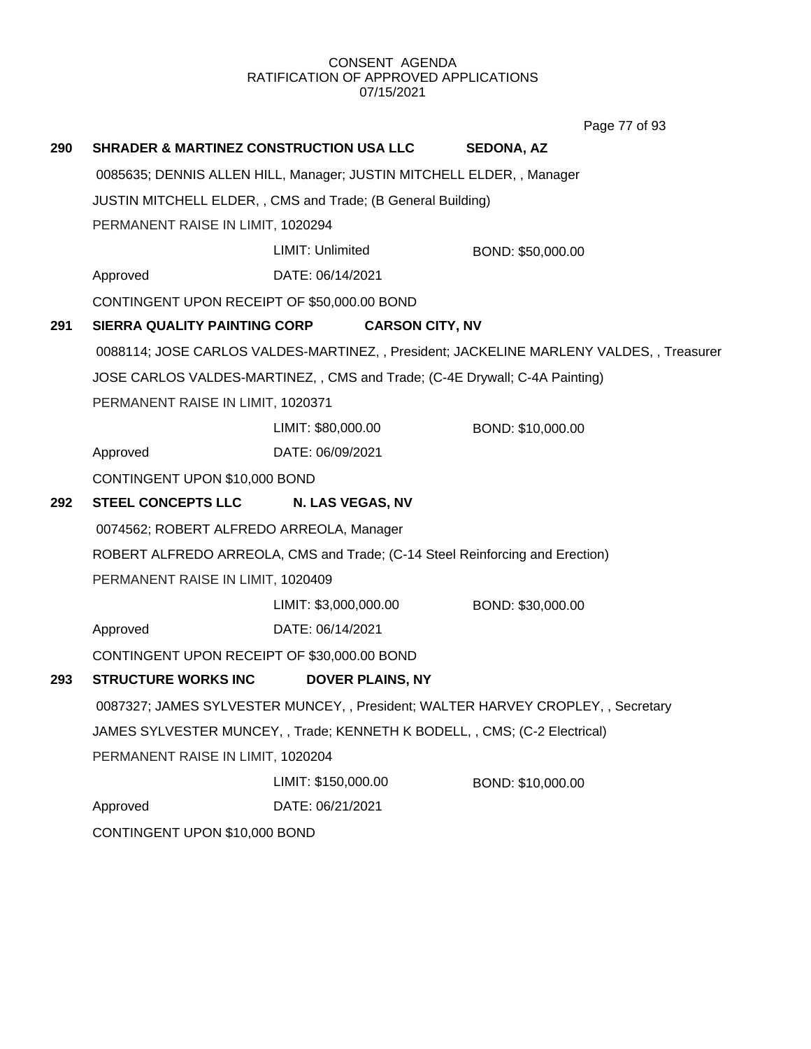CONSENT AGENDA
RATIFICATION OF APPROVED APPLICATIONS
07/15/2021

**290 SHRADER & MARTINEZ CONSTRUCTION USA LLC SEDONA, AZ**

0085635; DENNIS ALLEN HILL, Manager; JUSTIN MITCHELL ELDER, , Manager

JUSTIN MITCHELL ELDER, , CMS and Trade; (B General Building)

PERMANENT RAISE IN LIMIT, 1020294

LIMIT: Unlimited BOND: $50,000.00

Approved DATE: 06/14/2021

CONTINGENT UPON RECEIPT OF $50,000.00 BOND

**291 SIERRA QUALITY PAINTING CORP CARSON CITY, NV**

0088114; JOSE CARLOS VALDES-MARTINEZ, , President; JACKELINE MARLENY VALDES, , Treasurer

JOSE CARLOS VALDES-MARTINEZ, , CMS and Trade; (C-4E Drywall; C-4A Painting)

PERMANENT RAISE IN LIMIT, 1020371

LIMIT: $80,000.00 BOND: $10,000.00

Approved DATE: 06/09/2021

CONTINGENT UPON $10,000 BOND

**292 STEEL CONCEPTS LLC N. LAS VEGAS, NV**

0074562; ROBERT ALFREDO ARREOLA, Manager

ROBERT ALFREDO ARREOLA, CMS and Trade; (C-14 Steel Reinforcing and Erection)

PERMANENT RAISE IN LIMIT, 1020409

LIMIT: $3,000,000.00 BOND: $30,000.00

Approved DATE: 06/14/2021

CONTINGENT UPON RECEIPT OF $30,000.00 BOND

**293 STRUCTURE WORKS INC DOVER PLAINS, NY**

0087327; JAMES SYLVESTER MUNCEY, , President; WALTER HARVEY CROPLEY, , Secretary

JAMES SYLVESTER MUNCEY, , Trade; KENNETH K BODELL, , CMS; (C-2 Electrical)

PERMANENT RAISE IN LIMIT, 1020204

LIMIT: $150,000.00 BOND: $10,000.00

Approved DATE: 06/21/2021

CONTINGENT UPON $10,000 BOND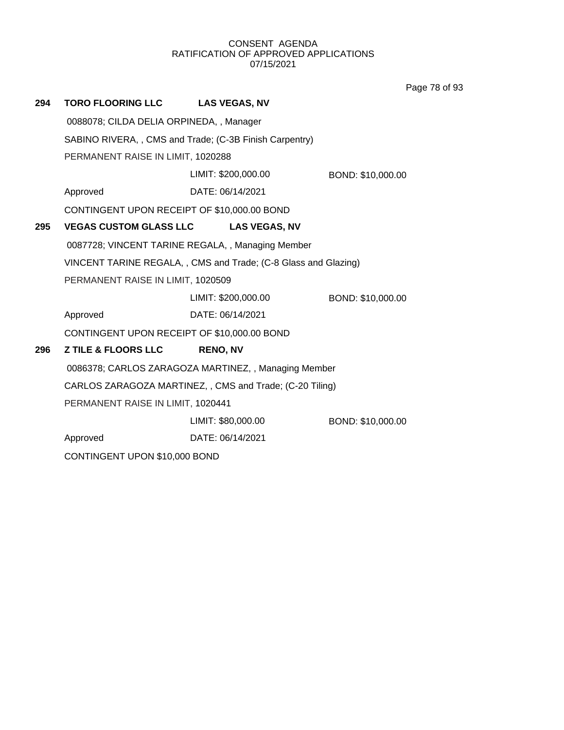CONSENT AGENDA
RATIFICATION OF APPROVED APPLICATIONS
07/15/2021

**294** **TORO FLOORING LLC** **LAS VEGAS, NV**

0088078; CILDA DELIA ORPINEDA, , Manager

SABINO RIVERA, , CMS and Trade; (C-3B Finish Carpentry)

PERMANENT RAISE IN LIMIT, 1020288

LIMIT: $200,000.00 BOND: $10,000.00

Approved DATE: 06/14/2021

CONTINGENT UPON RECEIPT OF $10,000.00 BOND

**295** **VEGAS CUSTOM GLASS LLC** **LAS VEGAS, NV**

0087728; VINCENT TARINE REGALA, , Managing Member

VINCENT TARINE REGALA, , CMS and Trade; (C-8 Glass and Glazing)

PERMANENT RAISE IN LIMIT, 1020509

LIMIT: $200,000.00 BOND: $10,000.00

Approved DATE: 06/14/2021

CONTINGENT UPON RECEIPT OF $10,000.00 BOND

**296** **Z TILE & FLOORS LLC** **RENO, NV**

0086378; CARLOS ZARAGOZA MARTINEZ, , Managing Member

CARLOS ZARAGOZA MARTINEZ, , CMS and Trade; (C-20 Tiling)

PERMANENT RAISE IN LIMIT, 1020441

LIMIT: $80,000.00 BOND: $10,000.00

Approved DATE: 06/14/2021

CONTINGENT UPON $10,000 BOND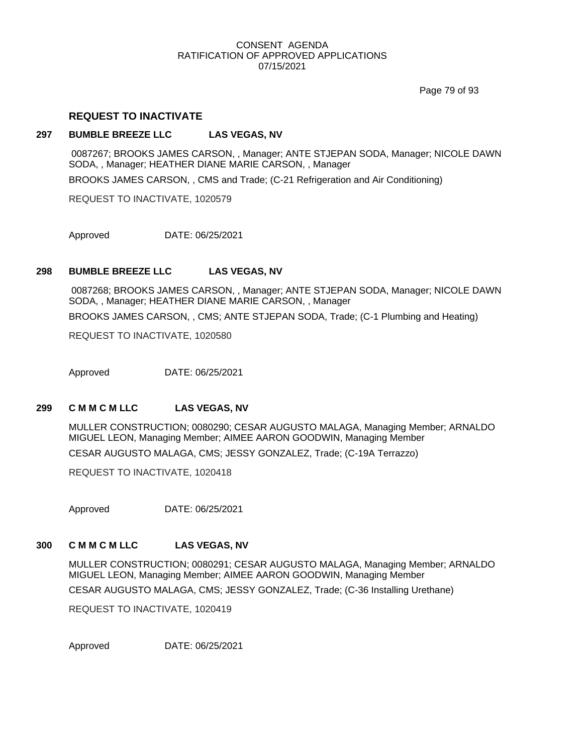CONSENT AGENDA
RATIFICATION OF APPROVED APPLICATIONS
07/15/2021

## REQUEST TO INACTIVATE

**297 BUMBLE BREEZE LLC LAS VEGAS, NV**

0087267; BROOKS JAMES CARSON, , Manager; ANTE STJEPAN SODA, Manager; NICOLE DAWN SODA, , Manager; HEATHER DIANE MARIE CARSON, , Manager

BROOKS JAMES CARSON, , CMS and Trade; (C-21 Refrigeration and Air Conditioning)

REQUEST TO INACTIVATE, 1020579

Approved DATE: 06/25/2021

**298 BUMBLE BREEZE LLC LAS VEGAS, NV**

0087268; BROOKS JAMES CARSON, , Manager; ANTE STJEPAN SODA, Manager; NICOLE DAWN SODA, , Manager; HEATHER DIANE MARIE CARSON, , Manager

BROOKS JAMES CARSON, , CMS; ANTE STJEPAN SODA, Trade; (C-1 Plumbing and Heating)

REQUEST TO INACTIVATE, 1020580

Approved DATE: 06/25/2021

**299 C M M C M LLC LAS VEGAS, NV**

MULLER CONSTRUCTION; 0080290; CESAR AUGUSTO MALAGA, Managing Member; ARNALDO MIGUEL LEON, Managing Member; AIMEE AARON GOODWIN, Managing Member

CESAR AUGUSTO MALAGA, CMS; JESSY GONZALEZ, Trade; (C-19A Terrazzo)

REQUEST TO INACTIVATE, 1020418

Approved DATE: 06/25/2021

**300 C M M C M LLC LAS VEGAS, NV**

MULLER CONSTRUCTION; 0080291; CESAR AUGUSTO MALAGA, Managing Member; ARNALDO MIGUEL LEON, Managing Member; AIMEE AARON GOODWIN, Managing Member

CESAR AUGUSTO MALAGA, CMS; JESSY GONZALEZ, Trade; (C-36 Installing Urethane)

REQUEST TO INACTIVATE, 1020419

Approved DATE: 06/25/2021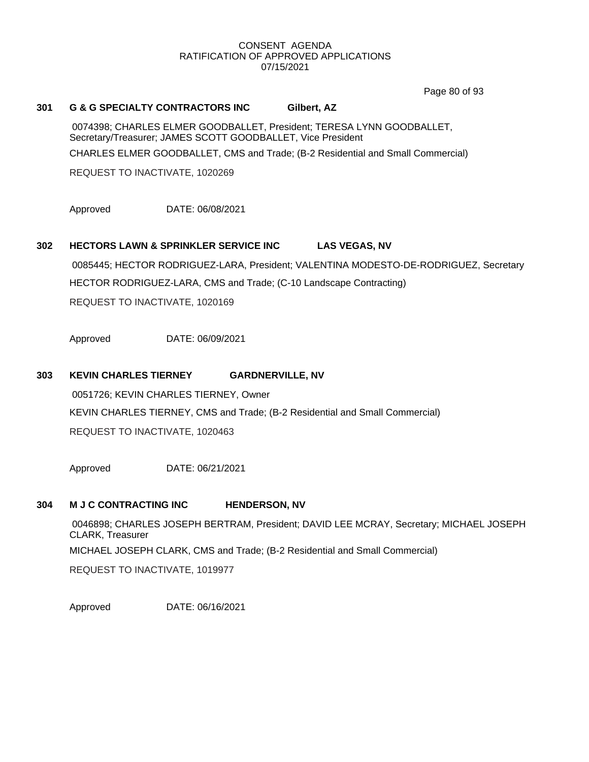CONSENT AGENDA
RATIFICATION OF APPROVED APPLICATIONS
07/15/2021

### 301 G & G SPECIALTY CONTRACTORS INC Gilbert, AZ

0074398; CHARLES ELMER GOODBALLET, President; TERESA LYNN GOODBALLET, Secretary/Treasurer; JAMES SCOTT GOODBALLET, Vice President

CHARLES ELMER GOODBALLET, CMS and Trade; (B-2 Residential and Small Commercial)

REQUEST TO INACTIVATE, 1020269

Approved DATE: 06/08/2021

### 302 HECTORS LAWN & SPRINKLER SERVICE INC LAS VEGAS, NV

0085445; HECTOR RODRIGUEZ-LARA, President; VALENTINA MODESTO-DE-RODRIGUEZ, Secretary

HECTOR RODRIGUEZ-LARA, CMS and Trade; (C-10 Landscape Contracting)

REQUEST TO INACTIVATE, 1020169

Approved DATE: 06/09/2021

### 303 KEVIN CHARLES TIERNEY GARDNERVILLE, NV

0051726; KEVIN CHARLES TIERNEY, Owner

KEVIN CHARLES TIERNEY, CMS and Trade; (B-2 Residential and Small Commercial)

REQUEST TO INACTIVATE, 1020463

Approved DATE: 06/21/2021

### 304 M J C CONTRACTING INC HENDERSON, NV

0046898; CHARLES JOSEPH BERTRAM, President; DAVID LEE MCRAY, Secretary; MICHAEL JOSEPH CLARK, Treasurer

MICHAEL JOSEPH CLARK, CMS and Trade; (B-2 Residential and Small Commercial)

REQUEST TO INACTIVATE, 1019977

Approved DATE: 06/16/2021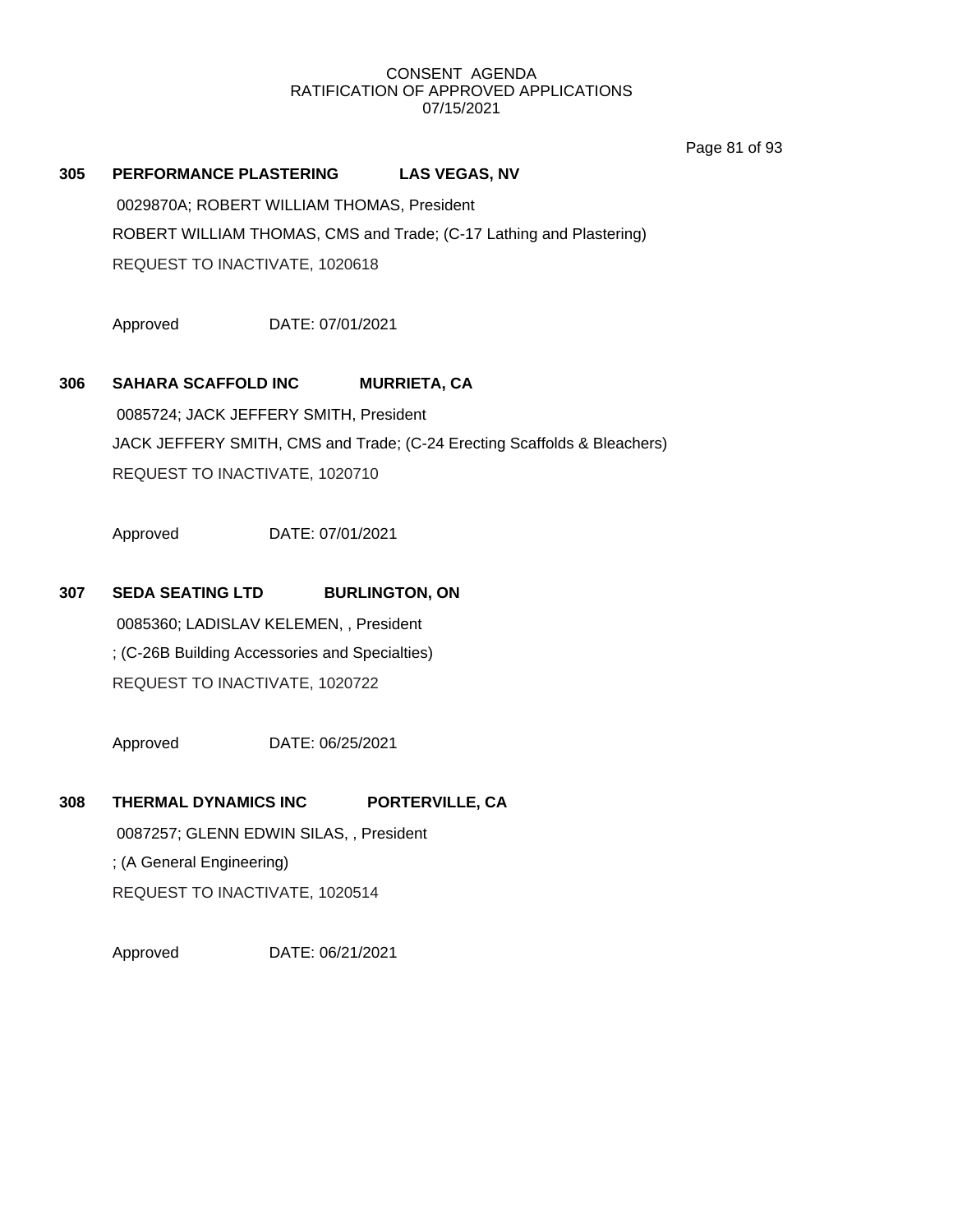CONSENT AGENDA
RATIFICATION OF APPROVED APPLICATIONS
07/15/2021

**305 PERFORMANCE PLASTERING LAS VEGAS, NV**

0029870A; ROBERT WILLIAM THOMAS, President

ROBERT WILLIAM THOMAS, CMS and Trade; (C-17 Lathing and Plastering)

REQUEST TO INACTIVATE, 1020618

Approved DATE: 07/01/2021

**306 SAHARA SCAFFOLD INC MURRIETA, CA**

0085724; JACK JEFFERY SMITH, President

JACK JEFFERY SMITH, CMS and Trade; (C-24 Erecting Scaffolds & Bleachers)

REQUEST TO INACTIVATE, 1020710

Approved DATE: 07/01/2021

**307 SEDA SEATING LTD BURLINGTON, ON**

0085360; LADISLAV KELEMEN, , President

; (C-26B Building Accessories and Specialties)

REQUEST TO INACTIVATE, 1020722

Approved DATE: 06/25/2021

**308 THERMAL DYNAMICS INC PORTERVILLE, CA**

0087257; GLENN EDWIN SILAS, , President

; (A General Engineering)

REQUEST TO INACTIVATE, 1020514

Approved DATE: 06/21/2021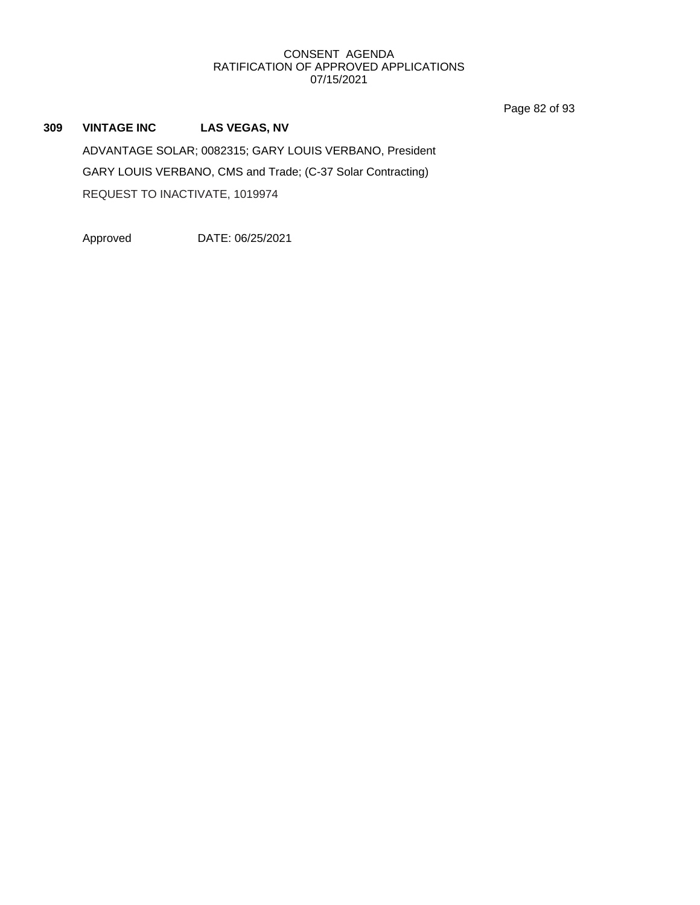CONSENT AGENDA
RATIFICATION OF APPROVED APPLICATIONS
07/15/2021

**309 VINTAGE INC LAS VEGAS, NV**

ADVANTAGE SOLAR; 0082315; GARY LOUIS VERBANO, President

GARY LOUIS VERBANO, CMS and Trade; (C-37 Solar Contracting)

REQUEST TO INACTIVATE, 1019974

Approved DATE: 06/25/2021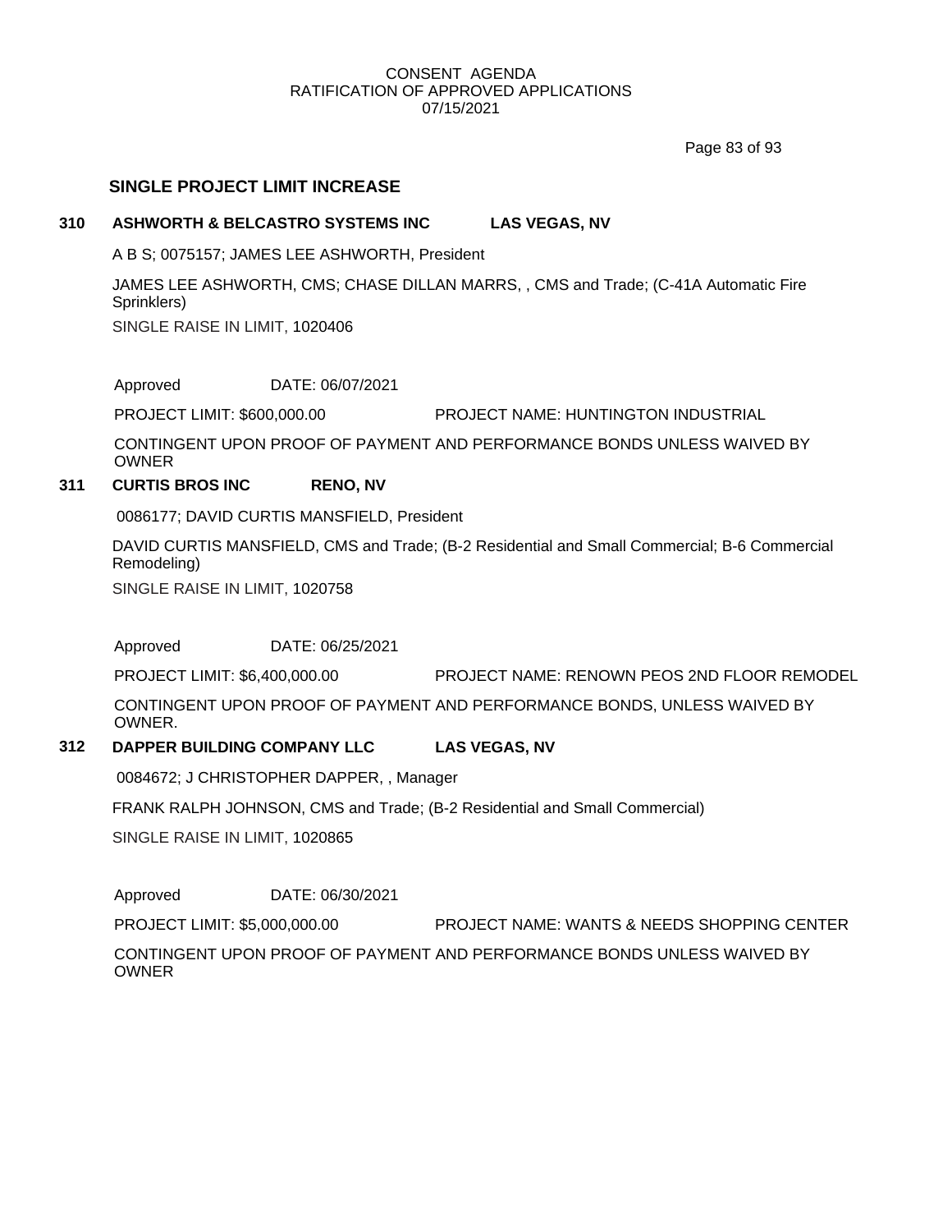CONSENT AGENDA
RATIFICATION OF APPROVED APPLICATIONS
07/15/2021

## SINGLE PROJECT LIMIT INCREASE

**310 ASHWORTH & BELCASTRO SYSTEMS INC LAS VEGAS, NV**

A B S; 0075157; JAMES LEE ASHWORTH, President

JAMES LEE ASHWORTH, CMS; CHASE DILLAN MARRS, , CMS and Trade; (C-41A Automatic Fire Sprinklers)

SINGLE RAISE IN LIMIT, 1020406

Approved DATE: 06/07/2021

PROJECT LIMIT: $600,000.00 PROJECT NAME: HUNTINGTON INDUSTRIAL

CONTINGENT UPON PROOF OF PAYMENT AND PERFORMANCE BONDS UNLESS WAIVED BY OWNER

**311 CURTIS BROS INC RENO, NV**

0086177; DAVID CURTIS MANSFIELD, President

DAVID CURTIS MANSFIELD, CMS and Trade; (B-2 Residential and Small Commercial; B-6 Commercial Remodeling)

SINGLE RAISE IN LIMIT, 1020758

Approved DATE: 06/25/2021

PROJECT LIMIT: $6,400,000.00 PROJECT NAME: RENOWN PEOS 2ND FLOOR REMODEL

CONTINGENT UPON PROOF OF PAYMENT AND PERFORMANCE BONDS, UNLESS WAIVED BY OWNER.

**312 DAPPER BUILDING COMPANY LLC LAS VEGAS, NV**

0084672; J CHRISTOPHER DAPPER, , Manager

FRANK RALPH JOHNSON, CMS and Trade; (B-2 Residential and Small Commercial)

SINGLE RAISE IN LIMIT, 1020865

Approved DATE: 06/30/2021

PROJECT LIMIT: $5,000,000.00 PROJECT NAME: WANTS & NEEDS SHOPPING CENTER

CONTINGENT UPON PROOF OF PAYMENT AND PERFORMANCE BONDS UNLESS WAIVED BY OWNER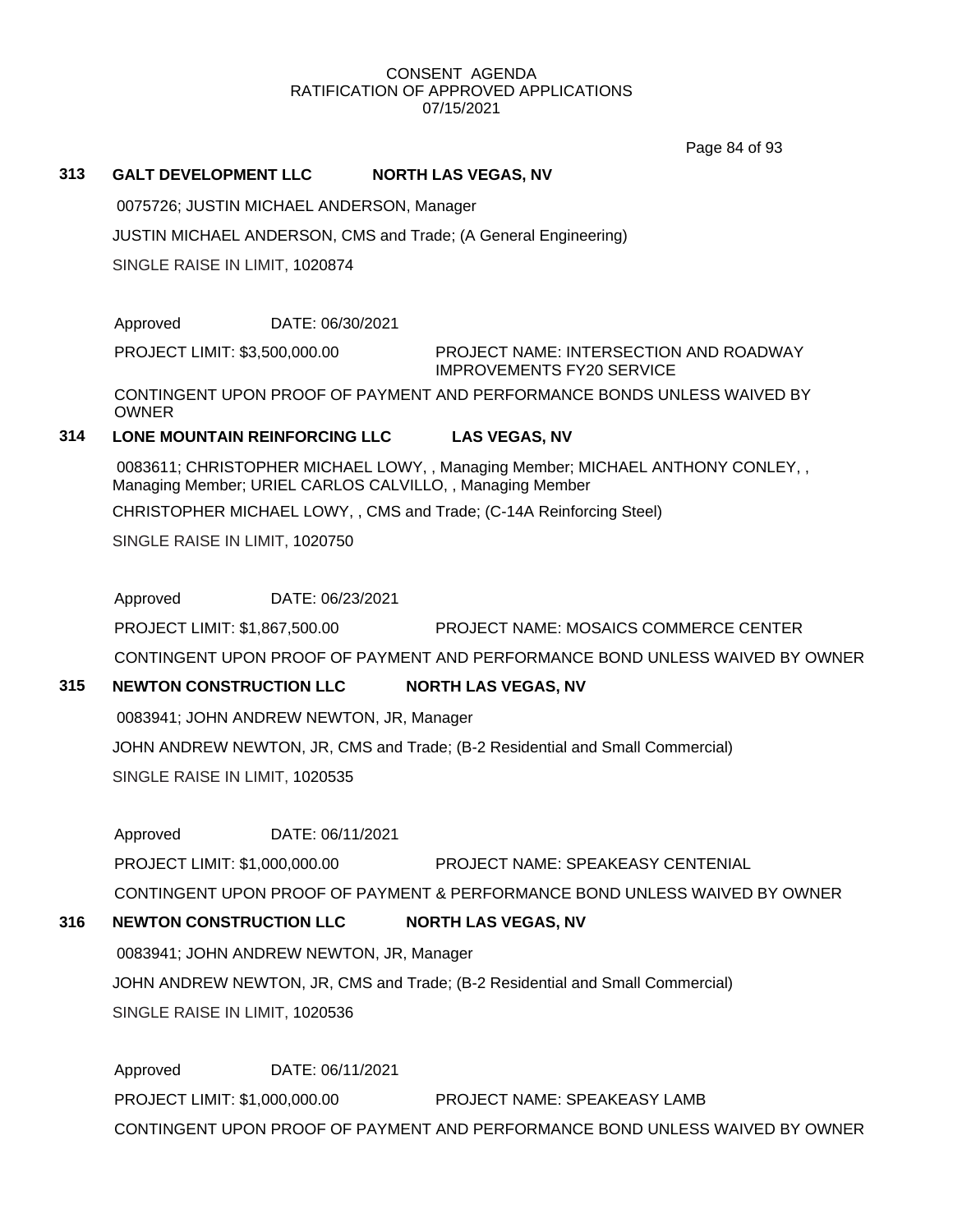CONSENT AGENDA
RATIFICATION OF APPROVED APPLICATIONS
07/15/2021

**313 GALT DEVELOPMENT LLC NORTH LAS VEGAS, NV**

0075726; JUSTIN MICHAEL ANDERSON, Manager

JUSTIN MICHAEL ANDERSON, CMS and Trade; (A General Engineering)

SINGLE RAISE IN LIMIT, 1020874

Approved DATE: 06/30/2021

PROJECT LIMIT: $3,500,000.00 PROJECT NAME: INTERSECTION AND ROADWAY IMPROVEMENTS FY20 SERVICE

CONTINGENT UPON PROOF OF PAYMENT AND PERFORMANCE BONDS UNLESS WAIVED BY OWNER

**314 LONE MOUNTAIN REINFORCING LLC LAS VEGAS, NV**

0083611; CHRISTOPHER MICHAEL LOWY, , Managing Member; MICHAEL ANTHONY CONLEY, , Managing Member; URIEL CARLOS CALVILLO, , Managing Member

CHRISTOPHER MICHAEL LOWY, , CMS and Trade; (C-14A Reinforcing Steel)

SINGLE RAISE IN LIMIT, 1020750

Approved DATE: 06/23/2021

PROJECT LIMIT: $1,867,500.00 PROJECT NAME: MOSAICS COMMERCE CENTER

CONTINGENT UPON PROOF OF PAYMENT AND PERFORMANCE BOND UNLESS WAIVED BY OWNER

**315 NEWTON CONSTRUCTION LLC NORTH LAS VEGAS, NV**

0083941; JOHN ANDREW NEWTON, JR, Manager

JOHN ANDREW NEWTON, JR, CMS and Trade; (B-2 Residential and Small Commercial)

SINGLE RAISE IN LIMIT, 1020535

Approved DATE: 06/11/2021

PROJECT LIMIT: $1,000,000.00 PROJECT NAME: SPEAKEASY CENTENIAL

CONTINGENT UPON PROOF OF PAYMENT & PERFORMANCE BOND UNLESS WAIVED BY OWNER

**316 NEWTON CONSTRUCTION LLC NORTH LAS VEGAS, NV**

0083941; JOHN ANDREW NEWTON, JR, Manager

JOHN ANDREW NEWTON, JR, CMS and Trade; (B-2 Residential and Small Commercial)

SINGLE RAISE IN LIMIT, 1020536

Approved DATE: 06/11/2021

PROJECT LIMIT: $1,000,000.00 PROJECT NAME: SPEAKEASY LAMB

CONTINGENT UPON PROOF OF PAYMENT AND PERFORMANCE BOND UNLESS WAIVED BY OWNER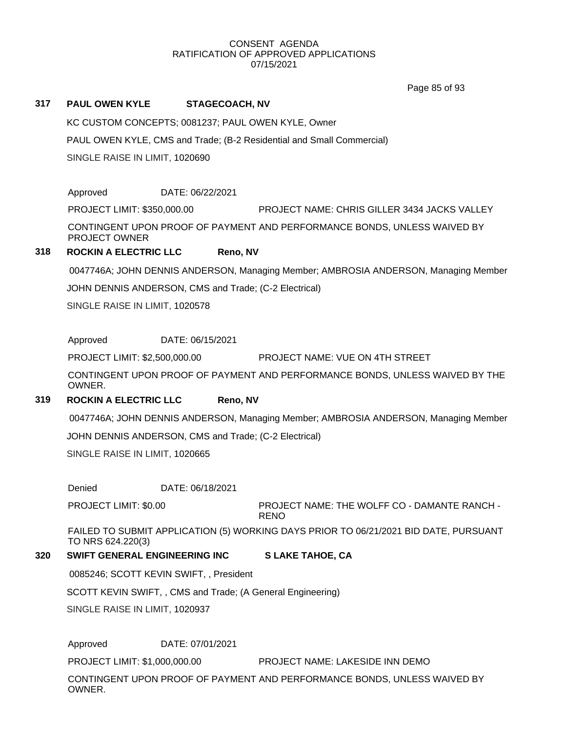CONSENT AGENDA
RATIFICATION OF APPROVED APPLICATIONS
07/15/2021

**317 PAUL OWEN KYLE STAGECOACH, NV**

KC CUSTOM CONCEPTS; 0081237; PAUL OWEN KYLE, Owner

PAUL OWEN KYLE, CMS and Trade; (B-2 Residential and Small Commercial)

SINGLE RAISE IN LIMIT, 1020690

Approved DATE: 06/22/2021

PROJECT LIMIT: $350,000.00 PROJECT NAME: CHRIS GILLER 3434 JACKS VALLEY

CONTINGENT UPON PROOF OF PAYMENT AND PERFORMANCE BONDS, UNLESS WAIVED BY PROJECT OWNER

**318 ROCKIN A ELECTRIC LLC Reno, NV**

0047746A; JOHN DENNIS ANDERSON, Managing Member; AMBROSIA ANDERSON, Managing Member

JOHN DENNIS ANDERSON, CMS and Trade; (C-2 Electrical)

SINGLE RAISE IN LIMIT, 1020578

Approved DATE: 06/15/2021

PROJECT LIMIT: $2,500,000.00 PROJECT NAME: VUE ON 4TH STREET

CONTINGENT UPON PROOF OF PAYMENT AND PERFORMANCE BONDS, UNLESS WAIVED BY THE OWNER.

**319 ROCKIN A ELECTRIC LLC Reno, NV**

0047746A; JOHN DENNIS ANDERSON, Managing Member; AMBROSIA ANDERSON, Managing Member

JOHN DENNIS ANDERSON, CMS and Trade; (C-2 Electrical)

SINGLE RAISE IN LIMIT, 1020665

Denied DATE: 06/18/2021

PROJECT LIMIT: $0.00 PROJECT NAME: THE WOLFF CO - DAMANTE RANCH - RENO

FAILED TO SUBMIT APPLICATION (5) WORKING DAYS PRIOR TO 06/21/2021 BID DATE, PURSUANT TO NRS 624.220(3)

**320 SWIFT GENERAL ENGINEERING INC S LAKE TAHOE, CA**

0085246; SCOTT KEVIN SWIFT, , President

SCOTT KEVIN SWIFT, , CMS and Trade; (A General Engineering)

SINGLE RAISE IN LIMIT, 1020937

Approved DATE: 07/01/2021

PROJECT LIMIT: $1,000,000.00 PROJECT NAME: LAKESIDE INN DEMO

CONTINGENT UPON PROOF OF PAYMENT AND PERFORMANCE BONDS, UNLESS WAIVED BY OWNER.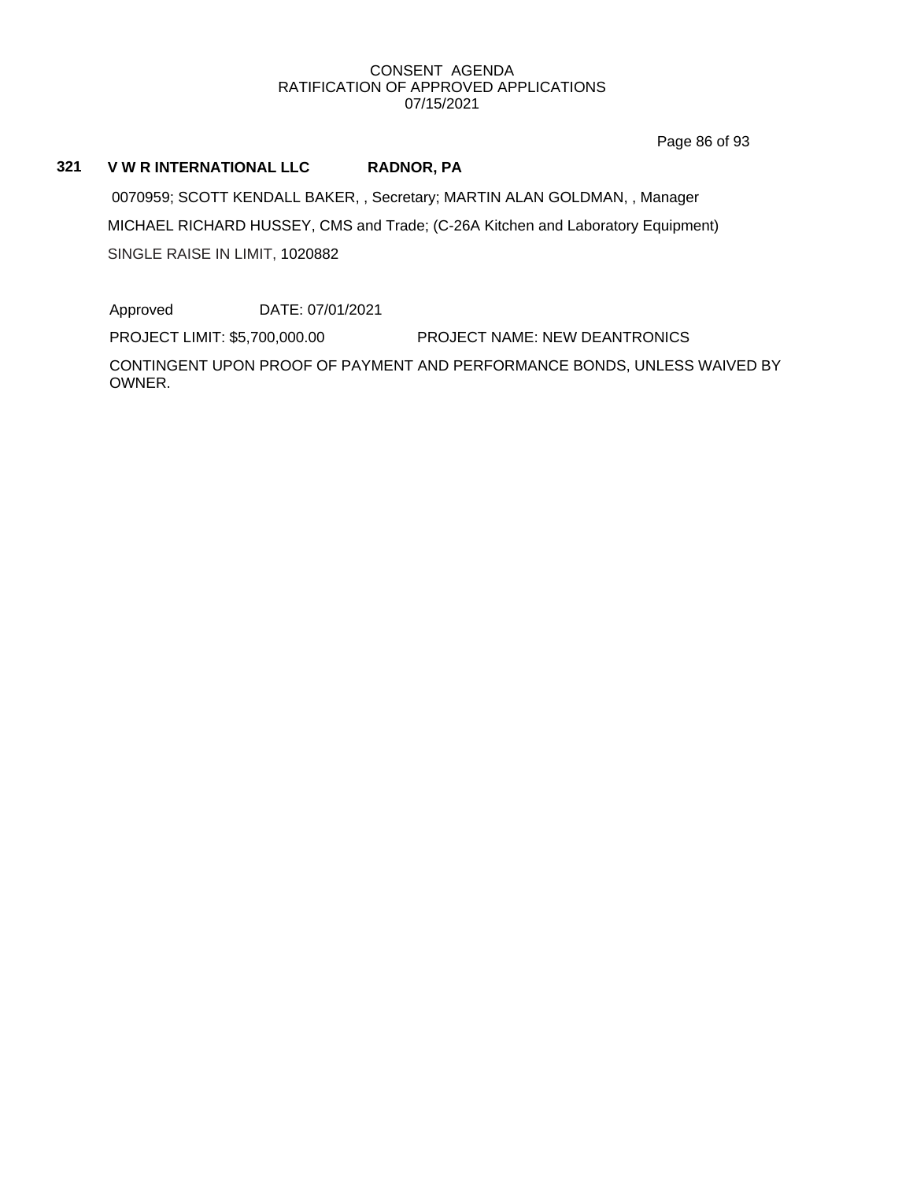CONSENT AGENDA
RATIFICATION OF APPROVED APPLICATIONS
07/15/2021

**321 V W R INTERNATIONAL LLC RADNOR, PA**

0070959; SCOTT KENDALL BAKER, , Secretary; MARTIN ALAN GOLDMAN, , Manager

MICHAEL RICHARD HUSSEY, CMS and Trade; (C-26A Kitchen and Laboratory Equipment)

SINGLE RAISE IN LIMIT, 1020882

Approved DATE: 07/01/2021

PROJECT LIMIT: $5,700,000.00 PROJECT NAME: NEW DEANTRONICS

CONTINGENT UPON PROOF OF PAYMENT AND PERFORMANCE BONDS, UNLESS WAIVED BY OWNER.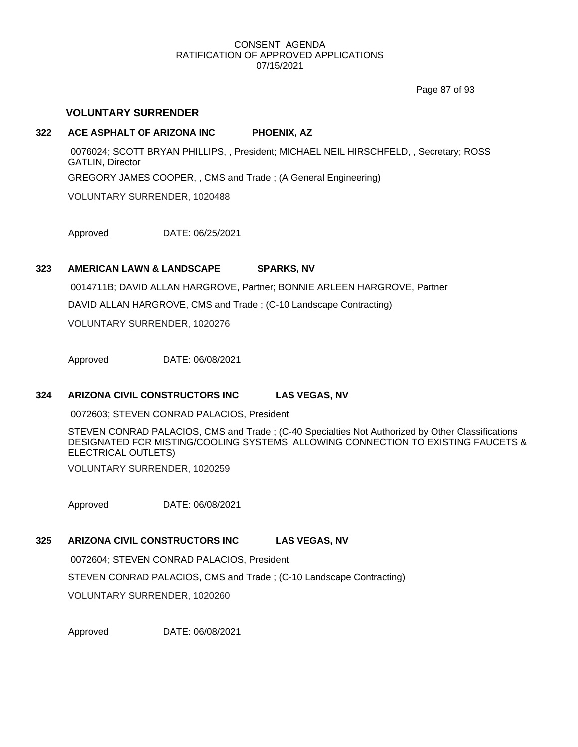## VOLUNTARY SURRENDER

**322 ACE ASPHALT OF ARIZONA INC PHOENIX, AZ**

0076024; SCOTT BRYAN PHILLIPS, , President; MICHAEL NEIL HIRSCHFELD, , Secretary; ROSS GATLIN, Director

GREGORY JAMES COOPER, , CMS and Trade ; (A General Engineering)

VOLUNTARY SURRENDER, 1020488

Approved DATE: 06/25/2021

**323 AMERICAN LAWN & LANDSCAPE SPARKS, NV**

0014711B; DAVID ALLAN HARGROVE, Partner; BONNIE ARLEEN HARGROVE, Partner

DAVID ALLAN HARGROVE, CMS and Trade ; (C-10 Landscape Contracting)

VOLUNTARY SURRENDER, 1020276

Approved DATE: 06/08/2021

**324 ARIZONA CIVIL CONSTRUCTORS INC LAS VEGAS, NV**

0072603; STEVEN CONRAD PALACIOS, President

STEVEN CONRAD PALACIOS, CMS and Trade ; (C-40 Specialties Not Authorized by Other Classifications DESIGNATED FOR MISTING/COOLING SYSTEMS, ALLOWING CONNECTION TO EXISTING FAUCETS & ELECTRICAL OUTLETS)

VOLUNTARY SURRENDER, 1020259

Approved DATE: 06/08/2021

**325 ARIZONA CIVIL CONSTRUCTORS INC LAS VEGAS, NV**

0072604; STEVEN CONRAD PALACIOS, President

STEVEN CONRAD PALACIOS, CMS and Trade ; (C-10 Landscape Contracting)

VOLUNTARY SURRENDER, 1020260

Approved DATE: 06/08/2021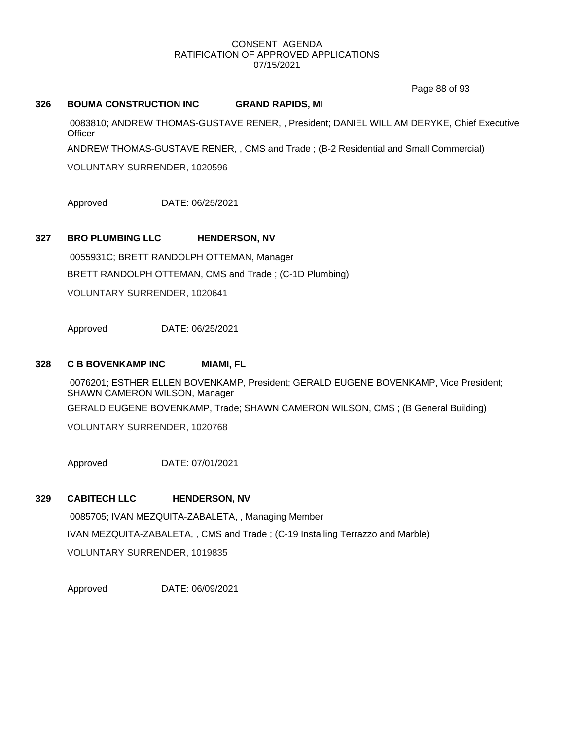CONSENT AGENDA
RATIFICATION OF APPROVED APPLICATIONS
07/15/2021

**326 BOUMA CONSTRUCTION INC GRAND RAPIDS, MI**

0083810; ANDREW THOMAS-GUSTAVE RENER, , President; DANIEL WILLIAM DERYKE, Chief Executive Officer

ANDREW THOMAS-GUSTAVE RENER, , CMS and Trade ; (B-2 Residential and Small Commercial)

VOLUNTARY SURRENDER, 1020596

Approved DATE: 06/25/2021

**327 BRO PLUMBING LLC HENDERSON, NV**

0055931C; BRETT RANDOLPH OTTEMAN, Manager

BRETT RANDOLPH OTTEMAN, CMS and Trade ; (C-1D Plumbing)

VOLUNTARY SURRENDER, 1020641

Approved DATE: 06/25/2021

**328 C B BOVENKAMP INC MIAMI, FL**

0076201; ESTHER ELLEN BOVENKAMP, President; GERALD EUGENE BOVENKAMP, Vice President; SHAWN CAMERON WILSON, Manager

GERALD EUGENE BOVENKAMP, Trade; SHAWN CAMERON WILSON, CMS ; (B General Building)

VOLUNTARY SURRENDER, 1020768

Approved DATE: 07/01/2021

**329 CABITECH LLC HENDERSON, NV**

0085705; IVAN MEZQUITA-ZABALETA, , Managing Member

IVAN MEZQUITA-ZABALETA, , CMS and Trade ; (C-19 Installing Terrazzo and Marble)

VOLUNTARY SURRENDER, 1019835

Approved DATE: 06/09/2021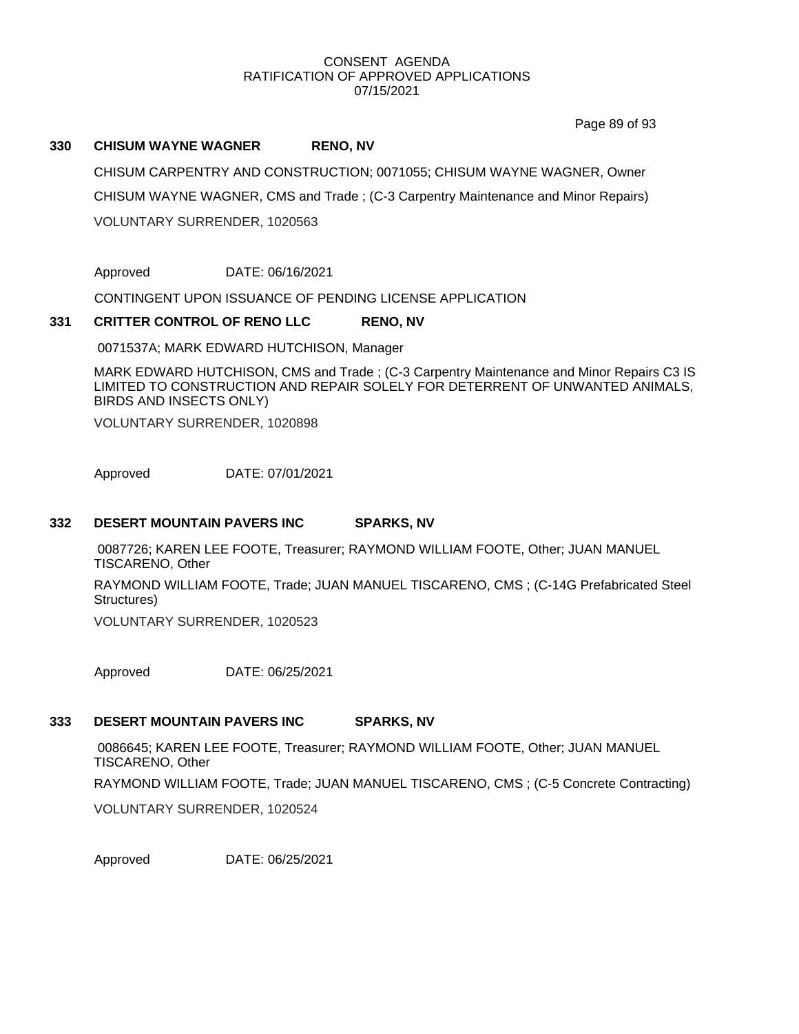CONSENT AGENDA
RATIFICATION OF APPROVED APPLICATIONS
07/15/2021

**330 CHISUM WAYNE WAGNER RENO, NV**

CHISUM CARPENTRY AND CONSTRUCTION; 0071055; CHISUM WAYNE WAGNER, Owner

CHISUM WAYNE WAGNER, CMS and Trade ; (C-3 Carpentry Maintenance and Minor Repairs)

VOLUNTARY SURRENDER, 1020563

Approved DATE: 06/16/2021

CONTINGENT UPON ISSUANCE OF PENDING LICENSE APPLICATION

**331 CRITTER CONTROL OF RENO LLC RENO, NV**

0071537A; MARK EDWARD HUTCHISON, Manager

MARK EDWARD HUTCHISON, CMS and Trade ; (C-3 Carpentry Maintenance and Minor Repairs C3 IS LIMITED TO CONSTRUCTION AND REPAIR SOLELY FOR DETERRENT OF UNWANTED ANIMALS, BIRDS AND INSECTS ONLY)

VOLUNTARY SURRENDER, 1020898

Approved DATE: 07/01/2021

**332 DESERT MOUNTAIN PAVERS INC SPARKS, NV**

0087726; KAREN LEE FOOTE, Treasurer; RAYMOND WILLIAM FOOTE, Other; JUAN MANUEL TISCARENO, Other

RAYMOND WILLIAM FOOTE, Trade; JUAN MANUEL TISCARENO, CMS ; (C-14G Prefabricated Steel Structures)

VOLUNTARY SURRENDER, 1020523

Approved DATE: 06/25/2021

**333 DESERT MOUNTAIN PAVERS INC SPARKS, NV**

0086645; KAREN LEE FOOTE, Treasurer; RAYMOND WILLIAM FOOTE, Other; JUAN MANUEL TISCARENO, Other

RAYMOND WILLIAM FOOTE, Trade; JUAN MANUEL TISCARENO, CMS ; (C-5 Concrete Contracting)

VOLUNTARY SURRENDER, 1020524

Approved DATE: 06/25/2021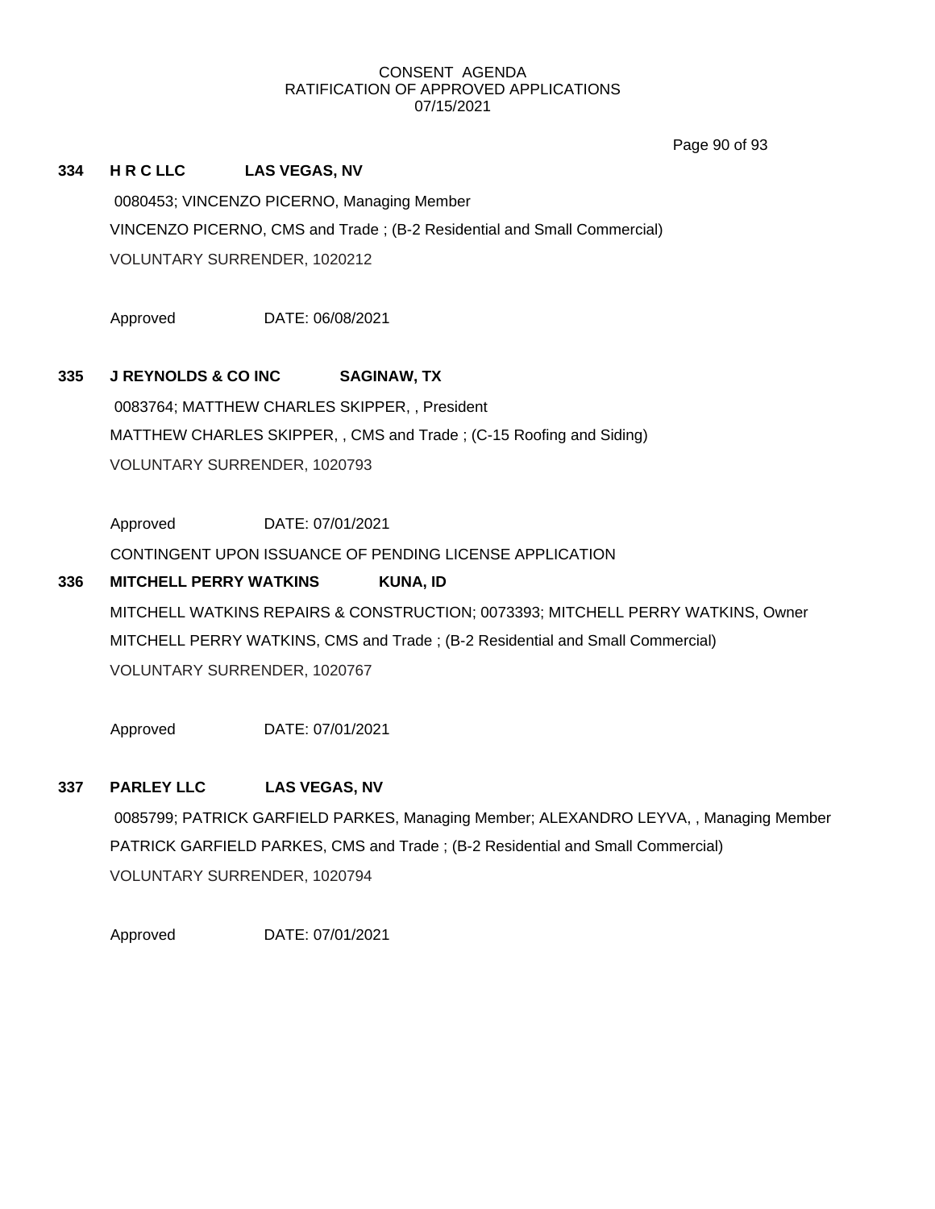CONSENT AGENDA
RATIFICATION OF APPROVED APPLICATIONS
07/15/2021

**334 H R C LLC LAS VEGAS, NV**

0080453; VINCENZO PICERNO, Managing Member

VINCENZO PICERNO, CMS and Trade ; (B-2 Residential and Small Commercial)

VOLUNTARY SURRENDER, 1020212

Approved DATE: 06/08/2021

**335 J REYNOLDS & CO INC SAGINAW, TX**

0083764; MATTHEW CHARLES SKIPPER, , President

MATTHEW CHARLES SKIPPER, , CMS and Trade ; (C-15 Roofing and Siding)

VOLUNTARY SURRENDER, 1020793

Approved DATE: 07/01/2021

CONTINGENT UPON ISSUANCE OF PENDING LICENSE APPLICATION

**336 MITCHELL PERRY WATKINS KUNA, ID**

MITCHELL WATKINS REPAIRS & CONSTRUCTION; 0073393; MITCHELL PERRY WATKINS, Owner

MITCHELL PERRY WATKINS, CMS and Trade ; (B-2 Residential and Small Commercial)

VOLUNTARY SURRENDER, 1020767

Approved DATE: 07/01/2021

**337 PARLEY LLC LAS VEGAS, NV**

0085799; PATRICK GARFIELD PARKES, Managing Member; ALEXANDRO LEYVA, , Managing Member

PATRICK GARFIELD PARKES, CMS and Trade ; (B-2 Residential and Small Commercial)

VOLUNTARY SURRENDER, 1020794

Approved DATE: 07/01/2021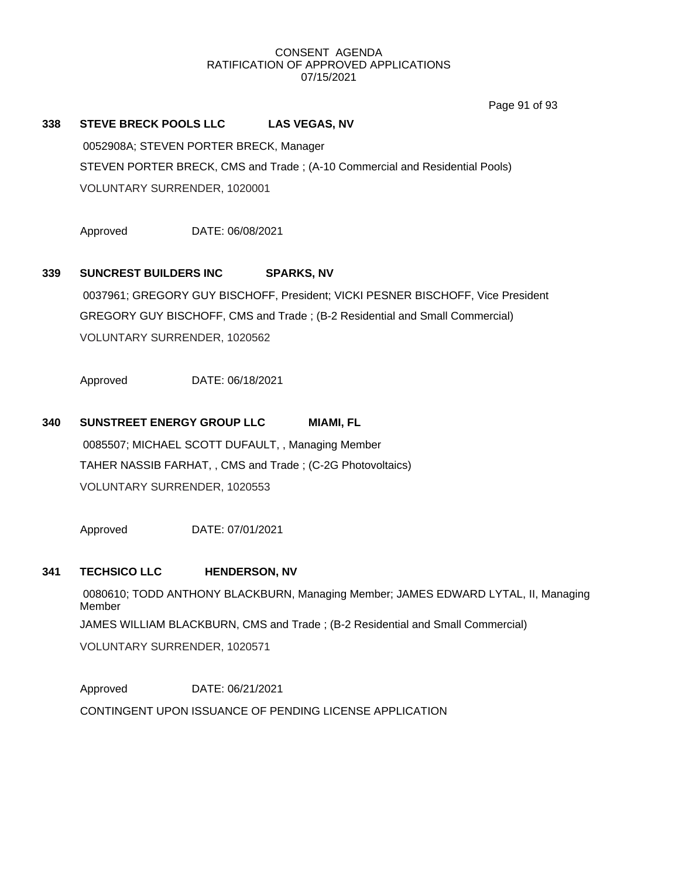CONSENT AGENDA
RATIFICATION OF APPROVED APPLICATIONS
07/15/2021

**338 STEVE BRECK POOLS LLC LAS VEGAS, NV**

0052908A; STEVEN PORTER BRECK, Manager

STEVEN PORTER BRECK, CMS and Trade ; (A-10 Commercial and Residential Pools)

VOLUNTARY SURRENDER, 1020001

Approved DATE: 06/08/2021

**339 SUNCREST BUILDERS INC SPARKS, NV**

0037961; GREGORY GUY BISCHOFF, President; VICKI PESNER BISCHOFF, Vice President

GREGORY GUY BISCHOFF, CMS and Trade ; (B-2 Residential and Small Commercial)

VOLUNTARY SURRENDER, 1020562

Approved DATE: 06/18/2021

**340 SUNSTREET ENERGY GROUP LLC MIAMI, FL**

0085507; MICHAEL SCOTT DUFAULT, , Managing Member

TAHER NASSIB FARHAT, , CMS and Trade ; (C-2G Photovoltaics)

VOLUNTARY SURRENDER, 1020553

Approved DATE: 07/01/2021

**341 TECHSICO LLC HENDERSON, NV**

0080610; TODD ANTHONY BLACKBURN, Managing Member; JAMES EDWARD LYTAL, II, Managing Member

JAMES WILLIAM BLACKBURN, CMS and Trade ; (B-2 Residential and Small Commercial)

VOLUNTARY SURRENDER, 1020571

Approved DATE: 06/21/2021

CONTINGENT UPON ISSUANCE OF PENDING LICENSE APPLICATION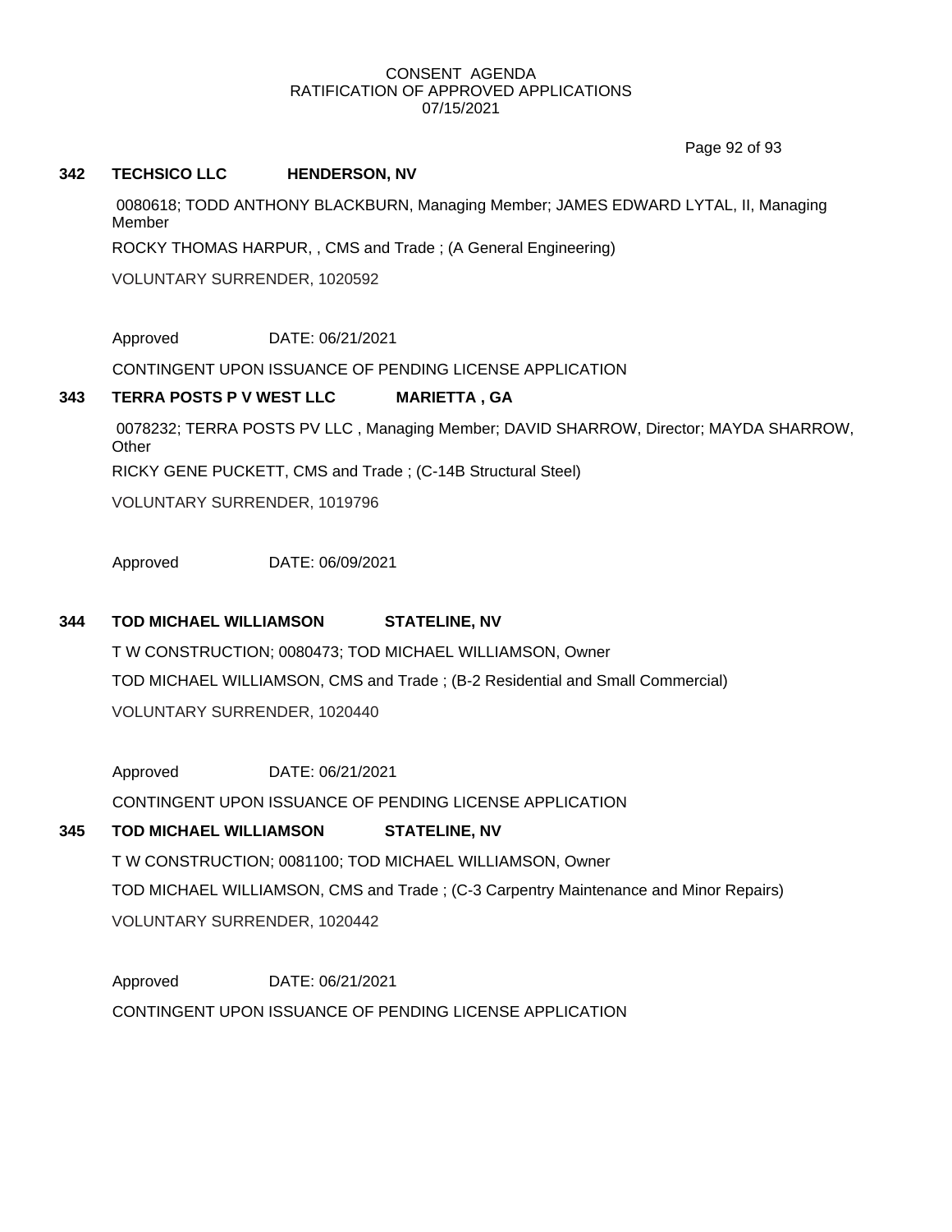CONSENT AGENDA
RATIFICATION OF APPROVED APPLICATIONS
07/15/2021

**342 TECHSICO LLC HENDERSON, NV**

0080618; TODD ANTHONY BLACKBURN, Managing Member; JAMES EDWARD LYTAL, II, Managing Member

ROCKY THOMAS HARPUR, , CMS and Trade ; (A General Engineering)

VOLUNTARY SURRENDER, 1020592

Approved DATE: 06/21/2021

CONTINGENT UPON ISSUANCE OF PENDING LICENSE APPLICATION

**343 TERRA POSTS P V WEST LLC MARIETTA , GA**

0078232; TERRA POSTS PV LLC , Managing Member; DAVID SHARROW, Director; MAYDA SHARROW, Other

RICKY GENE PUCKETT, CMS and Trade ; (C-14B Structural Steel)

VOLUNTARY SURRENDER, 1019796

Approved DATE: 06/09/2021

**344 TOD MICHAEL WILLIAMSON STATELINE, NV**

T W CONSTRUCTION; 0080473; TOD MICHAEL WILLIAMSON, Owner

TOD MICHAEL WILLIAMSON, CMS and Trade ; (B-2 Residential and Small Commercial)

VOLUNTARY SURRENDER, 1020440

Approved DATE: 06/21/2021

CONTINGENT UPON ISSUANCE OF PENDING LICENSE APPLICATION

**345 TOD MICHAEL WILLIAMSON STATELINE, NV**

T W CONSTRUCTION; 0081100; TOD MICHAEL WILLIAMSON, Owner

TOD MICHAEL WILLIAMSON, CMS and Trade ; (C-3 Carpentry Maintenance and Minor Repairs)

VOLUNTARY SURRENDER, 1020442

Approved DATE: 06/21/2021

CONTINGENT UPON ISSUANCE OF PENDING LICENSE APPLICATION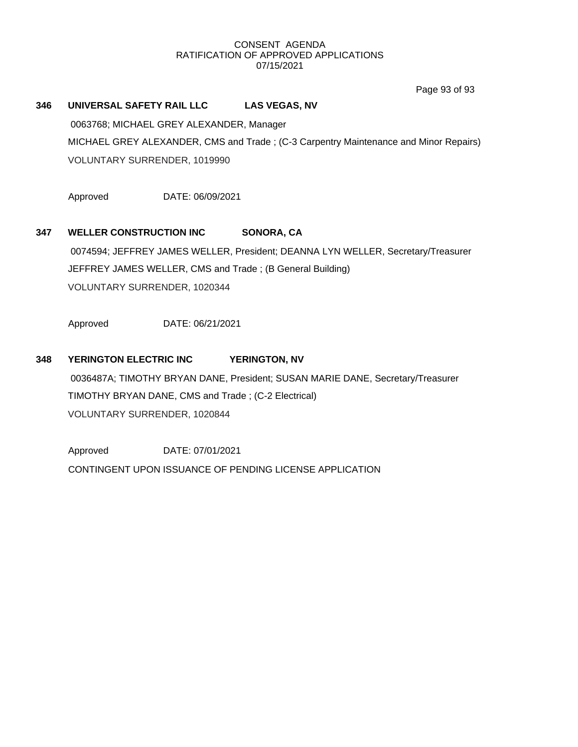CONSENT AGENDA
RATIFICATION OF APPROVED APPLICATIONS
07/15/2021

**346 UNIVERSAL SAFETY RAIL LLC LAS VEGAS, NV**

0063768; MICHAEL GREY ALEXANDER, Manager

MICHAEL GREY ALEXANDER, CMS and Trade ; (C-3 Carpentry Maintenance and Minor Repairs)

VOLUNTARY SURRENDER, 1019990

Approved DATE: 06/09/2021

**347 WELLER CONSTRUCTION INC SONORA, CA**

0074594; JEFFREY JAMES WELLER, President; DEANNA LYN WELLER, Secretary/Treasurer

JEFFREY JAMES WELLER, CMS and Trade ; (B General Building)

VOLUNTARY SURRENDER, 1020344

Approved DATE: 06/21/2021

**348 YERINGTON ELECTRIC INC YERINGTON, NV**

0036487A; TIMOTHY BRYAN DANE, President; SUSAN MARIE DANE, Secretary/Treasurer

TIMOTHY BRYAN DANE, CMS and Trade ; (C-2 Electrical)

VOLUNTARY SURRENDER, 1020844

Approved DATE: 07/01/2021

CONTINGENT UPON ISSUANCE OF PENDING LICENSE APPLICATION